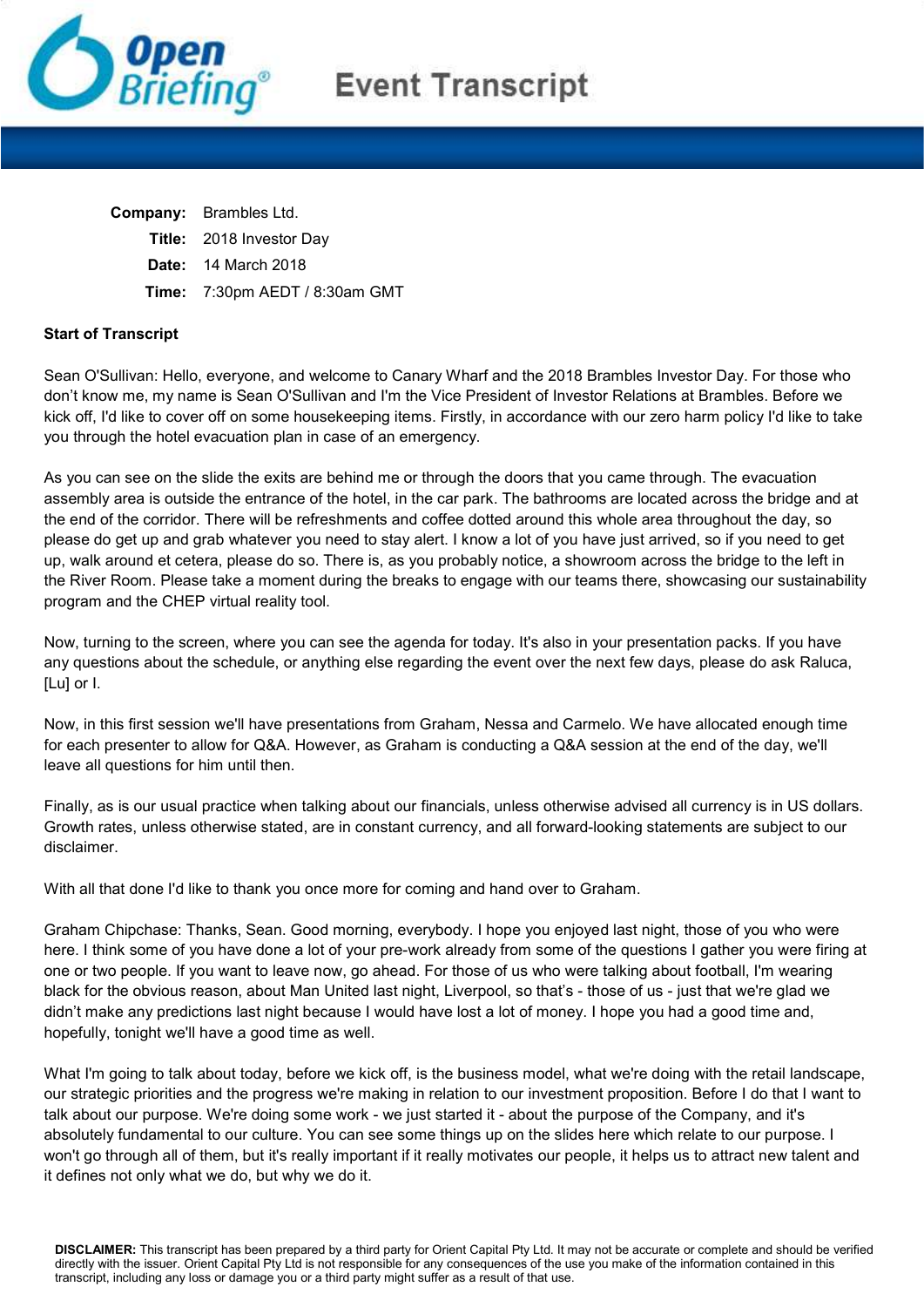# Event Transcript

| | |
|---|---|
| **Company:** | Brambles Ltd. |
| **Title:** | 2018 Investor Day |
| **Date:** | 14 March 2018 |
| **Time:** | 7:30pm AEDT / 8:30am GMT |

**Start of Transcript**

Sean O'Sullivan: Hello, everyone, and welcome to Canary Wharf and the 2018 Brambles Investor Day. For those who don't know me, my name is Sean O'Sullivan and I'm the Vice President of Investor Relations at Brambles. Before we kick off, I'd like to cover off on some housekeeping items. Firstly, in accordance with our zero harm policy I'd like to take you through the hotel evacuation plan in case of an emergency.

As you can see on the slide the exits are behind me or through the doors that you came through. The evacuation assembly area is outside the entrance of the hotel, in the car park. The bathrooms are located across the bridge and at the end of the corridor. There will be refreshments and coffee dotted around this whole area throughout the day, so please do get up and grab whatever you need to stay alert. I know a lot of you have just arrived, so if you need to get up, walk around et cetera, please do so. There is, as you probably notice, a showroom across the bridge to the left in the River Room. Please take a moment during the breaks to engage with our teams there, showcasing our sustainability program and the CHEP virtual reality tool.

Now, turning to the screen, where you can see the agenda for today. It's also in your presentation packs. If you have any questions about the schedule, or anything else regarding the event over the next few days, please do ask Raluca, [Lu] or I.

Now, in this first session we'll have presentations from Graham, Nessa and Carmelo. We have allocated enough time for each presenter to allow for Q&A. However, as Graham is conducting a Q&A session at the end of the day, we'll leave all questions for him until then.

Finally, as is our usual practice when talking about our financials, unless otherwise advised all currency is in US dollars. Growth rates, unless otherwise stated, are in constant currency, and all forward-looking statements are subject to our disclaimer.

With all that done I'd like to thank you once more for coming and hand over to Graham.

Graham Chipchase: Thanks, Sean. Good morning, everybody. I hope you enjoyed last night, those of you who were here. I think some of you have done a lot of your pre-work already from some of the questions I gather you were firing at one or two people. If you want to leave now, go ahead. For those of us who were talking about football, I'm wearing black for the obvious reason, about Man United last night, Liverpool, so that's - those of us - just that we're glad we didn't make any predictions last night because I would have lost a lot of money. I hope you had a good time and, hopefully, tonight we'll have a good time as well.

What I'm going to talk about today, before we kick off, is the business model, what we're doing with the retail landscape, our strategic priorities and the progress we're making in relation to our investment proposition. Before I do that I want to talk about our purpose. We're doing some work - we just started it - about the purpose of the Company, and it's absolutely fundamental to our culture. You can see some things up on the slides here which relate to our purpose. I won't go through all of them, but it's really important if it really motivates our people, it helps us to attract new talent and it defines not only what we do, but why we do it.

**DISCLAIMER:** This transcript has been prepared by a third party for Orient Capital Pty Ltd. It may not be accurate or complete and should be verified directly with the issuer. Orient Capital Pty Ltd is not responsible for any consequences of the use you make of the information contained in this transcript, including any loss or damage you or a third party might suffer as a result of that use.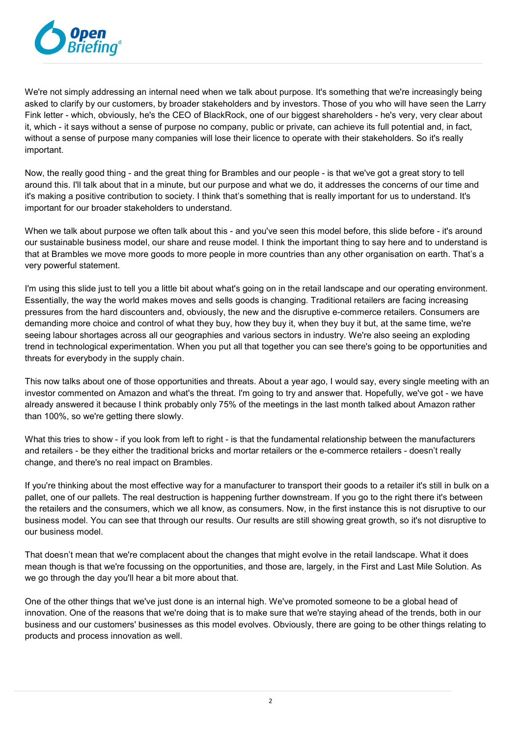We're not simply addressing an internal need when we talk about purpose. It's something that we're increasingly being asked to clarify by our customers, by broader stakeholders and by investors. Those of you who will have seen the Larry Fink letter - which, obviously, he's the CEO of BlackRock, one of our biggest shareholders - he's very, very clear about it, which - it says without a sense of purpose no company, public or private, can achieve its full potential and, in fact, without a sense of purpose many companies will lose their licence to operate with their stakeholders. So it's really important.

Now, the really good thing - and the great thing for Brambles and our people - is that we've got a great story to tell around this. I'll talk about that in a minute, but our purpose and what we do, it addresses the concerns of our time and it's making a positive contribution to society. I think that's something that is really important for us to understand. It's important for our broader stakeholders to understand.

When we talk about purpose we often talk about this - and you've seen this model before, this slide before - it's around our sustainable business model, our share and reuse model. I think the important thing to say here and to understand is that at Brambles we move more goods to more people in more countries than any other organisation on earth. That's a very powerful statement.

I'm using this slide just to tell you a little bit about what's going on in the retail landscape and our operating environment. Essentially, the way the world makes moves and sells goods is changing. Traditional retailers are facing increasing pressures from the hard discounters and, obviously, the new and the disruptive e-commerce retailers. Consumers are demanding more choice and control of what they buy, how they buy it, when they buy it but, at the same time, we're seeing labour shortages across all our geographies and various sectors in industry. We're also seeing an exploding trend in technological experimentation. When you put all that together you can see there's going to be opportunities and threats for everybody in the supply chain.

This now talks about one of those opportunities and threats. About a year ago, I would say, every single meeting with an investor commented on Amazon and what's the threat. I'm going to try and answer that. Hopefully, we've got - we have already answered it because I think probably only 75% of the meetings in the last month talked about Amazon rather than 100%, so we're getting there slowly.

What this tries to show - if you look from left to right - is that the fundamental relationship between the manufacturers and retailers - be they either the traditional bricks and mortar retailers or the e-commerce retailers - doesn't really change, and there's no real impact on Brambles.

If you're thinking about the most effective way for a manufacturer to transport their goods to a retailer it's still in bulk on a pallet, one of our pallets. The real destruction is happening further downstream. If you go to the right there it's between the retailers and the consumers, which we all know, as consumers. Now, in the first instance this is not disruptive to our business model. You can see that through our results. Our results are still showing great growth, so it's not disruptive to our business model.

That doesn't mean that we're complacent about the changes that might evolve in the retail landscape. What it does mean though is that we're focussing on the opportunities, and those are, largely, in the First and Last Mile Solution. As we go through the day you'll hear a bit more about that.

One of the other things that we've just done is an internal high. We've promoted someone to be a global head of innovation. One of the reasons that we're doing that is to make sure that we're staying ahead of the trends, both in our business and our customers' businesses as this model evolves. Obviously, there are going to be other things relating to products and process innovation as well.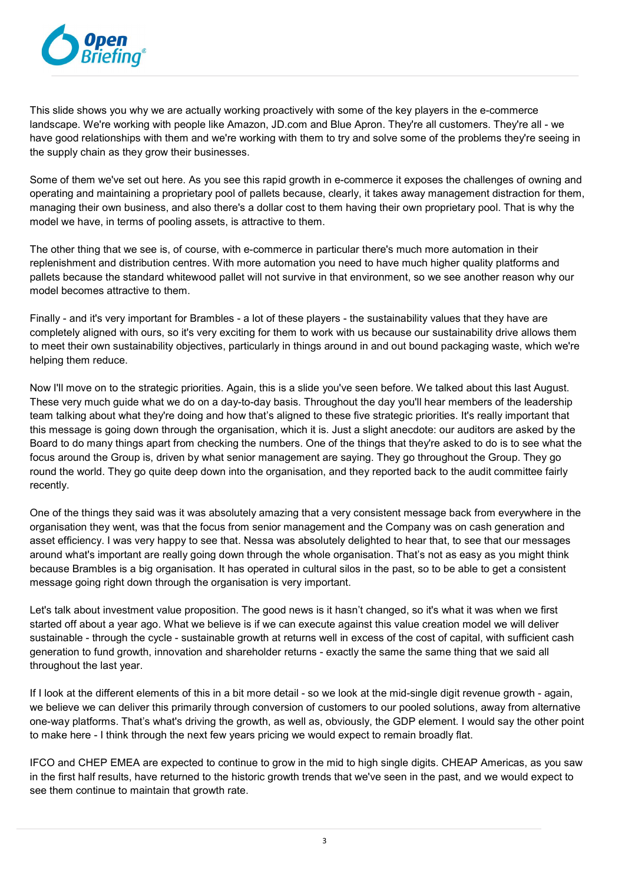This slide shows you why we are actually working proactively with some of the key players in the e-commerce landscape. We're working with people like Amazon, JD.com and Blue Apron. They're all customers. They're all - we have good relationships with them and we're working with them to try and solve some of the problems they're seeing in the supply chain as they grow their businesses.

Some of them we've set out here. As you see this rapid growth in e-commerce it exposes the challenges of owning and operating and maintaining a proprietary pool of pallets because, clearly, it takes away management distraction for them, managing their own business, and also there's a dollar cost to them having their own proprietary pool. That is why the model we have, in terms of pooling assets, is attractive to them.

The other thing that we see is, of course, with e-commerce in particular there's much more automation in their replenishment and distribution centres. With more automation you need to have much higher quality platforms and pallets because the standard whitewood pallet will not survive in that environment, so we see another reason why our model becomes attractive to them.

Finally - and it's very important for Brambles - a lot of these players - the sustainability values that they have are completely aligned with ours, so it's very exciting for them to work with us because our sustainability drive allows them to meet their own sustainability objectives, particularly in things around in and out bound packaging waste, which we're helping them reduce.

Now I'll move on to the strategic priorities. Again, this is a slide you've seen before. We talked about this last August. These very much guide what we do on a day-to-day basis. Throughout the day you'll hear members of the leadership team talking about what they're doing and how that's aligned to these five strategic priorities. It's really important that this message is going down through the organisation, which it is. Just a slight anecdote: our auditors are asked by the Board to do many things apart from checking the numbers. One of the things that they're asked to do is to see what the focus around the Group is, driven by what senior management are saying. They go throughout the Group. They go round the world. They go quite deep down into the organisation, and they reported back to the audit committee fairly recently.

One of the things they said was it was absolutely amazing that a very consistent message back from everywhere in the organisation they went, was that the focus from senior management and the Company was on cash generation and asset efficiency. I was very happy to see that. Nessa was absolutely delighted to hear that, to see that our messages around what's important are really going down through the whole organisation. That's not as easy as you might think because Brambles is a big organisation. It has operated in cultural silos in the past, so to be able to get a consistent message going right down through the organisation is very important.

Let's talk about investment value proposition. The good news is it hasn't changed, so it's what it was when we first started off about a year ago. What we believe is if we can execute against this value creation model we will deliver sustainable - through the cycle - sustainable growth at returns well in excess of the cost of capital, with sufficient cash generation to fund growth, innovation and shareholder returns - exactly the same the same thing that we said all throughout the last year.

If I look at the different elements of this in a bit more detail - so we look at the mid-single digit revenue growth - again, we believe we can deliver this primarily through conversion of customers to our pooled solutions, away from alternative one-way platforms. That's what's driving the growth, as well as, obviously, the GDP element. I would say the other point to make here - I think through the next few years pricing we would expect to remain broadly flat.

IFCO and CHEP EMEA are expected to continue to grow in the mid to high single digits. CHEAP Americas, as you saw in the first half results, have returned to the historic growth trends that we've seen in the past, and we would expect to see them continue to maintain that growth rate.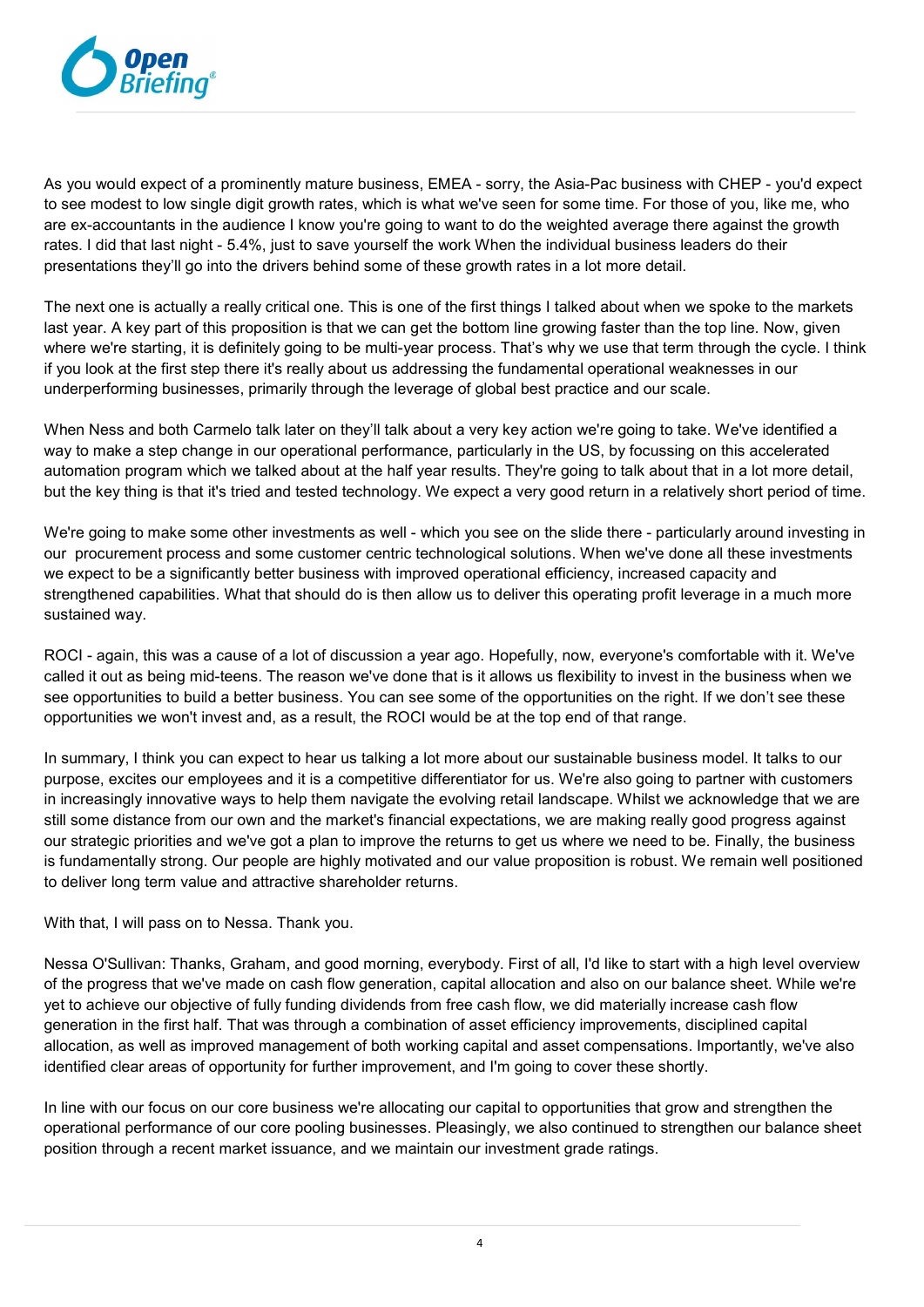As you would expect of a prominently mature business, EMEA - sorry, the Asia-Pac business with CHEP - you'd expect to see modest to low single digit growth rates, which is what we've seen for some time. For those of you, like me, who are ex-accountants in the audience I know you're going to want to do the weighted average there against the growth rates. I did that last night - 5.4%, just to save yourself the work When the individual business leaders do their presentations they'll go into the drivers behind some of these growth rates in a lot more detail.

The next one is actually a really critical one. This is one of the first things I talked about when we spoke to the markets last year. A key part of this proposition is that we can get the bottom line growing faster than the top line. Now, given where we're starting, it is definitely going to be multi-year process. That's why we use that term through the cycle. I think if you look at the first step there it's really about us addressing the fundamental operational weaknesses in our underperforming businesses, primarily through the leverage of global best practice and our scale.

When Ness and both Carmelo talk later on they'll talk about a very key action we're going to take. We've identified a way to make a step change in our operational performance, particularly in the US, by focussing on this accelerated automation program which we talked about at the half year results. They're going to talk about that in a lot more detail, but the key thing is that it's tried and tested technology. We expect a very good return in a relatively short period of time.

We're going to make some other investments as well - which you see on the slide there - particularly around investing in our procurement process and some customer centric technological solutions. When we've done all these investments we expect to be a significantly better business with improved operational efficiency, increased capacity and strengthened capabilities. What that should do is then allow us to deliver this operating profit leverage in a much more sustained way.

ROCI - again, this was a cause of a lot of discussion a year ago. Hopefully, now, everyone's comfortable with it. We've called it out as being mid-teens. The reason we've done that is it allows us flexibility to invest in the business when we see opportunities to build a better business. You can see some of the opportunities on the right. If we don't see these opportunities we won't invest and, as a result, the ROCI would be at the top end of that range.

In summary, I think you can expect to hear us talking a lot more about our sustainable business model. It talks to our purpose, excites our employees and it is a competitive differentiator for us. We're also going to partner with customers in increasingly innovative ways to help them navigate the evolving retail landscape. Whilst we acknowledge that we are still some distance from our own and the market's financial expectations, we are making really good progress against our strategic priorities and we've got a plan to improve the returns to get us where we need to be. Finally, the business is fundamentally strong. Our people are highly motivated and our value proposition is robust. We remain well positioned to deliver long term value and attractive shareholder returns.

With that, I will pass on to Nessa. Thank you.

Nessa O'Sullivan: Thanks, Graham, and good morning, everybody. First of all, I'd like to start with a high level overview of the progress that we've made on cash flow generation, capital allocation and also on our balance sheet. While we're yet to achieve our objective of fully funding dividends from free cash flow, we did materially increase cash flow generation in the first half. That was through a combination of asset efficiency improvements, disciplined capital allocation, as well as improved management of both working capital and asset compensations. Importantly, we've also identified clear areas of opportunity for further improvement, and I'm going to cover these shortly.

In line with our focus on our core business we're allocating our capital to opportunities that grow and strengthen the operational performance of our core pooling businesses. Pleasingly, we also continued to strengthen our balance sheet position through a recent market issuance, and we maintain our investment grade ratings.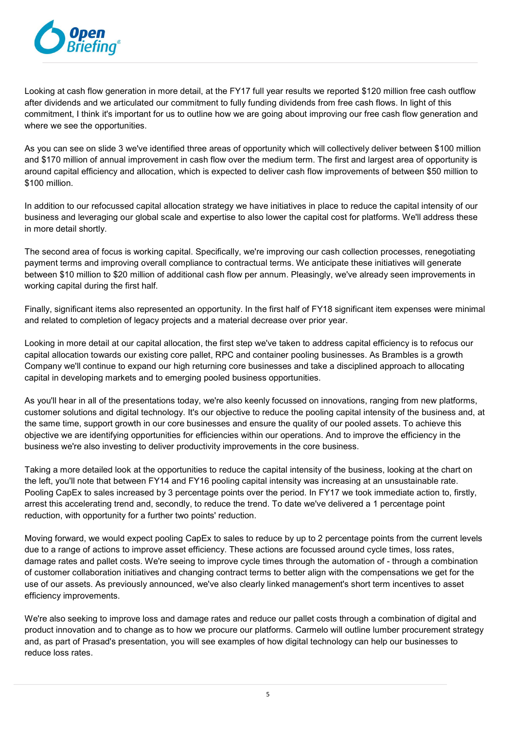Looking at cash flow generation in more detail, at the FY17 full year results we reported $120 million free cash outflow after dividends and we articulated our commitment to fully funding dividends from free cash flows. In light of this commitment, I think it's important for us to outline how we are going about improving our free cash flow generation and where we see the opportunities.

As you can see on slide 3 we've identified three areas of opportunity which will collectively deliver between $100 million and $170 million of annual improvement in cash flow over the medium term. The first and largest area of opportunity is around capital efficiency and allocation, which is expected to deliver cash flow improvements of between $50 million to $100 million.

In addition to our refocussed capital allocation strategy we have initiatives in place to reduce the capital intensity of our business and leveraging our global scale and expertise to also lower the capital cost for platforms. We'll address these in more detail shortly.

The second area of focus is working capital. Specifically, we're improving our cash collection processes, renegotiating payment terms and improving overall compliance to contractual terms. We anticipate these initiatives will generate between $10 million to $20 million of additional cash flow per annum. Pleasingly, we've already seen improvements in working capital during the first half.

Finally, significant items also represented an opportunity. In the first half of FY18 significant item expenses were minimal and related to completion of legacy projects and a material decrease over prior year.

Looking in more detail at our capital allocation, the first step we've taken to address capital efficiency is to refocus our capital allocation towards our existing core pallet, RPC and container pooling businesses. As Brambles is a growth Company we'll continue to expand our high returning core businesses and take a disciplined approach to allocating capital in developing markets and to emerging pooled business opportunities.

As you'll hear in all of the presentations today, we're also keenly focussed on innovations, ranging from new platforms, customer solutions and digital technology. It's our objective to reduce the pooling capital intensity of the business and, at the same time, support growth in our core businesses and ensure the quality of our pooled assets. To achieve this objective we are identifying opportunities for efficiencies within our operations. And to improve the efficiency in the business we're also investing to deliver productivity improvements in the core business.

Taking a more detailed look at the opportunities to reduce the capital intensity of the business, looking at the chart on the left, you'll note that between FY14 and FY16 pooling capital intensity was increasing at an unsustainable rate. Pooling CapEx to sales increased by 3 percentage points over the period. In FY17 we took immediate action to, firstly, arrest this accelerating trend and, secondly, to reduce the trend. To date we've delivered a 1 percentage point reduction, with opportunity for a further two points' reduction.

Moving forward, we would expect pooling CapEx to sales to reduce by up to 2 percentage points from the current levels due to a range of actions to improve asset efficiency. These actions are focussed around cycle times, loss rates, damage rates and pallet costs. We're seeing to improve cycle times through the automation of - through a combination of customer collaboration initiatives and changing contract terms to better align with the compensations we get for the use of our assets. As previously announced, we've also clearly linked management's short term incentives to asset efficiency improvements.

We're also seeking to improve loss and damage rates and reduce our pallet costs through a combination of digital and product innovation and to change as to how we procure our platforms. Carmelo will outline lumber procurement strategy and, as part of Prasad's presentation, you will see examples of how digital technology can help our businesses to reduce loss rates.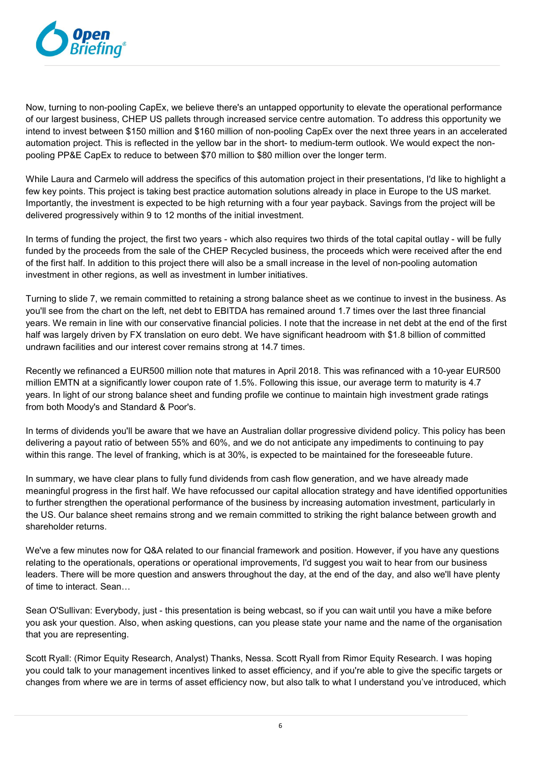Now, turning to non-pooling CapEx, we believe there's an untapped opportunity to elevate the operational performance of our largest business, CHEP US pallets through increased service centre automation. To address this opportunity we intend to invest between $150 million and $160 million of non-pooling CapEx over the next three years in an accelerated automation project. This is reflected in the yellow bar in the short- to medium-term outlook. We would expect the non-pooling PP&E CapEx to reduce to between $70 million to $80 million over the longer term.

While Laura and Carmelo will address the specifics of this automation project in their presentations, I'd like to highlight a few key points. This project is taking best practice automation solutions already in place in Europe to the US market. Importantly, the investment is expected to be high returning with a four year payback. Savings from the project will be delivered progressively within 9 to 12 months of the initial investment.

In terms of funding the project, the first two years - which also requires two thirds of the total capital outlay - will be fully funded by the proceeds from the sale of the CHEP Recycled business, the proceeds which were received after the end of the first half. In addition to this project there will also be a small increase in the level of non-pooling automation investment in other regions, as well as investment in lumber initiatives.

Turning to slide 7, we remain committed to retaining a strong balance sheet as we continue to invest in the business. As you'll see from the chart on the left, net debt to EBITDA has remained around 1.7 times over the last three financial years. We remain in line with our conservative financial policies. I note that the increase in net debt at the end of the first half was largely driven by FX translation on euro debt. We have significant headroom with $1.8 billion of committed undrawn facilities and our interest cover remains strong at 14.7 times.

Recently we refinanced a EUR500 million note that matures in April 2018. This was refinanced with a 10-year EUR500 million EMTN at a significantly lower coupon rate of 1.5%. Following this issue, our average term to maturity is 4.7 years. In light of our strong balance sheet and funding profile we continue to maintain high investment grade ratings from both Moody's and Standard & Poor's.

In terms of dividends you'll be aware that we have an Australian dollar progressive dividend policy. This policy has been delivering a payout ratio of between 55% and 60%, and we do not anticipate any impediments to continuing to pay within this range. The level of franking, which is at 30%, is expected to be maintained for the foreseeable future.

In summary, we have clear plans to fully fund dividends from cash flow generation, and we have already made meaningful progress in the first half. We have refocussed our capital allocation strategy and have identified opportunities to further strengthen the operational performance of the business by increasing automation investment, particularly in the US. Our balance sheet remains strong and we remain committed to striking the right balance between growth and shareholder returns.

We've a few minutes now for Q&A related to our financial framework and position. However, if you have any questions relating to the operationals, operations or operational improvements, I'd suggest you wait to hear from our business leaders. There will be more question and answers throughout the day, at the end of the day, and also we'll have plenty of time to interact. Sean…

Sean O'Sullivan: Everybody, just - this presentation is being webcast, so if you can wait until you have a mike before you ask your question. Also, when asking questions, can you please state your name and the name of the organisation that you are representing.

Scott Ryall: (Rimor Equity Research, Analyst) Thanks, Nessa. Scott Ryall from Rimor Equity Research. I was hoping you could talk to your management incentives linked to asset efficiency, and if you're able to give the specific targets or changes from where we are in terms of asset efficiency now, but also talk to what I understand you've introduced, which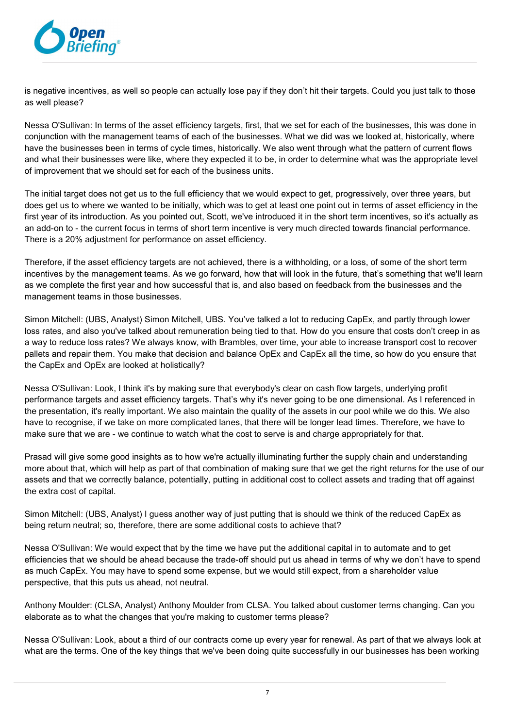is negative incentives, as well so people can actually lose pay if they don't hit their targets. Could you just talk to those as well please?

Nessa O'Sullivan: In terms of the asset efficiency targets, first, that we set for each of the businesses, this was done in conjunction with the management teams of each of the businesses. What we did was we looked at, historically, where have the businesses been in terms of cycle times, historically. We also went through what the pattern of current flows and what their businesses were like, where they expected it to be, in order to determine what was the appropriate level of improvement that we should set for each of the business units.

The initial target does not get us to the full efficiency that we would expect to get, progressively, over three years, but does get us to where we wanted to be initially, which was to get at least one point out in terms of asset efficiency in the first year of its introduction. As you pointed out, Scott, we've introduced it in the short term incentives, so it's actually as an add-on to - the current focus in terms of short term incentive is very much directed towards financial performance. There is a 20% adjustment for performance on asset efficiency.

Therefore, if the asset efficiency targets are not achieved, there is a withholding, or a loss, of some of the short term incentives by the management teams. As we go forward, how that will look in the future, that's something that we'll learn as we complete the first year and how successful that is, and also based on feedback from the businesses and the management teams in those businesses.

Simon Mitchell: (UBS, Analyst) Simon Mitchell, UBS. You've talked a lot to reducing CapEx, and partly through lower loss rates, and also you've talked about remuneration being tied to that. How do you ensure that costs don't creep in as a way to reduce loss rates? We always know, with Brambles, over time, your able to increase transport cost to recover pallets and repair them. You make that decision and balance OpEx and CapEx all the time, so how do you ensure that the CapEx and OpEx are looked at holistically?

Nessa O'Sullivan: Look, I think it's by making sure that everybody's clear on cash flow targets, underlying profit performance targets and asset efficiency targets. That's why it's never going to be one dimensional. As I referenced in the presentation, it's really important. We also maintain the quality of the assets in our pool while we do this. We also have to recognise, if we take on more complicated lanes, that there will be longer lead times. Therefore, we have to make sure that we are - we continue to watch what the cost to serve is and charge appropriately for that.

Prasad will give some good insights as to how we're actually illuminating further the supply chain and understanding more about that, which will help as part of that combination of making sure that we get the right returns for the use of our assets and that we correctly balance, potentially, putting in additional cost to collect assets and trading that off against the extra cost of capital.

Simon Mitchell: (UBS, Analyst) I guess another way of just putting that is should we think of the reduced CapEx as being return neutral; so, therefore, there are some additional costs to achieve that?

Nessa O'Sullivan: We would expect that by the time we have put the additional capital in to automate and to get efficiencies that we should be ahead because the trade-off should put us ahead in terms of why we don't have to spend as much CapEx. You may have to spend some expense, but we would still expect, from a shareholder value perspective, that this puts us ahead, not neutral.

Anthony Moulder: (CLSA, Analyst) Anthony Moulder from CLSA. You talked about customer terms changing. Can you elaborate as to what the changes that you're making to customer terms please?

Nessa O'Sullivan: Look, about a third of our contracts come up every year for renewal. As part of that we always look at what are the terms. One of the key things that we've been doing quite successfully in our businesses has been working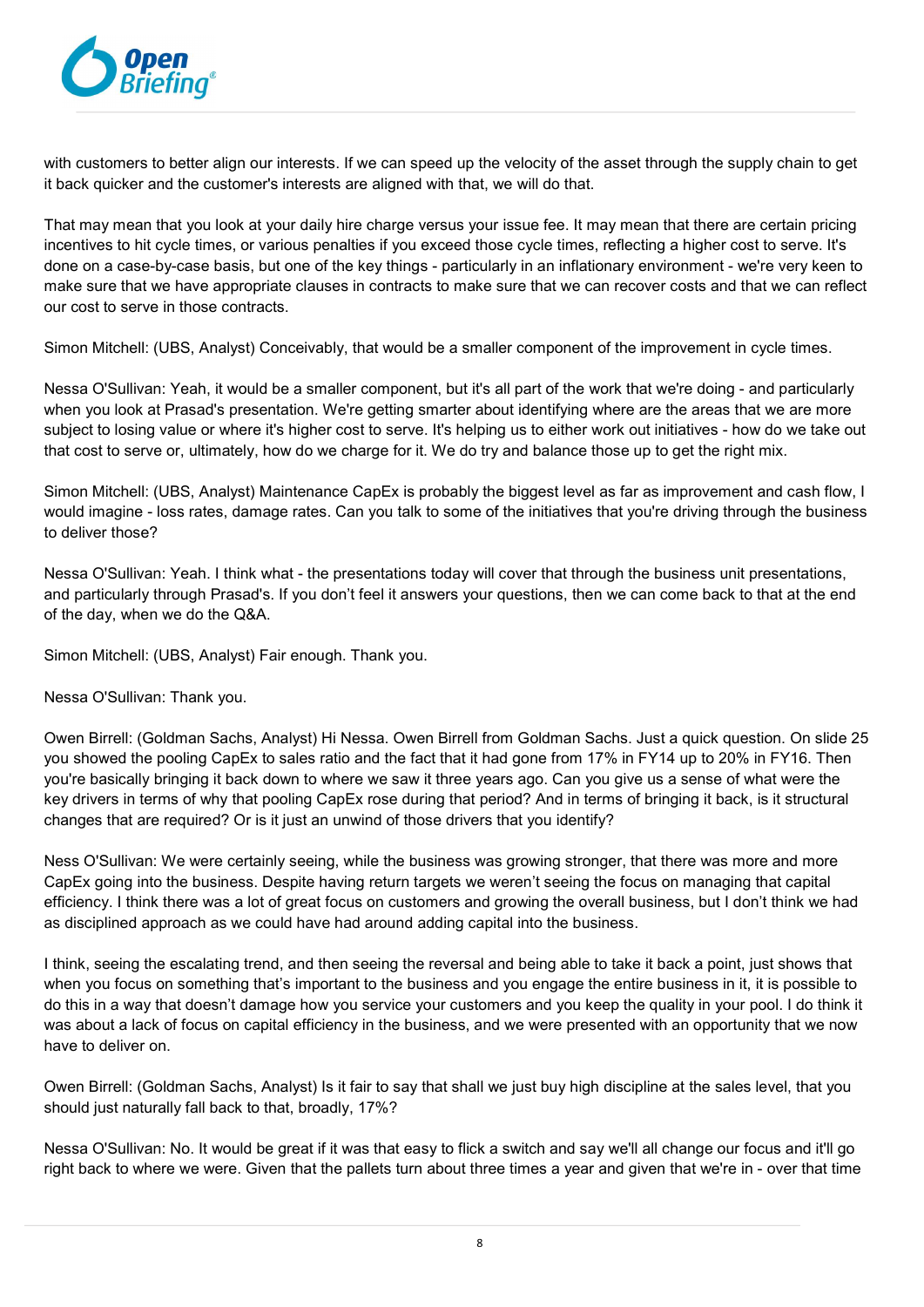with customers to better align our interests. If we can speed up the velocity of the asset through the supply chain to get it back quicker and the customer's interests are aligned with that, we will do that.

That may mean that you look at your daily hire charge versus your issue fee. It may mean that there are certain pricing incentives to hit cycle times, or various penalties if you exceed those cycle times, reflecting a higher cost to serve. It's done on a case-by-case basis, but one of the key things - particularly in an inflationary environment - we're very keen to make sure that we have appropriate clauses in contracts to make sure that we can recover costs and that we can reflect our cost to serve in those contracts.

Simon Mitchell: (UBS, Analyst) Conceivably, that would be a smaller component of the improvement in cycle times.

Nessa O'Sullivan: Yeah, it would be a smaller component, but it's all part of the work that we're doing - and particularly when you look at Prasad's presentation. We're getting smarter about identifying where are the areas that we are more subject to losing value or where it's higher cost to serve. It's helping us to either work out initiatives - how do we take out that cost to serve or, ultimately, how do we charge for it. We do try and balance those up to get the right mix.

Simon Mitchell: (UBS, Analyst) Maintenance CapEx is probably the biggest level as far as improvement and cash flow, I would imagine - loss rates, damage rates. Can you talk to some of the initiatives that you're driving through the business to deliver those?

Nessa O'Sullivan: Yeah. I think what - the presentations today will cover that through the business unit presentations, and particularly through Prasad's. If you don't feel it answers your questions, then we can come back to that at the end of the day, when we do the Q&A.

Simon Mitchell: (UBS, Analyst) Fair enough. Thank you.

Nessa O'Sullivan: Thank you.

Owen Birrell: (Goldman Sachs, Analyst) Hi Nessa. Owen Birrell from Goldman Sachs. Just a quick question. On slide 25 you showed the pooling CapEx to sales ratio and the fact that it had gone from 17% in FY14 up to 20% in FY16. Then you're basically bringing it back down to where we saw it three years ago. Can you give us a sense of what were the key drivers in terms of why that pooling CapEx rose during that period? And in terms of bringing it back, is it structural changes that are required? Or is it just an unwind of those drivers that you identify?

Ness O'Sullivan: We were certainly seeing, while the business was growing stronger, that there was more and more CapEx going into the business. Despite having return targets we weren't seeing the focus on managing that capital efficiency. I think there was a lot of great focus on customers and growing the overall business, but I don't think we had as disciplined approach as we could have had around adding capital into the business.

I think, seeing the escalating trend, and then seeing the reversal and being able to take it back a point, just shows that when you focus on something that's important to the business and you engage the entire business in it, it is possible to do this in a way that doesn't damage how you service your customers and you keep the quality in your pool. I do think it was about a lack of focus on capital efficiency in the business, and we were presented with an opportunity that we now have to deliver on.

Owen Birrell: (Goldman Sachs, Analyst) Is it fair to say that shall we just buy high discipline at the sales level, that you should just naturally fall back to that, broadly, 17%?

Nessa O'Sullivan: No. It would be great if it was that easy to flick a switch and say we'll all change our focus and it'll go right back to where we were. Given that the pallets turn about three times a year and given that we're in - over that time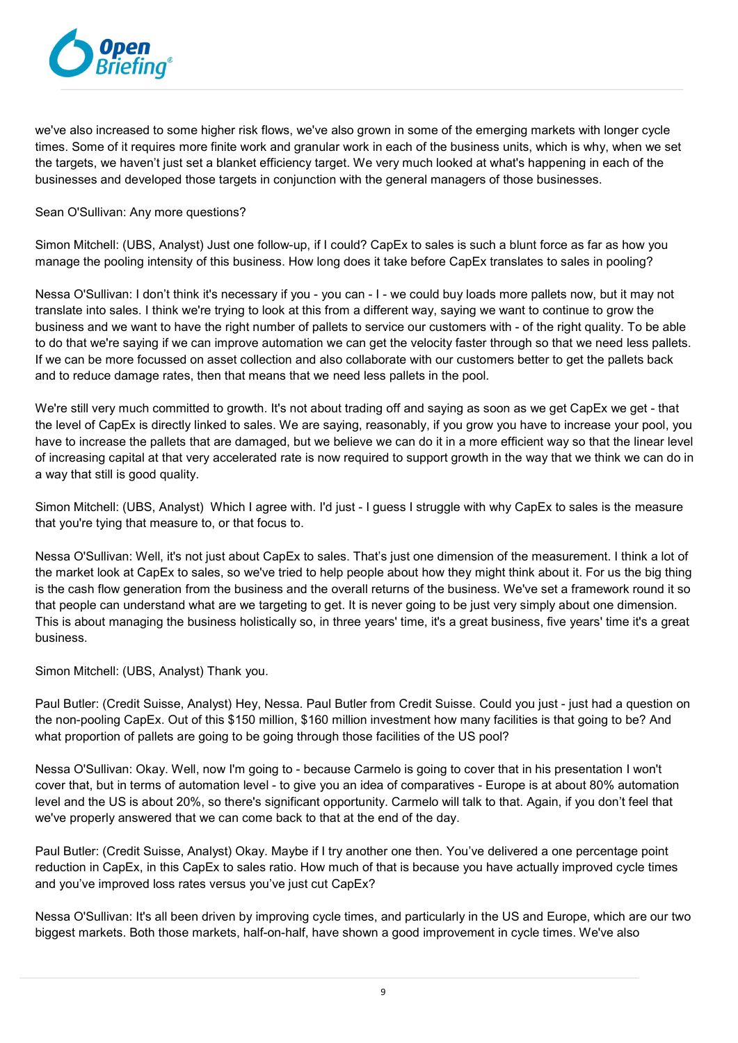we've also increased to some higher risk flows, we've also grown in some of the emerging markets with longer cycle times. Some of it requires more finite work and granular work in each of the business units, which is why, when we set the targets, we haven't just set a blanket efficiency target. We very much looked at what's happening in each of the businesses and developed those targets in conjunction with the general managers of those businesses.

Sean O'Sullivan: Any more questions?

Simon Mitchell: (UBS, Analyst) Just one follow-up, if I could? CapEx to sales is such a blunt force as far as how you manage the pooling intensity of this business. How long does it take before CapEx translates to sales in pooling?

Nessa O'Sullivan: I don't think it's necessary if you - you can - I - we could buy loads more pallets now, but it may not translate into sales. I think we're trying to look at this from a different way, saying we want to continue to grow the business and we want to have the right number of pallets to service our customers with - of the right quality. To be able to do that we're saying if we can improve automation we can get the velocity faster through so that we need less pallets. If we can be more focussed on asset collection and also collaborate with our customers better to get the pallets back and to reduce damage rates, then that means that we need less pallets in the pool.

We're still very much committed to growth. It's not about trading off and saying as soon as we get CapEx we get - that the level of CapEx is directly linked to sales. We are saying, reasonably, if you grow you have to increase your pool, you have to increase the pallets that are damaged, but we believe we can do it in a more efficient way so that the linear level of increasing capital at that very accelerated rate is now required to support growth in the way that we think we can do in a way that still is good quality.

Simon Mitchell: (UBS, Analyst) Which I agree with. I'd just - I guess I struggle with why CapEx to sales is the measure that you're tying that measure to, or that focus to.

Nessa O'Sullivan: Well, it's not just about CapEx to sales. That's just one dimension of the measurement. I think a lot of the market look at CapEx to sales, so we've tried to help people about how they might think about it. For us the big thing is the cash flow generation from the business and the overall returns of the business. We've set a framework round it so that people can understand what are we targeting to get. It is never going to be just very simply about one dimension. This is about managing the business holistically so, in three years' time, it's a great business, five years' time it's a great business.

Simon Mitchell: (UBS, Analyst) Thank you.

Paul Butler: (Credit Suisse, Analyst) Hey, Nessa. Paul Butler from Credit Suisse. Could you just - just had a question on the non-pooling CapEx. Out of this $150 million, $160 million investment how many facilities is that going to be? And what proportion of pallets are going to be going through those facilities of the US pool?

Nessa O'Sullivan: Okay. Well, now I'm going to - because Carmelo is going to cover that in his presentation I won't cover that, but in terms of automation level - to give you an idea of comparatives - Europe is at about 80% automation level and the US is about 20%, so there's significant opportunity. Carmelo will talk to that. Again, if you don't feel that we've properly answered that we can come back to that at the end of the day.

Paul Butler: (Credit Suisse, Analyst) Okay. Maybe if I try another one then. You've delivered a one percentage point reduction in CapEx, in this CapEx to sales ratio. How much of that is because you have actually improved cycle times and you've improved loss rates versus you've just cut CapEx?

Nessa O'Sullivan: It's all been driven by improving cycle times, and particularly in the US and Europe, which are our two biggest markets. Both those markets, half-on-half, have shown a good improvement in cycle times. We've also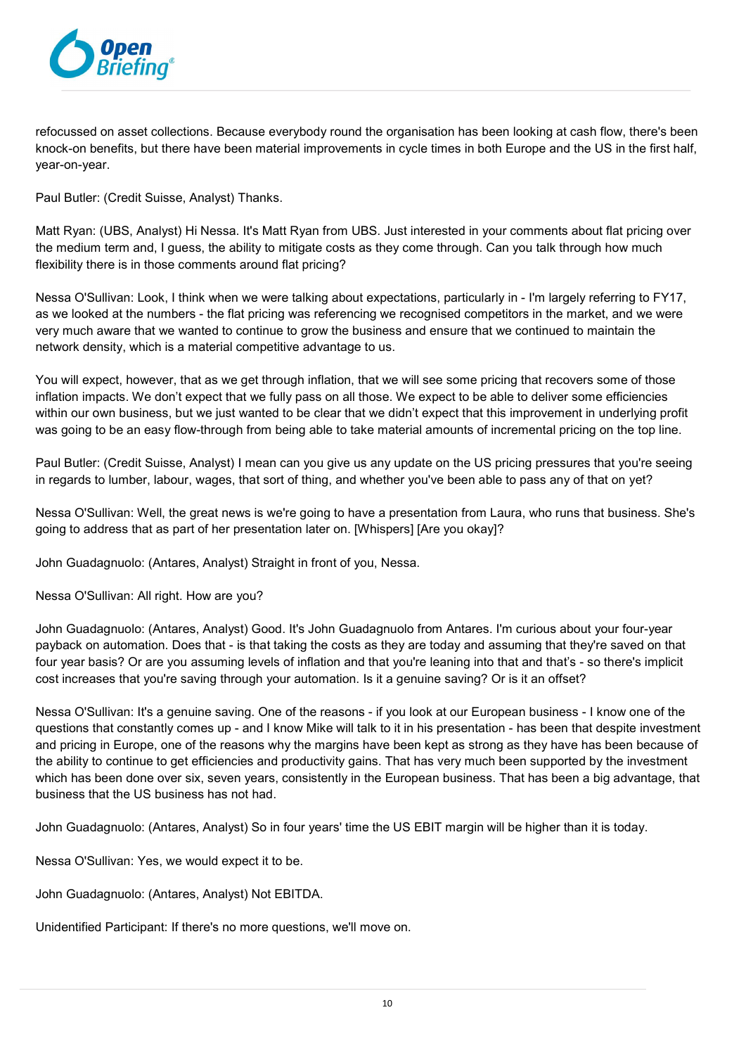refocussed on asset collections. Because everybody round the organisation has been looking at cash flow, there's been knock-on benefits, but there have been material improvements in cycle times in both Europe and the US in the first half, year-on-year.

Paul Butler: (Credit Suisse, Analyst) Thanks.

Matt Ryan: (UBS, Analyst) Hi Nessa. It's Matt Ryan from UBS. Just interested in your comments about flat pricing over the medium term and, I guess, the ability to mitigate costs as they come through. Can you talk through how much flexibility there is in those comments around flat pricing?

Nessa O'Sullivan: Look, I think when we were talking about expectations, particularly in - I'm largely referring to FY17, as we looked at the numbers - the flat pricing was referencing we recognised competitors in the market, and we were very much aware that we wanted to continue to grow the business and ensure that we continued to maintain the network density, which is a material competitive advantage to us.

You will expect, however, that as we get through inflation, that we will see some pricing that recovers some of those inflation impacts. We don't expect that we fully pass on all those. We expect to be able to deliver some efficiencies within our own business, but we just wanted to be clear that we didn't expect that this improvement in underlying profit was going to be an easy flow-through from being able to take material amounts of incremental pricing on the top line.

Paul Butler: (Credit Suisse, Analyst) I mean can you give us any update on the US pricing pressures that you're seeing in regards to lumber, labour, wages, that sort of thing, and whether you've been able to pass any of that on yet?

Nessa O'Sullivan: Well, the great news is we're going to have a presentation from Laura, who runs that business. She's going to address that as part of her presentation later on. [Whispers] [Are you okay]?

John Guadagnuolo: (Antares, Analyst) Straight in front of you, Nessa.

Nessa O'Sullivan: All right. How are you?

John Guadagnuolo: (Antares, Analyst) Good. It's John Guadagnuolo from Antares. I'm curious about your four-year payback on automation. Does that - is that taking the costs as they are today and assuming that they're saved on that four year basis? Or are you assuming levels of inflation and that you're leaning into that and that's - so there's implicit cost increases that you're saving through your automation. Is it a genuine saving? Or is it an offset?

Nessa O'Sullivan: It's a genuine saving. One of the reasons - if you look at our European business - I know one of the questions that constantly comes up - and I know Mike will talk to it in his presentation - has been that despite investment and pricing in Europe, one of the reasons why the margins have been kept as strong as they have has been because of the ability to continue to get efficiencies and productivity gains. That has very much been supported by the investment which has been done over six, seven years, consistently in the European business. That has been a big advantage, that business that the US business has not had.

John Guadagnuolo: (Antares, Analyst) So in four years' time the US EBIT margin will be higher than it is today.

Nessa O'Sullivan: Yes, we would expect it to be.

John Guadagnuolo: (Antares, Analyst) Not EBITDA.

Unidentified Participant: If there's no more questions, we'll move on.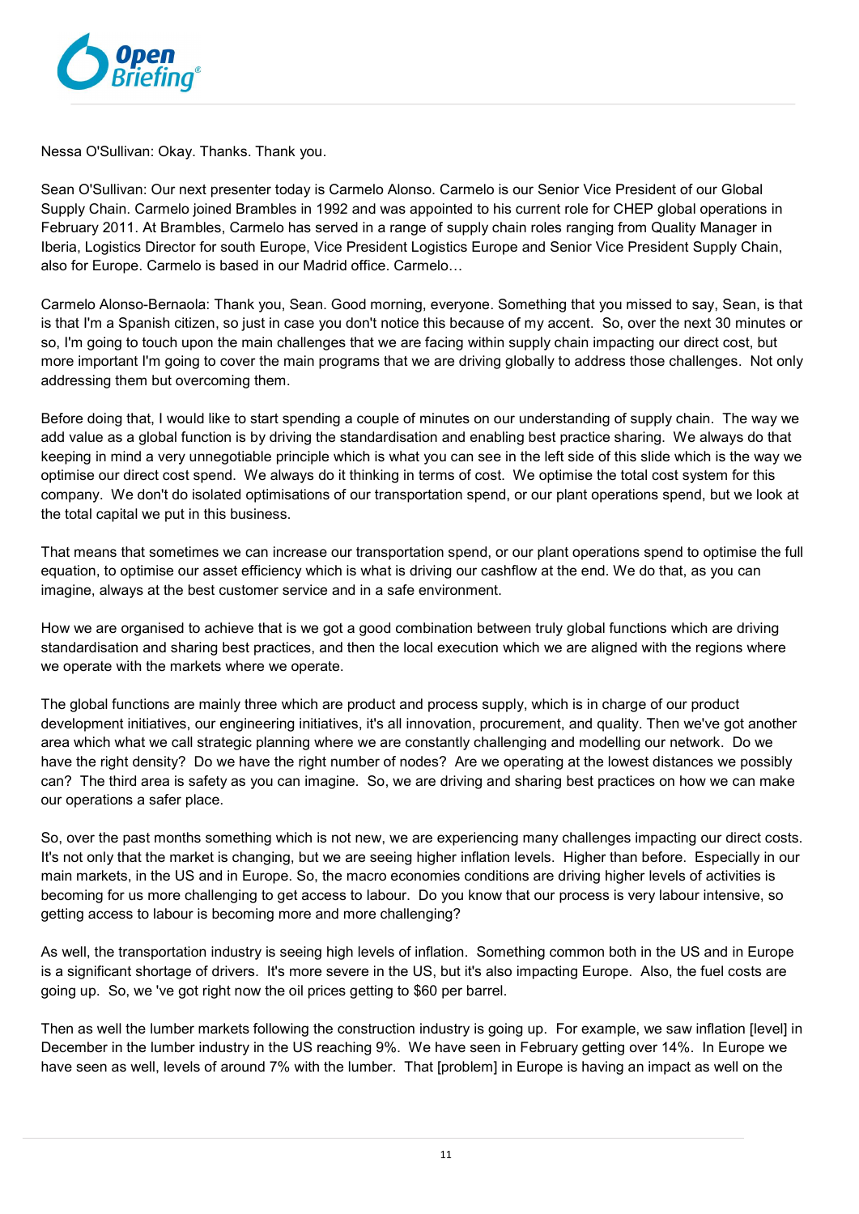Nessa O'Sullivan: Okay. Thanks. Thank you.

Sean O'Sullivan: Our next presenter today is Carmelo Alonso. Carmelo is our Senior Vice President of our Global Supply Chain. Carmelo joined Brambles in 1992 and was appointed to his current role for CHEP global operations in February 2011. At Brambles, Carmelo has served in a range of supply chain roles ranging from Quality Manager in Iberia, Logistics Director for south Europe, Vice President Logistics Europe and Senior Vice President Supply Chain, also for Europe. Carmelo is based in our Madrid office. Carmelo…

Carmelo Alonso-Bernaola: Thank you, Sean. Good morning, everyone. Something that you missed to say, Sean, is that is that I'm a Spanish citizen, so just in case you don't notice this because of my accent. So, over the next 30 minutes or so, I'm going to touch upon the main challenges that we are facing within supply chain impacting our direct cost, but more important I'm going to cover the main programs that we are driving globally to address those challenges. Not only addressing them but overcoming them.

Before doing that, I would like to start spending a couple of minutes on our understanding of supply chain. The way we add value as a global function is by driving the standardisation and enabling best practice sharing. We always do that keeping in mind a very unnegotiable principle which is what you can see in the left side of this slide which is the way we optimise our direct cost spend. We always do it thinking in terms of cost. We optimise the total cost system for this company. We don't do isolated optimisations of our transportation spend, or our plant operations spend, but we look at the total capital we put in this business.

That means that sometimes we can increase our transportation spend, or our plant operations spend to optimise the full equation, to optimise our asset efficiency which is what is driving our cashflow at the end. We do that, as you can imagine, always at the best customer service and in a safe environment.

How we are organised to achieve that is we got a good combination between truly global functions which are driving standardisation and sharing best practices, and then the local execution which we are aligned with the regions where we operate with the markets where we operate.

The global functions are mainly three which are product and process supply, which is in charge of our product development initiatives, our engineering initiatives, it's all innovation, procurement, and quality. Then we've got another area which what we call strategic planning where we are constantly challenging and modelling our network. Do we have the right density? Do we have the right number of nodes? Are we operating at the lowest distances we possibly can? The third area is safety as you can imagine. So, we are driving and sharing best practices on how we can make our operations a safer place.

So, over the past months something which is not new, we are experiencing many challenges impacting our direct costs. It's not only that the market is changing, but we are seeing higher inflation levels. Higher than before. Especially in our main markets, in the US and in Europe. So, the macro economies conditions are driving higher levels of activities is becoming for us more challenging to get access to labour. Do you know that our process is very labour intensive, so getting access to labour is becoming more and more challenging?

As well, the transportation industry is seeing high levels of inflation. Something common both in the US and in Europe is a significant shortage of drivers. It's more severe in the US, but it's also impacting Europe. Also, the fuel costs are going up. So, we 've got right now the oil prices getting to $60 per barrel.

Then as well the lumber markets following the construction industry is going up. For example, we saw inflation [level] in December in the lumber industry in the US reaching 9%. We have seen in February getting over 14%. In Europe we have seen as well, levels of around 7% with the lumber. That [problem] in Europe is having an impact as well on the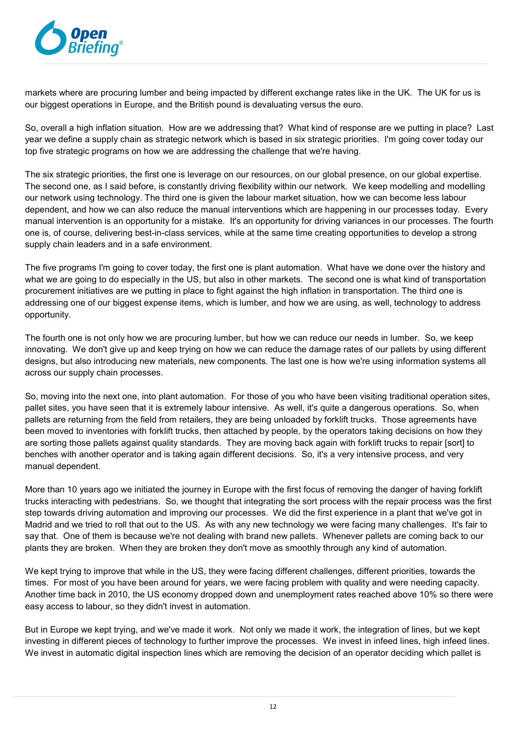markets where are procuring lumber and being impacted by different exchange rates like in the UK. The UK for us is our biggest operations in Europe, and the British pound is devaluating versus the euro.

So, overall a high inflation situation. How are we addressing that? What kind of response are we putting in place? Last year we define a supply chain as strategic network which is based in six strategic priorities. I'm going cover today our top five strategic programs on how we are addressing the challenge that we're having.

The six strategic priorities, the first one is leverage on our resources, on our global presence, on our global expertise. The second one, as I said before, is constantly driving flexibility within our network. We keep modelling and modelling our network using technology. The third one is given the labour market situation, how we can become less labour dependent, and how we can also reduce the manual interventions which are happening in our processes today. Every manual intervention is an opportunity for a mistake. It's an opportunity for driving variances in our processes. The fourth one is, of course, delivering best-in-class services, while at the same time creating opportunities to develop a strong supply chain leaders and in a safe environment.

The five programs I'm going to cover today, the first one is plant automation. What have we done over the history and what we are going to do especially in the US, but also in other markets. The second one is what kind of transportation procurement initiatives are we putting in place to fight against the high inflation in transportation. The third one is addressing one of our biggest expense items, which is lumber, and how we are using, as well, technology to address opportunity.

The fourth one is not only how we are procuring lumber, but how we can reduce our needs in lumber. So, we keep innovating. We don't give up and keep trying on how we can reduce the damage rates of our pallets by using different designs, but also introducing new materials, new components. The last one is how we're using information systems all across our supply chain processes.

So, moving into the next one, into plant automation. For those of you who have been visiting traditional operation sites, pallet sites, you have seen that it is extremely labour intensive. As well, it's quite a dangerous operations. So, when pallets are returning from the field from retailers, they are being unloaded by forklift trucks. Those agreements have been moved to inventories with forklift trucks, then attached by people, by the operators taking decisions on how they are sorting those pallets against quality standards. They are moving back again with forklift trucks to repair [sort] to benches with another operator and is taking again different decisions. So, it's a very intensive process, and very manual dependent.

More than 10 years ago we initiated the journey in Europe with the first focus of removing the danger of having forklift trucks interacting with pedestrians. So, we thought that integrating the sort process with the repair process was the first step towards driving automation and improving our processes. We did the first experience in a plant that we've got in Madrid and we tried to roll that out to the US. As with any new technology we were facing many challenges. It's fair to say that. One of them is because we're not dealing with brand new pallets. Whenever pallets are coming back to our plants they are broken. When they are broken they don't move as smoothly through any kind of automation.

We kept trying to improve that while in the US, they were facing different challenges, different priorities, towards the times. For most of you have been around for years, we were facing problem with quality and were needing capacity. Another time back in 2010, the US economy dropped down and unemployment rates reached above 10% so there were easy access to labour, so they didn't invest in automation.

But in Europe we kept trying, and we've made it work. Not only we made it work, the integration of lines, but we kept investing in different pieces of technology to further improve the processes. We invest in infeed lines, high infeed lines. We invest in automatic digital inspection lines which are removing the decision of an operator deciding which pallet is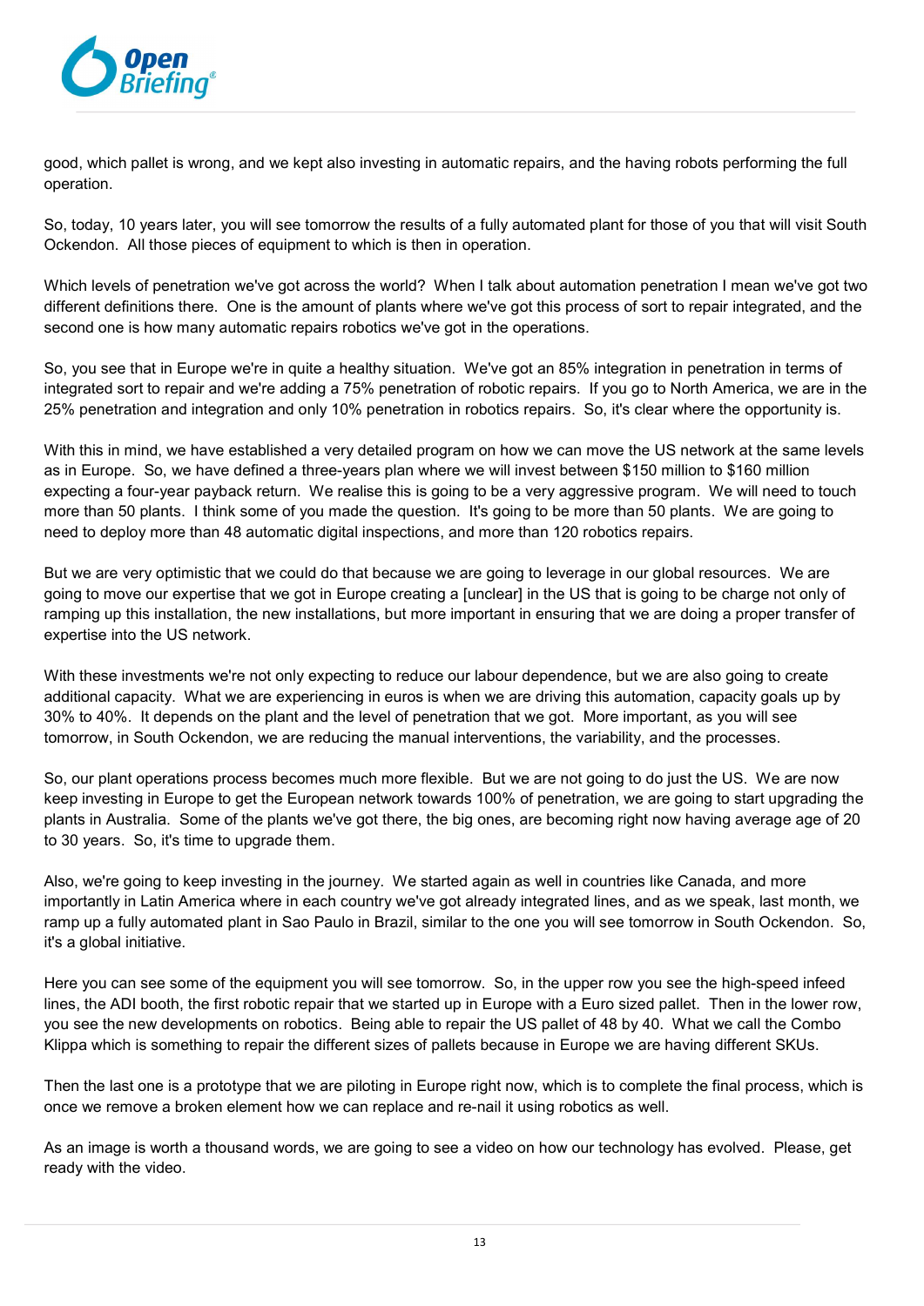good, which pallet is wrong, and we kept also investing in automatic repairs, and the having robots performing the full operation.

So, today, 10 years later, you will see tomorrow the results of a fully automated plant for those of you that will visit South Ockendon. All those pieces of equipment to which is then in operation.

Which levels of penetration we've got across the world? When I talk about automation penetration I mean we've got two different definitions there. One is the amount of plants where we've got this process of sort to repair integrated, and the second one is how many automatic repairs robotics we've got in the operations.

So, you see that in Europe we're in quite a healthy situation. We've got an 85% integration in penetration in terms of integrated sort to repair and we're adding a 75% penetration of robotic repairs. If you go to North America, we are in the 25% penetration and integration and only 10% penetration in robotics repairs. So, it's clear where the opportunity is.

With this in mind, we have established a very detailed program on how we can move the US network at the same levels as in Europe. So, we have defined a three-years plan where we will invest between $150 million to $160 million expecting a four-year payback return. We realise this is going to be a very aggressive program. We will need to touch more than 50 plants. I think some of you made the question. It's going to be more than 50 plants. We are going to need to deploy more than 48 automatic digital inspections, and more than 120 robotics repairs.

But we are very optimistic that we could do that because we are going to leverage in our global resources. We are going to move our expertise that we got in Europe creating a [unclear] in the US that is going to be charge not only of ramping up this installation, the new installations, but more important in ensuring that we are doing a proper transfer of expertise into the US network.

With these investments we're not only expecting to reduce our labour dependence, but we are also going to create additional capacity. What we are experiencing in euros is when we are driving this automation, capacity goals up by 30% to 40%. It depends on the plant and the level of penetration that we got. More important, as you will see tomorrow, in South Ockendon, we are reducing the manual interventions, the variability, and the processes.

So, our plant operations process becomes much more flexible. But we are not going to do just the US. We are now keep investing in Europe to get the European network towards 100% of penetration, we are going to start upgrading the plants in Australia. Some of the plants we've got there, the big ones, are becoming right now having average age of 20 to 30 years. So, it's time to upgrade them.

Also, we're going to keep investing in the journey. We started again as well in countries like Canada, and more importantly in Latin America where in each country we've got already integrated lines, and as we speak, last month, we ramp up a fully automated plant in Sao Paulo in Brazil, similar to the one you will see tomorrow in South Ockendon. So, it's a global initiative.

Here you can see some of the equipment you will see tomorrow. So, in the upper row you see the high-speed infeed lines, the ADI booth, the first robotic repair that we started up in Europe with a Euro sized pallet. Then in the lower row, you see the new developments on robotics. Being able to repair the US pallet of 48 by 40. What we call the Combo Klippa which is something to repair the different sizes of pallets because in Europe we are having different SKUs.

Then the last one is a prototype that we are piloting in Europe right now, which is to complete the final process, which is once we remove a broken element how we can replace and re-nail it using robotics as well.

As an image is worth a thousand words, we are going to see a video on how our technology has evolved. Please, get ready with the video.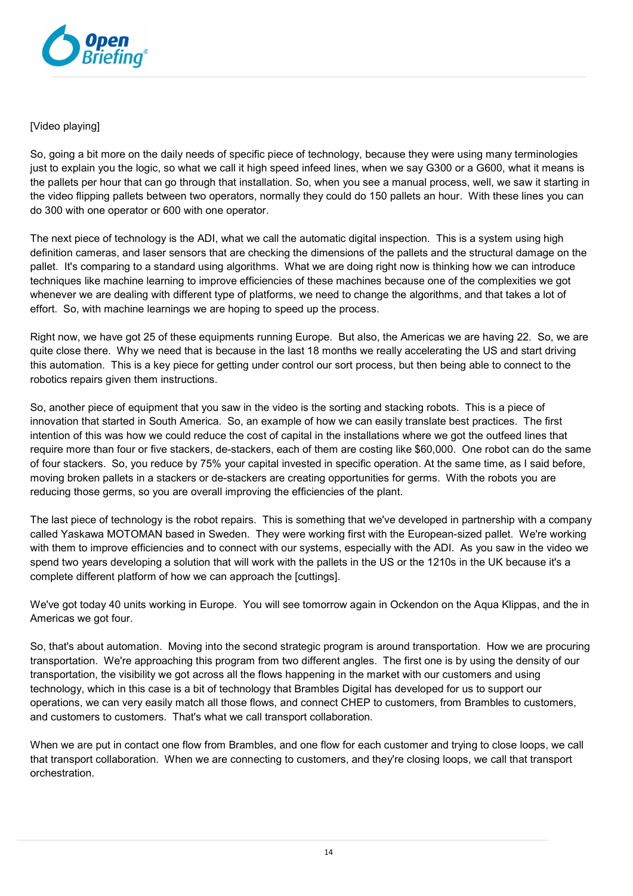[Video playing]

So, going a bit more on the daily needs of specific piece of technology, because they were using many terminologies just to explain you the logic, so what we call it high speed infeed lines, when we say G300 or a G600, what it means is the pallets per hour that can go through that installation. So, when you see a manual process, well, we saw it starting in the video flipping pallets between two operators, normally they could do 150 pallets an hour. With these lines you can do 300 with one operator or 600 with one operator.

The next piece of technology is the ADI, what we call the automatic digital inspection. This is a system using high definition cameras, and laser sensors that are checking the dimensions of the pallets and the structural damage on the pallet. It's comparing to a standard using algorithms. What we are doing right now is thinking how we can introduce techniques like machine learning to improve efficiencies of these machines because one of the complexities we got whenever we are dealing with different type of platforms, we need to change the algorithms, and that takes a lot of effort. So, with machine learnings we are hoping to speed up the process.

Right now, we have got 25 of these equipments running Europe. But also, the Americas we are having 22. So, we are quite close there. Why we need that is because in the last 18 months we really accelerating the US and start driving this automation. This is a key piece for getting under control our sort process, but then being able to connect to the robotics repairs given them instructions.

So, another piece of equipment that you saw in the video is the sorting and stacking robots. This is a piece of innovation that started in South America. So, an example of how we can easily translate best practices. The first intention of this was how we could reduce the cost of capital in the installations where we got the outfeed lines that require more than four or five stackers, de-stackers, each of them are costing like $60,000. One robot can do the same of four stackers. So, you reduce by 75% your capital invested in specific operation. At the same time, as I said before, moving broken pallets in a stackers or de-stackers are creating opportunities for germs. With the robots you are reducing those germs, so you are overall improving the efficiencies of the plant.

The last piece of technology is the robot repairs. This is something that we've developed in partnership with a company called Yaskawa MOTOMAN based in Sweden. They were working first with the European-sized pallet. We're working with them to improve efficiencies and to connect with our systems, especially with the ADI. As you saw in the video we spend two years developing a solution that will work with the pallets in the US or the 1210s in the UK because it's a complete different platform of how we can approach the [cuttings].

We've got today 40 units working in Europe. You will see tomorrow again in Ockendon on the Aqua Klippas, and the in Americas we got four.

So, that's about automation. Moving into the second strategic program is around transportation. How we are procuring transportation. We're approaching this program from two different angles. The first one is by using the density of our transportation, the visibility we got across all the flows happening in the market with our customers and using technology, which in this case is a bit of technology that Brambles Digital has developed for us to support our operations, we can very easily match all those flows, and connect CHEP to customers, from Brambles to customers, and customers to customers. That's what we call transport collaboration.

When we are put in contact one flow from Brambles, and one flow for each customer and trying to close loops, we call that transport collaboration. When we are connecting to customers, and they're closing loops, we call that transport orchestration.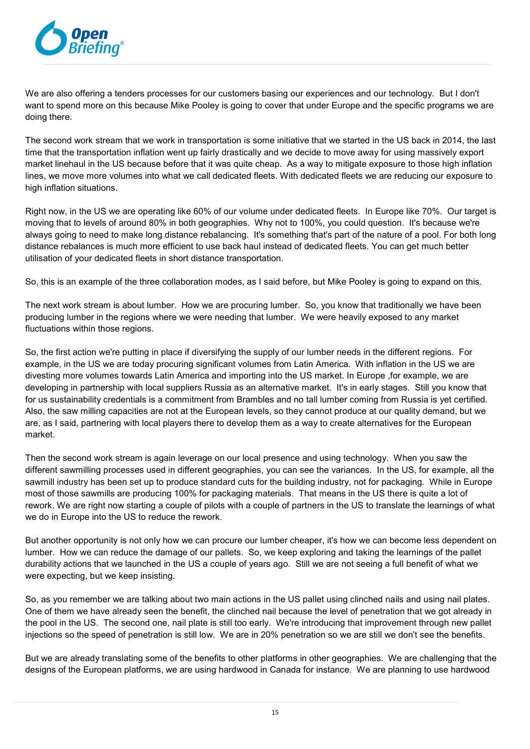We are also offering a tenders processes for our customers basing our experiences and our technology. But I don't want to spend more on this because Mike Pooley is going to cover that under Europe and the specific programs we are doing there.

The second work stream that we work in transportation is some initiative that we started in the US back in 2014, the last time that the transportation inflation went up fairly drastically and we decide to move away for using massively export market linehaul in the US because before that it was quite cheap. As a way to mitigate exposure to those high inflation lines, we move more volumes into what we call dedicated fleets. With dedicated fleets we are reducing our exposure to high inflation situations.

Right now, in the US we are operating like 60% of our volume under dedicated fleets. In Europe like 70%. Our target is moving that to levels of around 80% in both geographies. Why not to 100%, you could question. It's because we're always going to need to make long distance rebalancing. It's something that's part of the nature of a pool. For both long distance rebalances is much more efficient to use back haul instead of dedicated fleets. You can get much better utilisation of your dedicated fleets in short distance transportation.

So, this is an example of the three collaboration modes, as I said before, but Mike Pooley is going to expand on this.

The next work stream is about lumber. How we are procuring lumber. So, you know that traditionally we have been producing lumber in the regions where we were needing that lumber. We were heavily exposed to any market fluctuations within those regions.

So, the first action we're putting in place if diversifying the supply of our lumber needs in the different regions. For example, in the US we are today procuring significant volumes from Latin America. With inflation in the US we are divesting more volumes towards Latin America and importing into the US market. In Europe ,for example, we are developing in partnership with local suppliers Russia as an alternative market. It's in early stages. Still you know that for us sustainability credentials is a commitment from Brambles and no tall lumber coming from Russia is yet certified. Also, the saw milling capacities are not at the European levels, so they cannot produce at our quality demand, but we are, as I said, partnering with local players there to develop them as a way to create alternatives for the European market.

Then the second work stream is again leverage on our local presence and using technology. When you saw the different sawmilling processes used in different geographies, you can see the variances. In the US, for example, all the sawmill industry has been set up to produce standard cuts for the building industry, not for packaging. While in Europe most of those sawmills are producing 100% for packaging materials. That means in the US there is quite a lot of rework. We are right now starting a couple of pilots with a couple of partners in the US to translate the learnings of what we do in Europe into the US to reduce the rework.

But another opportunity is not only how we can procure our lumber cheaper, it's how we can become less dependent on lumber. How we can reduce the damage of our pallets. So, we keep exploring and taking the learnings of the pallet durability actions that we launched in the US a couple of years ago. Still we are not seeing a full benefit of what we were expecting, but we keep insisting.

So, as you remember we are talking about two main actions in the US pallet using clinched nails and using nail plates. One of them we have already seen the benefit, the clinched nail because the level of penetration that we got already in the pool in the US. The second one, nail plate is still too early. We're introducing that improvement through new pallet injections so the speed of penetration is still low. We are in 20% penetration so we are still we don't see the benefits.

But we are already translating some of the benefits to other platforms in other geographies. We are challenging that the designs of the European platforms, we are using hardwood in Canada for instance. We are planning to use hardwood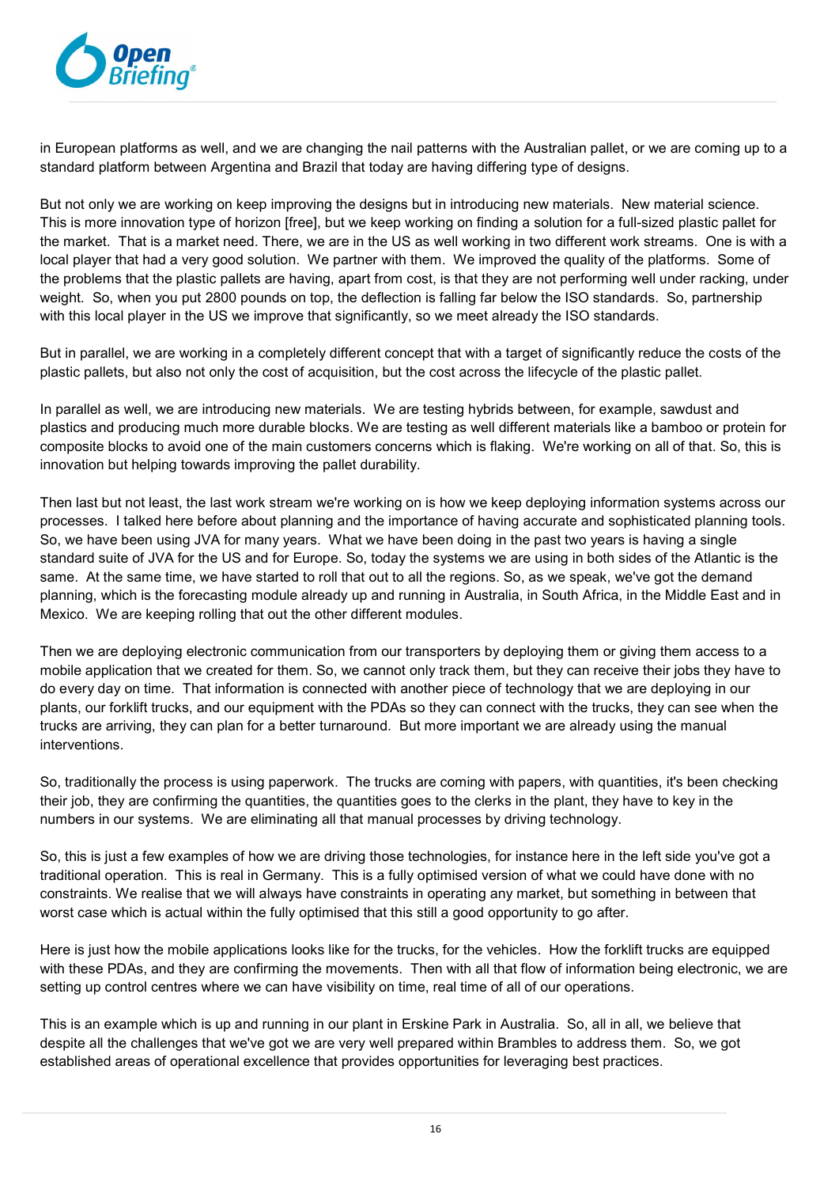in European platforms as well, and we are changing the nail patterns with the Australian pallet, or we are coming up to a standard platform between Argentina and Brazil that today are having differing type of designs.

But not only we are working on keep improving the designs but in introducing new materials. New material science. This is more innovation type of horizon [free], but we keep working on finding a solution for a full-sized plastic pallet for the market. That is a market need. There, we are in the US as well working in two different work streams. One is with a local player that had a very good solution. We partner with them. We improved the quality of the platforms. Some of the problems that the plastic pallets are having, apart from cost, is that they are not performing well under racking, under weight. So, when you put 2800 pounds on top, the deflection is falling far below the ISO standards. So, partnership with this local player in the US we improve that significantly, so we meet already the ISO standards.

But in parallel, we are working in a completely different concept that with a target of significantly reduce the costs of the plastic pallets, but also not only the cost of acquisition, but the cost across the lifecycle of the plastic pallet.

In parallel as well, we are introducing new materials. We are testing hybrids between, for example, sawdust and plastics and producing much more durable blocks. We are testing as well different materials like a bamboo or protein for composite blocks to avoid one of the main customers concerns which is flaking. We're working on all of that. So, this is innovation but helping towards improving the pallet durability.

Then last but not least, the last work stream we're working on is how we keep deploying information systems across our processes. I talked here before about planning and the importance of having accurate and sophisticated planning tools. So, we have been using JVA for many years. What we have been doing in the past two years is having a single standard suite of JVA for the US and for Europe. So, today the systems we are using in both sides of the Atlantic is the same. At the same time, we have started to roll that out to all the regions. So, as we speak, we've got the demand planning, which is the forecasting module already up and running in Australia, in South Africa, in the Middle East and in Mexico. We are keeping rolling that out the other different modules.

Then we are deploying electronic communication from our transporters by deploying them or giving them access to a mobile application that we created for them. So, we cannot only track them, but they can receive their jobs they have to do every day on time. That information is connected with another piece of technology that we are deploying in our plants, our forklift trucks, and our equipment with the PDAs so they can connect with the trucks, they can see when the trucks are arriving, they can plan for a better turnaround. But more important we are already using the manual interventions.

So, traditionally the process is using paperwork. The trucks are coming with papers, with quantities, it's been checking their job, they are confirming the quantities, the quantities goes to the clerks in the plant, they have to key in the numbers in our systems. We are eliminating all that manual processes by driving technology.

So, this is just a few examples of how we are driving those technologies, for instance here in the left side you've got a traditional operation. This is real in Germany. This is a fully optimised version of what we could have done with no constraints. We realise that we will always have constraints in operating any market, but something in between that worst case which is actual within the fully optimised that this still a good opportunity to go after.

Here is just how the mobile applications looks like for the trucks, for the vehicles. How the forklift trucks are equipped with these PDAs, and they are confirming the movements. Then with all that flow of information being electronic, we are setting up control centres where we can have visibility on time, real time of all of our operations.

This is an example which is up and running in our plant in Erskine Park in Australia. So, all in all, we believe that despite all the challenges that we've got we are very well prepared within Brambles to address them. So, we got established areas of operational excellence that provides opportunities for leveraging best practices.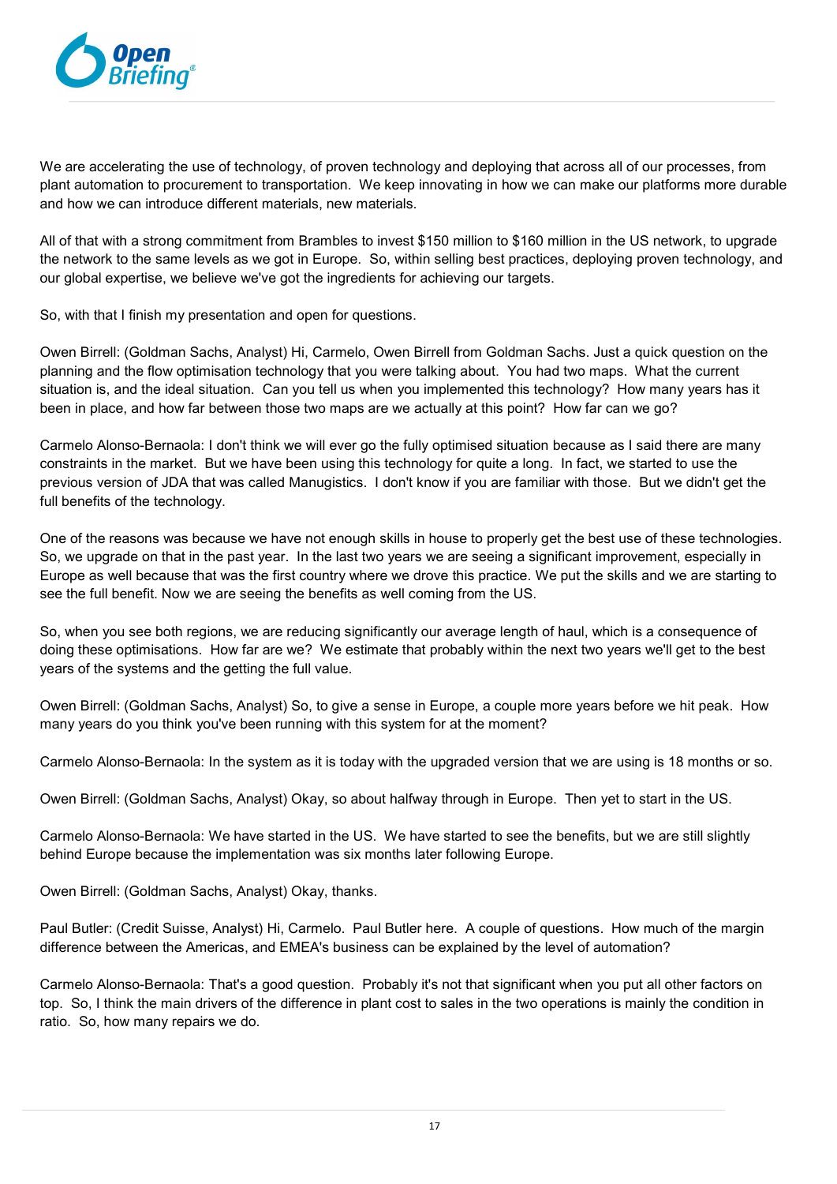We are accelerating the use of technology, of proven technology and deploying that across all of our processes, from plant automation to procurement to transportation. We keep innovating in how we can make our platforms more durable and how we can introduce different materials, new materials.

All of that with a strong commitment from Brambles to invest $150 million to $160 million in the US network, to upgrade the network to the same levels as we got in Europe. So, within selling best practices, deploying proven technology, and our global expertise, we believe we've got the ingredients for achieving our targets.

So, with that I finish my presentation and open for questions.

Owen Birrell: (Goldman Sachs, Analyst) Hi, Carmelo, Owen Birrell from Goldman Sachs. Just a quick question on the planning and the flow optimisation technology that you were talking about. You had two maps. What the current situation is, and the ideal situation. Can you tell us when you implemented this technology? How many years has it been in place, and how far between those two maps are we actually at this point? How far can we go?

Carmelo Alonso-Bernaola: I don't think we will ever go the fully optimised situation because as I said there are many constraints in the market. But we have been using this technology for quite a long. In fact, we started to use the previous version of JDA that was called Manugistics. I don't know if you are familiar with those. But we didn't get the full benefits of the technology.

One of the reasons was because we have not enough skills in house to properly get the best use of these technologies. So, we upgrade on that in the past year. In the last two years we are seeing a significant improvement, especially in Europe as well because that was the first country where we drove this practice. We put the skills and we are starting to see the full benefit. Now we are seeing the benefits as well coming from the US.

So, when you see both regions, we are reducing significantly our average length of haul, which is a consequence of doing these optimisations. How far are we? We estimate that probably within the next two years we'll get to the best years of the systems and the getting the full value.

Owen Birrell: (Goldman Sachs, Analyst) So, to give a sense in Europe, a couple more years before we hit peak. How many years do you think you've been running with this system for at the moment?

Carmelo Alonso-Bernaola: In the system as it is today with the upgraded version that we are using is 18 months or so.

Owen Birrell: (Goldman Sachs, Analyst) Okay, so about halfway through in Europe. Then yet to start in the US.

Carmelo Alonso-Bernaola: We have started in the US. We have started to see the benefits, but we are still slightly behind Europe because the implementation was six months later following Europe.

Owen Birrell: (Goldman Sachs, Analyst) Okay, thanks.

Paul Butler: (Credit Suisse, Analyst) Hi, Carmelo. Paul Butler here. A couple of questions. How much of the margin difference between the Americas, and EMEA's business can be explained by the level of automation?

Carmelo Alonso-Bernaola: That's a good question. Probably it's not that significant when you put all other factors on top. So, I think the main drivers of the difference in plant cost to sales in the two operations is mainly the condition in ratio. So, how many repairs we do.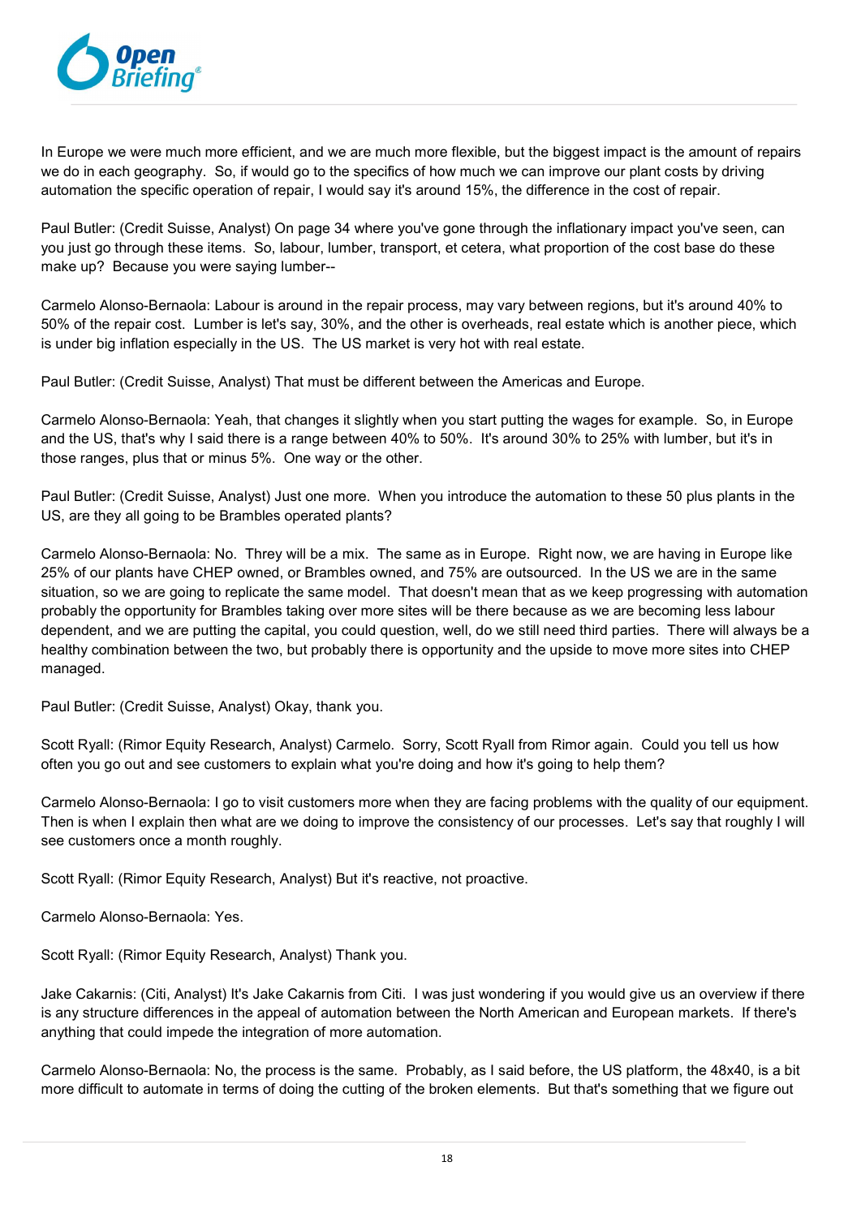In Europe we were much more efficient, and we are much more flexible, but the biggest impact is the amount of repairs we do in each geography. So, if would go to the specifics of how much we can improve our plant costs by driving automation the specific operation of repair, I would say it's around 15%, the difference in the cost of repair.

Paul Butler: (Credit Suisse, Analyst) On page 34 where you've gone through the inflationary impact you've seen, can you just go through these items. So, labour, lumber, transport, et cetera, what proportion of the cost base do these make up? Because you were saying lumber--

Carmelo Alonso-Bernaola: Labour is around in the repair process, may vary between regions, but it's around 40% to 50% of the repair cost. Lumber is let's say, 30%, and the other is overheads, real estate which is another piece, which is under big inflation especially in the US. The US market is very hot with real estate.

Paul Butler: (Credit Suisse, Analyst) That must be different between the Americas and Europe.

Carmelo Alonso-Bernaola: Yeah, that changes it slightly when you start putting the wages for example. So, in Europe and the US, that's why I said there is a range between 40% to 50%. It's around 30% to 25% with lumber, but it's in those ranges, plus that or minus 5%. One way or the other.

Paul Butler: (Credit Suisse, Analyst) Just one more. When you introduce the automation to these 50 plus plants in the US, are they all going to be Brambles operated plants?

Carmelo Alonso-Bernaola: No. Threy will be a mix. The same as in Europe. Right now, we are having in Europe like 25% of our plants have CHEP owned, or Brambles owned, and 75% are outsourced. In the US we are in the same situation, so we are going to replicate the same model. That doesn't mean that as we keep progressing with automation probably the opportunity for Brambles taking over more sites will be there because as we are becoming less labour dependent, and we are putting the capital, you could question, well, do we still need third parties. There will always be a healthy combination between the two, but probably there is opportunity and the upside to move more sites into CHEP managed.

Paul Butler: (Credit Suisse, Analyst) Okay, thank you.

Scott Ryall: (Rimor Equity Research, Analyst) Carmelo. Sorry, Scott Ryall from Rimor again. Could you tell us how often you go out and see customers to explain what you're doing and how it's going to help them?

Carmelo Alonso-Bernaola: I go to visit customers more when they are facing problems with the quality of our equipment. Then is when I explain then what are we doing to improve the consistency of our processes. Let's say that roughly I will see customers once a month roughly.

Scott Ryall: (Rimor Equity Research, Analyst) But it's reactive, not proactive.

Carmelo Alonso-Bernaola: Yes.

Scott Ryall: (Rimor Equity Research, Analyst) Thank you.

Jake Cakarnis: (Citi, Analyst) It's Jake Cakarnis from Citi. I was just wondering if you would give us an overview if there is any structure differences in the appeal of automation between the North American and European markets. If there's anything that could impede the integration of more automation.

Carmelo Alonso-Bernaola: No, the process is the same. Probably, as I said before, the US platform, the 48x40, is a bit more difficult to automate in terms of doing the cutting of the broken elements. But that's something that we figure out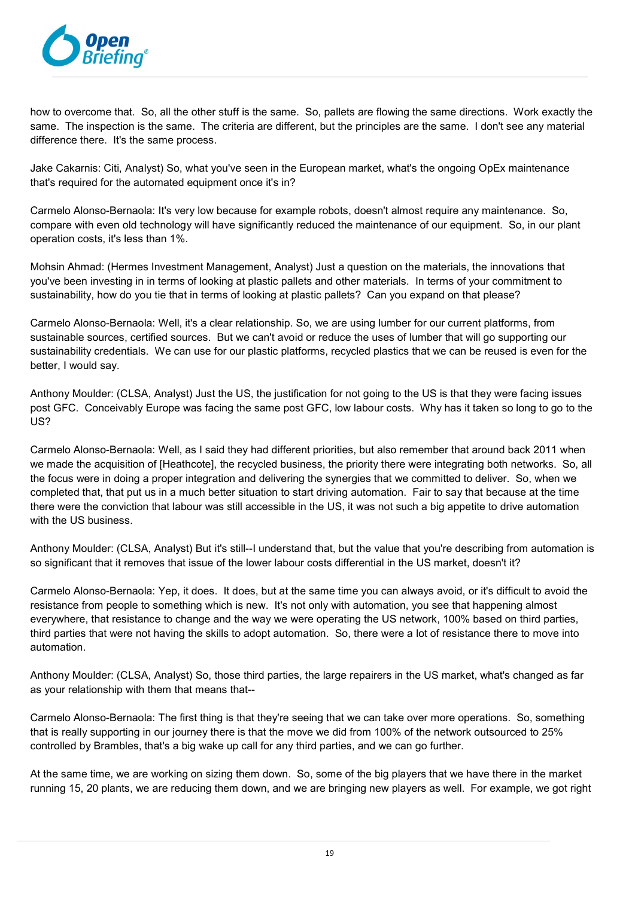how to overcome that. So, all the other stuff is the same. So, pallets are flowing the same directions. Work exactly the same. The inspection is the same. The criteria are different, but the principles are the same. I don't see any material difference there. It's the same process.

Jake Cakarnis: Citi, Analyst) So, what you've seen in the European market, what's the ongoing OpEx maintenance that's required for the automated equipment once it's in?

Carmelo Alonso-Bernaola: It's very low because for example robots, doesn't almost require any maintenance. So, compare with even old technology will have significantly reduced the maintenance of our equipment. So, in our plant operation costs, it's less than 1%.

Mohsin Ahmad: (Hermes Investment Management, Analyst) Just a question on the materials, the innovations that you've been investing in in terms of looking at plastic pallets and other materials. In terms of your commitment to sustainability, how do you tie that in terms of looking at plastic pallets? Can you expand on that please?

Carmelo Alonso-Bernaola: Well, it's a clear relationship. So, we are using lumber for our current platforms, from sustainable sources, certified sources. But we can't avoid or reduce the uses of lumber that will go supporting our sustainability credentials. We can use for our plastic platforms, recycled plastics that we can be reused is even for the better, I would say.

Anthony Moulder: (CLSA, Analyst) Just the US, the justification for not going to the US is that they were facing issues post GFC. Conceivably Europe was facing the same post GFC, low labour costs. Why has it taken so long to go to the US?

Carmelo Alonso-Bernaola: Well, as I said they had different priorities, but also remember that around back 2011 when we made the acquisition of [Heathcote], the recycled business, the priority there were integrating both networks. So, all the focus were in doing a proper integration and delivering the synergies that we committed to deliver. So, when we completed that, that put us in a much better situation to start driving automation. Fair to say that because at the time there were the conviction that labour was still accessible in the US, it was not such a big appetite to drive automation with the US business.

Anthony Moulder: (CLSA, Analyst) But it's still--I understand that, but the value that you're describing from automation is so significant that it removes that issue of the lower labour costs differential in the US market, doesn't it?

Carmelo Alonso-Bernaola: Yep, it does. It does, but at the same time you can always avoid, or it's difficult to avoid the resistance from people to something which is new. It's not only with automation, you see that happening almost everywhere, that resistance to change and the way we were operating the US network, 100% based on third parties, third parties that were not having the skills to adopt automation. So, there were a lot of resistance there to move into automation.

Anthony Moulder: (CLSA, Analyst) So, those third parties, the large repairers in the US market, what's changed as far as your relationship with them that means that--

Carmelo Alonso-Bernaola: The first thing is that they're seeing that we can take over more operations. So, something that is really supporting in our journey there is that the move we did from 100% of the network outsourced to 25% controlled by Brambles, that's a big wake up call for any third parties, and we can go further.

At the same time, we are working on sizing them down. So, some of the big players that we have there in the market running 15, 20 plants, we are reducing them down, and we are bringing new players as well. For example, we got right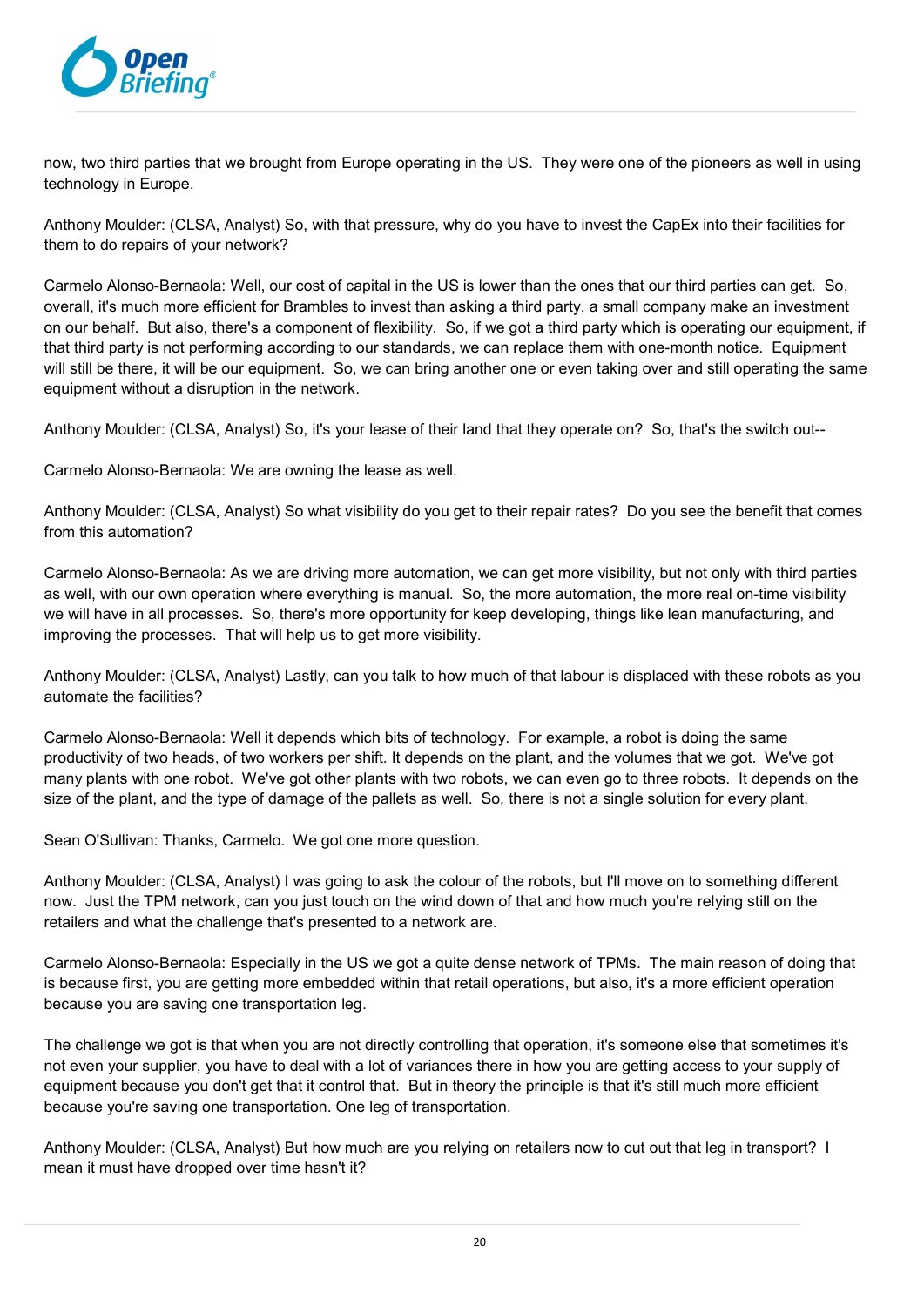now, two third parties that we brought from Europe operating in the US. They were one of the pioneers as well in using technology in Europe.

Anthony Moulder: (CLSA, Analyst) So, with that pressure, why do you have to invest the CapEx into their facilities for them to do repairs of your network?

Carmelo Alonso-Bernaola: Well, our cost of capital in the US is lower than the ones that our third parties can get. So, overall, it's much more efficient for Brambles to invest than asking a third party, a small company make an investment on our behalf. But also, there's a component of flexibility. So, if we got a third party which is operating our equipment, if that third party is not performing according to our standards, we can replace them with one-month notice. Equipment will still be there, it will be our equipment. So, we can bring another one or even taking over and still operating the same equipment without a disruption in the network.

Anthony Moulder: (CLSA, Analyst) So, it's your lease of their land that they operate on? So, that's the switch out--

Carmelo Alonso-Bernaola: We are owning the lease as well.

Anthony Moulder: (CLSA, Analyst) So what visibility do you get to their repair rates? Do you see the benefit that comes from this automation?

Carmelo Alonso-Bernaola: As we are driving more automation, we can get more visibility, but not only with third parties as well, with our own operation where everything is manual. So, the more automation, the more real on-time visibility we will have in all processes. So, there's more opportunity for keep developing, things like lean manufacturing, and improving the processes. That will help us to get more visibility.

Anthony Moulder: (CLSA, Analyst) Lastly, can you talk to how much of that labour is displaced with these robots as you automate the facilities?

Carmelo Alonso-Bernaola: Well it depends which bits of technology. For example, a robot is doing the same productivity of two heads, of two workers per shift. It depends on the plant, and the volumes that we got. We've got many plants with one robot. We've got other plants with two robots, we can even go to three robots. It depends on the size of the plant, and the type of damage of the pallets as well. So, there is not a single solution for every plant.

Sean O'Sullivan: Thanks, Carmelo. We got one more question.

Anthony Moulder: (CLSA, Analyst) I was going to ask the colour of the robots, but I'll move on to something different now. Just the TPM network, can you just touch on the wind down of that and how much you're relying still on the retailers and what the challenge that's presented to a network are.

Carmelo Alonso-Bernaola: Especially in the US we got a quite dense network of TPMs. The main reason of doing that is because first, you are getting more embedded within that retail operations, but also, it's a more efficient operation because you are saving one transportation leg.

The challenge we got is that when you are not directly controlling that operation, it's someone else that sometimes it's not even your supplier, you have to deal with a lot of variances there in how you are getting access to your supply of equipment because you don't get that it control that. But in theory the principle is that it's still much more efficient because you're saving one transportation. One leg of transportation.

Anthony Moulder: (CLSA, Analyst) But how much are you relying on retailers now to cut out that leg in transport? I mean it must have dropped over time hasn't it?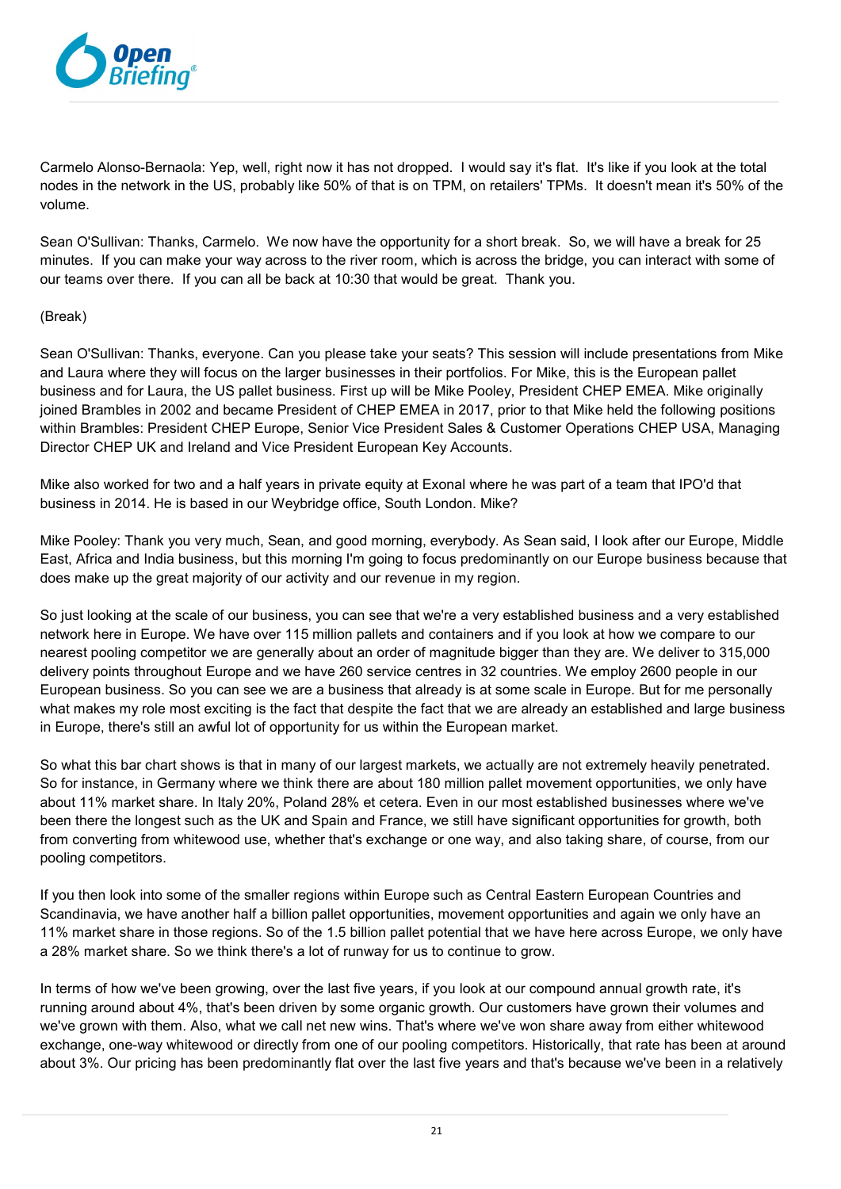Carmelo Alonso-Bernaola: Yep, well, right now it has not dropped. I would say it's flat. It's like if you look at the total nodes in the network in the US, probably like 50% of that is on TPM, on retailers' TPMs. It doesn't mean it's 50% of the volume.

Sean O'Sullivan: Thanks, Carmelo. We now have the opportunity for a short break. So, we will have a break for 25 minutes. If you can make your way across to the river room, which is across the bridge, you can interact with some of our teams over there. If you can all be back at 10:30 that would be great. Thank you.

(Break)

Sean O'Sullivan: Thanks, everyone. Can you please take your seats? This session will include presentations from Mike and Laura where they will focus on the larger businesses in their portfolios. For Mike, this is the European pallet business and for Laura, the US pallet business. First up will be Mike Pooley, President CHEP EMEA. Mike originally joined Brambles in 2002 and became President of CHEP EMEA in 2017, prior to that Mike held the following positions within Brambles: President CHEP Europe, Senior Vice President Sales & Customer Operations CHEP USA, Managing Director CHEP UK and Ireland and Vice President European Key Accounts.

Mike also worked for two and a half years in private equity at Exonal where he was part of a team that IPO'd that business in 2014. He is based in our Weybridge office, South London. Mike?

Mike Pooley: Thank you very much, Sean, and good morning, everybody. As Sean said, I look after our Europe, Middle East, Africa and India business, but this morning I'm going to focus predominantly on our Europe business because that does make up the great majority of our activity and our revenue in my region.

So just looking at the scale of our business, you can see that we're a very established business and a very established network here in Europe. We have over 115 million pallets and containers and if you look at how we compare to our nearest pooling competitor we are generally about an order of magnitude bigger than they are. We deliver to 315,000 delivery points throughout Europe and we have 260 service centres in 32 countries. We employ 2600 people in our European business. So you can see we are a business that already is at some scale in Europe. But for me personally what makes my role most exciting is the fact that despite the fact that we are already an established and large business in Europe, there's still an awful lot of opportunity for us within the European market.

So what this bar chart shows is that in many of our largest markets, we actually are not extremely heavily penetrated. So for instance, in Germany where we think there are about 180 million pallet movement opportunities, we only have about 11% market share. In Italy 20%, Poland 28% et cetera. Even in our most established businesses where we've been there the longest such as the UK and Spain and France, we still have significant opportunities for growth, both from converting from whitewood use, whether that's exchange or one way, and also taking share, of course, from our pooling competitors.

If you then look into some of the smaller regions within Europe such as Central Eastern European Countries and Scandinavia, we have another half a billion pallet opportunities, movement opportunities and again we only have an 11% market share in those regions. So of the 1.5 billion pallet potential that we have here across Europe, we only have a 28% market share. So we think there's a lot of runway for us to continue to grow.

In terms of how we've been growing, over the last five years, if you look at our compound annual growth rate, it's running around about 4%, that's been driven by some organic growth. Our customers have grown their volumes and we've grown with them. Also, what we call net new wins. That's where we've won share away from either whitewood exchange, one-way whitewood or directly from one of our pooling competitors. Historically, that rate has been at around about 3%. Our pricing has been predominantly flat over the last five years and that's because we've been in a relatively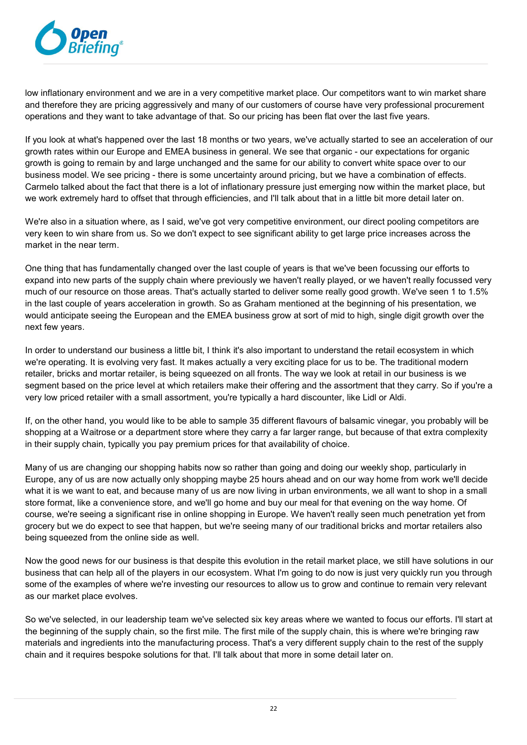low inflationary environment and we are in a very competitive market place. Our competitors want to win market share and therefore they are pricing aggressively and many of our customers of course have very professional procurement operations and they want to take advantage of that. So our pricing has been flat over the last five years.

If you look at what's happened over the last 18 months or two years, we've actually started to see an acceleration of our growth rates within our Europe and EMEA business in general. We see that organic - our expectations for organic growth is going to remain by and large unchanged and the same for our ability to convert white space over to our business model. We see pricing - there is some uncertainty around pricing, but we have a combination of effects. Carmelo talked about the fact that there is a lot of inflationary pressure just emerging now within the market place, but we work extremely hard to offset that through efficiencies, and I'll talk about that in a little bit more detail later on.

We're also in a situation where, as I said, we've got very competitive environment, our direct pooling competitors are very keen to win share from us. So we don't expect to see significant ability to get large price increases across the market in the near term.

One thing that has fundamentally changed over the last couple of years is that we've been focussing our efforts to expand into new parts of the supply chain where previously we haven't really played, or we haven't really focussed very much of our resource on those areas. That's actually started to deliver some really good growth. We've seen 1 to 1.5% in the last couple of years acceleration in growth. So as Graham mentioned at the beginning of his presentation, we would anticipate seeing the European and the EMEA business grow at sort of mid to high, single digit growth over the next few years.

In order to understand our business a little bit, I think it's also important to understand the retail ecosystem in which we're operating. It is evolving very fast. It makes actually a very exciting place for us to be. The traditional modern retailer, bricks and mortar retailer, is being squeezed on all fronts. The way we look at retail in our business is we segment based on the price level at which retailers make their offering and the assortment that they carry. So if you're a very low priced retailer with a small assortment, you're typically a hard discounter, like Lidl or Aldi.

If, on the other hand, you would like to be able to sample 35 different flavours of balsamic vinegar, you probably will be shopping at a Waitrose or a department store where they carry a far larger range, but because of that extra complexity in their supply chain, typically you pay premium prices for that availability of choice.

Many of us are changing our shopping habits now so rather than going and doing our weekly shop, particularly in Europe, any of us are now actually only shopping maybe 25 hours ahead and on our way home from work we'll decide what it is we want to eat, and because many of us are now living in urban environments, we all want to shop in a small store format, like a convenience store, and we'll go home and buy our meal for that evening on the way home. Of course, we're seeing a significant rise in online shopping in Europe. We haven't really seen much penetration yet from grocery but we do expect to see that happen, but we're seeing many of our traditional bricks and mortar retailers also being squeezed from the online side as well.

Now the good news for our business is that despite this evolution in the retail market place, we still have solutions in our business that can help all of the players in our ecosystem. What I'm going to do now is just very quickly run you through some of the examples of where we're investing our resources to allow us to grow and continue to remain very relevant as our market place evolves.

So we've selected, in our leadership team we've selected six key areas where we wanted to focus our efforts. I'll start at the beginning of the supply chain, so the first mile. The first mile of the supply chain, this is where we're bringing raw materials and ingredients into the manufacturing process. That's a very different supply chain to the rest of the supply chain and it requires bespoke solutions for that. I'll talk about that more in some detail later on.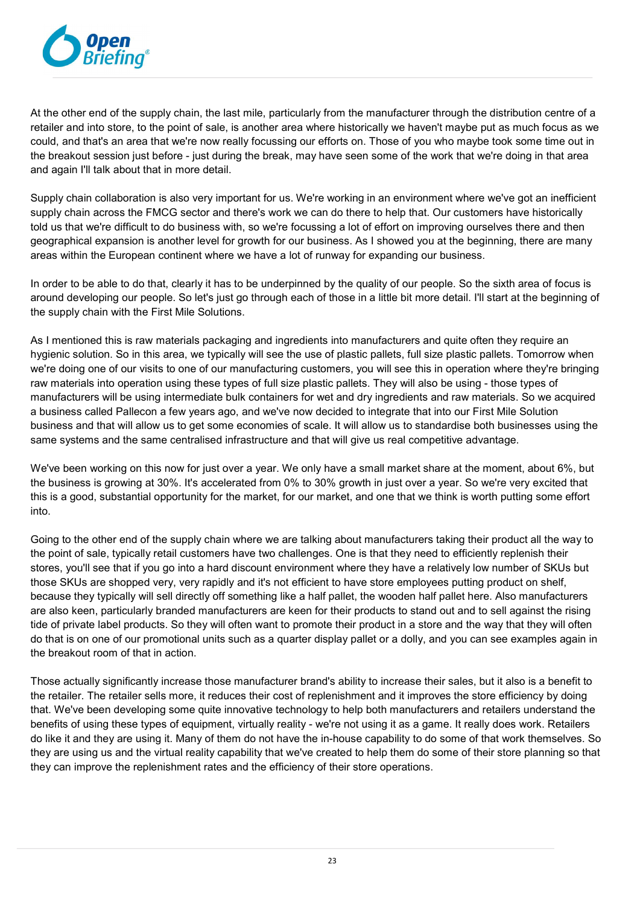At the other end of the supply chain, the last mile, particularly from the manufacturer through the distribution centre of a retailer and into store, to the point of sale, is another area where historically we haven't maybe put as much focus as we could, and that's an area that we're now really focussing our efforts on. Those of you who maybe took some time out in the breakout session just before - just during the break, may have seen some of the work that we're doing in that area and again I'll talk about that in more detail.

Supply chain collaboration is also very important for us. We're working in an environment where we've got an inefficient supply chain across the FMCG sector and there's work we can do there to help that. Our customers have historically told us that we're difficult to do business with, so we're focussing a lot of effort on improving ourselves there and then geographical expansion is another level for growth for our business. As I showed you at the beginning, there are many areas within the European continent where we have a lot of runway for expanding our business.

In order to be able to do that, clearly it has to be underpinned by the quality of our people. So the sixth area of focus is around developing our people. So let's just go through each of those in a little bit more detail. I'll start at the beginning of the supply chain with the First Mile Solutions.

As I mentioned this is raw materials packaging and ingredients into manufacturers and quite often they require an hygienic solution. So in this area, we typically will see the use of plastic pallets, full size plastic pallets. Tomorrow when we're doing one of our visits to one of our manufacturing customers, you will see this in operation where they're bringing raw materials into operation using these types of full size plastic pallets. They will also be using - those types of manufacturers will be using intermediate bulk containers for wet and dry ingredients and raw materials. So we acquired a business called Pallecon a few years ago, and we've now decided to integrate that into our First Mile Solution business and that will allow us to get some economies of scale. It will allow us to standardise both businesses using the same systems and the same centralised infrastructure and that will give us real competitive advantage.

We've been working on this now for just over a year. We only have a small market share at the moment, about 6%, but the business is growing at 30%. It's accelerated from 0% to 30% growth in just over a year. So we're very excited that this is a good, substantial opportunity for the market, for our market, and one that we think is worth putting some effort into.

Going to the other end of the supply chain where we are talking about manufacturers taking their product all the way to the point of sale, typically retail customers have two challenges. One is that they need to efficiently replenish their stores, you'll see that if you go into a hard discount environment where they have a relatively low number of SKUs but those SKUs are shopped very, very rapidly and it's not efficient to have store employees putting product on shelf, because they typically will sell directly off something like a half pallet, the wooden half pallet here. Also manufacturers are also keen, particularly branded manufacturers are keen for their products to stand out and to sell against the rising tide of private label products. So they will often want to promote their product in a store and the way that they will often do that is on one of our promotional units such as a quarter display pallet or a dolly, and you can see examples again in the breakout room of that in action.

Those actually significantly increase those manufacturer brand's ability to increase their sales, but it also is a benefit to the retailer. The retailer sells more, it reduces their cost of replenishment and it improves the store efficiency by doing that. We've been developing some quite innovative technology to help both manufacturers and retailers understand the benefits of using these types of equipment, virtually reality - we're not using it as a game. It really does work. Retailers do like it and they are using it. Many of them do not have the in-house capability to do some of that work themselves. So they are using us and the virtual reality capability that we've created to help them do some of their store planning so that they can improve the replenishment rates and the efficiency of their store operations.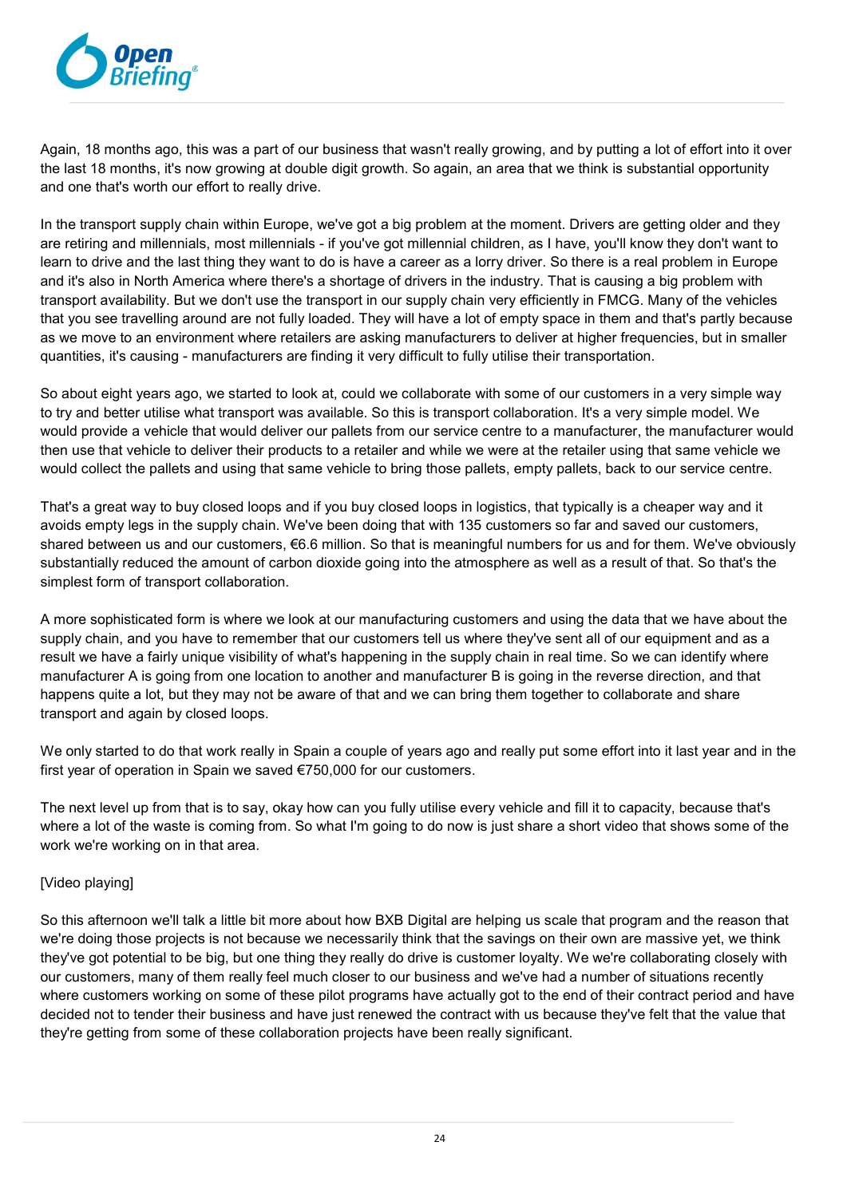Again, 18 months ago, this was a part of our business that wasn't really growing, and by putting a lot of effort into it over the last 18 months, it's now growing at double digit growth. So again, an area that we think is substantial opportunity and one that's worth our effort to really drive.

In the transport supply chain within Europe, we've got a big problem at the moment. Drivers are getting older and they are retiring and millennials, most millennials - if you've got millennial children, as I have, you'll know they don't want to learn to drive and the last thing they want to do is have a career as a lorry driver. So there is a real problem in Europe and it's also in North America where there's a shortage of drivers in the industry. That is causing a big problem with transport availability. But we don't use the transport in our supply chain very efficiently in FMCG. Many of the vehicles that you see travelling around are not fully loaded. They will have a lot of empty space in them and that's partly because as we move to an environment where retailers are asking manufacturers to deliver at higher frequencies, but in smaller quantities, it's causing - manufacturers are finding it very difficult to fully utilise their transportation.

So about eight years ago, we started to look at, could we collaborate with some of our customers in a very simple way to try and better utilise what transport was available. So this is transport collaboration. It's a very simple model. We would provide a vehicle that would deliver our pallets from our service centre to a manufacturer, the manufacturer would then use that vehicle to deliver their products to a retailer and while we were at the retailer using that same vehicle we would collect the pallets and using that same vehicle to bring those pallets, empty pallets, back to our service centre.

That's a great way to buy closed loops and if you buy closed loops in logistics, that typically is a cheaper way and it avoids empty legs in the supply chain. We've been doing that with 135 customers so far and saved our customers, shared between us and our customers, €6.6 million. So that is meaningful numbers for us and for them. We've obviously substantially reduced the amount of carbon dioxide going into the atmosphere as well as a result of that. So that's the simplest form of transport collaboration.

A more sophisticated form is where we look at our manufacturing customers and using the data that we have about the supply chain, and you have to remember that our customers tell us where they've sent all of our equipment and as a result we have a fairly unique visibility of what's happening in the supply chain in real time. So we can identify where manufacturer A is going from one location to another and manufacturer B is going in the reverse direction, and that happens quite a lot, but they may not be aware of that and we can bring them together to collaborate and share transport and again by closed loops.

We only started to do that work really in Spain a couple of years ago and really put some effort into it last year and in the first year of operation in Spain we saved €750,000 for our customers.

The next level up from that is to say, okay how can you fully utilise every vehicle and fill it to capacity, because that's where a lot of the waste is coming from. So what I'm going to do now is just share a short video that shows some of the work we're working on in that area.

[Video playing]

So this afternoon we'll talk a little bit more about how BXB Digital are helping us scale that program and the reason that we're doing those projects is not because we necessarily think that the savings on their own are massive yet, we think they've got potential to be big, but one thing they really do drive is customer loyalty. We we're collaborating closely with our customers, many of them really feel much closer to our business and we've had a number of situations recently where customers working on some of these pilot programs have actually got to the end of their contract period and have decided not to tender their business and have just renewed the contract with us because they've felt that the value that they're getting from some of these collaboration projects have been really significant.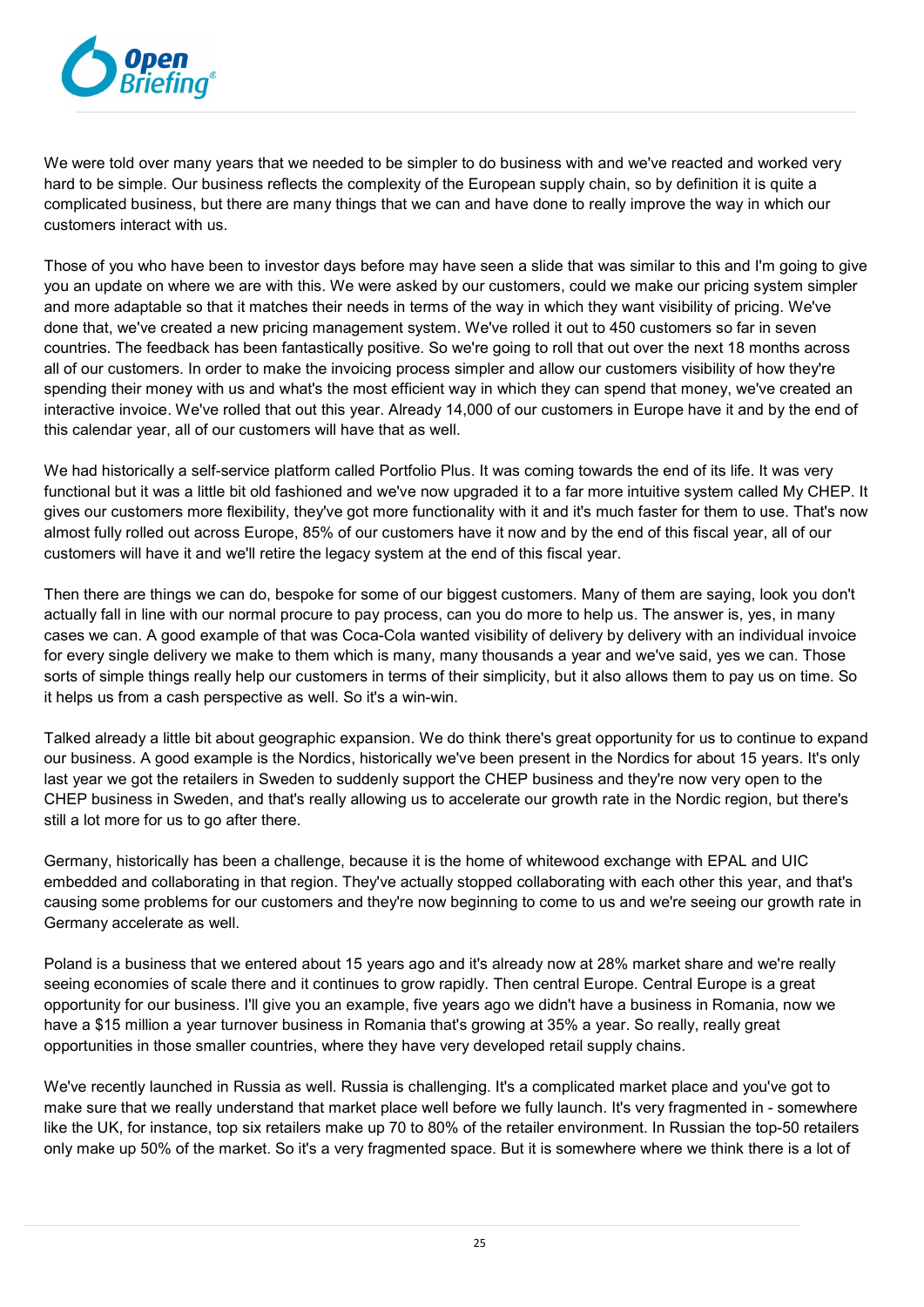We were told over many years that we needed to be simpler to do business with and we've reacted and worked very hard to be simple. Our business reflects the complexity of the European supply chain, so by definition it is quite a complicated business, but there are many things that we can and have done to really improve the way in which our customers interact with us.

Those of you who have been to investor days before may have seen a slide that was similar to this and I'm going to give you an update on where we are with this. We were asked by our customers, could we make our pricing system simpler and more adaptable so that it matches their needs in terms of the way in which they want visibility of pricing. We've done that, we've created a new pricing management system. We've rolled it out to 450 customers so far in seven countries. The feedback has been fantastically positive. So we're going to roll that out over the next 18 months across all of our customers. In order to make the invoicing process simpler and allow our customers visibility of how they're spending their money with us and what's the most efficient way in which they can spend that money, we've created an interactive invoice. We've rolled that out this year. Already 14,000 of our customers in Europe have it and by the end of this calendar year, all of our customers will have that as well.

We had historically a self-service platform called Portfolio Plus. It was coming towards the end of its life. It was very functional but it was a little bit old fashioned and we've now upgraded it to a far more intuitive system called My CHEP. It gives our customers more flexibility, they've got more functionality with it and it's much faster for them to use. That's now almost fully rolled out across Europe, 85% of our customers have it now and by the end of this fiscal year, all of our customers will have it and we'll retire the legacy system at the end of this fiscal year.

Then there are things we can do, bespoke for some of our biggest customers. Many of them are saying, look you don't actually fall in line with our normal procure to pay process, can you do more to help us. The answer is, yes, in many cases we can. A good example of that was Coca-Cola wanted visibility of delivery by delivery with an individual invoice for every single delivery we make to them which is many, many thousands a year and we've said, yes we can. Those sorts of simple things really help our customers in terms of their simplicity, but it also allows them to pay us on time. So it helps us from a cash perspective as well. So it's a win-win.

Talked already a little bit about geographic expansion. We do think there's great opportunity for us to continue to expand our business. A good example is the Nordics, historically we've been present in the Nordics for about 15 years. It's only last year we got the retailers in Sweden to suddenly support the CHEP business and they're now very open to the CHEP business in Sweden, and that's really allowing us to accelerate our growth rate in the Nordic region, but there's still a lot more for us to go after there.

Germany, historically has been a challenge, because it is the home of whitewood exchange with EPAL and UIC embedded and collaborating in that region. They've actually stopped collaborating with each other this year, and that's causing some problems for our customers and they're now beginning to come to us and we're seeing our growth rate in Germany accelerate as well.

Poland is a business that we entered about 15 years ago and it's already now at 28% market share and we're really seeing economies of scale there and it continues to grow rapidly. Then central Europe. Central Europe is a great opportunity for our business. I'll give you an example, five years ago we didn't have a business in Romania, now we have a $15 million a year turnover business in Romania that's growing at 35% a year. So really, really great opportunities in those smaller countries, where they have very developed retail supply chains.

We've recently launched in Russia as well. Russia is challenging. It's a complicated market place and you've got to make sure that we really understand that market place well before we fully launch. It's very fragmented in - somewhere like the UK, for instance, top six retailers make up 70 to 80% of the retailer environment. In Russian the top-50 retailers only make up 50% of the market. So it's a very fragmented space. But it is somewhere where we think there is a lot of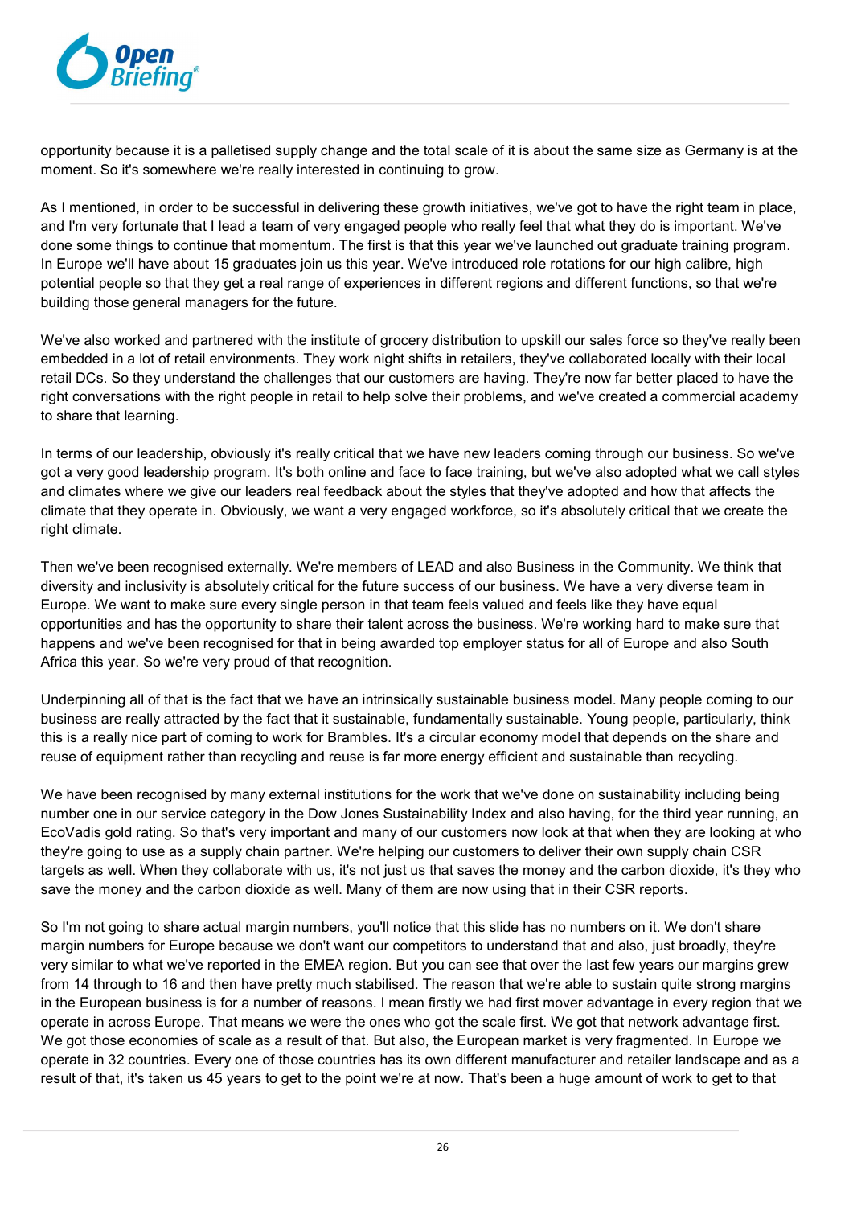opportunity because it is a palletised supply change and the total scale of it is about the same size as Germany is at the moment. So it's somewhere we're really interested in continuing to grow.

As I mentioned, in order to be successful in delivering these growth initiatives, we've got to have the right team in place, and I'm very fortunate that I lead a team of very engaged people who really feel that what they do is important. We've done some things to continue that momentum. The first is that this year we've launched out graduate training program. In Europe we'll have about 15 graduates join us this year. We've introduced role rotations for our high calibre, high potential people so that they get a real range of experiences in different regions and different functions, so that we're building those general managers for the future.

We've also worked and partnered with the institute of grocery distribution to upskill our sales force so they've really been embedded in a lot of retail environments. They work night shifts in retailers, they've collaborated locally with their local retail DCs. So they understand the challenges that our customers are having. They're now far better placed to have the right conversations with the right people in retail to help solve their problems, and we've created a commercial academy to share that learning.

In terms of our leadership, obviously it's really critical that we have new leaders coming through our business. So we've got a very good leadership program. It's both online and face to face training, but we've also adopted what we call styles and climates where we give our leaders real feedback about the styles that they've adopted and how that affects the climate that they operate in. Obviously, we want a very engaged workforce, so it's absolutely critical that we create the right climate.

Then we've been recognised externally. We're members of LEAD and also Business in the Community. We think that diversity and inclusivity is absolutely critical for the future success of our business. We have a very diverse team in Europe. We want to make sure every single person in that team feels valued and feels like they have equal opportunities and has the opportunity to share their talent across the business. We're working hard to make sure that happens and we've been recognised for that in being awarded top employer status for all of Europe and also South Africa this year. So we're very proud of that recognition.

Underpinning all of that is the fact that we have an intrinsically sustainable business model. Many people coming to our business are really attracted by the fact that it sustainable, fundamentally sustainable. Young people, particularly, think this is a really nice part of coming to work for Brambles. It's a circular economy model that depends on the share and reuse of equipment rather than recycling and reuse is far more energy efficient and sustainable than recycling.

We have been recognised by many external institutions for the work that we've done on sustainability including being number one in our service category in the Dow Jones Sustainability Index and also having, for the third year running, an EcoVadis gold rating. So that's very important and many of our customers now look at that when they are looking at who they're going to use as a supply chain partner. We're helping our customers to deliver their own supply chain CSR targets as well. When they collaborate with us, it's not just us that saves the money and the carbon dioxide, it's they who save the money and the carbon dioxide as well. Many of them are now using that in their CSR reports.

So I'm not going to share actual margin numbers, you'll notice that this slide has no numbers on it. We don't share margin numbers for Europe because we don't want our competitors to understand that and also, just broadly, they're very similar to what we've reported in the EMEA region. But you can see that over the last few years our margins grew from 14 through to 16 and then have pretty much stabilised. The reason that we're able to sustain quite strong margins in the European business is for a number of reasons. I mean firstly we had first mover advantage in every region that we operate in across Europe. That means we were the ones who got the scale first. We got that network advantage first. We got those economies of scale as a result of that. But also, the European market is very fragmented. In Europe we operate in 32 countries. Every one of those countries has its own different manufacturer and retailer landscape and as a result of that, it's taken us 45 years to get to the point we're at now. That's been a huge amount of work to get to that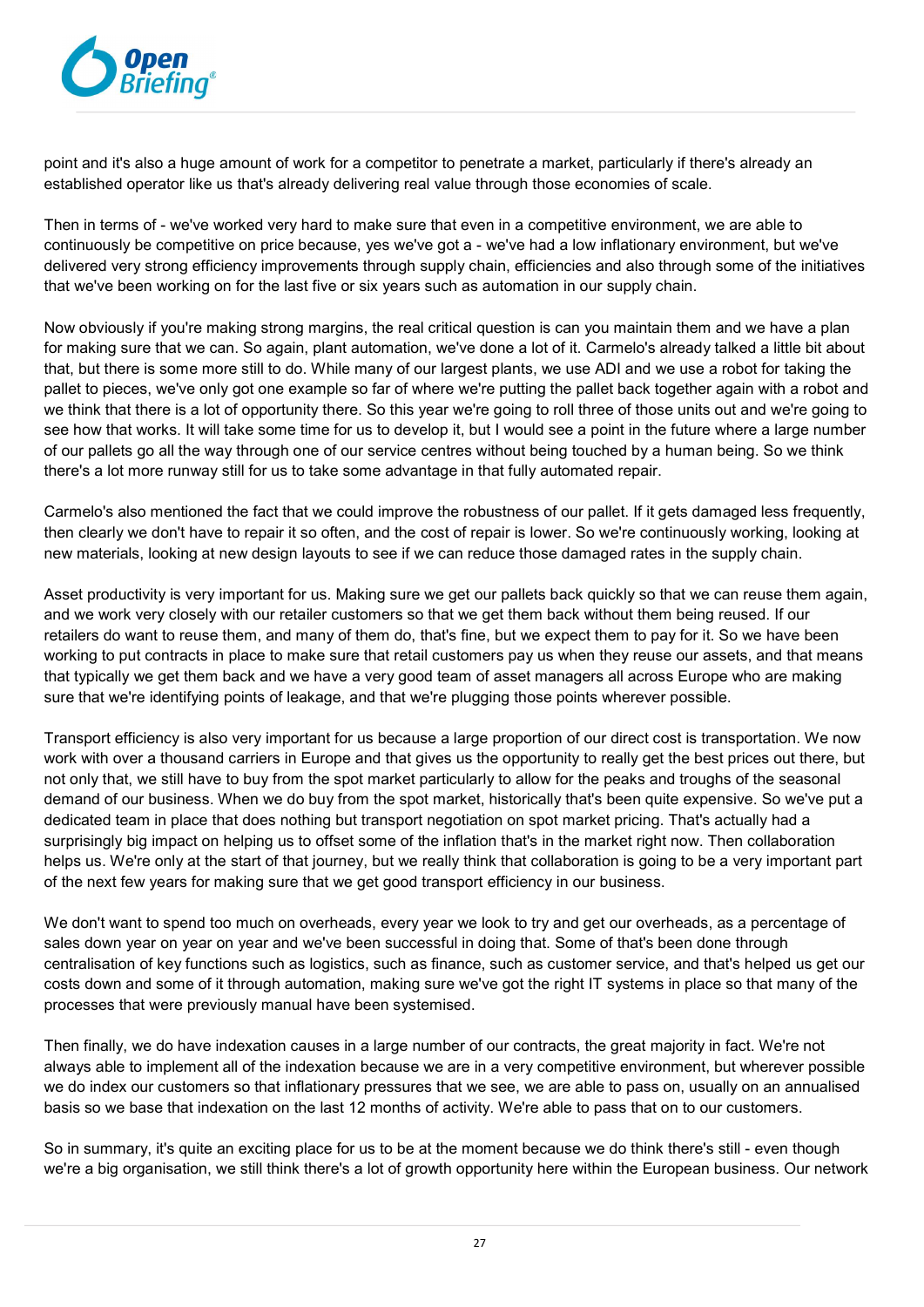point and it's also a huge amount of work for a competitor to penetrate a market, particularly if there's already an established operator like us that's already delivering real value through those economies of scale.

Then in terms of - we've worked very hard to make sure that even in a competitive environment, we are able to continuously be competitive on price because, yes we've got a - we've had a low inflationary environment, but we've delivered very strong efficiency improvements through supply chain, efficiencies and also through some of the initiatives that we've been working on for the last five or six years such as automation in our supply chain.

Now obviously if you're making strong margins, the real critical question is can you maintain them and we have a plan for making sure that we can. So again, plant automation, we've done a lot of it. Carmelo's already talked a little bit about that, but there is some more still to do. While many of our largest plants, we use ADI and we use a robot for taking the pallet to pieces, we've only got one example so far of where we're putting the pallet back together again with a robot and we think that there is a lot of opportunity there. So this year we're going to roll three of those units out and we're going to see how that works. It will take some time for us to develop it, but I would see a point in the future where a large number of our pallets go all the way through one of our service centres without being touched by a human being. So we think there's a lot more runway still for us to take some advantage in that fully automated repair.

Carmelo's also mentioned the fact that we could improve the robustness of our pallet. If it gets damaged less frequently, then clearly we don't have to repair it so often, and the cost of repair is lower. So we're continuously working, looking at new materials, looking at new design layouts to see if we can reduce those damaged rates in the supply chain.

Asset productivity is very important for us. Making sure we get our pallets back quickly so that we can reuse them again, and we work very closely with our retailer customers so that we get them back without them being reused. If our retailers do want to reuse them, and many of them do, that's fine, but we expect them to pay for it. So we have been working to put contracts in place to make sure that retail customers pay us when they reuse our assets, and that means that typically we get them back and we have a very good team of asset managers all across Europe who are making sure that we're identifying points of leakage, and that we're plugging those points wherever possible.

Transport efficiency is also very important for us because a large proportion of our direct cost is transportation. We now work with over a thousand carriers in Europe and that gives us the opportunity to really get the best prices out there, but not only that, we still have to buy from the spot market particularly to allow for the peaks and troughs of the seasonal demand of our business. When we do buy from the spot market, historically that's been quite expensive. So we've put a dedicated team in place that does nothing but transport negotiation on spot market pricing. That's actually had a surprisingly big impact on helping us to offset some of the inflation that's in the market right now. Then collaboration helps us. We're only at the start of that journey, but we really think that collaboration is going to be a very important part of the next few years for making sure that we get good transport efficiency in our business.

We don't want to spend too much on overheads, every year we look to try and get our overheads, as a percentage of sales down year on year and we've been successful in doing that. Some of that's been done through centralisation of key functions such as logistics, such as finance, such as customer service, and that's helped us get our costs down and some of it through automation, making sure we've got the right IT systems in place so that many of the processes that were previously manual have been systemised.

Then finally, we do have indexation causes in a large number of our contracts, the great majority in fact. We're not always able to implement all of the indexation because we are in a very competitive environment, but wherever possible we do index our customers so that inflationary pressures that we see, we are able to pass on, usually on an annualised basis so we base that indexation on the last 12 months of activity. We're able to pass that on to our customers.

So in summary, it's quite an exciting place for us to be at the moment because we do think there's still - even though we're a big organisation, we still think there's a lot of growth opportunity here within the European business. Our network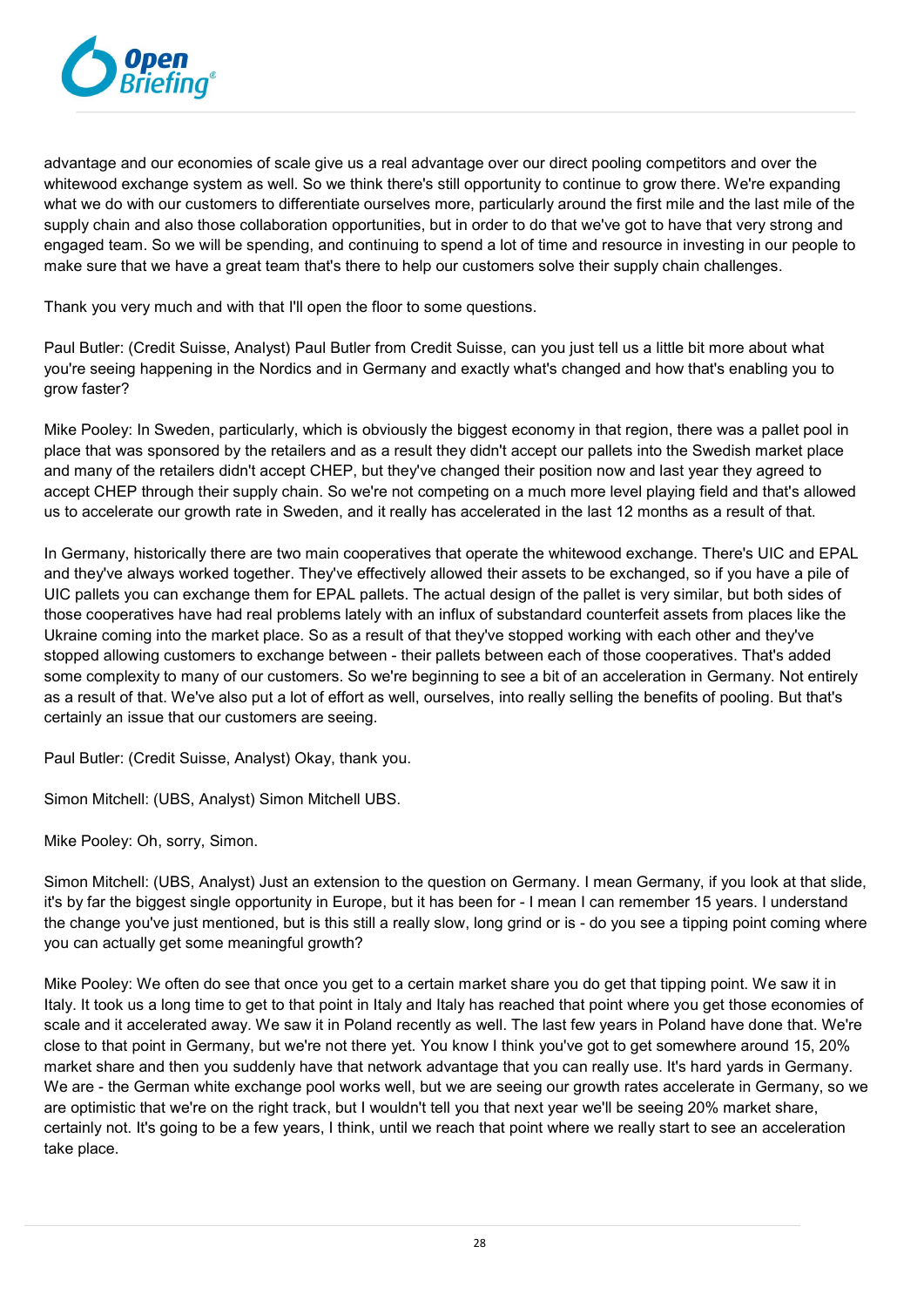advantage and our economies of scale give us a real advantage over our direct pooling competitors and over the whitewood exchange system as well. So we think there's still opportunity to continue to grow there. We're expanding what we do with our customers to differentiate ourselves more, particularly around the first mile and the last mile of the supply chain and also those collaboration opportunities, but in order to do that we've got to have that very strong and engaged team. So we will be spending, and continuing to spend a lot of time and resource in investing in our people to make sure that we have a great team that's there to help our customers solve their supply chain challenges.

Thank you very much and with that I'll open the floor to some questions.

Paul Butler: (Credit Suisse, Analyst) Paul Butler from Credit Suisse, can you just tell us a little bit more about what you're seeing happening in the Nordics and in Germany and exactly what's changed and how that's enabling you to grow faster?

Mike Pooley: In Sweden, particularly, which is obviously the biggest economy in that region, there was a pallet pool in place that was sponsored by the retailers and as a result they didn't accept our pallets into the Swedish market place and many of the retailers didn't accept CHEP, but they've changed their position now and last year they agreed to accept CHEP through their supply chain. So we're not competing on a much more level playing field and that's allowed us to accelerate our growth rate in Sweden, and it really has accelerated in the last 12 months as a result of that.

In Germany, historically there are two main cooperatives that operate the whitewood exchange. There's UIC and EPAL and they've always worked together. They've effectively allowed their assets to be exchanged, so if you have a pile of UIC pallets you can exchange them for EPAL pallets. The actual design of the pallet is very similar, but both sides of those cooperatives have had real problems lately with an influx of substandard counterfeit assets from places like the Ukraine coming into the market place. So as a result of that they've stopped working with each other and they've stopped allowing customers to exchange between - their pallets between each of those cooperatives. That's added some complexity to many of our customers. So we're beginning to see a bit of an acceleration in Germany. Not entirely as a result of that. We've also put a lot of effort as well, ourselves, into really selling the benefits of pooling. But that's certainly an issue that our customers are seeing.

Paul Butler: (Credit Suisse, Analyst) Okay, thank you.

Simon Mitchell: (UBS, Analyst) Simon Mitchell UBS.

Mike Pooley: Oh, sorry, Simon.

Simon Mitchell: (UBS, Analyst) Just an extension to the question on Germany. I mean Germany, if you look at that slide, it's by far the biggest single opportunity in Europe, but it has been for - I mean I can remember 15 years. I understand the change you've just mentioned, but is this still a really slow, long grind or is - do you see a tipping point coming where you can actually get some meaningful growth?

Mike Pooley: We often do see that once you get to a certain market share you do get that tipping point. We saw it in Italy. It took us a long time to get to that point in Italy and Italy has reached that point where you get those economies of scale and it accelerated away. We saw it in Poland recently as well. The last few years in Poland have done that. We're close to that point in Germany, but we're not there yet. You know I think you've got to get somewhere around 15, 20% market share and then you suddenly have that network advantage that you can really use. It's hard yards in Germany. We are - the German white exchange pool works well, but we are seeing our growth rates accelerate in Germany, so we are optimistic that we're on the right track, but I wouldn't tell you that next year we'll be seeing 20% market share, certainly not. It's going to be a few years, I think, until we reach that point where we really start to see an acceleration take place.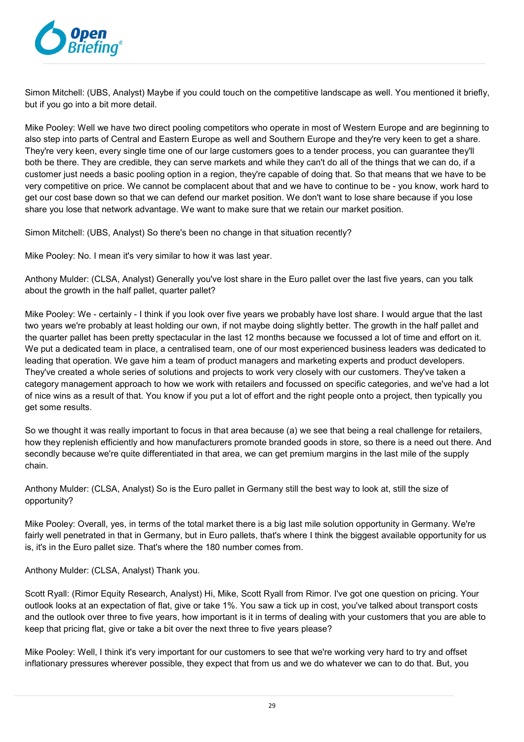Simon Mitchell: (UBS, Analyst) Maybe if you could touch on the competitive landscape as well. You mentioned it briefly, but if you go into a bit more detail.

Mike Pooley: Well we have two direct pooling competitors who operate in most of Western Europe and are beginning to also step into parts of Central and Eastern Europe as well and Southern Europe and they're very keen to get a share. They're very keen, every single time one of our large customers goes to a tender process, you can guarantee they'll both be there. They are credible, they can serve markets and while they can't do all of the things that we can do, if a customer just needs a basic pooling option in a region, they're capable of doing that. So that means that we have to be very competitive on price. We cannot be complacent about that and we have to continue to be - you know, work hard to get our cost base down so that we can defend our market position. We don't want to lose share because if you lose share you lose that network advantage. We want to make sure that we retain our market position.

Simon Mitchell: (UBS, Analyst) So there's been no change in that situation recently?

Mike Pooley: No. I mean it's very similar to how it was last year.

Anthony Mulder: (CLSA, Analyst) Generally you've lost share in the Euro pallet over the last five years, can you talk about the growth in the half pallet, quarter pallet?

Mike Pooley: We - certainly - I think if you look over five years we probably have lost share. I would argue that the last two years we're probably at least holding our own, if not maybe doing slightly better. The growth in the half pallet and the quarter pallet has been pretty spectacular in the last 12 months because we focussed a lot of time and effort on it. We put a dedicated team in place, a centralised team, one of our most experienced business leaders was dedicated to leading that operation. We gave him a team of product managers and marketing experts and product developers. They've created a whole series of solutions and projects to work very closely with our customers. They've taken a category management approach to how we work with retailers and focussed on specific categories, and we've had a lot of nice wins as a result of that. You know if you put a lot of effort and the right people onto a project, then typically you get some results.

So we thought it was really important to focus in that area because (a) we see that being a real challenge for retailers, how they replenish efficiently and how manufacturers promote branded goods in store, so there is a need out there. And secondly because we're quite differentiated in that area, we can get premium margins in the last mile of the supply chain.

Anthony Mulder: (CLSA, Analyst) So is the Euro pallet in Germany still the best way to look at, still the size of opportunity?

Mike Pooley: Overall, yes, in terms of the total market there is a big last mile solution opportunity in Germany. We're fairly well penetrated in that in Germany, but in Euro pallets, that's where I think the biggest available opportunity for us is, it's in the Euro pallet size. That's where the 180 number comes from.

Anthony Mulder: (CLSA, Analyst) Thank you.

Scott Ryall: (Rimor Equity Research, Analyst) Hi, Mike, Scott Ryall from Rimor. I've got one question on pricing. Your outlook looks at an expectation of flat, give or take 1%. You saw a tick up in cost, you've talked about transport costs and the outlook over three to five years, how important is it in terms of dealing with your customers that you are able to keep that pricing flat, give or take a bit over the next three to five years please?

Mike Pooley: Well, I think it's very important for our customers to see that we're working very hard to try and offset inflationary pressures wherever possible, they expect that from us and we do whatever we can to do that. But, you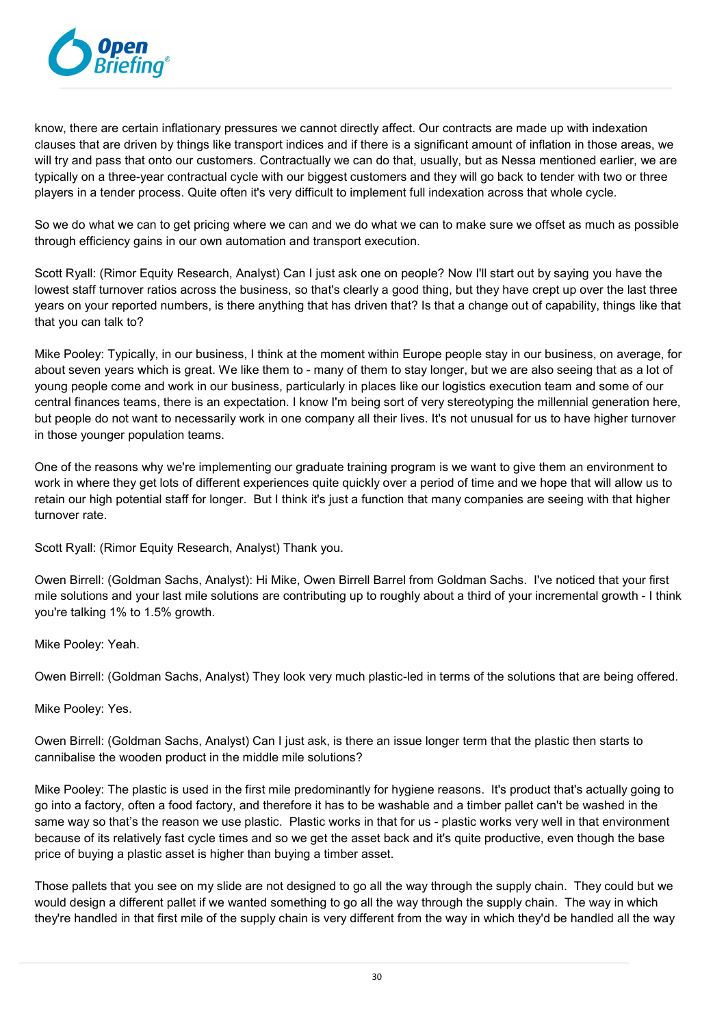know, there are certain inflationary pressures we cannot directly affect. Our contracts are made up with indexation clauses that are driven by things like transport indices and if there is a significant amount of inflation in those areas, we will try and pass that onto our customers. Contractually we can do that, usually, but as Nessa mentioned earlier, we are typically on a three-year contractual cycle with our biggest customers and they will go back to tender with two or three players in a tender process. Quite often it's very difficult to implement full indexation across that whole cycle.

So we do what we can to get pricing where we can and we do what we can to make sure we offset as much as possible through efficiency gains in our own automation and transport execution.

Scott Ryall: (Rimor Equity Research, Analyst) Can I just ask one on people? Now I'll start out by saying you have the lowest staff turnover ratios across the business, so that's clearly a good thing, but they have crept up over the last three years on your reported numbers, is there anything that has driven that? Is that a change out of capability, things like that that you can talk to?

Mike Pooley: Typically, in our business, I think at the moment within Europe people stay in our business, on average, for about seven years which is great. We like them to - many of them to stay longer, but we are also seeing that as a lot of young people come and work in our business, particularly in places like our logistics execution team and some of our central finances teams, there is an expectation. I know I'm being sort of very stereotyping the millennial generation here, but people do not want to necessarily work in one company all their lives. It's not unusual for us to have higher turnover in those younger population teams.

One of the reasons why we're implementing our graduate training program is we want to give them an environment to work in where they get lots of different experiences quite quickly over a period of time and we hope that will allow us to retain our high potential staff for longer. But I think it's just a function that many companies are seeing with that higher turnover rate.

Scott Ryall: (Rimor Equity Research, Analyst) Thank you.

Owen Birrell: (Goldman Sachs, Analyst): Hi Mike, Owen Birrell Barrel from Goldman Sachs. I've noticed that your first mile solutions and your last mile solutions are contributing up to roughly about a third of your incremental growth - I think you're talking 1% to 1.5% growth.

Mike Pooley: Yeah.

Owen Birrell: (Goldman Sachs, Analyst) They look very much plastic-led in terms of the solutions that are being offered.

Mike Pooley: Yes.

Owen Birrell: (Goldman Sachs, Analyst) Can I just ask, is there an issue longer term that the plastic then starts to cannibalise the wooden product in the middle mile solutions?

Mike Pooley: The plastic is used in the first mile predominantly for hygiene reasons. It's product that's actually going to go into a factory, often a food factory, and therefore it has to be washable and a timber pallet can't be washed in the same way so that's the reason we use plastic. Plastic works in that for us - plastic works very well in that environment because of its relatively fast cycle times and so we get the asset back and it's quite productive, even though the base price of buying a plastic asset is higher than buying a timber asset.

Those pallets that you see on my slide are not designed to go all the way through the supply chain. They could but we would design a different pallet if we wanted something to go all the way through the supply chain. The way in which they're handled in that first mile of the supply chain is very different from the way in which they'd be handled all the way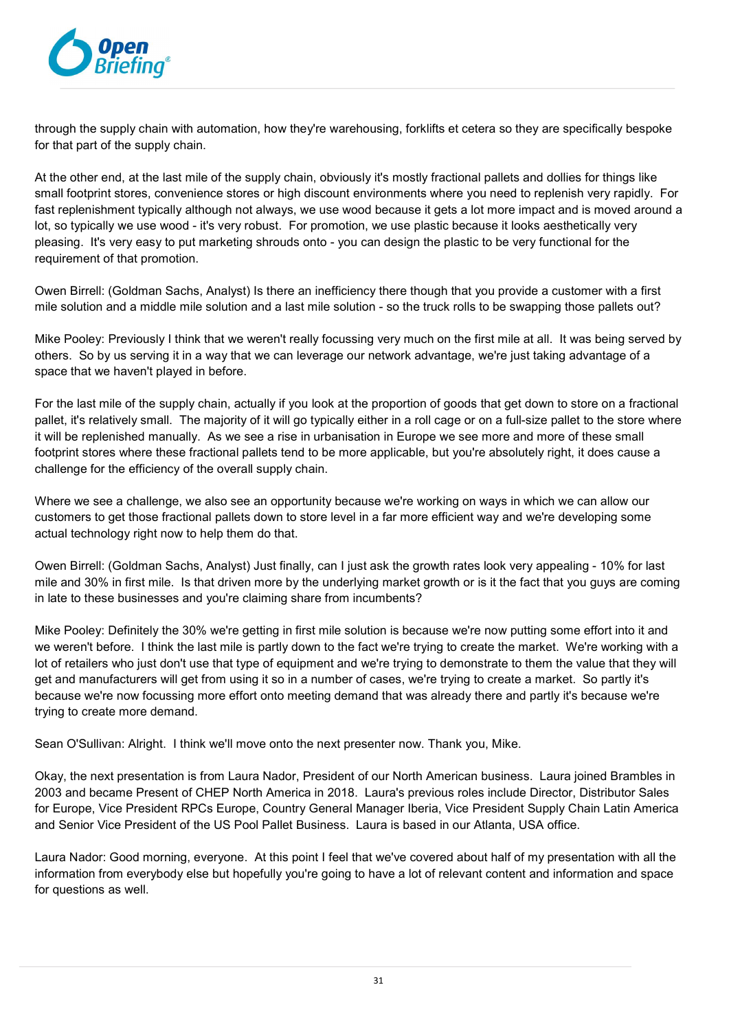through the supply chain with automation, how they're warehousing, forklifts et cetera so they are specifically bespoke for that part of the supply chain.

At the other end, at the last mile of the supply chain, obviously it's mostly fractional pallets and dollies for things like small footprint stores, convenience stores or high discount environments where you need to replenish very rapidly. For fast replenishment typically although not always, we use wood because it gets a lot more impact and is moved around a lot, so typically we use wood - it's very robust. For promotion, we use plastic because it looks aesthetically very pleasing. It's very easy to put marketing shrouds onto - you can design the plastic to be very functional for the requirement of that promotion.

Owen Birrell: (Goldman Sachs, Analyst) Is there an inefficiency there though that you provide a customer with a first mile solution and a middle mile solution and a last mile solution - so the truck rolls to be swapping those pallets out?

Mike Pooley: Previously I think that we weren't really focussing very much on the first mile at all. It was being served by others. So by us serving it in a way that we can leverage our network advantage, we're just taking advantage of a space that we haven't played in before.

For the last mile of the supply chain, actually if you look at the proportion of goods that get down to store on a fractional pallet, it's relatively small. The majority of it will go typically either in a roll cage or on a full-size pallet to the store where it will be replenished manually. As we see a rise in urbanisation in Europe we see more and more of these small footprint stores where these fractional pallets tend to be more applicable, but you're absolutely right, it does cause a challenge for the efficiency of the overall supply chain.

Where we see a challenge, we also see an opportunity because we're working on ways in which we can allow our customers to get those fractional pallets down to store level in a far more efficient way and we're developing some actual technology right now to help them do that.

Owen Birrell: (Goldman Sachs, Analyst) Just finally, can I just ask the growth rates look very appealing - 10% for last mile and 30% in first mile. Is that driven more by the underlying market growth or is it the fact that you guys are coming in late to these businesses and you're claiming share from incumbents?

Mike Pooley: Definitely the 30% we're getting in first mile solution is because we're now putting some effort into it and we weren't before. I think the last mile is partly down to the fact we're trying to create the market. We're working with a lot of retailers who just don't use that type of equipment and we're trying to demonstrate to them the value that they will get and manufacturers will get from using it so in a number of cases, we're trying to create a market. So partly it's because we're now focussing more effort onto meeting demand that was already there and partly it's because we're trying to create more demand.

Sean O'Sullivan: Alright. I think we'll move onto the next presenter now. Thank you, Mike.

Okay, the next presentation is from Laura Nador, President of our North American business. Laura joined Brambles in 2003 and became Present of CHEP North America in 2018. Laura's previous roles include Director, Distributor Sales for Europe, Vice President RPCs Europe, Country General Manager Iberia, Vice President Supply Chain Latin America and Senior Vice President of the US Pool Pallet Business. Laura is based in our Atlanta, USA office.

Laura Nador: Good morning, everyone. At this point I feel that we've covered about half of my presentation with all the information from everybody else but hopefully you're going to have a lot of relevant content and information and space for questions as well.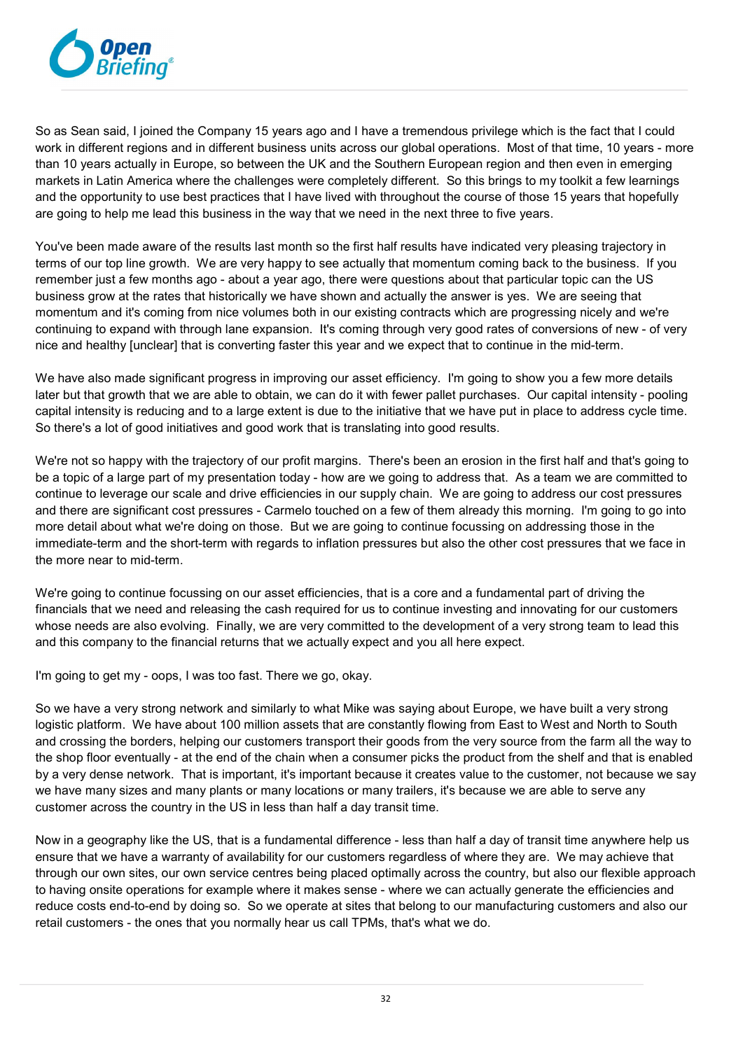So as Sean said, I joined the Company 15 years ago and I have a tremendous privilege which is the fact that I could work in different regions and in different business units across our global operations. Most of that time, 10 years - more than 10 years actually in Europe, so between the UK and the Southern European region and then even in emerging markets in Latin America where the challenges were completely different. So this brings to my toolkit a few learnings and the opportunity to use best practices that I have lived with throughout the course of those 15 years that hopefully are going to help me lead this business in the way that we need in the next three to five years.

You've been made aware of the results last month so the first half results have indicated very pleasing trajectory in terms of our top line growth. We are very happy to see actually that momentum coming back to the business. If you remember just a few months ago - about a year ago, there were questions about that particular topic can the US business grow at the rates that historically we have shown and actually the answer is yes. We are seeing that momentum and it's coming from nice volumes both in our existing contracts which are progressing nicely and we're continuing to expand with through lane expansion. It's coming through very good rates of conversions of new - of very nice and healthy [unclear] that is converting faster this year and we expect that to continue in the mid-term.

We have also made significant progress in improving our asset efficiency. I'm going to show you a few more details later but that growth that we are able to obtain, we can do it with fewer pallet purchases. Our capital intensity - pooling capital intensity is reducing and to a large extent is due to the initiative that we have put in place to address cycle time. So there's a lot of good initiatives and good work that is translating into good results.

We're not so happy with the trajectory of our profit margins. There's been an erosion in the first half and that's going to be a topic of a large part of my presentation today - how are we going to address that. As a team we are committed to continue to leverage our scale and drive efficiencies in our supply chain. We are going to address our cost pressures and there are significant cost pressures - Carmelo touched on a few of them already this morning. I'm going to go into more detail about what we're doing on those. But we are going to continue focussing on addressing those in the immediate-term and the short-term with regards to inflation pressures but also the other cost pressures that we face in the more near to mid-term.

We're going to continue focussing on our asset efficiencies, that is a core and a fundamental part of driving the financials that we need and releasing the cash required for us to continue investing and innovating for our customers whose needs are also evolving. Finally, we are very committed to the development of a very strong team to lead this and this company to the financial returns that we actually expect and you all here expect.

I'm going to get my - oops, I was too fast. There we go, okay.

So we have a very strong network and similarly to what Mike was saying about Europe, we have built a very strong logistic platform. We have about 100 million assets that are constantly flowing from East to West and North to South and crossing the borders, helping our customers transport their goods from the very source from the farm all the way to the shop floor eventually - at the end of the chain when a consumer picks the product from the shelf and that is enabled by a very dense network. That is important, it's important because it creates value to the customer, not because we say we have many sizes and many plants or many locations or many trailers, it's because we are able to serve any customer across the country in the US in less than half a day transit time.

Now in a geography like the US, that is a fundamental difference - less than half a day of transit time anywhere help us ensure that we have a warranty of availability for our customers regardless of where they are. We may achieve that through our own sites, our own service centres being placed optimally across the country, but also our flexible approach to having onsite operations for example where it makes sense - where we can actually generate the efficiencies and reduce costs end-to-end by doing so. So we operate at sites that belong to our manufacturing customers and also our retail customers - the ones that you normally hear us call TPMs, that's what we do.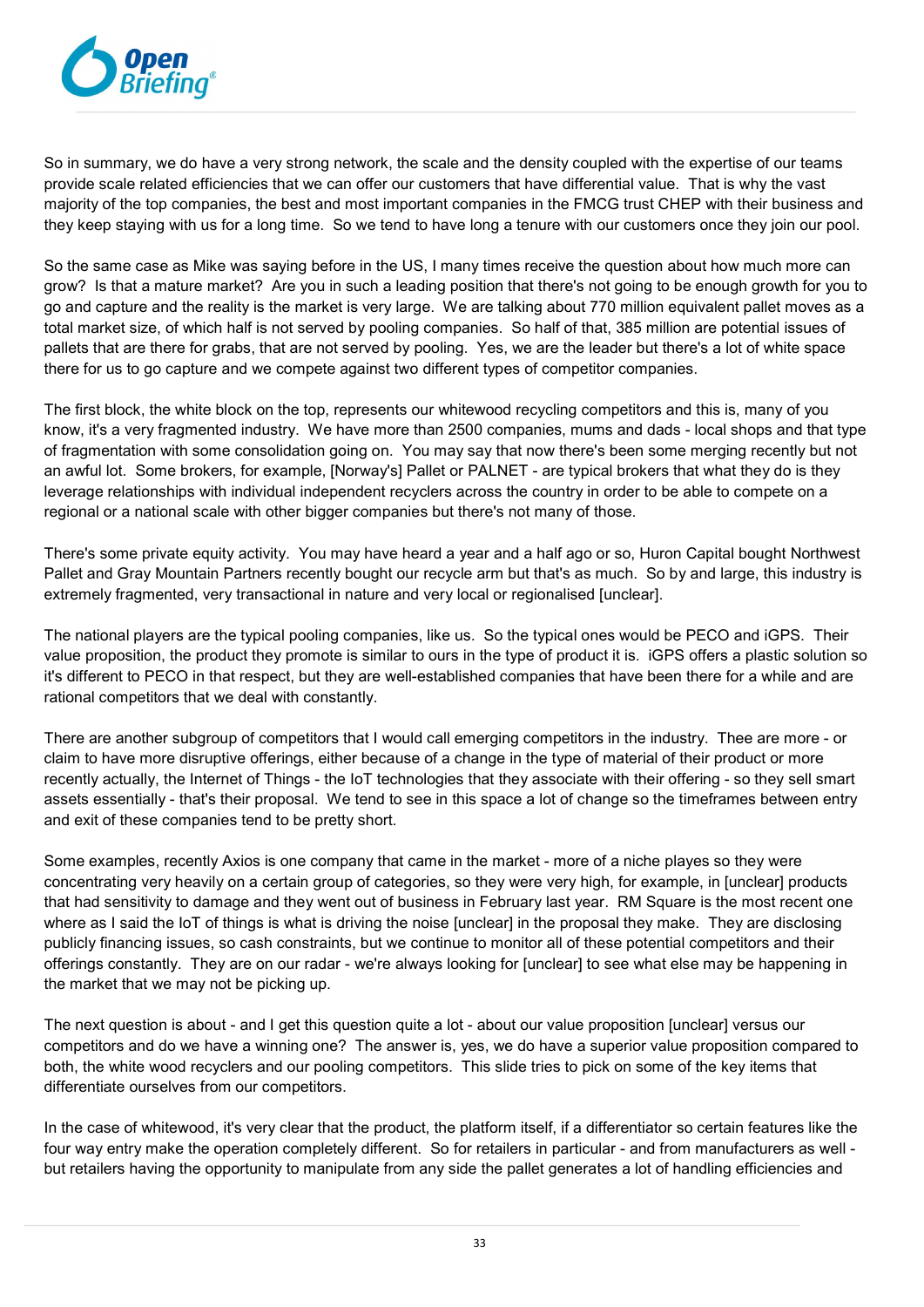So in summary, we do have a very strong network, the scale and the density coupled with the expertise of our teams provide scale related efficiencies that we can offer our customers that have differential value. That is why the vast majority of the top companies, the best and most important companies in the FMCG trust CHEP with their business and they keep staying with us for a long time. So we tend to have long a tenure with our customers once they join our pool.

So the same case as Mike was saying before in the US, I many times receive the question about how much more can grow? Is that a mature market? Are you in such a leading position that there's not going to be enough growth for you to go and capture and the reality is the market is very large. We are talking about 770 million equivalent pallet moves as a total market size, of which half is not served by pooling companies. So half of that, 385 million are potential issues of pallets that are there for grabs, that are not served by pooling. Yes, we are the leader but there's a lot of white space there for us to go capture and we compete against two different types of competitor companies.

The first block, the white block on the top, represents our whitewood recycling competitors and this is, many of you know, it's a very fragmented industry. We have more than 2500 companies, mums and dads - local shops and that type of fragmentation with some consolidation going on. You may say that now there's been some merging recently but not an awful lot. Some brokers, for example, [Norway's] Pallet or PALNET - are typical brokers that what they do is they leverage relationships with individual independent recyclers across the country in order to be able to compete on a regional or a national scale with other bigger companies but there's not many of those.

There's some private equity activity. You may have heard a year and a half ago or so, Huron Capital bought Northwest Pallet and Gray Mountain Partners recently bought our recycle arm but that's as much. So by and large, this industry is extremely fragmented, very transactional in nature and very local or regionalised [unclear].

The national players are the typical pooling companies, like us. So the typical ones would be PECO and iGPS. Their value proposition, the product they promote is similar to ours in the type of product it is. iGPS offers a plastic solution so it's different to PECO in that respect, but they are well-established companies that have been there for a while and are rational competitors that we deal with constantly.

There are another subgroup of competitors that I would call emerging competitors in the industry. Thee are more - or claim to have more disruptive offerings, either because of a change in the type of material of their product or more recently actually, the Internet of Things - the IoT technologies that they associate with their offering - so they sell smart assets essentially - that's their proposal. We tend to see in this space a lot of change so the timeframes between entry and exit of these companies tend to be pretty short.

Some examples, recently Axios is one company that came in the market - more of a niche playes so they were concentrating very heavily on a certain group of categories, so they were very high, for example, in [unclear] products that had sensitivity to damage and they went out of business in February last year. RM Square is the most recent one where as I said the IoT of things is what is driving the noise [unclear] in the proposal they make. They are disclosing publicly financing issues, so cash constraints, but we continue to monitor all of these potential competitors and their offerings constantly. They are on our radar - we're always looking for [unclear] to see what else may be happening in the market that we may not be picking up.

The next question is about - and I get this question quite a lot - about our value proposition [unclear] versus our competitors and do we have a winning one? The answer is, yes, we do have a superior value proposition compared to both, the white wood recyclers and our pooling competitors. This slide tries to pick on some of the key items that differentiate ourselves from our competitors.

In the case of whitewood, it's very clear that the product, the platform itself, if a differentiator so certain features like the four way entry make the operation completely different. So for retailers in particular - and from manufacturers as well - but retailers having the opportunity to manipulate from any side the pallet generates a lot of handling efficiencies and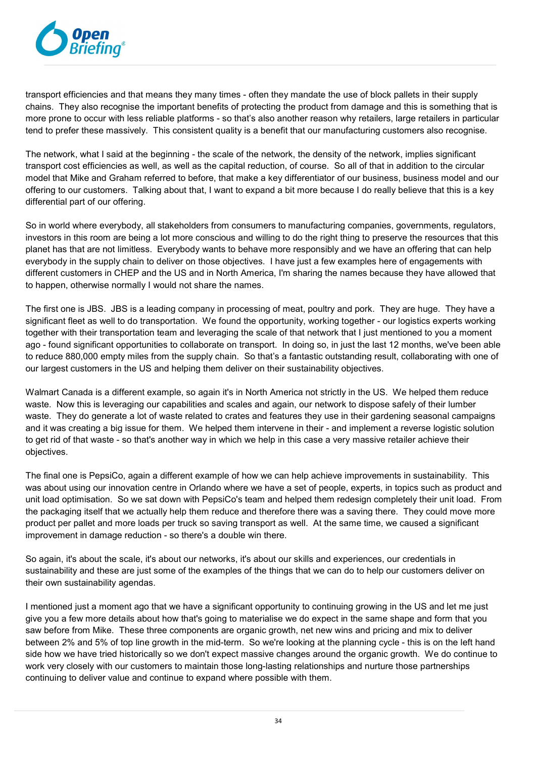transport efficiencies and that means they many times - often they mandate the use of block pallets in their supply chains. They also recognise the important benefits of protecting the product from damage and this is something that is more prone to occur with less reliable platforms - so that's also another reason why retailers, large retailers in particular tend to prefer these massively. This consistent quality is a benefit that our manufacturing customers also recognise.

The network, what I said at the beginning - the scale of the network, the density of the network, implies significant transport cost efficiencies as well, as well as the capital reduction, of course. So all of that in addition to the circular model that Mike and Graham referred to before, that make a key differentiator of our business, business model and our offering to our customers. Talking about that, I want to expand a bit more because I do really believe that this is a key differential part of our offering.

So in world where everybody, all stakeholders from consumers to manufacturing companies, governments, regulators, investors in this room are being a lot more conscious and willing to do the right thing to preserve the resources that this planet has that are not limitless. Everybody wants to behave more responsibly and we have an offering that can help everybody in the supply chain to deliver on those objectives. I have just a few examples here of engagements with different customers in CHEP and the US and in North America, I'm sharing the names because they have allowed that to happen, otherwise normally I would not share the names.

The first one is JBS. JBS is a leading company in processing of meat, poultry and pork. They are huge. They have a significant fleet as well to do transportation. We found the opportunity, working together - our logistics experts working together with their transportation team and leveraging the scale of that network that I just mentioned to you a moment ago - found significant opportunities to collaborate on transport. In doing so, in just the last 12 months, we've been able to reduce 880,000 empty miles from the supply chain. So that's a fantastic outstanding result, collaborating with one of our largest customers in the US and helping them deliver on their sustainability objectives.

Walmart Canada is a different example, so again it's in North America not strictly in the US. We helped them reduce waste. Now this is leveraging our capabilities and scales and again, our network to dispose safely of their lumber waste. They do generate a lot of waste related to crates and features they use in their gardening seasonal campaigns and it was creating a big issue for them. We helped them intervene in their - and implement a reverse logistic solution to get rid of that waste - so that's another way in which we help in this case a very massive retailer achieve their objectives.

The final one is PepsiCo, again a different example of how we can help achieve improvements in sustainability. This was about using our innovation centre in Orlando where we have a set of people, experts, in topics such as product and unit load optimisation. So we sat down with PepsiCo's team and helped them redesign completely their unit load. From the packaging itself that we actually help them reduce and therefore there was a saving there. They could move more product per pallet and more loads per truck so saving transport as well. At the same time, we caused a significant improvement in damage reduction - so there's a double win there.

So again, it's about the scale, it's about our networks, it's about our skills and experiences, our credentials in sustainability and these are just some of the examples of the things that we can do to help our customers deliver on their own sustainability agendas.

I mentioned just a moment ago that we have a significant opportunity to continuing growing in the US and let me just give you a few more details about how that's going to materialise we do expect in the same shape and form that you saw before from Mike. These three components are organic growth, net new wins and pricing and mix to deliver between 2% and 5% of top line growth in the mid-term. So we're looking at the planning cycle - this is on the left hand side how we have tried historically so we don't expect massive changes around the organic growth. We do continue to work very closely with our customers to maintain those long-lasting relationships and nurture those partnerships continuing to deliver value and continue to expand where possible with them.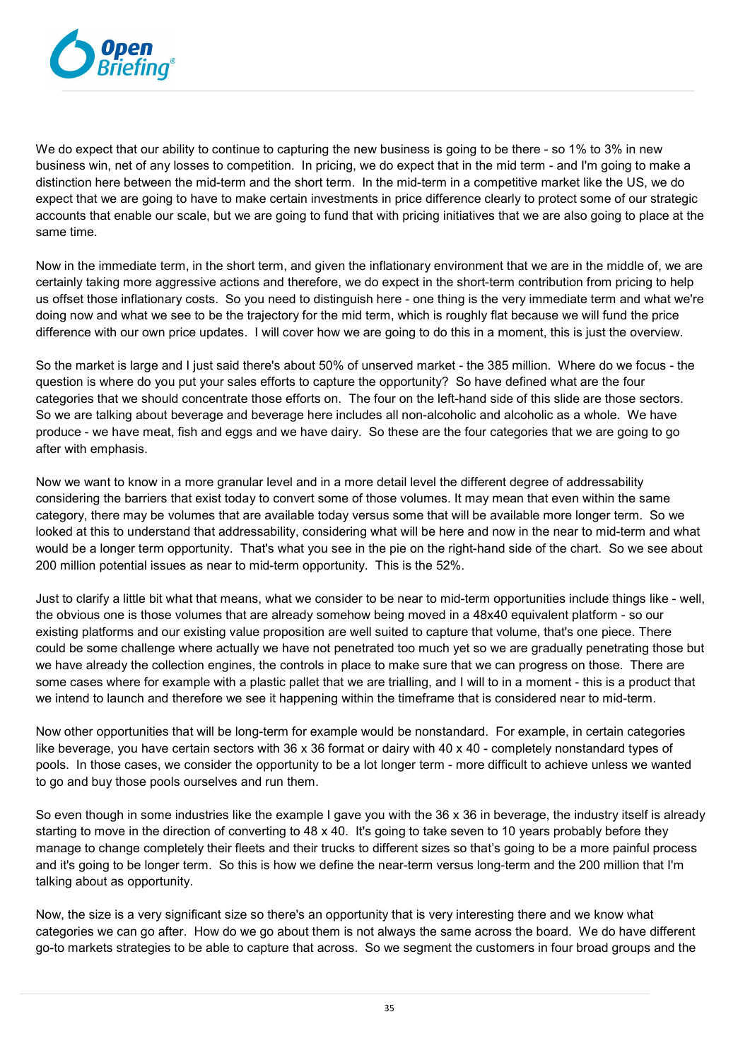We do expect that our ability to continue to capturing the new business is going to be there - so 1% to 3% in new business win, net of any losses to competition. In pricing, we do expect that in the mid term - and I'm going to make a distinction here between the mid-term and the short term. In the mid-term in a competitive market like the US, we do expect that we are going to have to make certain investments in price difference clearly to protect some of our strategic accounts that enable our scale, but we are going to fund that with pricing initiatives that we are also going to place at the same time.

Now in the immediate term, in the short term, and given the inflationary environment that we are in the middle of, we are certainly taking more aggressive actions and therefore, we do expect in the short-term contribution from pricing to help us offset those inflationary costs. So you need to distinguish here - one thing is the very immediate term and what we're doing now and what we see to be the trajectory for the mid term, which is roughly flat because we will fund the price difference with our own price updates. I will cover how we are going to do this in a moment, this is just the overview.

So the market is large and I just said there's about 50% of unserved market - the 385 million. Where do we focus - the question is where do you put your sales efforts to capture the opportunity? So have defined what are the four categories that we should concentrate those efforts on. The four on the left-hand side of this slide are those sectors. So we are talking about beverage and beverage here includes all non-alcoholic and alcoholic as a whole. We have produce - we have meat, fish and eggs and we have dairy. So these are the four categories that we are going to go after with emphasis.

Now we want to know in a more granular level and in a more detail level the different degree of addressability considering the barriers that exist today to convert some of those volumes. It may mean that even within the same category, there may be volumes that are available today versus some that will be available more longer term. So we looked at this to understand that addressability, considering what will be here and now in the near to mid-term and what would be a longer term opportunity. That's what you see in the pie on the right-hand side of the chart. So we see about 200 million potential issues as near to mid-term opportunity. This is the 52%.

Just to clarify a little bit what that means, what we consider to be near to mid-term opportunities include things like - well, the obvious one is those volumes that are already somehow being moved in a 48x40 equivalent platform - so our existing platforms and our existing value proposition are well suited to capture that volume, that's one piece. There could be some challenge where actually we have not penetrated too much yet so we are gradually penetrating those but we have already the collection engines, the controls in place to make sure that we can progress on those. There are some cases where for example with a plastic pallet that we are trialling, and I will to in a moment - this is a product that we intend to launch and therefore we see it happening within the timeframe that is considered near to mid-term.

Now other opportunities that will be long-term for example would be nonstandard. For example, in certain categories like beverage, you have certain sectors with 36 x 36 format or dairy with 40 x 40 - completely nonstandard types of pools. In those cases, we consider the opportunity to be a lot longer term - more difficult to achieve unless we wanted to go and buy those pools ourselves and run them.

So even though in some industries like the example I gave you with the 36 x 36 in beverage, the industry itself is already starting to move in the direction of converting to 48 x 40. It's going to take seven to 10 years probably before they manage to change completely their fleets and their trucks to different sizes so that's going to be a more painful process and it's going to be longer term. So this is how we define the near-term versus long-term and the 200 million that I'm talking about as opportunity.

Now, the size is a very significant size so there's an opportunity that is very interesting there and we know what categories we can go after. How do we go about them is not always the same across the board. We do have different go-to markets strategies to be able to capture that across. So we segment the customers in four broad groups and the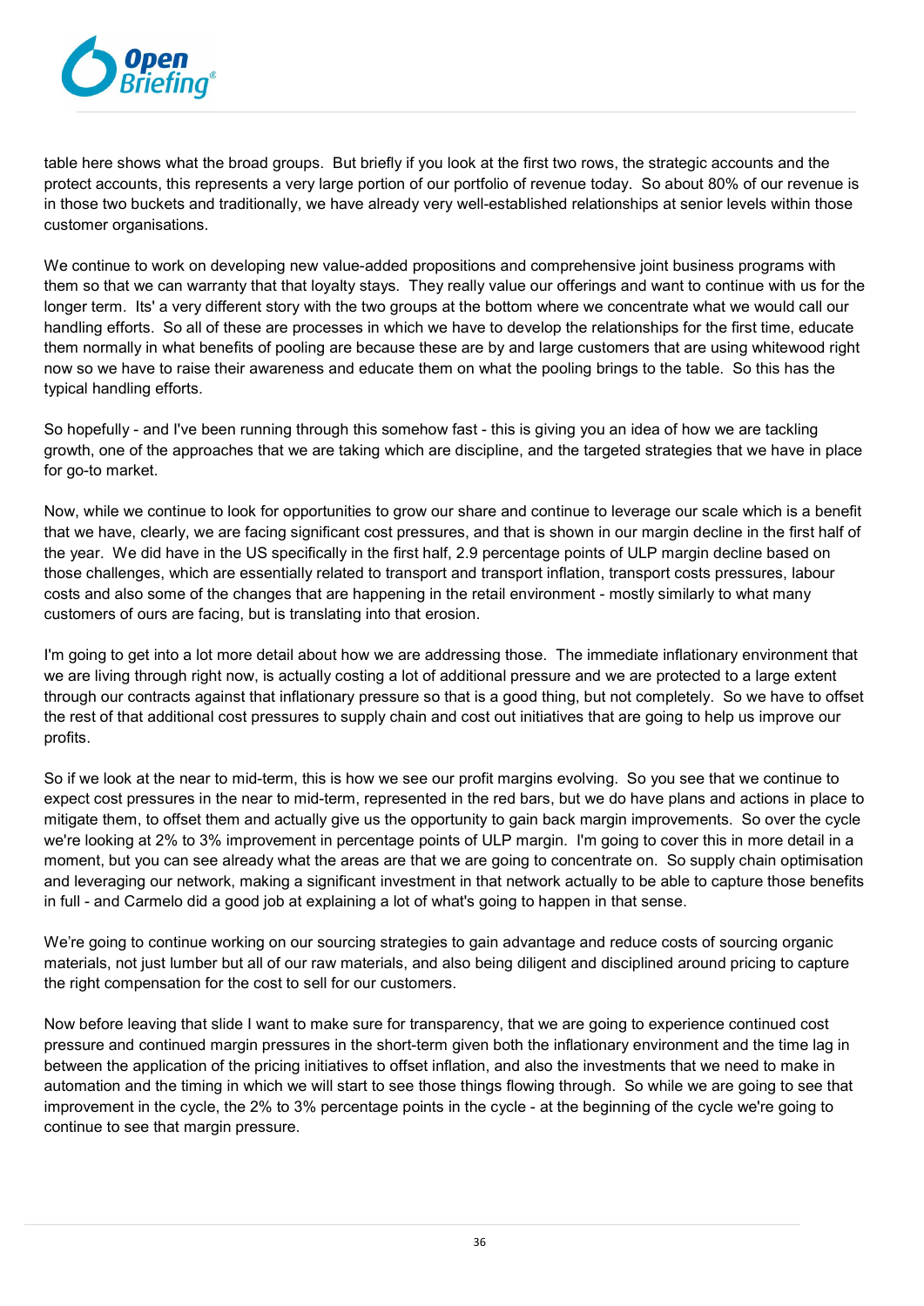table here shows what the broad groups. But briefly if you look at the first two rows, the strategic accounts and the protect accounts, this represents a very large portion of our portfolio of revenue today. So about 80% of our revenue is in those two buckets and traditionally, we have already very well-established relationships at senior levels within those customer organisations.

We continue to work on developing new value-added propositions and comprehensive joint business programs with them so that we can warranty that that loyalty stays. They really value our offerings and want to continue with us for the longer term. Its' a very different story with the two groups at the bottom where we concentrate what we would call our handling efforts. So all of these are processes in which we have to develop the relationships for the first time, educate them normally in what benefits of pooling are because these are by and large customers that are using whitewood right now so we have to raise their awareness and educate them on what the pooling brings to the table. So this has the typical handling efforts.

So hopefully - and I've been running through this somehow fast - this is giving you an idea of how we are tackling growth, one of the approaches that we are taking which are discipline, and the targeted strategies that we have in place for go-to market.

Now, while we continue to look for opportunities to grow our share and continue to leverage our scale which is a benefit that we have, clearly, we are facing significant cost pressures, and that is shown in our margin decline in the first half of the year. We did have in the US specifically in the first half, 2.9 percentage points of ULP margin decline based on those challenges, which are essentially related to transport and transport inflation, transport costs pressures, labour costs and also some of the changes that are happening in the retail environment - mostly similarly to what many customers of ours are facing, but is translating into that erosion.

I'm going to get into a lot more detail about how we are addressing those. The immediate inflationary environment that we are living through right now, is actually costing a lot of additional pressure and we are protected to a large extent through our contracts against that inflationary pressure so that is a good thing, but not completely. So we have to offset the rest of that additional cost pressures to supply chain and cost out initiatives that are going to help us improve our profits.

So if we look at the near to mid-term, this is how we see our profit margins evolving. So you see that we continue to expect cost pressures in the near to mid-term, represented in the red bars, but we do have plans and actions in place to mitigate them, to offset them and actually give us the opportunity to gain back margin improvements. So over the cycle we're looking at 2% to 3% improvement in percentage points of ULP margin. I'm going to cover this in more detail in a moment, but you can see already what the areas are that we are going to concentrate on. So supply chain optimisation and leveraging our network, making a significant investment in that network actually to be able to capture those benefits in full - and Carmelo did a good job at explaining a lot of what's going to happen in that sense.

We're going to continue working on our sourcing strategies to gain advantage and reduce costs of sourcing organic materials, not just lumber but all of our raw materials, and also being diligent and disciplined around pricing to capture the right compensation for the cost to sell for our customers.

Now before leaving that slide I want to make sure for transparency, that we are going to experience continued cost pressure and continued margin pressures in the short-term given both the inflationary environment and the time lag in between the application of the pricing initiatives to offset inflation, and also the investments that we need to make in automation and the timing in which we will start to see those things flowing through. So while we are going to see that improvement in the cycle, the 2% to 3% percentage points in the cycle - at the beginning of the cycle we're going to continue to see that margin pressure.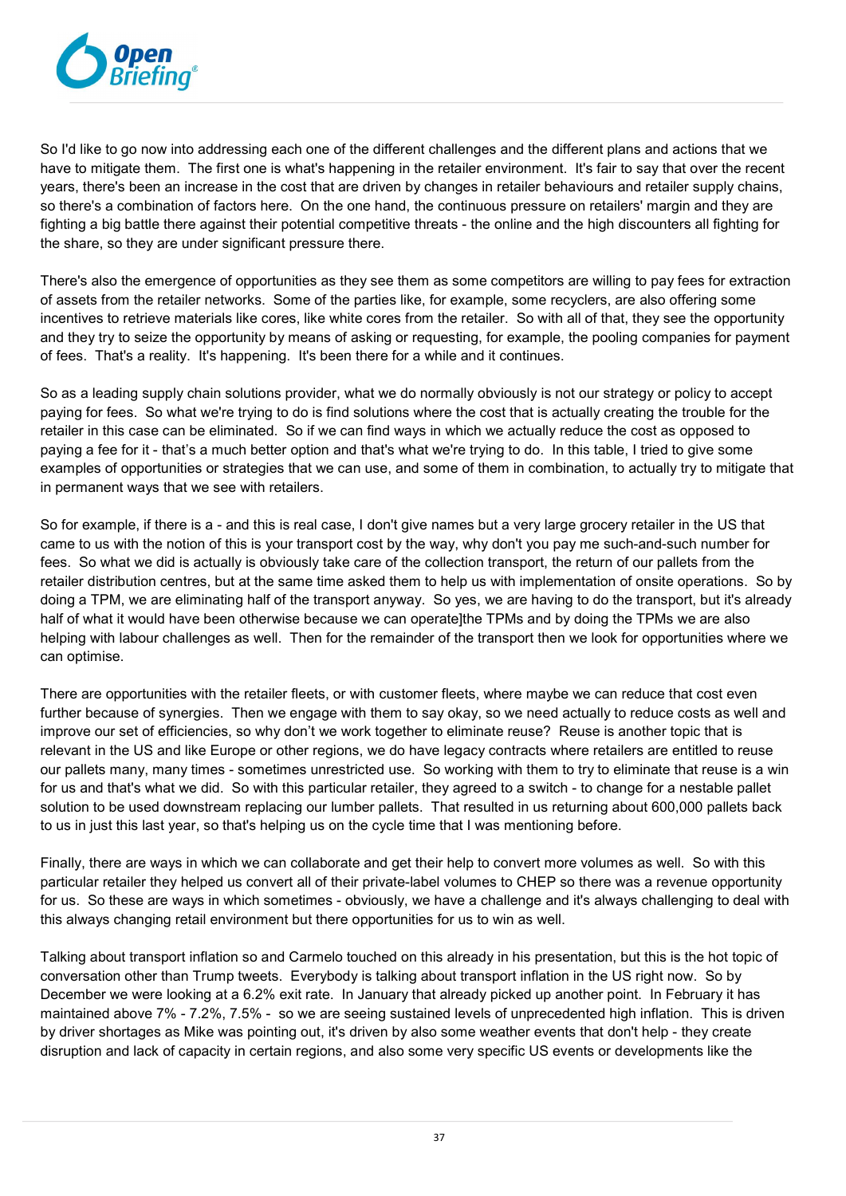So I'd like to go now into addressing each one of the different challenges and the different plans and actions that we have to mitigate them. The first one is what's happening in the retailer environment. It's fair to say that over the recent years, there's been an increase in the cost that are driven by changes in retailer behaviours and retailer supply chains, so there's a combination of factors here. On the one hand, the continuous pressure on retailers' margin and they are fighting a big battle there against their potential competitive threats - the online and the high discounters all fighting for the share, so they are under significant pressure there.

There's also the emergence of opportunities as they see them as some competitors are willing to pay fees for extraction of assets from the retailer networks. Some of the parties like, for example, some recyclers, are also offering some incentives to retrieve materials like cores, like white cores from the retailer. So with all of that, they see the opportunity and they try to seize the opportunity by means of asking or requesting, for example, the pooling companies for payment of fees. That's a reality. It's happening. It's been there for a while and it continues.

So as a leading supply chain solutions provider, what we do normally obviously is not our strategy or policy to accept paying for fees. So what we're trying to do is find solutions where the cost that is actually creating the trouble for the retailer in this case can be eliminated. So if we can find ways in which we actually reduce the cost as opposed to paying a fee for it - that's a much better option and that's what we're trying to do. In this table, I tried to give some examples of opportunities or strategies that we can use, and some of them in combination, to actually try to mitigate that in permanent ways that we see with retailers.

So for example, if there is a - and this is real case, I don't give names but a very large grocery retailer in the US that came to us with the notion of this is your transport cost by the way, why don't you pay me such-and-such number for fees. So what we did is actually is obviously take care of the collection transport, the return of our pallets from the retailer distribution centres, but at the same time asked them to help us with implementation of onsite operations. So by doing a TPM, we are eliminating half of the transport anyway. So yes, we are having to do the transport, but it's already half of what it would have been otherwise because we can operate]the TPMs and by doing the TPMs we are also helping with labour challenges as well. Then for the remainder of the transport then we look for opportunities where we can optimise.

There are opportunities with the retailer fleets, or with customer fleets, where maybe we can reduce that cost even further because of synergies. Then we engage with them to say okay, so we need actually to reduce costs as well and improve our set of efficiencies, so why don't we work together to eliminate reuse? Reuse is another topic that is relevant in the US and like Europe or other regions, we do have legacy contracts where retailers are entitled to reuse our pallets many, many times - sometimes unrestricted use. So working with them to try to eliminate that reuse is a win for us and that's what we did. So with this particular retailer, they agreed to a switch - to change for a nestable pallet solution to be used downstream replacing our lumber pallets. That resulted in us returning about 600,000 pallets back to us in just this last year, so that's helping us on the cycle time that I was mentioning before.

Finally, there are ways in which we can collaborate and get their help to convert more volumes as well. So with this particular retailer they helped us convert all of their private-label volumes to CHEP so there was a revenue opportunity for us. So these are ways in which sometimes - obviously, we have a challenge and it's always challenging to deal with this always changing retail environment but there opportunities for us to win as well.

Talking about transport inflation so and Carmelo touched on this already in his presentation, but this is the hot topic of conversation other than Trump tweets. Everybody is talking about transport inflation in the US right now. So by December we were looking at a 6.2% exit rate. In January that already picked up another point. In February it has maintained above 7% - 7.2%, 7.5% - so we are seeing sustained levels of unprecedented high inflation. This is driven by driver shortages as Mike was pointing out, it's driven by also some weather events that don't help - they create disruption and lack of capacity in certain regions, and also some very specific US events or developments like the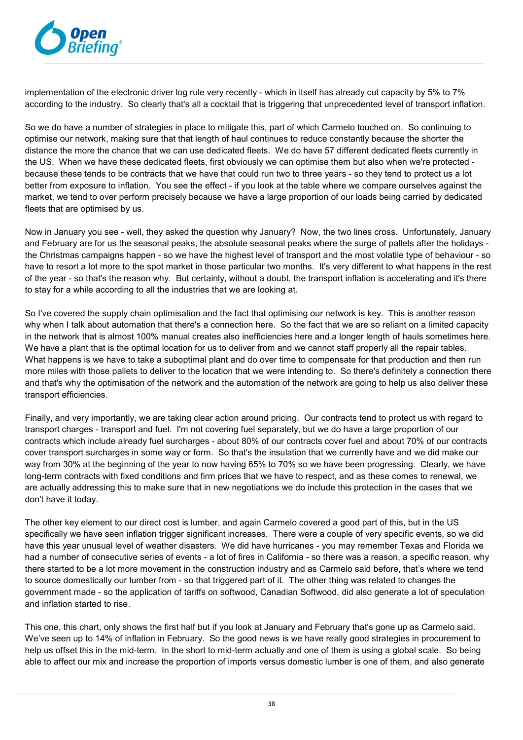implementation of the electronic driver log rule very recently - which in itself has already cut capacity by 5% to 7% according to the industry. So clearly that's all a cocktail that is triggering that unprecedented level of transport inflation.

So we do have a number of strategies in place to mitigate this, part of which Carmelo touched on. So continuing to optimise our network, making sure that that length of haul continues to reduce constantly because the shorter the distance the more the chance that we can use dedicated fleets. We do have 57 different dedicated fleets currently in the US. When we have these dedicated fleets, first obviously we can optimise them but also when we're protected - because these tends to be contracts that we have that could run two to three years - so they tend to protect us a lot better from exposure to inflation. You see the effect - if you look at the table where we compare ourselves against the market, we tend to over perform precisely because we have a large proportion of our loads being carried by dedicated fleets that are optimised by us.

Now in January you see - well, they asked the question why January? Now, the two lines cross. Unfortunately, January and February are for us the seasonal peaks, the absolute seasonal peaks where the surge of pallets after the holidays - the Christmas campaigns happen - so we have the highest level of transport and the most volatile type of behaviour - so have to resort a lot more to the spot market in those particular two months. It's very different to what happens in the rest of the year - so that's the reason why. But certainly, without a doubt, the transport inflation is accelerating and it's there to stay for a while according to all the industries that we are looking at.

So I've covered the supply chain optimisation and the fact that optimising our network is key. This is another reason why when I talk about automation that there's a connection here. So the fact that we are so reliant on a limited capacity in the network that is almost 100% manual creates also inefficiencies here and a longer length of hauls sometimes here. We have a plant that is the optimal location for us to deliver from and we cannot staff properly all the repair tables. What happens is we have to take a suboptimal plant and do over time to compensate for that production and then run more miles with those pallets to deliver to the location that we were intending to. So there's definitely a connection there and that's why the optimisation of the network and the automation of the network are going to help us also deliver these transport efficiencies.

Finally, and very importantly, we are taking clear action around pricing. Our contracts tend to protect us with regard to transport charges - transport and fuel. I'm not covering fuel separately, but we do have a large proportion of our contracts which include already fuel surcharges - about 80% of our contracts cover fuel and about 70% of our contracts cover transport surcharges in some way or form. So that's the insulation that we currently have and we did make our way from 30% at the beginning of the year to now having 65% to 70% so we have been progressing. Clearly, we have long-term contracts with fixed conditions and firm prices that we have to respect, and as these comes to renewal, we are actually addressing this to make sure that in new negotiations we do include this protection in the cases that we don't have it today.

The other key element to our direct cost is lumber, and again Carmelo covered a good part of this, but in the US specifically we have seen inflation trigger significant increases. There were a couple of very specific events, so we did have this year unusual level of weather disasters. We did have hurricanes - you may remember Texas and Florida we had a number of consecutive series of events - a lot of fires in California - so there was a reason, a specific reason, why there started to be a lot more movement in the construction industry and as Carmelo said before, that's where we tend to source domestically our lumber from - so that triggered part of it. The other thing was related to changes the government made - so the application of tariffs on softwood, Canadian Softwood, did also generate a lot of speculation and inflation started to rise.

This one, this chart, only shows the first half but if you look at January and February that's gone up as Carmelo said. We've seen up to 14% of inflation in February. So the good news is we have really good strategies in procurement to help us offset this in the mid-term. In the short to mid-term actually and one of them is using a global scale. So being able to affect our mix and increase the proportion of imports versus domestic lumber is one of them, and also generate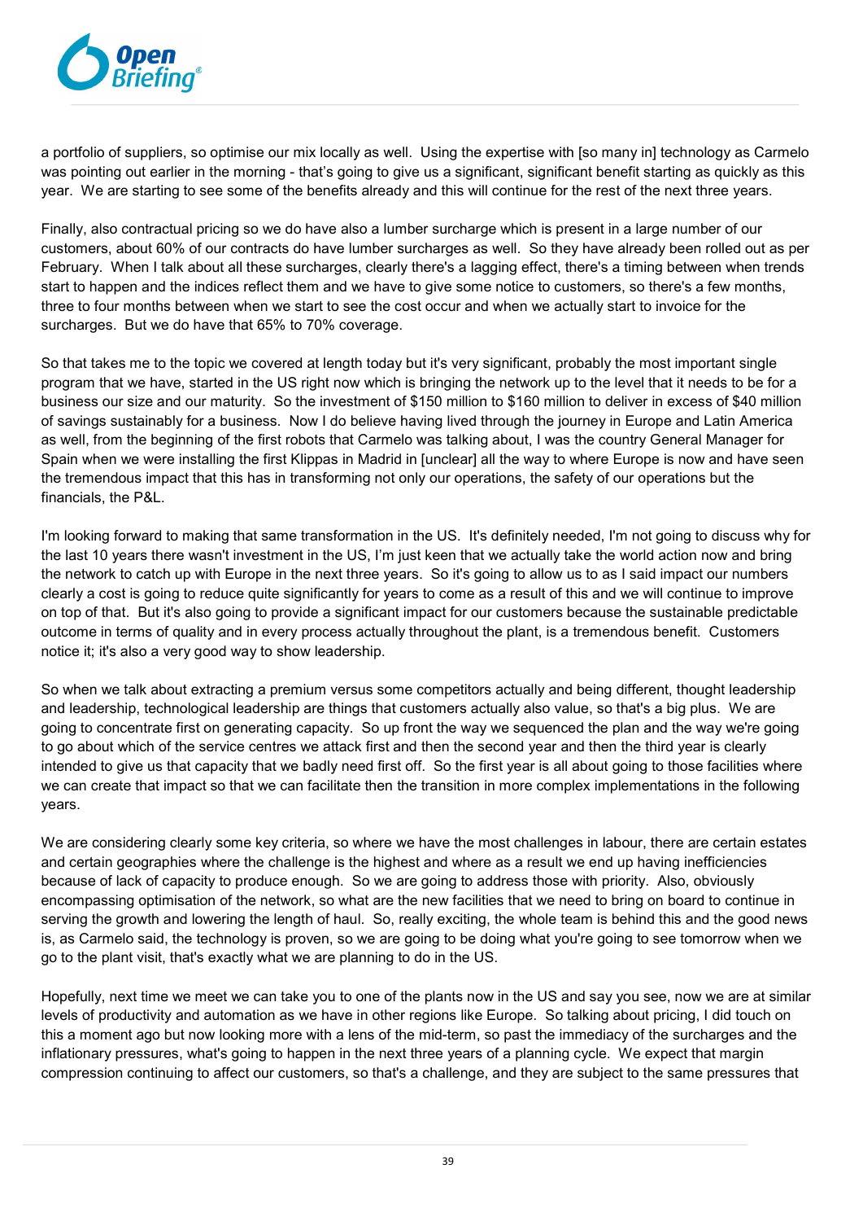a portfolio of suppliers, so optimise our mix locally as well. Using the expertise with [so many in] technology as Carmelo was pointing out earlier in the morning - that's going to give us a significant, significant benefit starting as quickly as this year. We are starting to see some of the benefits already and this will continue for the rest of the next three years.

Finally, also contractual pricing so we do have also a lumber surcharge which is present in a large number of our customers, about 60% of our contracts do have lumber surcharges as well. So they have already been rolled out as per February. When I talk about all these surcharges, clearly there's a lagging effect, there's a timing between when trends start to happen and the indices reflect them and we have to give some notice to customers, so there's a few months, three to four months between when we start to see the cost occur and when we actually start to invoice for the surcharges. But we do have that 65% to 70% coverage.

So that takes me to the topic we covered at length today but it's very significant, probably the most important single program that we have, started in the US right now which is bringing the network up to the level that it needs to be for a business our size and our maturity. So the investment of $150 million to $160 million to deliver in excess of $40 million of savings sustainably for a business. Now I do believe having lived through the journey in Europe and Latin America as well, from the beginning of the first robots that Carmelo was talking about, I was the country General Manager for Spain when we were installing the first Klippas in Madrid in [unclear] all the way to where Europe is now and have seen the tremendous impact that this has in transforming not only our operations, the safety of our operations but the financials, the P&L.

I'm looking forward to making that same transformation in the US. It's definitely needed, I'm not going to discuss why for the last 10 years there wasn't investment in the US, I'm just keen that we actually take the world action now and bring the network to catch up with Europe in the next three years. So it's going to allow us to as I said impact our numbers clearly a cost is going to reduce quite significantly for years to come as a result of this and we will continue to improve on top of that. But it's also going to provide a significant impact for our customers because the sustainable predictable outcome in terms of quality and in every process actually throughout the plant, is a tremendous benefit. Customers notice it; it's also a very good way to show leadership.

So when we talk about extracting a premium versus some competitors actually and being different, thought leadership and leadership, technological leadership are things that customers actually also value, so that's a big plus. We are going to concentrate first on generating capacity. So up front the way we sequenced the plan and the way we're going to go about which of the service centres we attack first and then the second year and then the third year is clearly intended to give us that capacity that we badly need first off. So the first year is all about going to those facilities where we can create that impact so that we can facilitate then the transition in more complex implementations in the following years.

We are considering clearly some key criteria, so where we have the most challenges in labour, there are certain estates and certain geographies where the challenge is the highest and where as a result we end up having inefficiencies because of lack of capacity to produce enough. So we are going to address those with priority. Also, obviously encompassing optimisation of the network, so what are the new facilities that we need to bring on board to continue in serving the growth and lowering the length of haul. So, really exciting, the whole team is behind this and the good news is, as Carmelo said, the technology is proven, so we are going to be doing what you're going to see tomorrow when we go to the plant visit, that's exactly what we are planning to do in the US.

Hopefully, next time we meet we can take you to one of the plants now in the US and say you see, now we are at similar levels of productivity and automation as we have in other regions like Europe. So talking about pricing, I did touch on this a moment ago but now looking more with a lens of the mid-term, so past the immediacy of the surcharges and the inflationary pressures, what's going to happen in the next three years of a planning cycle. We expect that margin compression continuing to affect our customers, so that's a challenge, and they are subject to the same pressures that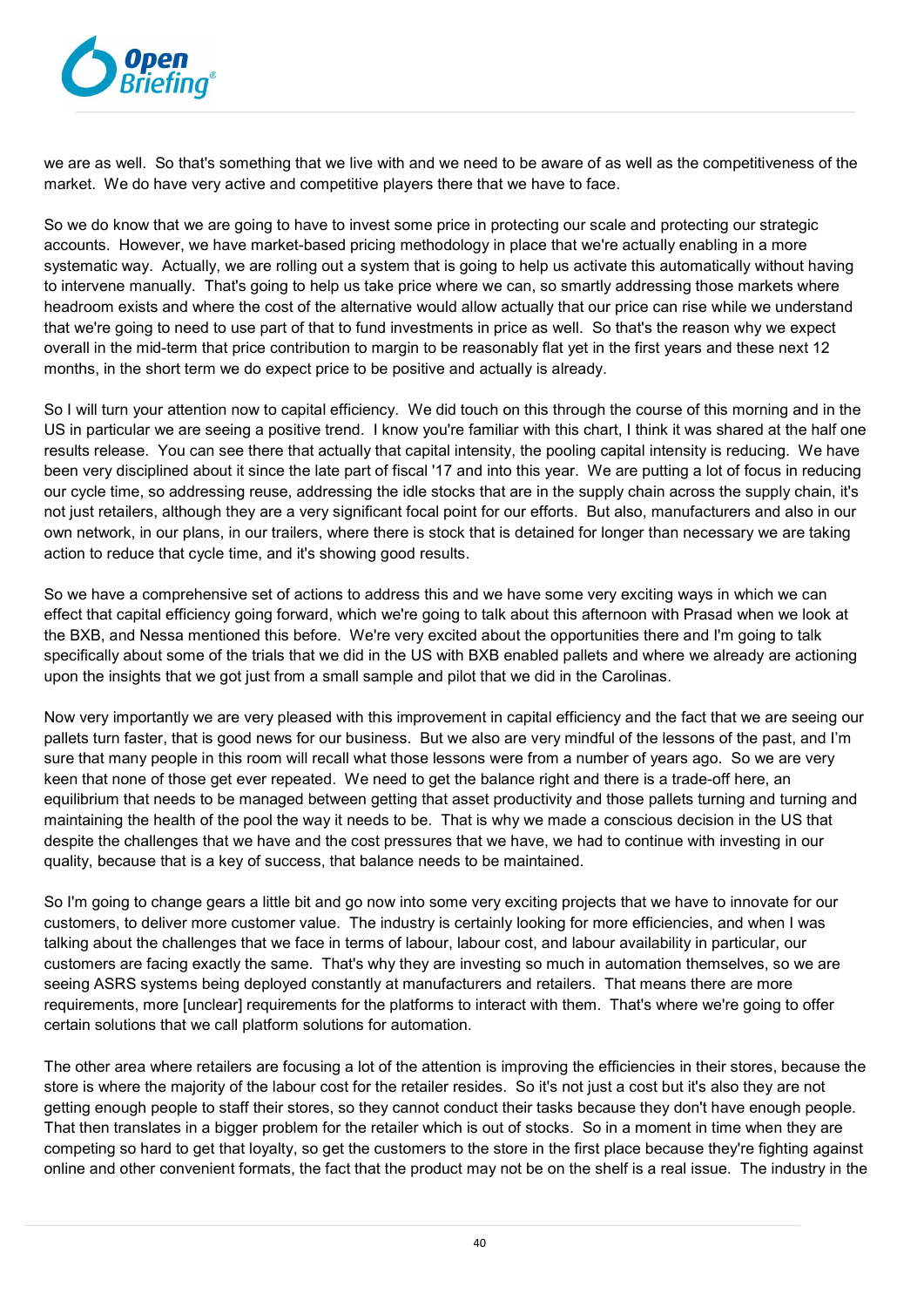we are as well. So that's something that we live with and we need to be aware of as well as the competitiveness of the market. We do have very active and competitive players there that we have to face.

So we do know that we are going to have to invest some price in protecting our scale and protecting our strategic accounts. However, we have market-based pricing methodology in place that we're actually enabling in a more systematic way. Actually, we are rolling out a system that is going to help us activate this automatically without having to intervene manually. That's going to help us take price where we can, so smartly addressing those markets where headroom exists and where the cost of the alternative would allow actually that our price can rise while we understand that we're going to need to use part of that to fund investments in price as well. So that's the reason why we expect overall in the mid-term that price contribution to margin to be reasonably flat yet in the first years and these next 12 months, in the short term we do expect price to be positive and actually is already.

So I will turn your attention now to capital efficiency. We did touch on this through the course of this morning and in the US in particular we are seeing a positive trend. I know you're familiar with this chart, I think it was shared at the half one results release. You can see there that actually that capital intensity, the pooling capital intensity is reducing. We have been very disciplined about it since the late part of fiscal '17 and into this year. We are putting a lot of focus in reducing our cycle time, so addressing reuse, addressing the idle stocks that are in the supply chain across the supply chain, it's not just retailers, although they are a very significant focal point for our efforts. But also, manufacturers and also in our own network, in our plans, in our trailers, where there is stock that is detained for longer than necessary we are taking action to reduce that cycle time, and it's showing good results.

So we have a comprehensive set of actions to address this and we have some very exciting ways in which we can effect that capital efficiency going forward, which we're going to talk about this afternoon with Prasad when we look at the BXB, and Nessa mentioned this before. We're very excited about the opportunities there and I'm going to talk specifically about some of the trials that we did in the US with BXB enabled pallets and where we already are actioning upon the insights that we got just from a small sample and pilot that we did in the Carolinas.

Now very importantly we are very pleased with this improvement in capital efficiency and the fact that we are seeing our pallets turn faster, that is good news for our business. But we also are very mindful of the lessons of the past, and I'm sure that many people in this room will recall what those lessons were from a number of years ago. So we are very keen that none of those get ever repeated. We need to get the balance right and there is a trade-off here, an equilibrium that needs to be managed between getting that asset productivity and those pallets turning and turning and maintaining the health of the pool the way it needs to be. That is why we made a conscious decision in the US that despite the challenges that we have and the cost pressures that we have, we had to continue with investing in our quality, because that is a key of success, that balance needs to be maintained.

So I'm going to change gears a little bit and go now into some very exciting projects that we have to innovate for our customers, to deliver more customer value. The industry is certainly looking for more efficiencies, and when I was talking about the challenges that we face in terms of labour, labour cost, and labour availability in particular, our customers are facing exactly the same. That's why they are investing so much in automation themselves, so we are seeing ASRS systems being deployed constantly at manufacturers and retailers. That means there are more requirements, more [unclear] requirements for the platforms to interact with them. That's where we're going to offer certain solutions that we call platform solutions for automation.

The other area where retailers are focusing a lot of the attention is improving the efficiencies in their stores, because the store is where the majority of the labour cost for the retailer resides. So it's not just a cost but it's also they are not getting enough people to staff their stores, so they cannot conduct their tasks because they don't have enough people. That then translates in a bigger problem for the retailer which is out of stocks. So in a moment in time when they are competing so hard to get that loyalty, so get the customers to the store in the first place because they're fighting against online and other convenient formats, the fact that the product may not be on the shelf is a real issue. The industry in the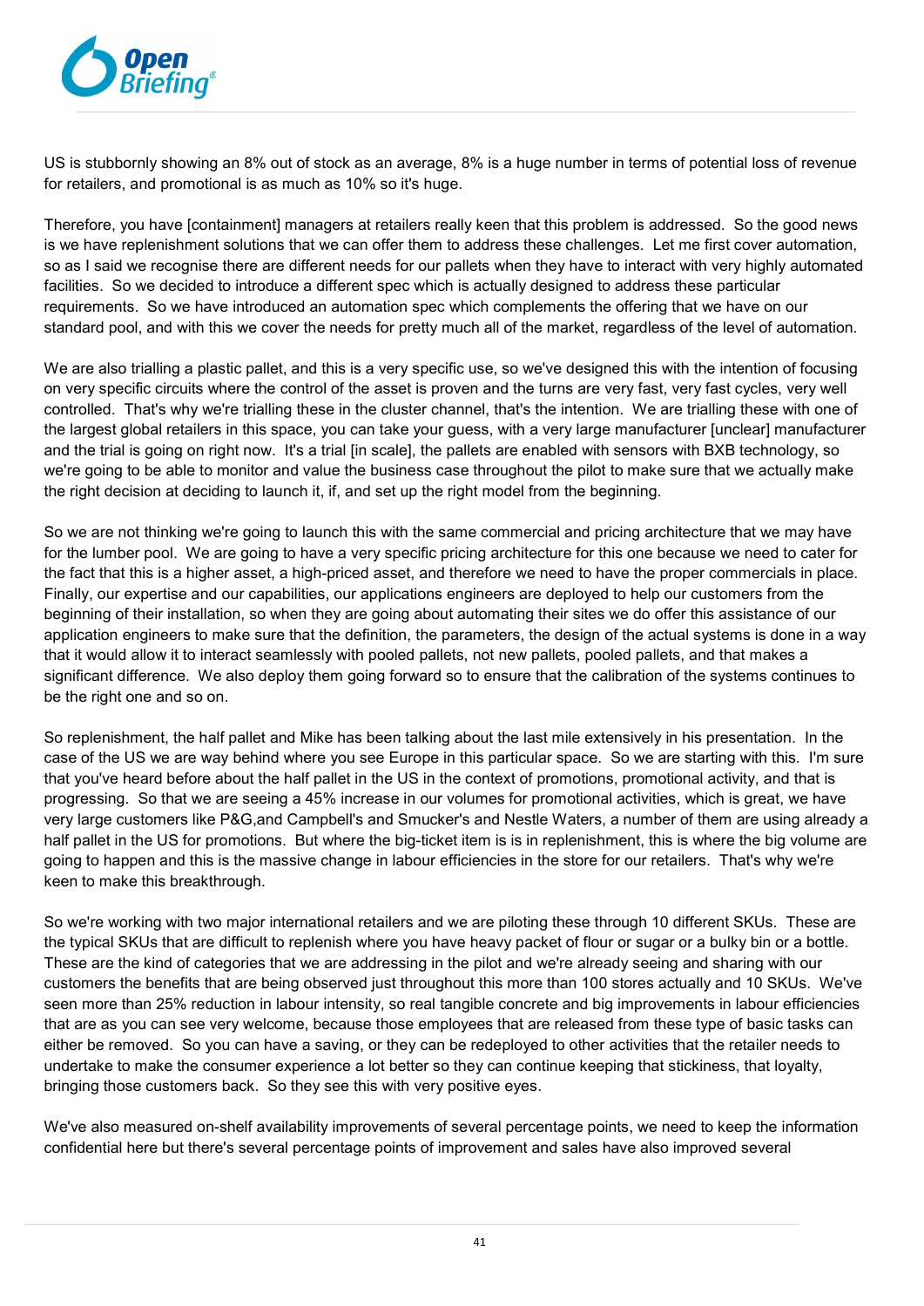US is stubbornly showing an 8% out of stock as an average, 8% is a huge number in terms of potential loss of revenue for retailers, and promotional is as much as 10% so it's huge.

Therefore, you have [containment] managers at retailers really keen that this problem is addressed. So the good news is we have replenishment solutions that we can offer them to address these challenges. Let me first cover automation, so as I said we recognise there are different needs for our pallets when they have to interact with very highly automated facilities. So we decided to introduce a different spec which is actually designed to address these particular requirements. So we have introduced an automation spec which complements the offering that we have on our standard pool, and with this we cover the needs for pretty much all of the market, regardless of the level of automation.

We are also trialling a plastic pallet, and this is a very specific use, so we've designed this with the intention of focusing on very specific circuits where the control of the asset is proven and the turns are very fast, very fast cycles, very well controlled. That's why we're trialling these in the cluster channel, that's the intention. We are trialling these with one of the largest global retailers in this space, you can take your guess, with a very large manufacturer [unclear] manufacturer and the trial is going on right now. It's a trial [in scale], the pallets are enabled with sensors with BXB technology, so we're going to be able to monitor and value the business case throughout the pilot to make sure that we actually make the right decision at deciding to launch it, if, and set up the right model from the beginning.

So we are not thinking we're going to launch this with the same commercial and pricing architecture that we may have for the lumber pool. We are going to have a very specific pricing architecture for this one because we need to cater for the fact that this is a higher asset, a high-priced asset, and therefore we need to have the proper commercials in place. Finally, our expertise and our capabilities, our applications engineers are deployed to help our customers from the beginning of their installation, so when they are going about automating their sites we do offer this assistance of our application engineers to make sure that the definition, the parameters, the design of the actual systems is done in a way that it would allow it to interact seamlessly with pooled pallets, not new pallets, pooled pallets, and that makes a significant difference. We also deploy them going forward so to ensure that the calibration of the systems continues to be the right one and so on.

So replenishment, the half pallet and Mike has been talking about the last mile extensively in his presentation. In the case of the US we are way behind where you see Europe in this particular space. So we are starting with this. I'm sure that you've heard before about the half pallet in the US in the context of promotions, promotional activity, and that is progressing. So that we are seeing a 45% increase in our volumes for promotional activities, which is great, we have very large customers like P&G,and Campbell's and Smucker's and Nestle Waters, a number of them are using already a half pallet in the US for promotions. But where the big-ticket item is is in replenishment, this is where the big volume are going to happen and this is the massive change in labour efficiencies in the store for our retailers. That's why we're keen to make this breakthrough.

So we're working with two major international retailers and we are piloting these through 10 different SKUs. These are the typical SKUs that are difficult to replenish where you have heavy packet of flour or sugar or a bulky bin or a bottle. These are the kind of categories that we are addressing in the pilot and we're already seeing and sharing with our customers the benefits that are being observed just throughout this more than 100 stores actually and 10 SKUs. We've seen more than 25% reduction in labour intensity, so real tangible concrete and big improvements in labour efficiencies that are as you can see very welcome, because those employees that are released from these type of basic tasks can either be removed. So you can have a saving, or they can be redeployed to other activities that the retailer needs to undertake to make the consumer experience a lot better so they can continue keeping that stickiness, that loyalty, bringing those customers back. So they see this with very positive eyes.

We've also measured on-shelf availability improvements of several percentage points, we need to keep the information confidential here but there's several percentage points of improvement and sales have also improved several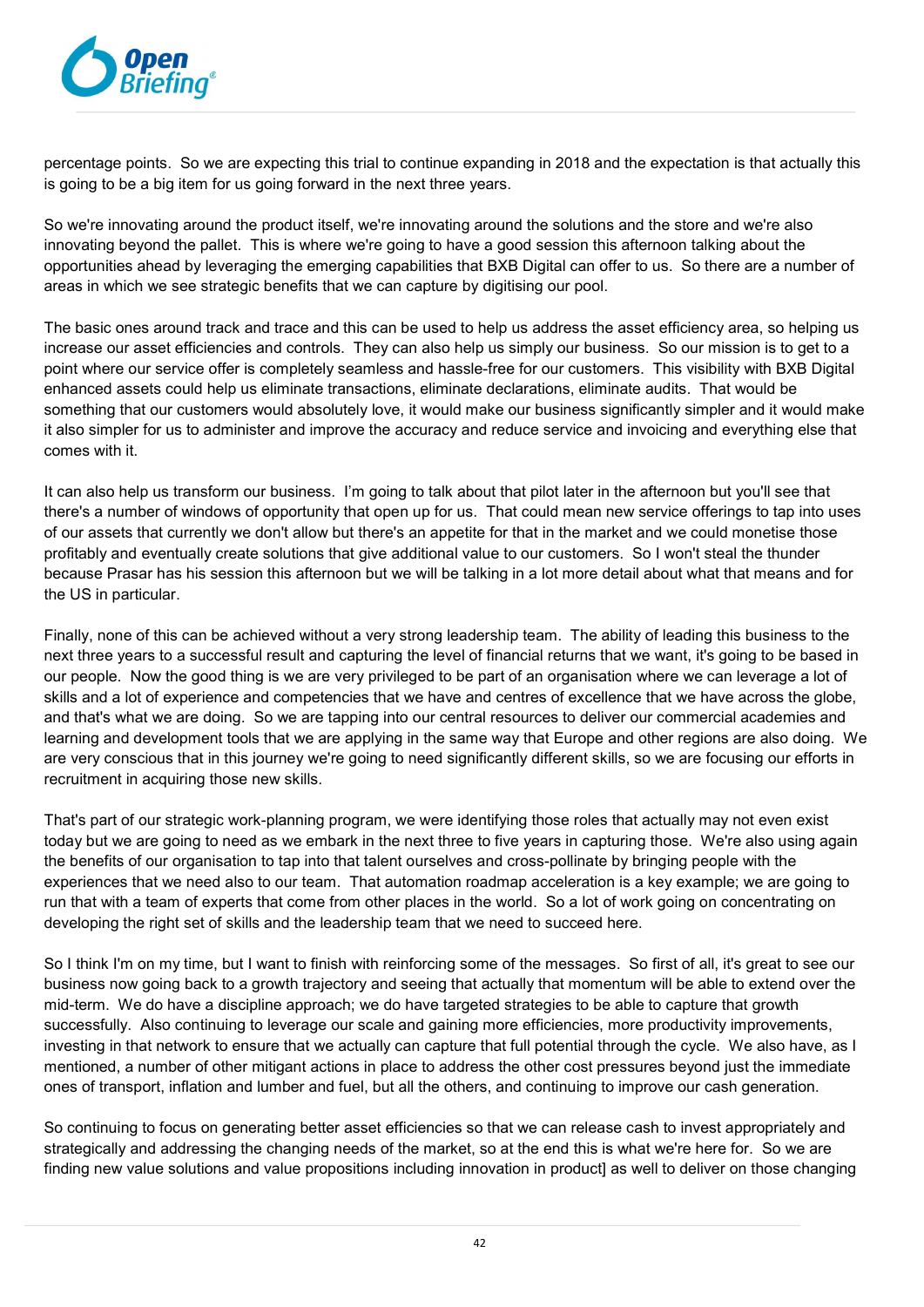percentage points. So we are expecting this trial to continue expanding in 2018 and the expectation is that actually this is going to be a big item for us going forward in the next three years.

So we're innovating around the product itself, we're innovating around the solutions and the store and we're also innovating beyond the pallet. This is where we're going to have a good session this afternoon talking about the opportunities ahead by leveraging the emerging capabilities that BXB Digital can offer to us. So there are a number of areas in which we see strategic benefits that we can capture by digitising our pool.

The basic ones around track and trace and this can be used to help us address the asset efficiency area, so helping us increase our asset efficiencies and controls. They can also help us simply our business. So our mission is to get to a point where our service offer is completely seamless and hassle-free for our customers. This visibility with BXB Digital enhanced assets could help us eliminate transactions, eliminate declarations, eliminate audits. That would be something that our customers would absolutely love, it would make our business significantly simpler and it would make it also simpler for us to administer and improve the accuracy and reduce service and invoicing and everything else that comes with it.

It can also help us transform our business. I'm going to talk about that pilot later in the afternoon but you'll see that there's a number of windows of opportunity that open up for us. That could mean new service offerings to tap into uses of our assets that currently we don't allow but there's an appetite for that in the market and we could monetise those profitably and eventually create solutions that give additional value to our customers. So I won't steal the thunder because Prasar has his session this afternoon but we will be talking in a lot more detail about what that means and for the US in particular.

Finally, none of this can be achieved without a very strong leadership team. The ability of leading this business to the next three years to a successful result and capturing the level of financial returns that we want, it's going to be based in our people. Now the good thing is we are very privileged to be part of an organisation where we can leverage a lot of skills and a lot of experience and competencies that we have and centres of excellence that we have across the globe, and that's what we are doing. So we are tapping into our central resources to deliver our commercial academies and learning and development tools that we are applying in the same way that Europe and other regions are also doing. We are very conscious that in this journey we're going to need significantly different skills, so we are focusing our efforts in recruitment in acquiring those new skills.

That's part of our strategic work-planning program, we were identifying those roles that actually may not even exist today but we are going to need as we embark in the next three to five years in capturing those. We're also using again the benefits of our organisation to tap into that talent ourselves and cross-pollinate by bringing people with the experiences that we need also to our team. That automation roadmap acceleration is a key example; we are going to run that with a team of experts that come from other places in the world. So a lot of work going on concentrating on developing the right set of skills and the leadership team that we need to succeed here.

So I think I'm on my time, but I want to finish with reinforcing some of the messages. So first of all, it's great to see our business now going back to a growth trajectory and seeing that actually that momentum will be able to extend over the mid-term. We do have a discipline approach; we do have targeted strategies to be able to capture that growth successfully. Also continuing to leverage our scale and gaining more efficiencies, more productivity improvements, investing in that network to ensure that we actually can capture that full potential through the cycle. We also have, as I mentioned, a number of other mitigant actions in place to address the other cost pressures beyond just the immediate ones of transport, inflation and lumber and fuel, but all the others, and continuing to improve our cash generation.

So continuing to focus on generating better asset efficiencies so that we can release cash to invest appropriately and strategically and addressing the changing needs of the market, so at the end this is what we're here for. So we are finding new value solutions and value propositions including innovation in product] as well to deliver on those changing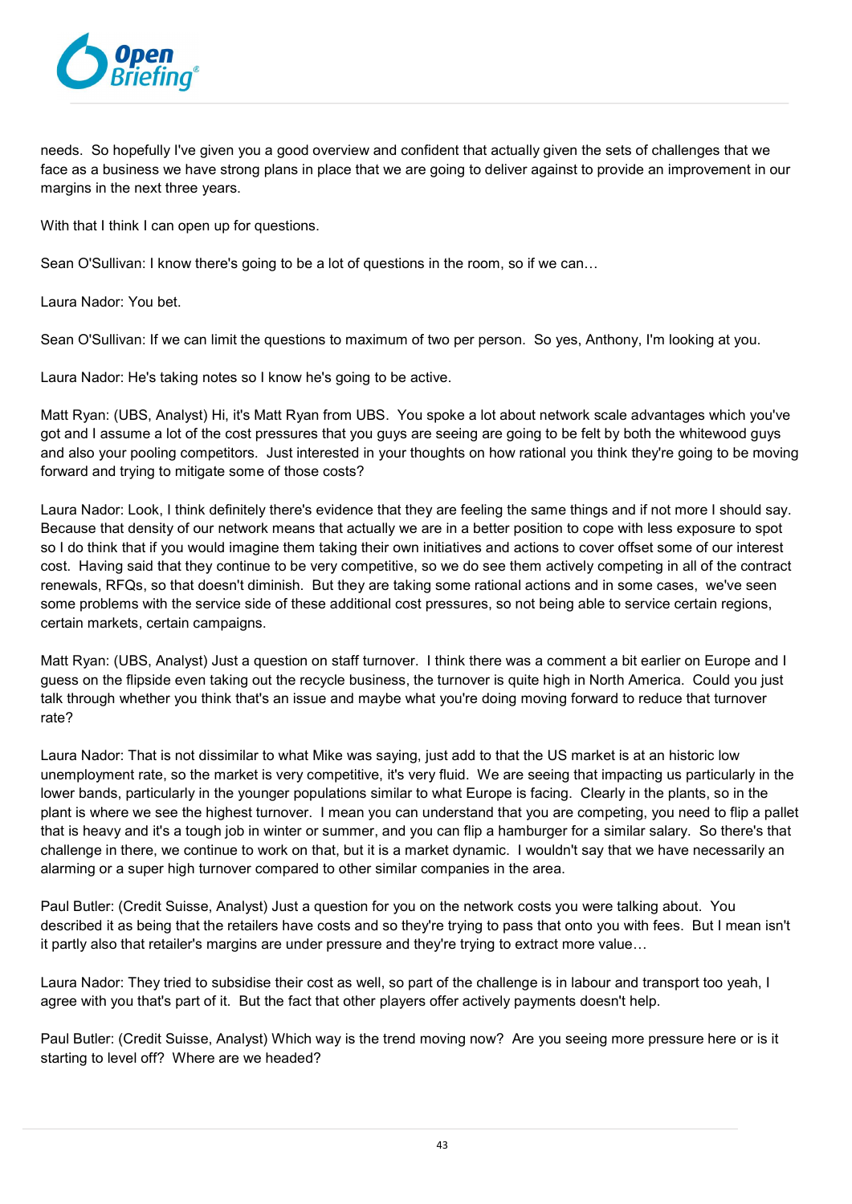needs. So hopefully I've given you a good overview and confident that actually given the sets of challenges that we face as a business we have strong plans in place that we are going to deliver against to provide an improvement in our margins in the next three years.

With that I think I can open up for questions.

Sean O'Sullivan: I know there's going to be a lot of questions in the room, so if we can…

Laura Nador: You bet.

Sean O'Sullivan: If we can limit the questions to maximum of two per person. So yes, Anthony, I'm looking at you.

Laura Nador: He's taking notes so I know he's going to be active.

Matt Ryan: (UBS, Analyst) Hi, it's Matt Ryan from UBS. You spoke a lot about network scale advantages which you've got and I assume a lot of the cost pressures that you guys are seeing are going to be felt by both the whitewood guys and also your pooling competitors. Just interested in your thoughts on how rational you think they're going to be moving forward and trying to mitigate some of those costs?

Laura Nador: Look, I think definitely there's evidence that they are feeling the same things and if not more I should say. Because that density of our network means that actually we are in a better position to cope with less exposure to spot so I do think that if you would imagine them taking their own initiatives and actions to cover offset some of our interest cost. Having said that they continue to be very competitive, so we do see them actively competing in all of the contract renewals, RFQs, so that doesn't diminish. But they are taking some rational actions and in some cases, we've seen some problems with the service side of these additional cost pressures, so not being able to service certain regions, certain markets, certain campaigns.

Matt Ryan: (UBS, Analyst) Just a question on staff turnover. I think there was a comment a bit earlier on Europe and I guess on the flipside even taking out the recycle business, the turnover is quite high in North America. Could you just talk through whether you think that's an issue and maybe what you're doing moving forward to reduce that turnover rate?

Laura Nador: That is not dissimilar to what Mike was saying, just add to that the US market is at an historic low unemployment rate, so the market is very competitive, it's very fluid. We are seeing that impacting us particularly in the lower bands, particularly in the younger populations similar to what Europe is facing. Clearly in the plants, so in the plant is where we see the highest turnover. I mean you can understand that you are competing, you need to flip a pallet that is heavy and it's a tough job in winter or summer, and you can flip a hamburger for a similar salary. So there's that challenge in there, we continue to work on that, but it is a market dynamic. I wouldn't say that we have necessarily an alarming or a super high turnover compared to other similar companies in the area.

Paul Butler: (Credit Suisse, Analyst) Just a question for you on the network costs you were talking about. You described it as being that the retailers have costs and so they're trying to pass that onto you with fees. But I mean isn't it partly also that retailer's margins are under pressure and they're trying to extract more value…

Laura Nador: They tried to subsidise their cost as well, so part of the challenge is in labour and transport too yeah, I agree with you that's part of it. But the fact that other players offer actively payments doesn't help.

Paul Butler: (Credit Suisse, Analyst) Which way is the trend moving now? Are you seeing more pressure here or is it starting to level off? Where are we headed?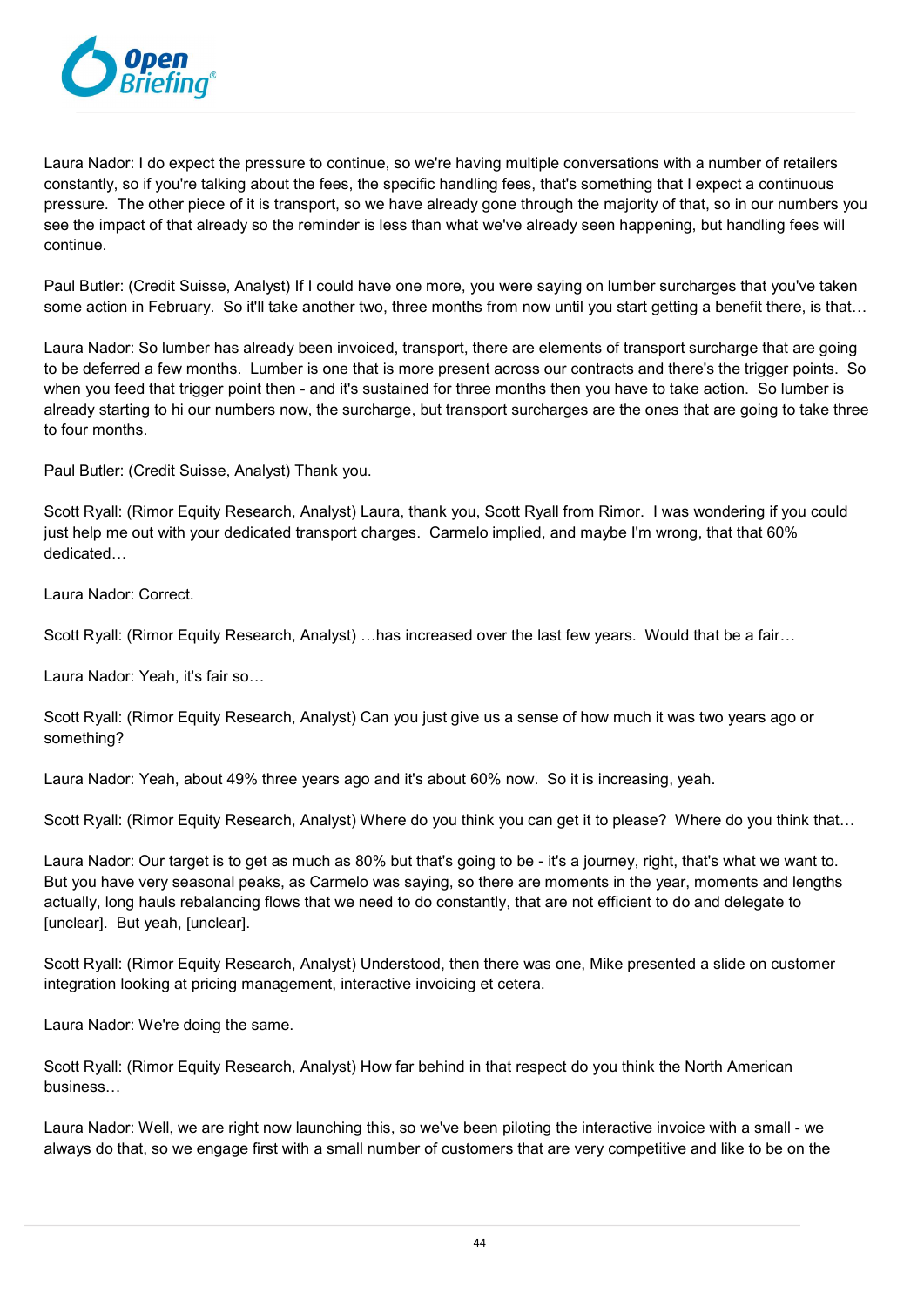Laura Nador: I do expect the pressure to continue, so we're having multiple conversations with a number of retailers constantly, so if you're talking about the fees, the specific handling fees, that's something that I expect a continuous pressure. The other piece of it is transport, so we have already gone through the majority of that, so in our numbers you see the impact of that already so the reminder is less than what we've already seen happening, but handling fees will continue.

Paul Butler: (Credit Suisse, Analyst) If I could have one more, you were saying on lumber surcharges that you've taken some action in February. So it'll take another two, three months from now until you start getting a benefit there, is that…

Laura Nador: So lumber has already been invoiced, transport, there are elements of transport surcharge that are going to be deferred a few months. Lumber is one that is more present across our contracts and there's the trigger points. So when you feed that trigger point then - and it's sustained for three months then you have to take action. So lumber is already starting to hi our numbers now, the surcharge, but transport surcharges are the ones that are going to take three to four months.

Paul Butler: (Credit Suisse, Analyst) Thank you.

Scott Ryall: (Rimor Equity Research, Analyst) Laura, thank you, Scott Ryall from Rimor. I was wondering if you could just help me out with your dedicated transport charges. Carmelo implied, and maybe I'm wrong, that that 60% dedicated…

Laura Nador: Correct.

Scott Ryall: (Rimor Equity Research, Analyst) …has increased over the last few years. Would that be a fair…

Laura Nador: Yeah, it's fair so…

Scott Ryall: (Rimor Equity Research, Analyst) Can you just give us a sense of how much it was two years ago or something?

Laura Nador: Yeah, about 49% three years ago and it's about 60% now. So it is increasing, yeah.

Scott Ryall: (Rimor Equity Research, Analyst) Where do you think you can get it to please? Where do you think that…

Laura Nador: Our target is to get as much as 80% but that's going to be - it's a journey, right, that's what we want to. But you have very seasonal peaks, as Carmelo was saying, so there are moments in the year, moments and lengths actually, long hauls rebalancing flows that we need to do constantly, that are not efficient to do and delegate to [unclear]. But yeah, [unclear].

Scott Ryall: (Rimor Equity Research, Analyst) Understood, then there was one, Mike presented a slide on customer integration looking at pricing management, interactive invoicing et cetera.

Laura Nador: We're doing the same.

Scott Ryall: (Rimor Equity Research, Analyst) How far behind in that respect do you think the North American business…

Laura Nador: Well, we are right now launching this, so we've been piloting the interactive invoice with a small - we always do that, so we engage first with a small number of customers that are very competitive and like to be on the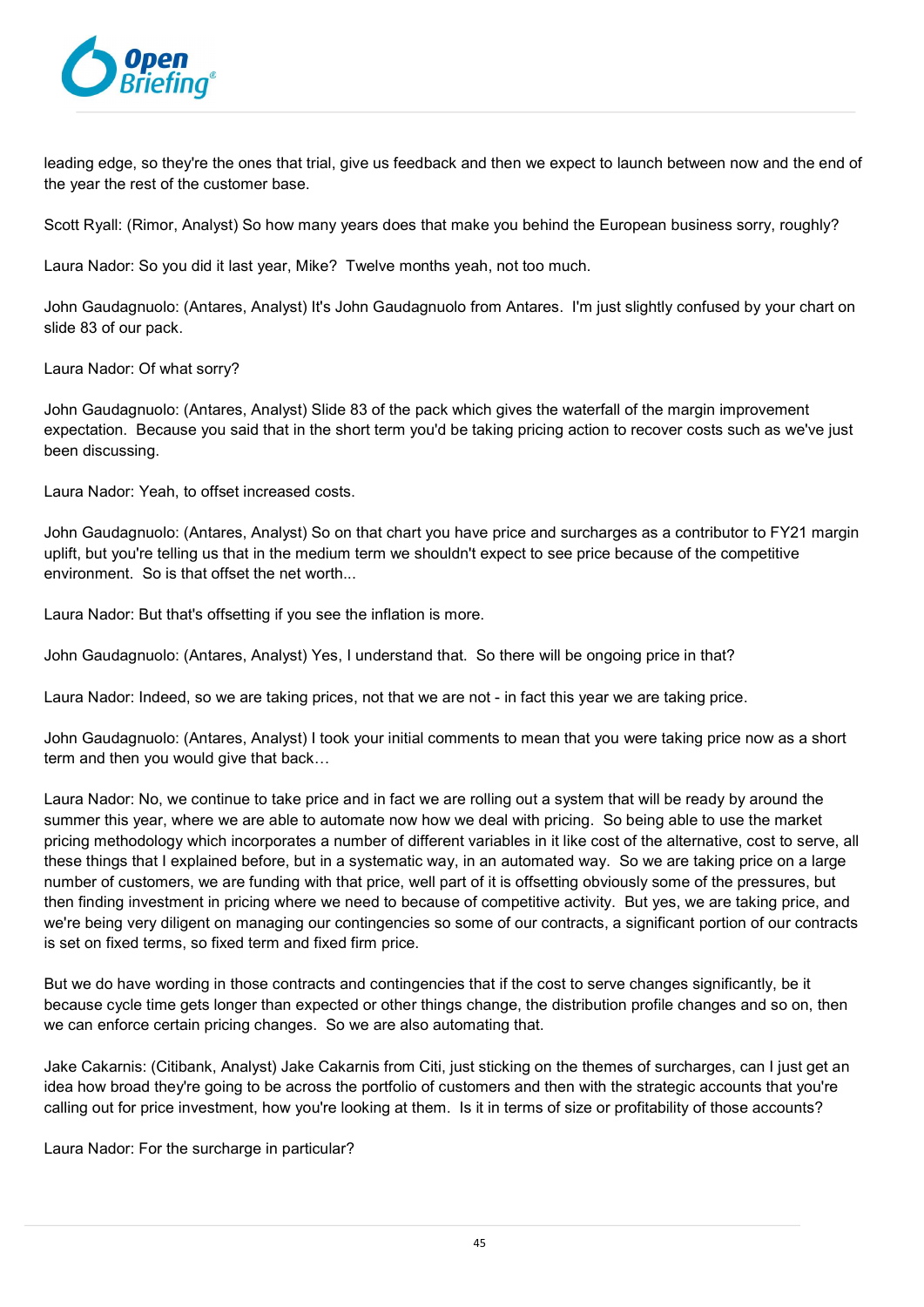leading edge, so they're the ones that trial, give us feedback and then we expect to launch between now and the end of the year the rest of the customer base.

Scott Ryall: (Rimor, Analyst) So how many years does that make you behind the European business sorry, roughly?

Laura Nador: So you did it last year, Mike? Twelve months yeah, not too much.

John Gaudagnuolo: (Antares, Analyst) It's John Gaudagnuolo from Antares. I'm just slightly confused by your chart on slide 83 of our pack.

Laura Nador: Of what sorry?

John Gaudagnuolo: (Antares, Analyst) Slide 83 of the pack which gives the waterfall of the margin improvement expectation. Because you said that in the short term you'd be taking pricing action to recover costs such as we've just been discussing.

Laura Nador: Yeah, to offset increased costs.

John Gaudagnuolo: (Antares, Analyst) So on that chart you have price and surcharges as a contributor to FY21 margin uplift, but you're telling us that in the medium term we shouldn't expect to see price because of the competitive environment. So is that offset the net worth...

Laura Nador: But that's offsetting if you see the inflation is more.

John Gaudagnuolo: (Antares, Analyst) Yes, I understand that. So there will be ongoing price in that?

Laura Nador: Indeed, so we are taking prices, not that we are not - in fact this year we are taking price.

John Gaudagnuolo: (Antares, Analyst) I took your initial comments to mean that you were taking price now as a short term and then you would give that back…

Laura Nador: No, we continue to take price and in fact we are rolling out a system that will be ready by around the summer this year, where we are able to automate now how we deal with pricing. So being able to use the market pricing methodology which incorporates a number of different variables in it like cost of the alternative, cost to serve, all these things that I explained before, but in a systematic way, in an automated way. So we are taking price on a large number of customers, we are funding with that price, well part of it is offsetting obviously some of the pressures, but then finding investment in pricing where we need to because of competitive activity. But yes, we are taking price, and we're being very diligent on managing our contingencies so some of our contracts, a significant portion of our contracts is set on fixed terms, so fixed term and fixed firm price.

But we do have wording in those contracts and contingencies that if the cost to serve changes significantly, be it because cycle time gets longer than expected or other things change, the distribution profile changes and so on, then we can enforce certain pricing changes. So we are also automating that.

Jake Cakarnis: (Citibank, Analyst) Jake Cakarnis from Citi, just sticking on the themes of surcharges, can I just get an idea how broad they're going to be across the portfolio of customers and then with the strategic accounts that you're calling out for price investment, how you're looking at them. Is it in terms of size or profitability of those accounts?

Laura Nador: For the surcharge in particular?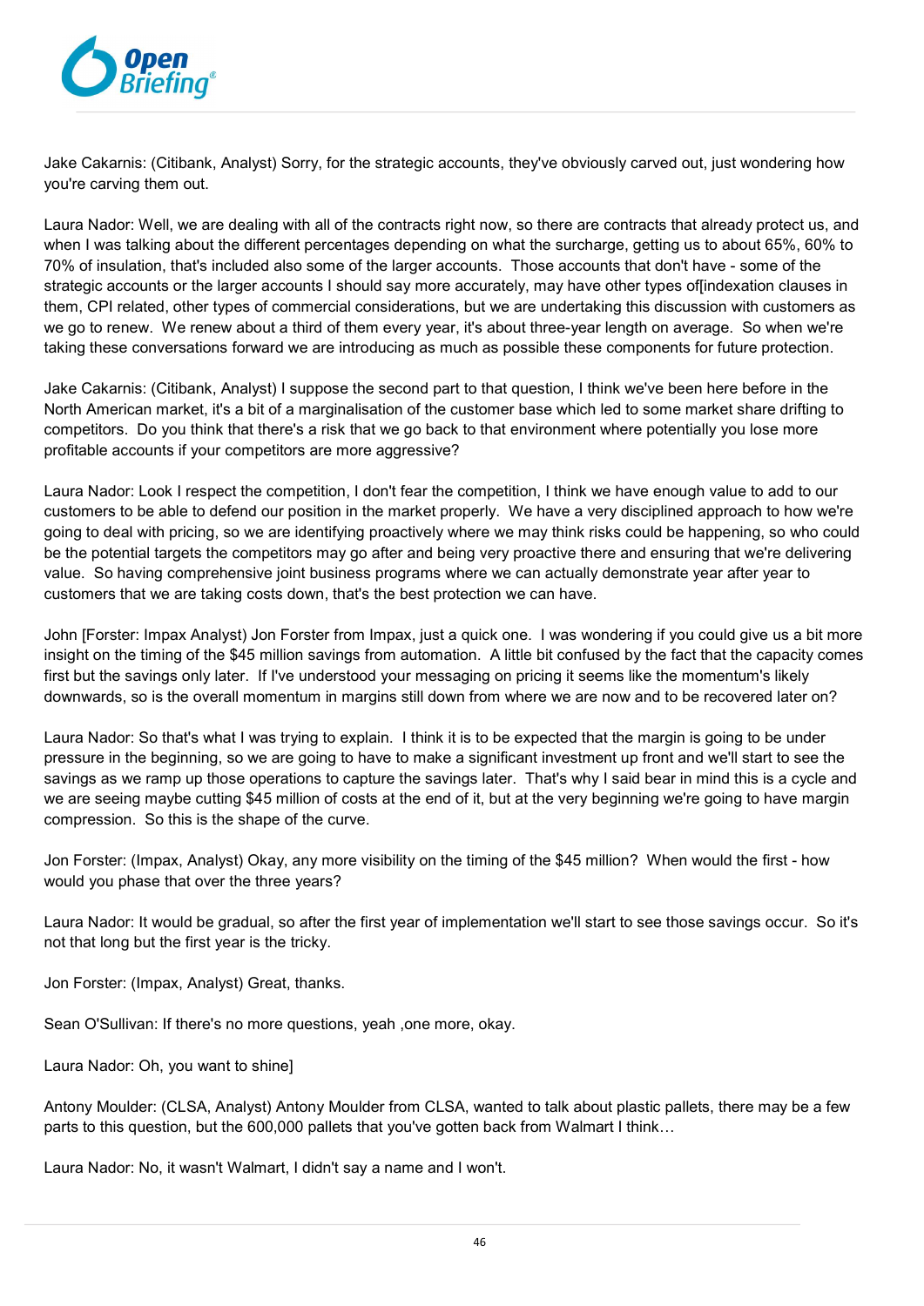Jake Cakarnis: (Citibank, Analyst) Sorry, for the strategic accounts, they've obviously carved out, just wondering how you're carving them out.

Laura Nador: Well, we are dealing with all of the contracts right now, so there are contracts that already protect us, and when I was talking about the different percentages depending on what the surcharge, getting us to about 65%, 60% to 70% of insulation, that's included also some of the larger accounts. Those accounts that don't have - some of the strategic accounts or the larger accounts I should say more accurately, may have other types of[indexation clauses in them, CPI related, other types of commercial considerations, but we are undertaking this discussion with customers as we go to renew. We renew about a third of them every year, it's about three-year length on average. So when we're taking these conversations forward we are introducing as much as possible these components for future protection.

Jake Cakarnis: (Citibank, Analyst) I suppose the second part to that question, I think we've been here before in the North American market, it's a bit of a marginalisation of the customer base which led to some market share drifting to competitors. Do you think that there's a risk that we go back to that environment where potentially you lose more profitable accounts if your competitors are more aggressive?

Laura Nador: Look I respect the competition, I don't fear the competition, I think we have enough value to add to our customers to be able to defend our position in the market properly. We have a very disciplined approach to how we're going to deal with pricing, so we are identifying proactively where we may think risks could be happening, so who could be the potential targets the competitors may go after and being very proactive there and ensuring that we're delivering value. So having comprehensive joint business programs where we can actually demonstrate year after year to customers that we are taking costs down, that's the best protection we can have.

John [Forster: Impax Analyst) Jon Forster from Impax, just a quick one. I was wondering if you could give us a bit more insight on the timing of the $45 million savings from automation. A little bit confused by the fact that the capacity comes first but the savings only later. If I've understood your messaging on pricing it seems like the momentum's likely downwards, so is the overall momentum in margins still down from where we are now and to be recovered later on?

Laura Nador: So that's what I was trying to explain. I think it is to be expected that the margin is going to be under pressure in the beginning, so we are going to have to make a significant investment up front and we'll start to see the savings as we ramp up those operations to capture the savings later. That's why I said bear in mind this is a cycle and we are seeing maybe cutting $45 million of costs at the end of it, but at the very beginning we're going to have margin compression. So this is the shape of the curve.

Jon Forster: (Impax, Analyst) Okay, any more visibility on the timing of the $45 million? When would the first - how would you phase that over the three years?

Laura Nador: It would be gradual, so after the first year of implementation we'll start to see those savings occur. So it's not that long but the first year is the tricky.

Jon Forster: (Impax, Analyst) Great, thanks.

Sean O'Sullivan: If there's no more questions, yeah ,one more, okay.

Laura Nador: Oh, you want to shine]

Antony Moulder: (CLSA, Analyst) Antony Moulder from CLSA, wanted to talk about plastic pallets, there may be a few parts to this question, but the 600,000 pallets that you've gotten back from Walmart I think…

Laura Nador: No, it wasn't Walmart, I didn't say a name and I won't.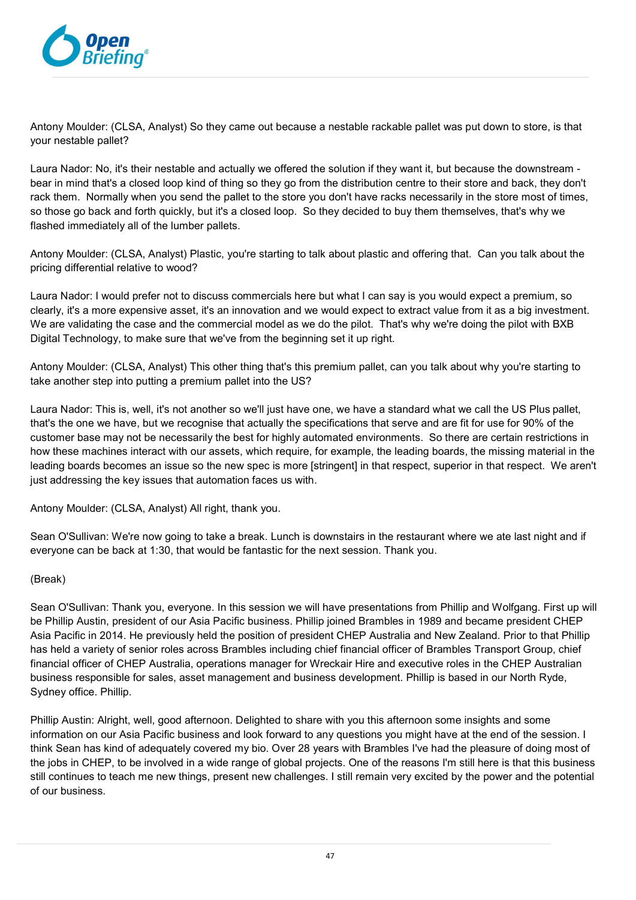Antony Moulder: (CLSA, Analyst) So they came out because a nestable rackable pallet was put down to store, is that your nestable pallet?

Laura Nador: No, it's their nestable and actually we offered the solution if they want it, but because the downstream - bear in mind that's a closed loop kind of thing so they go from the distribution centre to their store and back, they don't rack them. Normally when you send the pallet to the store you don't have racks necessarily in the store most of times, so those go back and forth quickly, but it's a closed loop. So they decided to buy them themselves, that's why we flashed immediately all of the lumber pallets.

Antony Moulder: (CLSA, Analyst) Plastic, you're starting to talk about plastic and offering that. Can you talk about the pricing differential relative to wood?

Laura Nador: I would prefer not to discuss commercials here but what I can say is you would expect a premium, so clearly, it's a more expensive asset, it's an innovation and we would expect to extract value from it as a big investment. We are validating the case and the commercial model as we do the pilot. That's why we're doing the pilot with BXB Digital Technology, to make sure that we've from the beginning set it up right.

Antony Moulder: (CLSA, Analyst) This other thing that's this premium pallet, can you talk about why you're starting to take another step into putting a premium pallet into the US?

Laura Nador: This is, well, it's not another so we'll just have one, we have a standard what we call the US Plus pallet, that's the one we have, but we recognise that actually the specifications that serve and are fit for use for 90% of the customer base may not be necessarily the best for highly automated environments. So there are certain restrictions in how these machines interact with our assets, which require, for example, the leading boards, the missing material in the leading boards becomes an issue so the new spec is more [stringent] in that respect, superior in that respect. We aren't just addressing the key issues that automation faces us with.

Antony Moulder: (CLSA, Analyst) All right, thank you.

Sean O'Sullivan: We're now going to take a break. Lunch is downstairs in the restaurant where we ate last night and if everyone can be back at 1:30, that would be fantastic for the next session. Thank you.

(Break)

Sean O'Sullivan: Thank you, everyone. In this session we will have presentations from Phillip and Wolfgang. First up will be Phillip Austin, president of our Asia Pacific business. Phillip joined Brambles in 1989 and became president CHEP Asia Pacific in 2014. He previously held the position of president CHEP Australia and New Zealand. Prior to that Phillip has held a variety of senior roles across Brambles including chief financial officer of Brambles Transport Group, chief financial officer of CHEP Australia, operations manager for Wreckair Hire and executive roles in the CHEP Australian business responsible for sales, asset management and business development. Phillip is based in our North Ryde, Sydney office. Phillip.

Phillip Austin: Alright, well, good afternoon. Delighted to share with you this afternoon some insights and some information on our Asia Pacific business and look forward to any questions you might have at the end of the session. I think Sean has kind of adequately covered my bio. Over 28 years with Brambles I've had the pleasure of doing most of the jobs in CHEP, to be involved in a wide range of global projects. One of the reasons I'm still here is that this business still continues to teach me new things, present new challenges. I still remain very excited by the power and the potential of our business.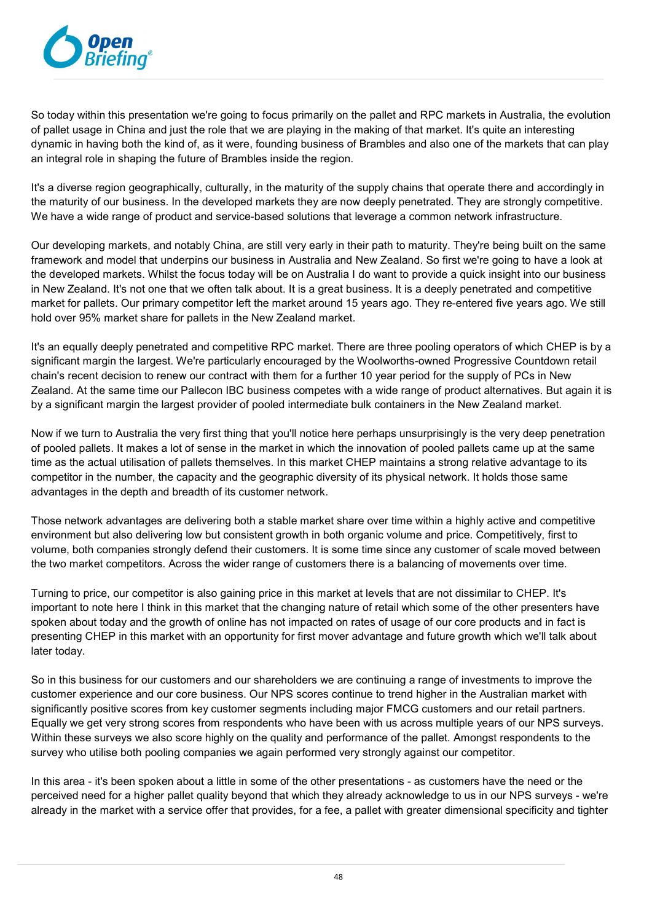So today within this presentation we're going to focus primarily on the pallet and RPC markets in Australia, the evolution of pallet usage in China and just the role that we are playing in the making of that market. It's quite an interesting dynamic in having both the kind of, as it were, founding business of Brambles and also one of the markets that can play an integral role in shaping the future of Brambles inside the region.

It's a diverse region geographically, culturally, in the maturity of the supply chains that operate there and accordingly in the maturity of our business. In the developed markets they are now deeply penetrated. They are strongly competitive. We have a wide range of product and service-based solutions that leverage a common network infrastructure.

Our developing markets, and notably China, are still very early in their path to maturity. They're being built on the same framework and model that underpins our business in Australia and New Zealand. So first we're going to have a look at the developed markets. Whilst the focus today will be on Australia I do want to provide a quick insight into our business in New Zealand. It's not one that we often talk about. It is a great business. It is a deeply penetrated and competitive market for pallets. Our primary competitor left the market around 15 years ago. They re-entered five years ago. We still hold over 95% market share for pallets in the New Zealand market.

It's an equally deeply penetrated and competitive RPC market. There are three pooling operators of which CHEP is by a significant margin the largest. We're particularly encouraged by the Woolworths-owned Progressive Countdown retail chain's recent decision to renew our contract with them for a further 10 year period for the supply of PCs in New Zealand. At the same time our Pallecon IBC business competes with a wide range of product alternatives. But again it is by a significant margin the largest provider of pooled intermediate bulk containers in the New Zealand market.

Now if we turn to Australia the very first thing that you'll notice here perhaps unsurprisingly is the very deep penetration of pooled pallets. It makes a lot of sense in the market in which the innovation of pooled pallets came up at the same time as the actual utilisation of pallets themselves. In this market CHEP maintains a strong relative advantage to its competitor in the number, the capacity and the geographic diversity of its physical network. It holds those same advantages in the depth and breadth of its customer network.

Those network advantages are delivering both a stable market share over time within a highly active and competitive environment but also delivering low but consistent growth in both organic volume and price. Competitively, first to volume, both companies strongly defend their customers. It is some time since any customer of scale moved between the two market competitors. Across the wider range of customers there is a balancing of movements over time.

Turning to price, our competitor is also gaining price in this market at levels that are not dissimilar to CHEP. It's important to note here I think in this market that the changing nature of retail which some of the other presenters have spoken about today and the growth of online has not impacted on rates of usage of our core products and in fact is presenting CHEP in this market with an opportunity for first mover advantage and future growth which we'll talk about later today.

So in this business for our customers and our shareholders we are continuing a range of investments to improve the customer experience and our core business. Our NPS scores continue to trend higher in the Australian market with significantly positive scores from key customer segments including major FMCG customers and our retail partners. Equally we get very strong scores from respondents who have been with us across multiple years of our NPS surveys. Within these surveys we also score highly on the quality and performance of the pallet. Amongst respondents to the survey who utilise both pooling companies we again performed very strongly against our competitor.

In this area - it's been spoken about a little in some of the other presentations - as customers have the need or the perceived need for a higher pallet quality beyond that which they already acknowledge to us in our NPS surveys - we're already in the market with a service offer that provides, for a fee, a pallet with greater dimensional specificity and tighter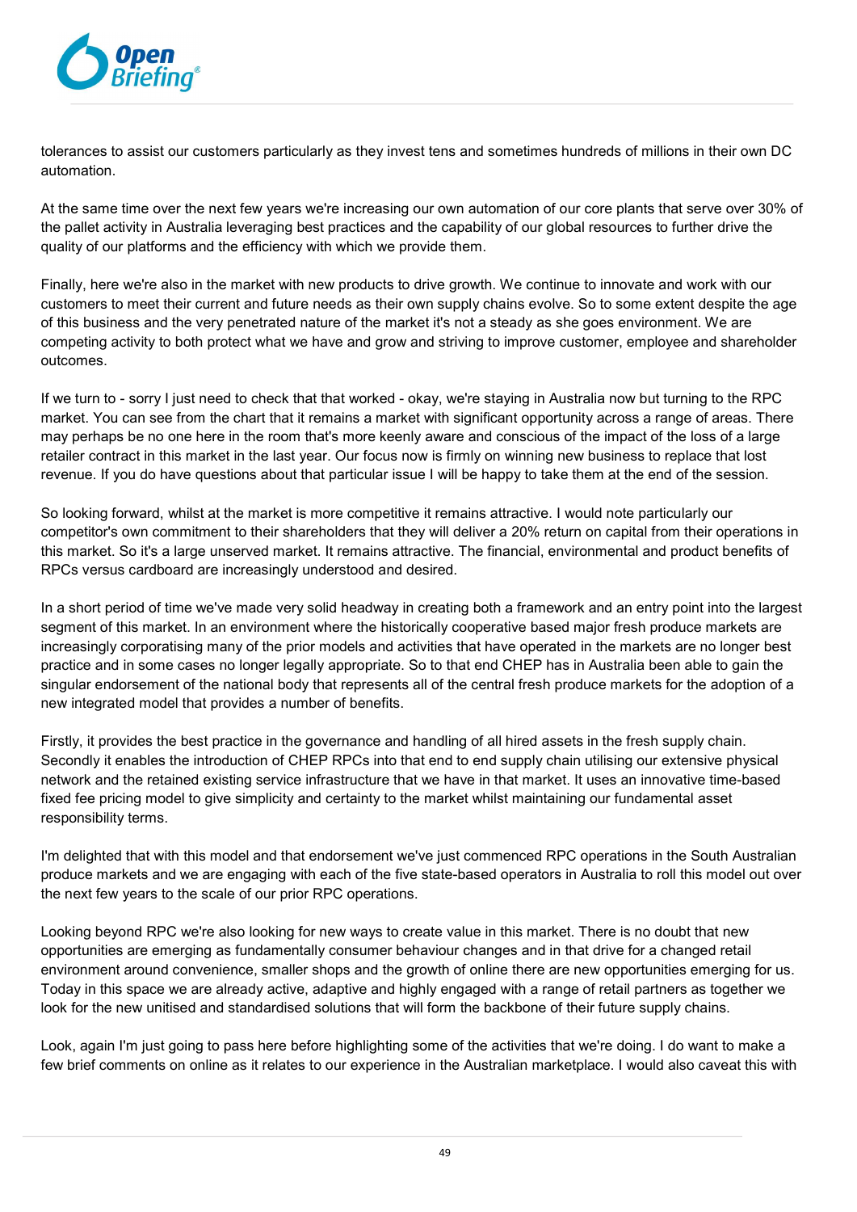tolerances to assist our customers particularly as they invest tens and sometimes hundreds of millions in their own DC automation.

At the same time over the next few years we're increasing our own automation of our core plants that serve over 30% of the pallet activity in Australia leveraging best practices and the capability of our global resources to further drive the quality of our platforms and the efficiency with which we provide them.

Finally, here we're also in the market with new products to drive growth. We continue to innovate and work with our customers to meet their current and future needs as their own supply chains evolve. So to some extent despite the age of this business and the very penetrated nature of the market it's not a steady as she goes environment. We are competing activity to both protect what we have and grow and striving to improve customer, employee and shareholder outcomes.

If we turn to - sorry I just need to check that that worked - okay, we're staying in Australia now but turning to the RPC market. You can see from the chart that it remains a market with significant opportunity across a range of areas. There may perhaps be no one here in the room that's more keenly aware and conscious of the impact of the loss of a large retailer contract in this market in the last year. Our focus now is firmly on winning new business to replace that lost revenue. If you do have questions about that particular issue I will be happy to take them at the end of the session.

So looking forward, whilst at the market is more competitive it remains attractive. I would note particularly our competitor's own commitment to their shareholders that they will deliver a 20% return on capital from their operations in this market. So it's a large unserved market. It remains attractive. The financial, environmental and product benefits of RPCs versus cardboard are increasingly understood and desired.

In a short period of time we've made very solid headway in creating both a framework and an entry point into the largest segment of this market. In an environment where the historically cooperative based major fresh produce markets are increasingly corporatising many of the prior models and activities that have operated in the markets are no longer best practice and in some cases no longer legally appropriate. So to that end CHEP has in Australia been able to gain the singular endorsement of the national body that represents all of the central fresh produce markets for the adoption of a new integrated model that provides a number of benefits.

Firstly, it provides the best practice in the governance and handling of all hired assets in the fresh supply chain. Secondly it enables the introduction of CHEP RPCs into that end to end supply chain utilising our extensive physical network and the retained existing service infrastructure that we have in that market. It uses an innovative time-based fixed fee pricing model to give simplicity and certainty to the market whilst maintaining our fundamental asset responsibility terms.

I'm delighted that with this model and that endorsement we've just commenced RPC operations in the South Australian produce markets and we are engaging with each of the five state-based operators in Australia to roll this model out over the next few years to the scale of our prior RPC operations.

Looking beyond RPC we're also looking for new ways to create value in this market. There is no doubt that new opportunities are emerging as fundamentally consumer behaviour changes and in that drive for a changed retail environment around convenience, smaller shops and the growth of online there are new opportunities emerging for us. Today in this space we are already active, adaptive and highly engaged with a range of retail partners as together we look for the new unitised and standardised solutions that will form the backbone of their future supply chains.

Look, again I'm just going to pass here before highlighting some of the activities that we're doing. I do want to make a few brief comments on online as it relates to our experience in the Australian marketplace. I would also caveat this with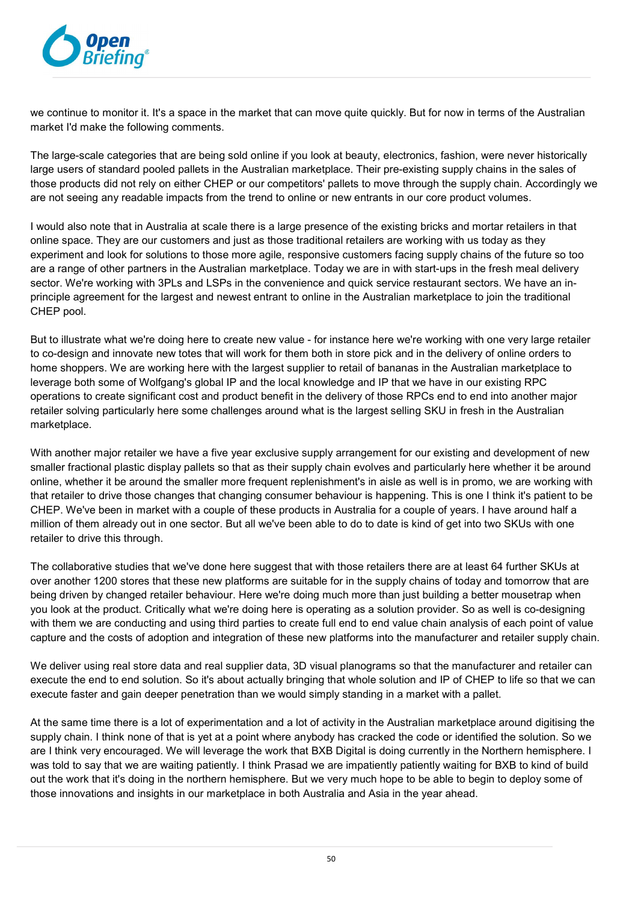we continue to monitor it. It's a space in the market that can move quite quickly. But for now in terms of the Australian market I'd make the following comments.

The large-scale categories that are being sold online if you look at beauty, electronics, fashion, were never historically large users of standard pooled pallets in the Australian marketplace. Their pre-existing supply chains in the sales of those products did not rely on either CHEP or our competitors' pallets to move through the supply chain. Accordingly we are not seeing any readable impacts from the trend to online or new entrants in our core product volumes.

I would also note that in Australia at scale there is a large presence of the existing bricks and mortar retailers in that online space. They are our customers and just as those traditional retailers are working with us today as they experiment and look for solutions to those more agile, responsive customers facing supply chains of the future so too are a range of other partners in the Australian marketplace. Today we are in with start-ups in the fresh meal delivery sector. We're working with 3PLs and LSPs in the convenience and quick service restaurant sectors. We have an in-principle agreement for the largest and newest entrant to online in the Australian marketplace to join the traditional CHEP pool.

But to illustrate what we're doing here to create new value - for instance here we're working with one very large retailer to co-design and innovate new totes that will work for them both in store pick and in the delivery of online orders to home shoppers. We are working here with the largest supplier to retail of bananas in the Australian marketplace to leverage both some of Wolfgang's global IP and the local knowledge and IP that we have in our existing RPC operations to create significant cost and product benefit in the delivery of those RPCs end to end into another major retailer solving particularly here some challenges around what is the largest selling SKU in fresh in the Australian marketplace.

With another major retailer we have a five year exclusive supply arrangement for our existing and development of new smaller fractional plastic display pallets so that as their supply chain evolves and particularly here whether it be around online, whether it be around the smaller more frequent replenishment's in aisle as well is in promo, we are working with that retailer to drive those changes that changing consumer behaviour is happening. This is one I think it's patient to be CHEP. We've been in market with a couple of these products in Australia for a couple of years. I have around half a million of them already out in one sector. But all we've been able to do to date is kind of get into two SKUs with one retailer to drive this through.

The collaborative studies that we've done here suggest that with those retailers there are at least 64 further SKUs at over another 1200 stores that these new platforms are suitable for in the supply chains of today and tomorrow that are being driven by changed retailer behaviour. Here we're doing much more than just building a better mousetrap when you look at the product. Critically what we're doing here is operating as a solution provider. So as well is co-designing with them we are conducting and using third parties to create full end to end value chain analysis of each point of value capture and the costs of adoption and integration of these new platforms into the manufacturer and retailer supply chain.

We deliver using real store data and real supplier data, 3D visual planograms so that the manufacturer and retailer can execute the end to end solution. So it's about actually bringing that whole solution and IP of CHEP to life so that we can execute faster and gain deeper penetration than we would simply standing in a market with a pallet.

At the same time there is a lot of experimentation and a lot of activity in the Australian marketplace around digitising the supply chain. I think none of that is yet at a point where anybody has cracked the code or identified the solution. So we are I think very encouraged. We will leverage the work that BXB Digital is doing currently in the Northern hemisphere. I was told to say that we are waiting patiently. I think Prasad we are impatiently patiently waiting for BXB to kind of build out the work that it's doing in the northern hemisphere. But we very much hope to be able to begin to deploy some of those innovations and insights in our marketplace in both Australia and Asia in the year ahead.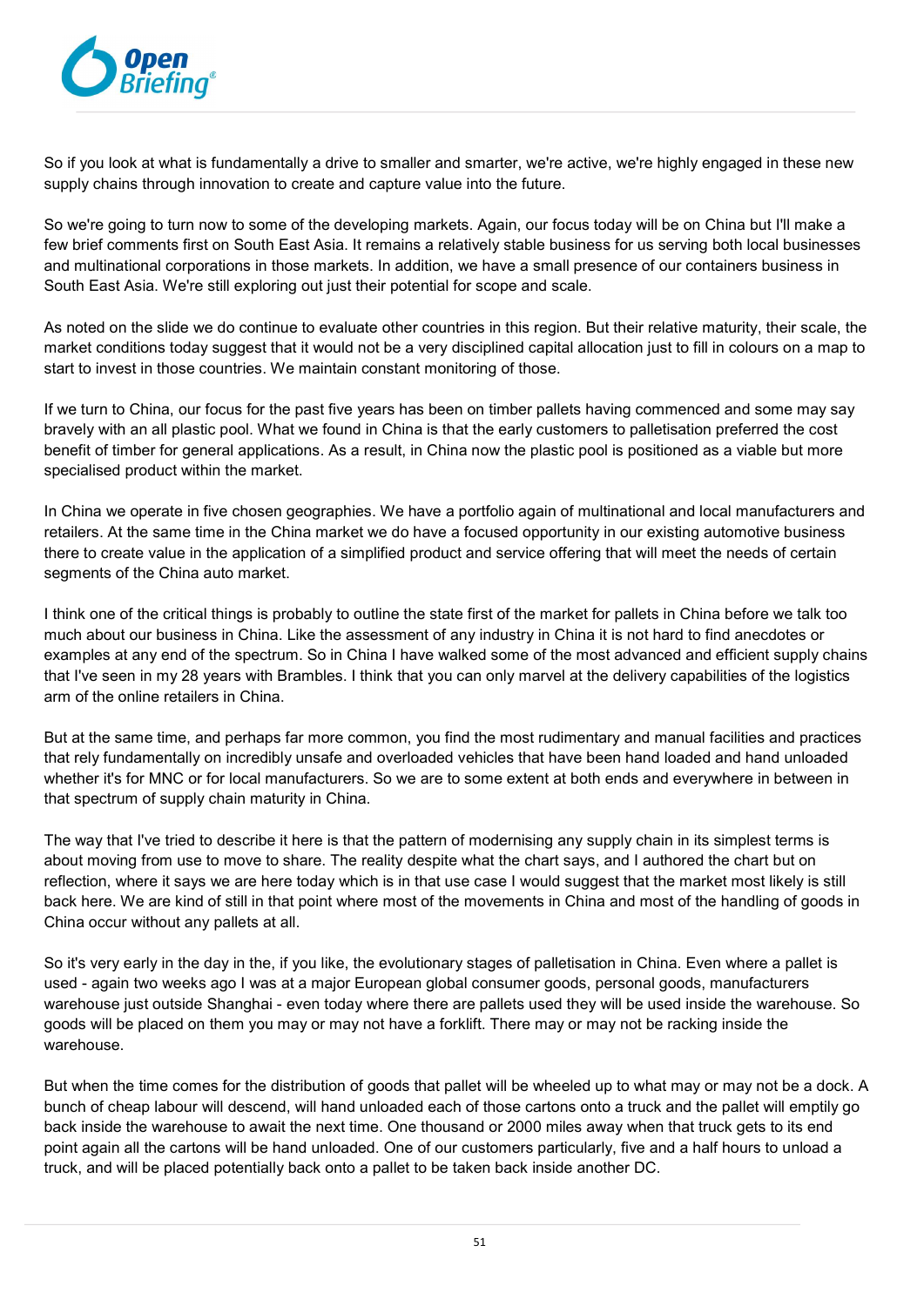So if you look at what is fundamentally a drive to smaller and smarter, we're active, we're highly engaged in these new supply chains through innovation to create and capture value into the future.

So we're going to turn now to some of the developing markets. Again, our focus today will be on China but I'll make a few brief comments first on South East Asia. It remains a relatively stable business for us serving both local businesses and multinational corporations in those markets. In addition, we have a small presence of our containers business in South East Asia. We're still exploring out just their potential for scope and scale.

As noted on the slide we do continue to evaluate other countries in this region. But their relative maturity, their scale, the market conditions today suggest that it would not be a very disciplined capital allocation just to fill in colours on a map to start to invest in those countries. We maintain constant monitoring of those.

If we turn to China, our focus for the past five years has been on timber pallets having commenced and some may say bravely with an all plastic pool. What we found in China is that the early customers to palletisation preferred the cost benefit of timber for general applications. As a result, in China now the plastic pool is positioned as a viable but more specialised product within the market.

In China we operate in five chosen geographies. We have a portfolio again of multinational and local manufacturers and retailers. At the same time in the China market we do have a focused opportunity in our existing automotive business there to create value in the application of a simplified product and service offering that will meet the needs of certain segments of the China auto market.

I think one of the critical things is probably to outline the state first of the market for pallets in China before we talk too much about our business in China. Like the assessment of any industry in China it is not hard to find anecdotes or examples at any end of the spectrum. So in China I have walked some of the most advanced and efficient supply chains that I've seen in my 28 years with Brambles. I think that you can only marvel at the delivery capabilities of the logistics arm of the online retailers in China.

But at the same time, and perhaps far more common, you find the most rudimentary and manual facilities and practices that rely fundamentally on incredibly unsafe and overloaded vehicles that have been hand loaded and hand unloaded whether it's for MNC or for local manufacturers. So we are to some extent at both ends and everywhere in between in that spectrum of supply chain maturity in China.

The way that I've tried to describe it here is that the pattern of modernising any supply chain in its simplest terms is about moving from use to move to share. The reality despite what the chart says, and I authored the chart but on reflection, where it says we are here today which is in that use case I would suggest that the market most likely is still back here. We are kind of still in that point where most of the movements in China and most of the handling of goods in China occur without any pallets at all.

So it's very early in the day in the, if you like, the evolutionary stages of palletisation in China. Even where a pallet is used - again two weeks ago I was at a major European global consumer goods, personal goods, manufacturers warehouse just outside Shanghai - even today where there are pallets used they will be used inside the warehouse. So goods will be placed on them you may or may not have a forklift. There may or may not be racking inside the warehouse.

But when the time comes for the distribution of goods that pallet will be wheeled up to what may or may not be a dock. A bunch of cheap labour will descend, will hand unloaded each of those cartons onto a truck and the pallet will emptily go back inside the warehouse to await the next time. One thousand or 2000 miles away when that truck gets to its end point again all the cartons will be hand unloaded. One of our customers particularly, five and a half hours to unload a truck, and will be placed potentially back onto a pallet to be taken back inside another DC.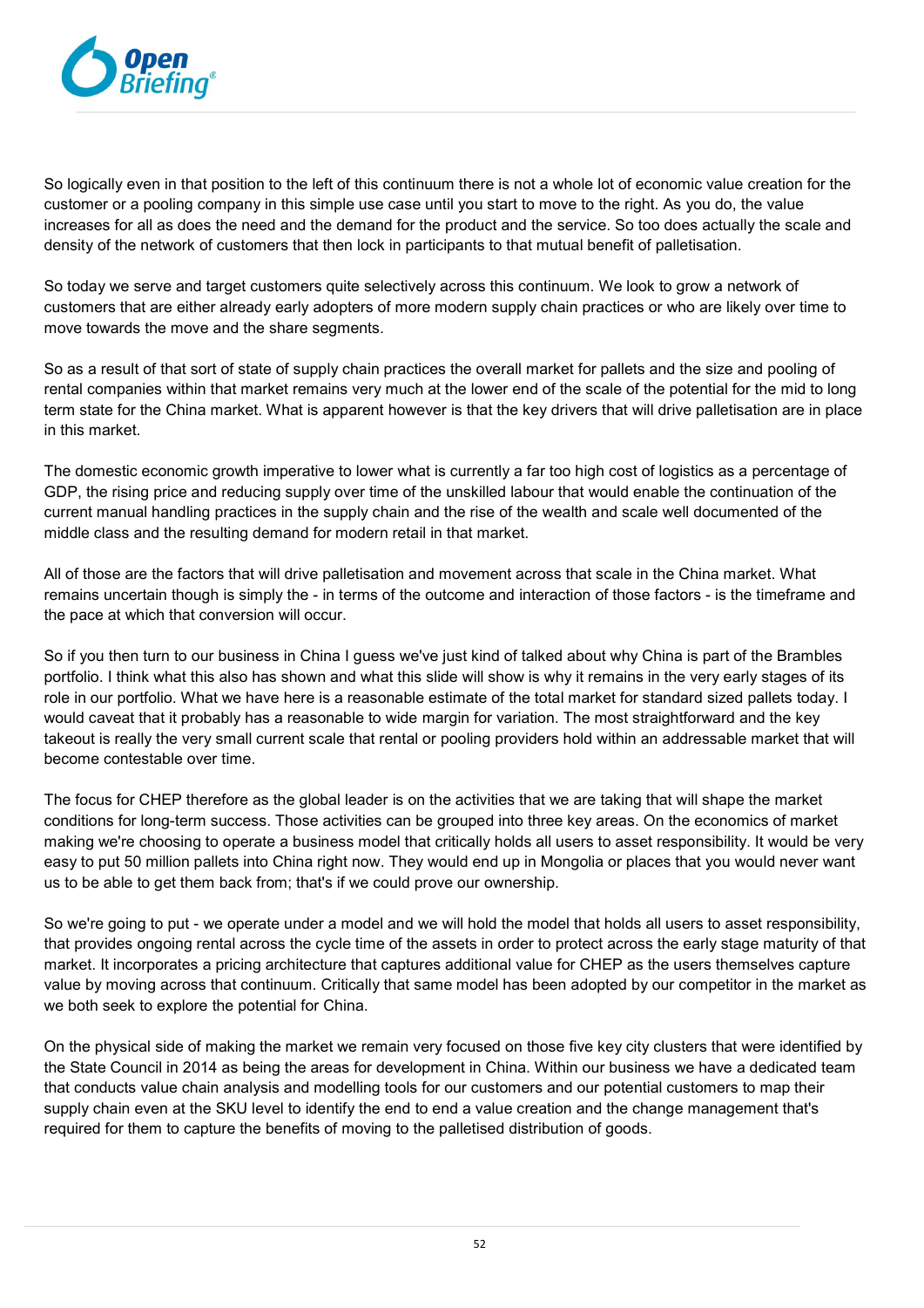So logically even in that position to the left of this continuum there is not a whole lot of economic value creation for the customer or a pooling company in this simple use case until you start to move to the right. As you do, the value increases for all as does the need and the demand for the product and the service. So too does actually the scale and density of the network of customers that then lock in participants to that mutual benefit of palletisation.

So today we serve and target customers quite selectively across this continuum. We look to grow a network of customers that are either already early adopters of more modern supply chain practices or who are likely over time to move towards the move and the share segments.

So as a result of that sort of state of supply chain practices the overall market for pallets and the size and pooling of rental companies within that market remains very much at the lower end of the scale of the potential for the mid to long term state for the China market. What is apparent however is that the key drivers that will drive palletisation are in place in this market.

The domestic economic growth imperative to lower what is currently a far too high cost of logistics as a percentage of GDP, the rising price and reducing supply over time of the unskilled labour that would enable the continuation of the current manual handling practices in the supply chain and the rise of the wealth and scale well documented of the middle class and the resulting demand for modern retail in that market.

All of those are the factors that will drive palletisation and movement across that scale in the China market. What remains uncertain though is simply the - in terms of the outcome and interaction of those factors - is the timeframe and the pace at which that conversion will occur.

So if you then turn to our business in China I guess we've just kind of talked about why China is part of the Brambles portfolio. I think what this also has shown and what this slide will show is why it remains in the very early stages of its role in our portfolio. What we have here is a reasonable estimate of the total market for standard sized pallets today. I would caveat that it probably has a reasonable to wide margin for variation. The most straightforward and the key takeout is really the very small current scale that rental or pooling providers hold within an addressable market that will become contestable over time.

The focus for CHEP therefore as the global leader is on the activities that we are taking that will shape the market conditions for long-term success. Those activities can be grouped into three key areas. On the economics of market making we're choosing to operate a business model that critically holds all users to asset responsibility. It would be very easy to put 50 million pallets into China right now. They would end up in Mongolia or places that you would never want us to be able to get them back from; that's if we could prove our ownership.

So we're going to put - we operate under a model and we will hold the model that holds all users to asset responsibility, that provides ongoing rental across the cycle time of the assets in order to protect across the early stage maturity of that market. It incorporates a pricing architecture that captures additional value for CHEP as the users themselves capture value by moving across that continuum. Critically that same model has been adopted by our competitor in the market as we both seek to explore the potential for China.

On the physical side of making the market we remain very focused on those five key city clusters that were identified by the State Council in 2014 as being the areas for development in China. Within our business we have a dedicated team that conducts value chain analysis and modelling tools for our customers and our potential customers to map their supply chain even at the SKU level to identify the end to end a value creation and the change management that's required for them to capture the benefits of moving to the palletised distribution of goods.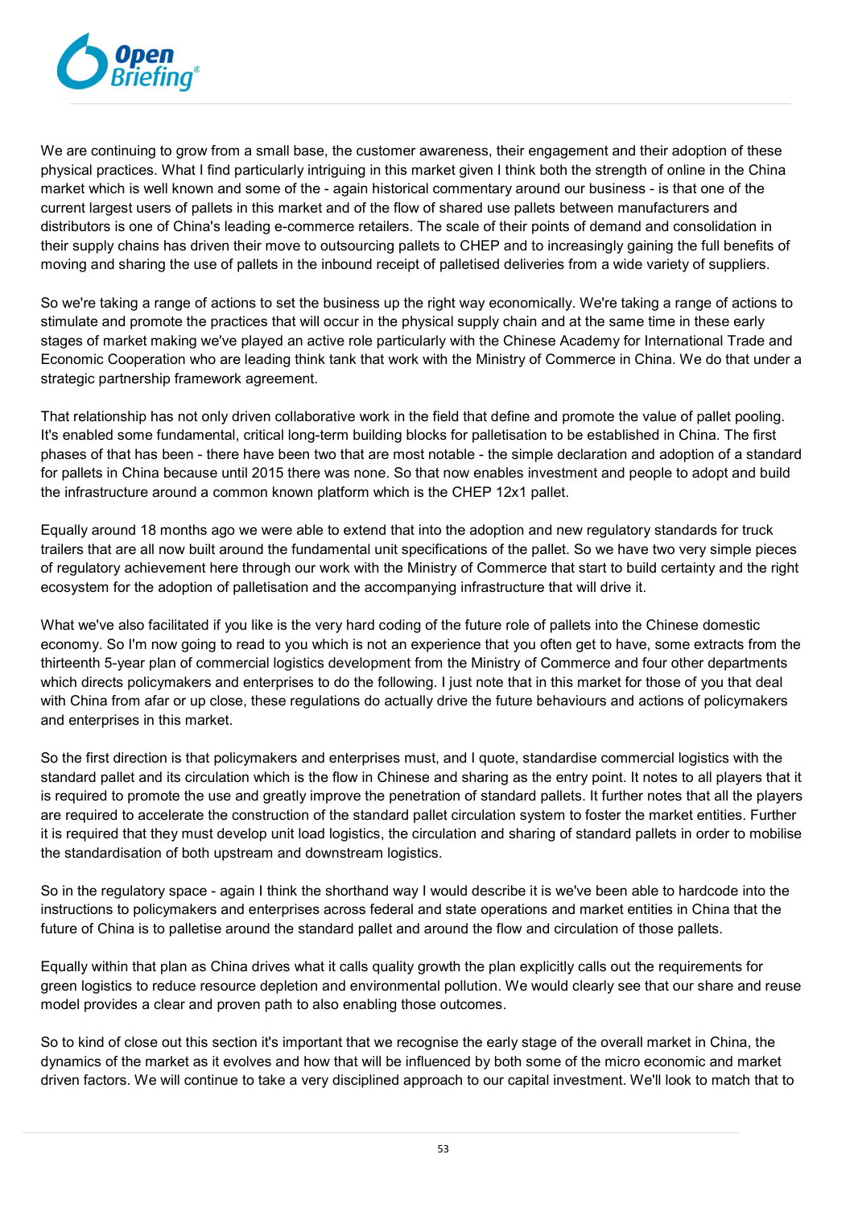We are continuing to grow from a small base, the customer awareness, their engagement and their adoption of these physical practices. What I find particularly intriguing in this market given I think both the strength of online in the China market which is well known and some of the - again historical commentary around our business - is that one of the current largest users of pallets in this market and of the flow of shared use pallets between manufacturers and distributors is one of China's leading e-commerce retailers. The scale of their points of demand and consolidation in their supply chains has driven their move to outsourcing pallets to CHEP and to increasingly gaining the full benefits of moving and sharing the use of pallets in the inbound receipt of palletised deliveries from a wide variety of suppliers.

So we're taking a range of actions to set the business up the right way economically. We're taking a range of actions to stimulate and promote the practices that will occur in the physical supply chain and at the same time in these early stages of market making we've played an active role particularly with the Chinese Academy for International Trade and Economic Cooperation who are leading think tank that work with the Ministry of Commerce in China. We do that under a strategic partnership framework agreement.

That relationship has not only driven collaborative work in the field that define and promote the value of pallet pooling. It's enabled some fundamental, critical long-term building blocks for palletisation to be established in China. The first phases of that has been - there have been two that are most notable - the simple declaration and adoption of a standard for pallets in China because until 2015 there was none. So that now enables investment and people to adopt and build the infrastructure around a common known platform which is the CHEP 12x1 pallet.

Equally around 18 months ago we were able to extend that into the adoption and new regulatory standards for truck trailers that are all now built around the fundamental unit specifications of the pallet. So we have two very simple pieces of regulatory achievement here through our work with the Ministry of Commerce that start to build certainty and the right ecosystem for the adoption of palletisation and the accompanying infrastructure that will drive it.

What we've also facilitated if you like is the very hard coding of the future role of pallets into the Chinese domestic economy. So I'm now going to read to you which is not an experience that you often get to have, some extracts from the thirteenth 5-year plan of commercial logistics development from the Ministry of Commerce and four other departments which directs policymakers and enterprises to do the following. I just note that in this market for those of you that deal with China from afar or up close, these regulations do actually drive the future behaviours and actions of policymakers and enterprises in this market.

So the first direction is that policymakers and enterprises must, and I quote, standardise commercial logistics with the standard pallet and its circulation which is the flow in Chinese and sharing as the entry point. It notes to all players that it is required to promote the use and greatly improve the penetration of standard pallets. It further notes that all the players are required to accelerate the construction of the standard pallet circulation system to foster the market entities. Further it is required that they must develop unit load logistics, the circulation and sharing of standard pallets in order to mobilise the standardisation of both upstream and downstream logistics.

So in the regulatory space - again I think the shorthand way I would describe it is we've been able to hardcode into the instructions to policymakers and enterprises across federal and state operations and market entities in China that the future of China is to palletise around the standard pallet and around the flow and circulation of those pallets.

Equally within that plan as China drives what it calls quality growth the plan explicitly calls out the requirements for green logistics to reduce resource depletion and environmental pollution. We would clearly see that our share and reuse model provides a clear and proven path to also enabling those outcomes.

So to kind of close out this section it's important that we recognise the early stage of the overall market in China, the dynamics of the market as it evolves and how that will be influenced by both some of the micro economic and market driven factors. We will continue to take a very disciplined approach to our capital investment. We'll look to match that to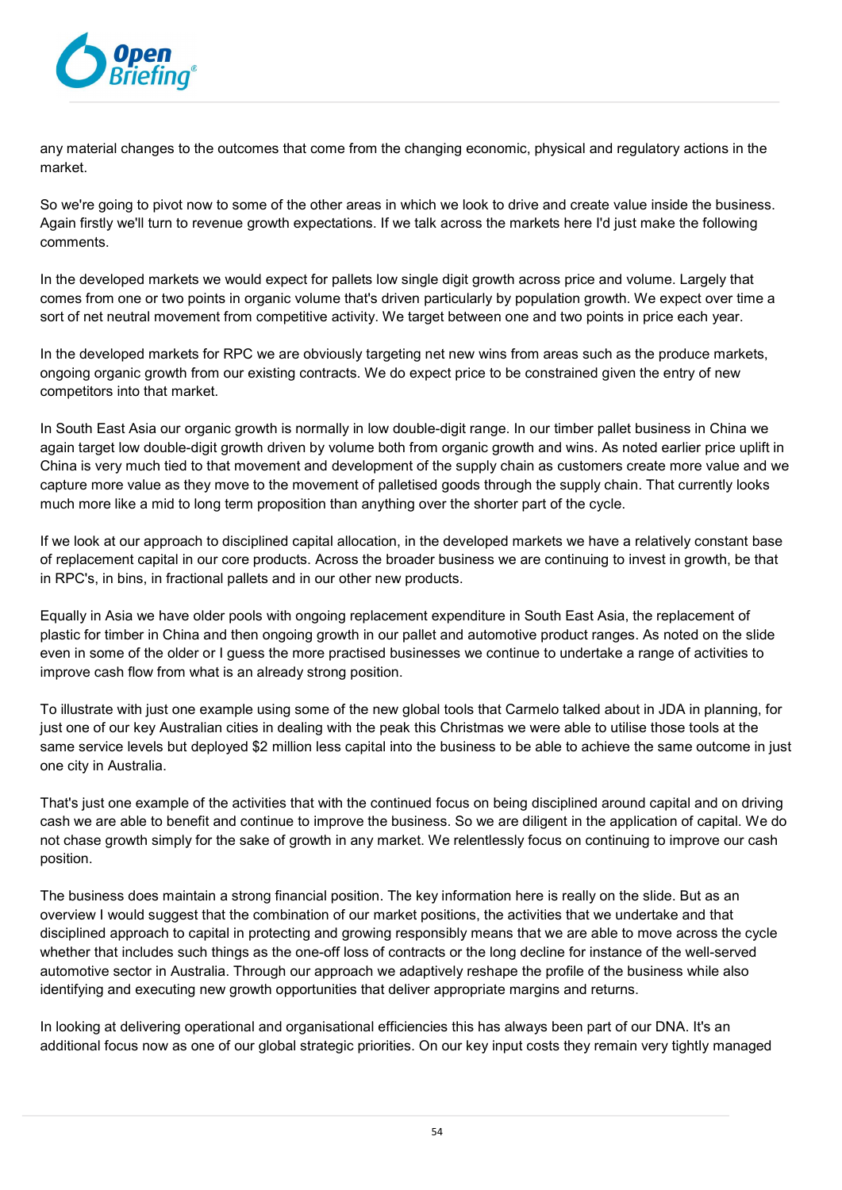any material changes to the outcomes that come from the changing economic, physical and regulatory actions in the market.

So we're going to pivot now to some of the other areas in which we look to drive and create value inside the business. Again firstly we'll turn to revenue growth expectations. If we talk across the markets here I'd just make the following comments.

In the developed markets we would expect for pallets low single digit growth across price and volume. Largely that comes from one or two points in organic volume that's driven particularly by population growth. We expect over time a sort of net neutral movement from competitive activity. We target between one and two points in price each year.

In the developed markets for RPC we are obviously targeting net new wins from areas such as the produce markets, ongoing organic growth from our existing contracts. We do expect price to be constrained given the entry of new competitors into that market.

In South East Asia our organic growth is normally in low double-digit range. In our timber pallet business in China we again target low double-digit growth driven by volume both from organic growth and wins. As noted earlier price uplift in China is very much tied to that movement and development of the supply chain as customers create more value and we capture more value as they move to the movement of palletised goods through the supply chain. That currently looks much more like a mid to long term proposition than anything over the shorter part of the cycle.

If we look at our approach to disciplined capital allocation, in the developed markets we have a relatively constant base of replacement capital in our core products. Across the broader business we are continuing to invest in growth, be that in RPC's, in bins, in fractional pallets and in our other new products.

Equally in Asia we have older pools with ongoing replacement expenditure in South East Asia, the replacement of plastic for timber in China and then ongoing growth in our pallet and automotive product ranges. As noted on the slide even in some of the older or I guess the more practised businesses we continue to undertake a range of activities to improve cash flow from what is an already strong position.

To illustrate with just one example using some of the new global tools that Carmelo talked about in JDA in planning, for just one of our key Australian cities in dealing with the peak this Christmas we were able to utilise those tools at the same service levels but deployed $2 million less capital into the business to be able to achieve the same outcome in just one city in Australia.

That's just one example of the activities that with the continued focus on being disciplined around capital and on driving cash we are able to benefit and continue to improve the business. So we are diligent in the application of capital. We do not chase growth simply for the sake of growth in any market. We relentlessly focus on continuing to improve our cash position.

The business does maintain a strong financial position. The key information here is really on the slide. But as an overview I would suggest that the combination of our market positions, the activities that we undertake and that disciplined approach to capital in protecting and growing responsibly means that we are able to move across the cycle whether that includes such things as the one-off loss of contracts or the long decline for instance of the well-served automotive sector in Australia. Through our approach we adaptively reshape the profile of the business while also identifying and executing new growth opportunities that deliver appropriate margins and returns.

In looking at delivering operational and organisational efficiencies this has always been part of our DNA. It's an additional focus now as one of our global strategic priorities. On our key input costs they remain very tightly managed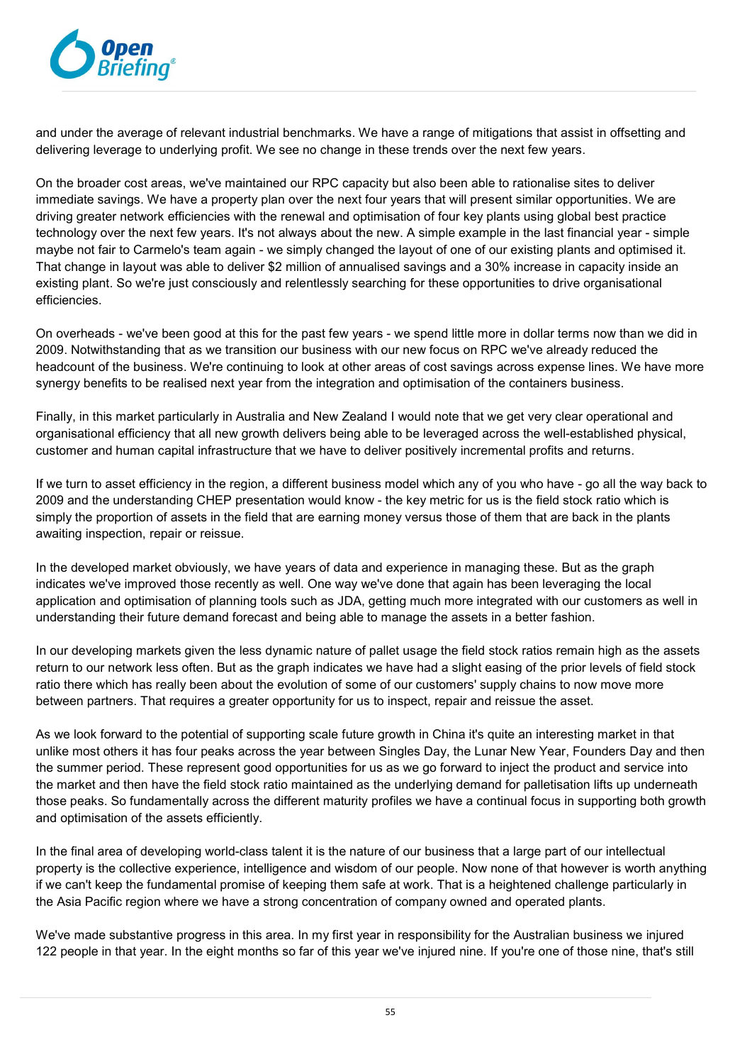and under the average of relevant industrial benchmarks. We have a range of mitigations that assist in offsetting and delivering leverage to underlying profit. We see no change in these trends over the next few years.

On the broader cost areas, we've maintained our RPC capacity but also been able to rationalise sites to deliver immediate savings. We have a property plan over the next four years that will present similar opportunities. We are driving greater network efficiencies with the renewal and optimisation of four key plants using global best practice technology over the next few years. It's not always about the new. A simple example in the last financial year - simple maybe not fair to Carmelo's team again - we simply changed the layout of one of our existing plants and optimised it. That change in layout was able to deliver $2 million of annualised savings and a 30% increase in capacity inside an existing plant. So we're just consciously and relentlessly searching for these opportunities to drive organisational efficiencies.

On overheads - we've been good at this for the past few years - we spend little more in dollar terms now than we did in 2009. Notwithstanding that as we transition our business with our new focus on RPC we've already reduced the headcount of the business. We're continuing to look at other areas of cost savings across expense lines. We have more synergy benefits to be realised next year from the integration and optimisation of the containers business.

Finally, in this market particularly in Australia and New Zealand I would note that we get very clear operational and organisational efficiency that all new growth delivers being able to be leveraged across the well-established physical, customer and human capital infrastructure that we have to deliver positively incremental profits and returns.

If we turn to asset efficiency in the region, a different business model which any of you who have - go all the way back to 2009 and the understanding CHEP presentation would know - the key metric for us is the field stock ratio which is simply the proportion of assets in the field that are earning money versus those of them that are back in the plants awaiting inspection, repair or reissue.

In the developed market obviously, we have years of data and experience in managing these. But as the graph indicates we've improved those recently as well. One way we've done that again has been leveraging the local application and optimisation of planning tools such as JDA, getting much more integrated with our customers as well in understanding their future demand forecast and being able to manage the assets in a better fashion.

In our developing markets given the less dynamic nature of pallet usage the field stock ratios remain high as the assets return to our network less often. But as the graph indicates we have had a slight easing of the prior levels of field stock ratio there which has really been about the evolution of some of our customers' supply chains to now move more between partners. That requires a greater opportunity for us to inspect, repair and reissue the asset.

As we look forward to the potential of supporting scale future growth in China it's quite an interesting market in that unlike most others it has four peaks across the year between Singles Day, the Lunar New Year, Founders Day and then the summer period. These represent good opportunities for us as we go forward to inject the product and service into the market and then have the field stock ratio maintained as the underlying demand for palletisation lifts up underneath those peaks. So fundamentally across the different maturity profiles we have a continual focus in supporting both growth and optimisation of the assets efficiently.

In the final area of developing world-class talent it is the nature of our business that a large part of our intellectual property is the collective experience, intelligence and wisdom of our people. Now none of that however is worth anything if we can't keep the fundamental promise of keeping them safe at work. That is a heightened challenge particularly in the Asia Pacific region where we have a strong concentration of company owned and operated plants.

We've made substantive progress in this area. In my first year in responsibility for the Australian business we injured 122 people in that year. In the eight months so far of this year we've injured nine. If you're one of those nine, that's still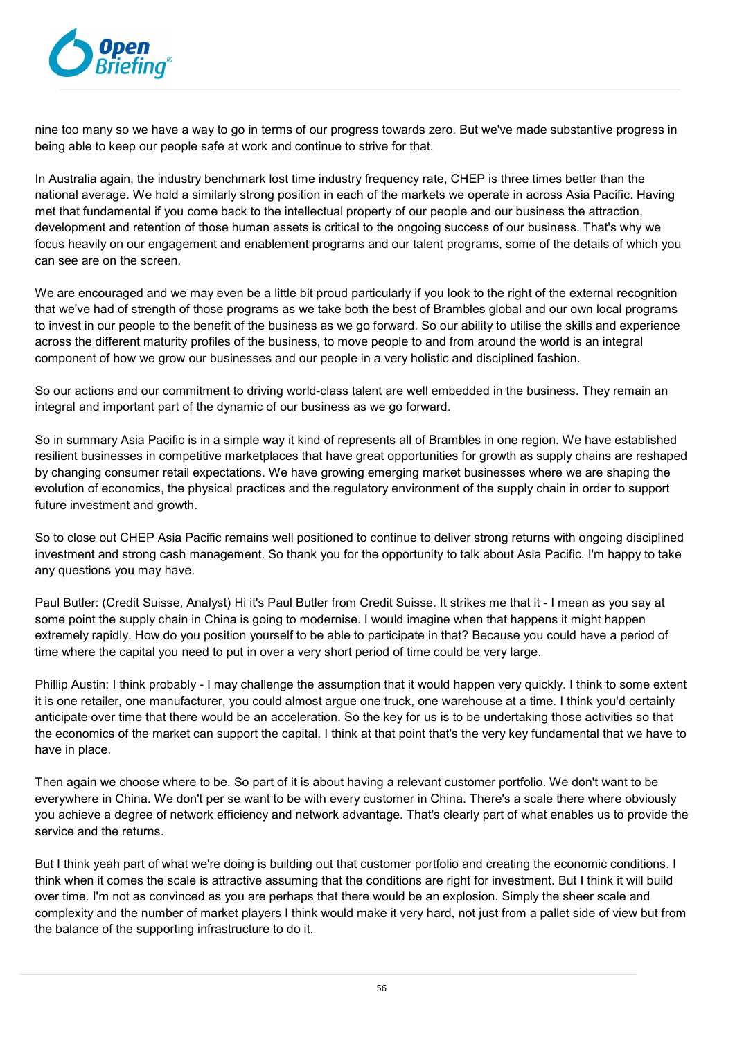nine too many so we have a way to go in terms of our progress towards zero. But we've made substantive progress in being able to keep our people safe at work and continue to strive for that.

In Australia again, the industry benchmark lost time industry frequency rate, CHEP is three times better than the national average. We hold a similarly strong position in each of the markets we operate in across Asia Pacific. Having met that fundamental if you come back to the intellectual property of our people and our business the attraction, development and retention of those human assets is critical to the ongoing success of our business. That's why we focus heavily on our engagement and enablement programs and our talent programs, some of the details of which you can see are on the screen.

We are encouraged and we may even be a little bit proud particularly if you look to the right of the external recognition that we've had of strength of those programs as we take both the best of Brambles global and our own local programs to invest in our people to the benefit of the business as we go forward. So our ability to utilise the skills and experience across the different maturity profiles of the business, to move people to and from around the world is an integral component of how we grow our businesses and our people in a very holistic and disciplined fashion.

So our actions and our commitment to driving world-class talent are well embedded in the business. They remain an integral and important part of the dynamic of our business as we go forward.

So in summary Asia Pacific is in a simple way it kind of represents all of Brambles in one region. We have established resilient businesses in competitive marketplaces that have great opportunities for growth as supply chains are reshaped by changing consumer retail expectations. We have growing emerging market businesses where we are shaping the evolution of economics, the physical practices and the regulatory environment of the supply chain in order to support future investment and growth.

So to close out CHEP Asia Pacific remains well positioned to continue to deliver strong returns with ongoing disciplined investment and strong cash management. So thank you for the opportunity to talk about Asia Pacific. I'm happy to take any questions you may have.

Paul Butler: (Credit Suisse, Analyst) Hi it's Paul Butler from Credit Suisse. It strikes me that it - I mean as you say at some point the supply chain in China is going to modernise. I would imagine when that happens it might happen extremely rapidly. How do you position yourself to be able to participate in that? Because you could have a period of time where the capital you need to put in over a very short period of time could be very large.

Phillip Austin: I think probably - I may challenge the assumption that it would happen very quickly. I think to some extent it is one retailer, one manufacturer, you could almost argue one truck, one warehouse at a time. I think you'd certainly anticipate over time that there would be an acceleration. So the key for us is to be undertaking those activities so that the economics of the market can support the capital. I think at that point that's the very key fundamental that we have to have in place.

Then again we choose where to be. So part of it is about having a relevant customer portfolio. We don't want to be everywhere in China. We don't per se want to be with every customer in China. There's a scale there where obviously you achieve a degree of network efficiency and network advantage. That's clearly part of what enables us to provide the service and the returns.

But I think yeah part of what we're doing is building out that customer portfolio and creating the economic conditions. I think when it comes the scale is attractive assuming that the conditions are right for investment. But I think it will build over time. I'm not as convinced as you are perhaps that there would be an explosion. Simply the sheer scale and complexity and the number of market players I think would make it very hard, not just from a pallet side of view but from the balance of the supporting infrastructure to do it.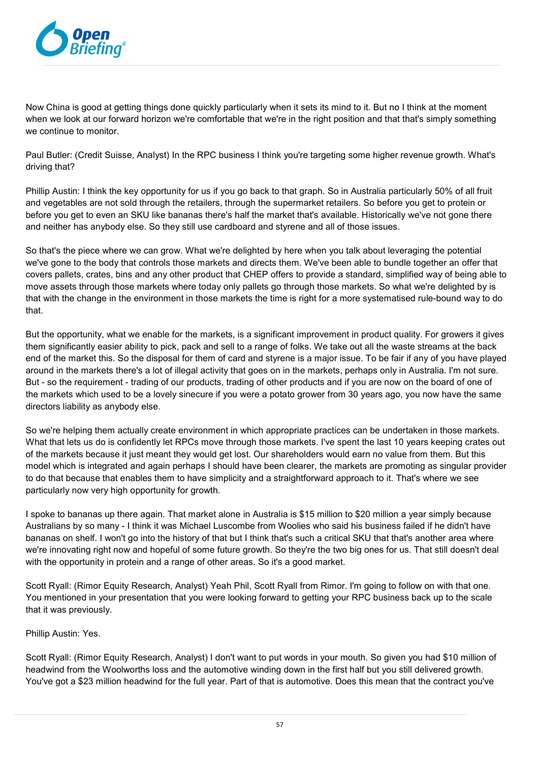Now China is good at getting things done quickly particularly when it sets its mind to it. But no I think at the moment when we look at our forward horizon we're comfortable that we're in the right position and that that's simply something we continue to monitor.

Paul Butler: (Credit Suisse, Analyst) In the RPC business I think you're targeting some higher revenue growth. What's driving that?

Phillip Austin: I think the key opportunity for us if you go back to that graph. So in Australia particularly 50% of all fruit and vegetables are not sold through the retailers, through the supermarket retailers. So before you get to protein or before you get to even an SKU like bananas there's half the market that's available. Historically we've not gone there and neither has anybody else. So they still use cardboard and styrene and all of those issues.

So that's the piece where we can grow. What we're delighted by here when you talk about leveraging the potential we've gone to the body that controls those markets and directs them. We've been able to bundle together an offer that covers pallets, crates, bins and any other product that CHEP offers to provide a standard, simplified way of being able to move assets through those markets where today only pallets go through those markets. So what we're delighted by is that with the change in the environment in those markets the time is right for a more systematised rule-bound way to do that.

But the opportunity, what we enable for the markets, is a significant improvement in product quality. For growers it gives them significantly easier ability to pick, pack and sell to a range of folks. We take out all the waste streams at the back end of the market this. So the disposal for them of card and styrene is a major issue. To be fair if any of you have played around in the markets there's a lot of illegal activity that goes on in the markets, perhaps only in Australia. I'm not sure. But - so the requirement - trading of our products, trading of other products and if you are now on the board of one of the markets which used to be a lovely sinecure if you were a potato grower from 30 years ago, you now have the same directors liability as anybody else.

So we're helping them actually create environment in which appropriate practices can be undertaken in those markets. What that lets us do is confidently let RPCs move through those markets. I've spent the last 10 years keeping crates out of the markets because it just meant they would get lost. Our shareholders would earn no value from them. But this model which is integrated and again perhaps I should have been clearer, the markets are promoting as singular provider to do that because that enables them to have simplicity and a straightforward approach to it. That's where we see particularly now very high opportunity for growth.

I spoke to bananas up there again. That market alone in Australia is $15 million to $20 million a year simply because Australians by so many - I think it was Michael Luscombe from Woolies who said his business failed if he didn't have bananas on shelf. I won't go into the history of that but I think that's such a critical SKU that that's another area where we're innovating right now and hopeful of some future growth. So they're the two big ones for us. That still doesn't deal with the opportunity in protein and a range of other areas. So it's a good market.

Scott Ryall: (Rimor Equity Research, Analyst) Yeah Phil, Scott Ryall from Rimor. I'm going to follow on with that one. You mentioned in your presentation that you were looking forward to getting your RPC business back up to the scale that it was previously.

Phillip Austin: Yes.

Scott Ryall: (Rimor Equity Research, Analyst) I don't want to put words in your mouth. So given you had $10 million of headwind from the Woolworths loss and the automotive winding down in the first half but you still delivered growth. You've got a $23 million headwind for the full year. Part of that is automotive. Does this mean that the contract you've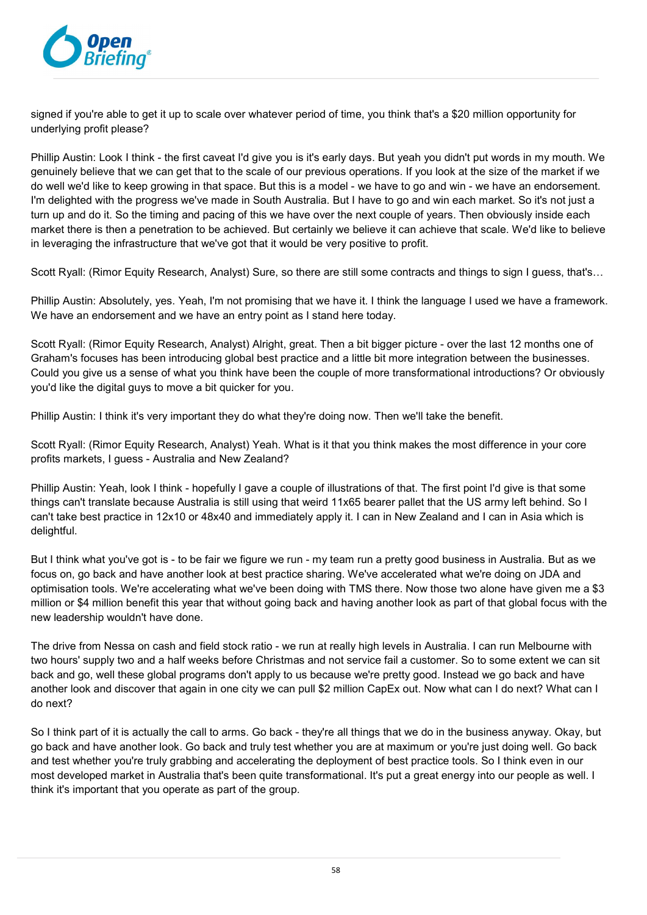signed if you're able to get it up to scale over whatever period of time, you think that's a $20 million opportunity for underlying profit please?

Phillip Austin: Look I think - the first caveat I'd give you is it's early days. But yeah you didn't put words in my mouth. We genuinely believe that we can get that to the scale of our previous operations. If you look at the size of the market if we do well we'd like to keep growing in that space. But this is a model - we have to go and win - we have an endorsement. I'm delighted with the progress we've made in South Australia. But I have to go and win each market. So it's not just a turn up and do it. So the timing and pacing of this we have over the next couple of years. Then obviously inside each market there is then a penetration to be achieved. But certainly we believe it can achieve that scale. We'd like to believe in leveraging the infrastructure that we've got that it would be very positive to profit.

Scott Ryall: (Rimor Equity Research, Analyst) Sure, so there are still some contracts and things to sign I guess, that's…

Phillip Austin: Absolutely, yes. Yeah, I'm not promising that we have it. I think the language I used we have a framework. We have an endorsement and we have an entry point as I stand here today.

Scott Ryall: (Rimor Equity Research, Analyst) Alright, great. Then a bit bigger picture - over the last 12 months one of Graham's focuses has been introducing global best practice and a little bit more integration between the businesses. Could you give us a sense of what you think have been the couple of more transformational introductions? Or obviously you'd like the digital guys to move a bit quicker for you.

Phillip Austin: I think it's very important they do what they're doing now. Then we'll take the benefit.

Scott Ryall: (Rimor Equity Research, Analyst) Yeah. What is it that you think makes the most difference in your core profits markets, I guess - Australia and New Zealand?

Phillip Austin: Yeah, look I think - hopefully I gave a couple of illustrations of that. The first point I'd give is that some things can't translate because Australia is still using that weird 11x65 bearer pallet that the US army left behind. So I can't take best practice in 12x10 or 48x40 and immediately apply it. I can in New Zealand and I can in Asia which is delightful.

But I think what you've got is - to be fair we figure we run - my team run a pretty good business in Australia. But as we focus on, go back and have another look at best practice sharing. We've accelerated what we're doing on JDA and optimisation tools. We're accelerating what we've been doing with TMS there. Now those two alone have given me a $3 million or $4 million benefit this year that without going back and having another look as part of that global focus with the new leadership wouldn't have done.

The drive from Nessa on cash and field stock ratio - we run at really high levels in Australia. I can run Melbourne with two hours' supply two and a half weeks before Christmas and not service fail a customer. So to some extent we can sit back and go, well these global programs don't apply to us because we're pretty good. Instead we go back and have another look and discover that again in one city we can pull $2 million CapEx out. Now what can I do next? What can I do next?

So I think part of it is actually the call to arms. Go back - they're all things that we do in the business anyway. Okay, but go back and have another look. Go back and truly test whether you are at maximum or you're just doing well. Go back and test whether you're truly grabbing and accelerating the deployment of best practice tools. So I think even in our most developed market in Australia that's been quite transformational. It's put a great energy into our people as well. I think it's important that you operate as part of the group.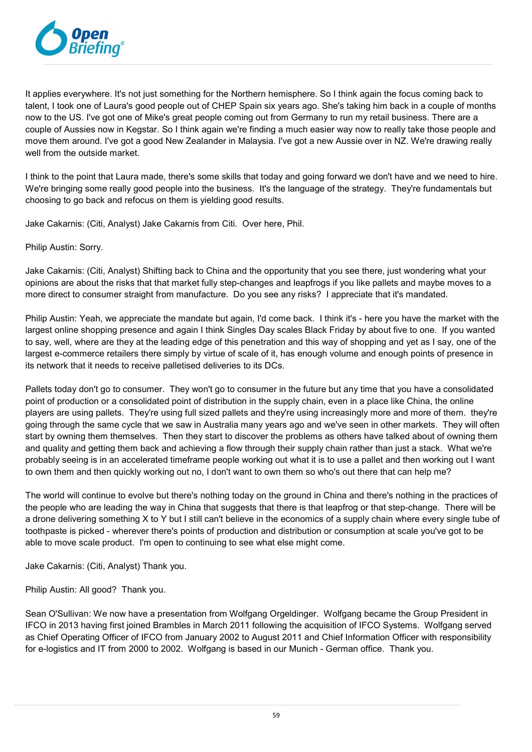It applies everywhere. It's not just something for the Northern hemisphere. So I think again the focus coming back to talent, I took one of Laura's good people out of CHEP Spain six years ago. She's taking him back in a couple of months now to the US. I've got one of Mike's great people coming out from Germany to run my retail business. There are a couple of Aussies now in Kegstar. So I think again we're finding a much easier way now to really take those people and move them around. I've got a good New Zealander in Malaysia. I've got a new Aussie over in NZ. We're drawing really well from the outside market.

I think to the point that Laura made, there's some skills that today and going forward we don't have and we need to hire. We're bringing some really good people into the business. It's the language of the strategy. They're fundamentals but choosing to go back and refocus on them is yielding good results.

Jake Cakarnis: (Citi, Analyst) Jake Cakarnis from Citi. Over here, Phil.

Philip Austin: Sorry.

Jake Cakarnis: (Citi, Analyst) Shifting back to China and the opportunity that you see there, just wondering what your opinions are about the risks that that market fully step-changes and leapfrogs if you like pallets and maybe moves to a more direct to consumer straight from manufacture. Do you see any risks? I appreciate that it's mandated.

Philip Austin: Yeah, we appreciate the mandate but again, I'd come back. I think it's - here you have the market with the largest online shopping presence and again I think Singles Day scales Black Friday by about five to one. If you wanted to say, well, where are they at the leading edge of this penetration and this way of shopping and yet as I say, one of the largest e-commerce retailers there simply by virtue of scale of it, has enough volume and enough points of presence in its network that it needs to receive palletised deliveries to its DCs.

Pallets today don't go to consumer. They won't go to consumer in the future but any time that you have a consolidated point of production or a consolidated point of distribution in the supply chain, even in a place like China, the online players are using pallets. They're using full sized pallets and they're using increasingly more and more of them. they're going through the same cycle that we saw in Australia many years ago and we've seen in other markets. They will often start by owning them themselves. Then they start to discover the problems as others have talked about of owning them and quality and getting them back and achieving a flow through their supply chain rather than just a stack. What we're probably seeing is in an accelerated timeframe people working out what it is to use a pallet and then working out I want to own them and then quickly working out no, I don't want to own them so who's out there that can help me?

The world will continue to evolve but there's nothing today on the ground in China and there's nothing in the practices of the people who are leading the way in China that suggests that there is that leapfrog or that step-change. There will be a drone delivering something X to Y but I still can't believe in the economics of a supply chain where every single tube of toothpaste is picked - wherever there's points of production and distribution or consumption at scale you've got to be able to move scale product. I'm open to continuing to see what else might come.

Jake Cakarnis: (Citi, Analyst) Thank you.

Philip Austin: All good? Thank you.

Sean O'Sullivan: We now have a presentation from Wolfgang Orgeldinger. Wolfgang became the Group President in IFCO in 2013 having first joined Brambles in March 2011 following the acquisition of IFCO Systems. Wolfgang served as Chief Operating Officer of IFCO from January 2002 to August 2011 and Chief Information Officer with responsibility for e-logistics and IT from 2000 to 2002. Wolfgang is based in our Munich - German office. Thank you.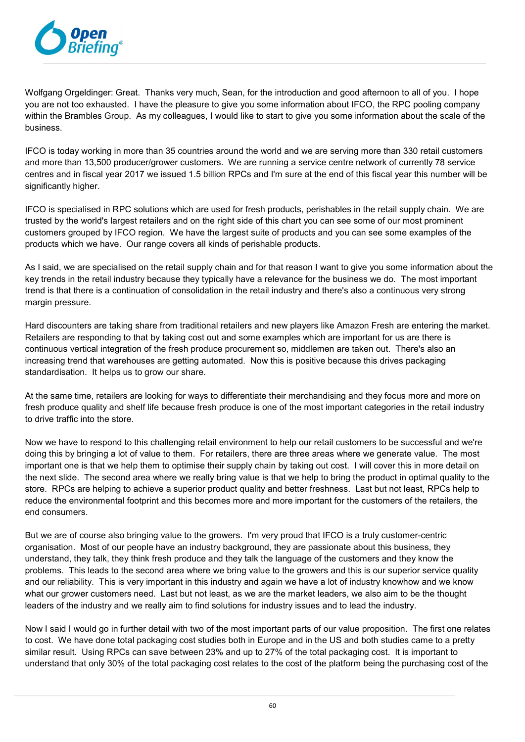Wolfgang Orgeldinger: Great. Thanks very much, Sean, for the introduction and good afternoon to all of you. I hope you are not too exhausted. I have the pleasure to give you some information about IFCO, the RPC pooling company within the Brambles Group. As my colleagues, I would like to start to give you some information about the scale of the business.

IFCO is today working in more than 35 countries around the world and we are serving more than 330 retail customers and more than 13,500 producer/grower customers. We are running a service centre network of currently 78 service centres and in fiscal year 2017 we issued 1.5 billion RPCs and I'm sure at the end of this fiscal year this number will be significantly higher.

IFCO is specialised in RPC solutions which are used for fresh products, perishables in the retail supply chain. We are trusted by the world's largest retailers and on the right side of this chart you can see some of our most prominent customers grouped by IFCO region. We have the largest suite of products and you can see some examples of the products which we have. Our range covers all kinds of perishable products.

As I said, we are specialised on the retail supply chain and for that reason I want to give you some information about the key trends in the retail industry because they typically have a relevance for the business we do. The most important trend is that there is a continuation of consolidation in the retail industry and there's also a continuous very strong margin pressure.

Hard discounters are taking share from traditional retailers and new players like Amazon Fresh are entering the market. Retailers are responding to that by taking cost out and some examples which are important for us are there is continuous vertical integration of the fresh produce procurement so, middlemen are taken out. There's also an increasing trend that warehouses are getting automated. Now this is positive because this drives packaging standardisation. It helps us to grow our share.

At the same time, retailers are looking for ways to differentiate their merchandising and they focus more and more on fresh produce quality and shelf life because fresh produce is one of the most important categories in the retail industry to drive traffic into the store.

Now we have to respond to this challenging retail environment to help our retail customers to be successful and we're doing this by bringing a lot of value to them. For retailers, there are three areas where we generate value. The most important one is that we help them to optimise their supply chain by taking out cost. I will cover this in more detail on the next slide. The second area where we really bring value is that we help to bring the product in optimal quality to the store. RPCs are helping to achieve a superior product quality and better freshness. Last but not least, RPCs help to reduce the environmental footprint and this becomes more and more important for the customers of the retailers, the end consumers.

But we are of course also bringing value to the growers. I'm very proud that IFCO is a truly customer-centric organisation. Most of our people have an industry background, they are passionate about this business, they understand, they talk, they think fresh produce and they talk the language of the customers and they know the problems. This leads to the second area where we bring value to the growers and this is our superior service quality and our reliability. This is very important in this industry and again we have a lot of industry knowhow and we know what our grower customers need. Last but not least, as we are the market leaders, we also aim to be the thought leaders of the industry and we really aim to find solutions for industry issues and to lead the industry.

Now I said I would go in further detail with two of the most important parts of our value proposition. The first one relates to cost. We have done total packaging cost studies both in Europe and in the US and both studies came to a pretty similar result. Using RPCs can save between 23% and up to 27% of the total packaging cost. It is important to understand that only 30% of the total packaging cost relates to the cost of the platform being the purchasing cost of the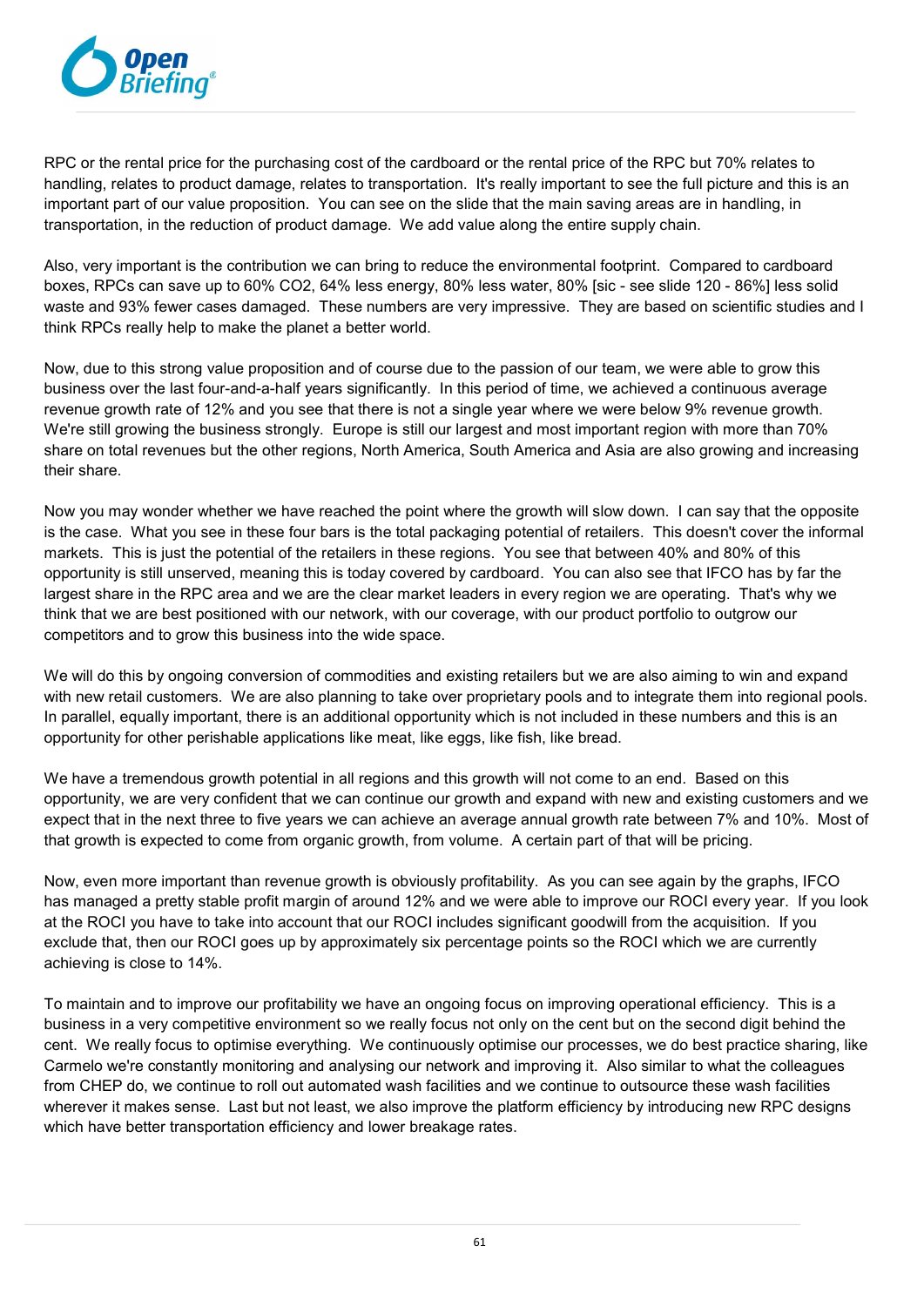RPC or the rental price for the purchasing cost of the cardboard or the rental price of the RPC but 70% relates to handling, relates to product damage, relates to transportation. It's really important to see the full picture and this is an important part of our value proposition. You can see on the slide that the main saving areas are in handling, in transportation, in the reduction of product damage. We add value along the entire supply chain.

Also, very important is the contribution we can bring to reduce the environmental footprint. Compared to cardboard boxes, RPCs can save up to 60% $CO_2$, 64% less energy, 80% less water, 80% [sic - see slide 120 - 86%] less solid waste and 93% fewer cases damaged. These numbers are very impressive. They are based on scientific studies and I think RPCs really help to make the planet a better world.

Now, due to this strong value proposition and of course due to the passion of our team, we were able to grow this business over the last four-and-a-half years significantly. In this period of time, we achieved a continuous average revenue growth rate of 12% and you see that there is not a single year where we were below 9% revenue growth. We're still growing the business strongly. Europe is still our largest and most important region with more than 70% share on total revenues but the other regions, North America, South America and Asia are also growing and increasing their share.

Now you may wonder whether we have reached the point where the growth will slow down. I can say that the opposite is the case. What you see in these four bars is the total packaging potential of retailers. This doesn't cover the informal markets. This is just the potential of the retailers in these regions. You see that between 40% and 80% of this opportunity is still unserved, meaning this is today covered by cardboard. You can also see that IFCO has by far the largest share in the RPC area and we are the clear market leaders in every region we are operating. That's why we think that we are best positioned with our network, with our coverage, with our product portfolio to outgrow our competitors and to grow this business into the wide space.

We will do this by ongoing conversion of commodities and existing retailers but we are also aiming to win and expand with new retail customers. We are also planning to take over proprietary pools and to integrate them into regional pools. In parallel, equally important, there is an additional opportunity which is not included in these numbers and this is an opportunity for other perishable applications like meat, like eggs, like fish, like bread.

We have a tremendous growth potential in all regions and this growth will not come to an end. Based on this opportunity, we are very confident that we can continue our growth and expand with new and existing customers and we expect that in the next three to five years we can achieve an average annual growth rate between 7% and 10%. Most of that growth is expected to come from organic growth, from volume. A certain part of that will be pricing.

Now, even more important than revenue growth is obviously profitability. As you can see again by the graphs, IFCO has managed a pretty stable profit margin of around 12% and we were able to improve our ROCI every year. If you look at the ROCI you have to take into account that our ROCI includes significant goodwill from the acquisition. If you exclude that, then our ROCI goes up by approximately six percentage points so the ROCI which we are currently achieving is close to 14%.

To maintain and to improve our profitability we have an ongoing focus on improving operational efficiency. This is a business in a very competitive environment so we really focus not only on the cent but on the second digit behind the cent. We really focus to optimise everything. We continuously optimise our processes, we do best practice sharing, like Carmelo we're constantly monitoring and analysing our network and improving it. Also similar to what the colleagues from CHEP do, we continue to roll out automated wash facilities and we continue to outsource these wash facilities wherever it makes sense. Last but not least, we also improve the platform efficiency by introducing new RPC designs which have better transportation efficiency and lower breakage rates.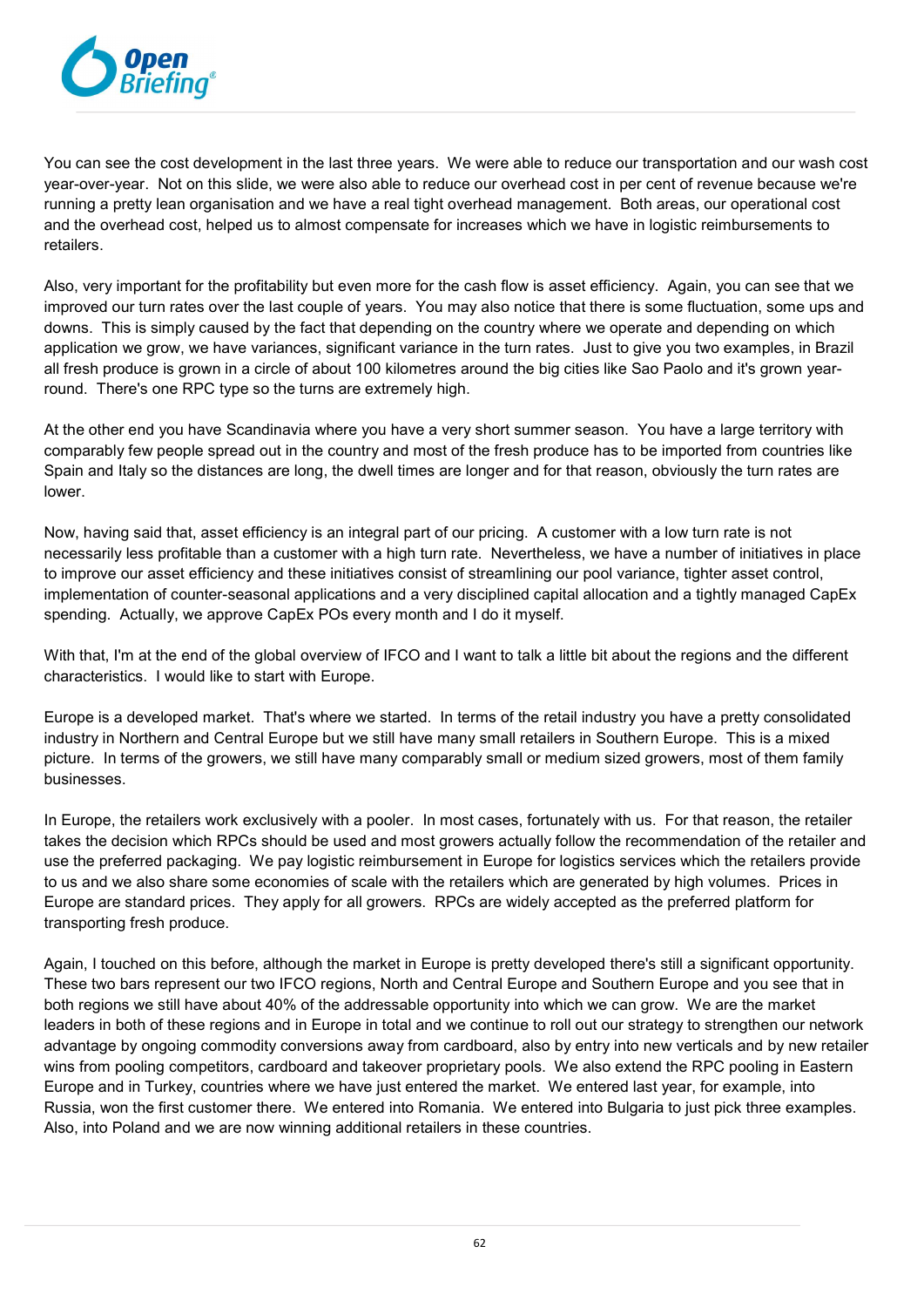You can see the cost development in the last three years. We were able to reduce our transportation and our wash cost year-over-year. Not on this slide, we were also able to reduce our overhead cost in per cent of revenue because we're running a pretty lean organisation and we have a real tight overhead management. Both areas, our operational cost and the overhead cost, helped us to almost compensate for increases which we have in logistic reimbursements to retailers.

Also, very important for the profitability but even more for the cash flow is asset efficiency. Again, you can see that we improved our turn rates over the last couple of years. You may also notice that there is some fluctuation, some ups and downs. This is simply caused by the fact that depending on the country where we operate and depending on which application we grow, we have variances, significant variance in the turn rates. Just to give you two examples, in Brazil all fresh produce is grown in a circle of about 100 kilometres around the big cities like Sao Paolo and it's grown year-round. There's one RPC type so the turns are extremely high.

At the other end you have Scandinavia where you have a very short summer season. You have a large territory with comparably few people spread out in the country and most of the fresh produce has to be imported from countries like Spain and Italy so the distances are long, the dwell times are longer and for that reason, obviously the turn rates are lower.

Now, having said that, asset efficiency is an integral part of our pricing. A customer with a low turn rate is not necessarily less profitable than a customer with a high turn rate. Nevertheless, we have a number of initiatives in place to improve our asset efficiency and these initiatives consist of streamlining our pool variance, tighter asset control, implementation of counter-seasonal applications and a very disciplined capital allocation and a tightly managed CapEx spending. Actually, we approve CapEx POs every month and I do it myself.

With that, I'm at the end of the global overview of IFCO and I want to talk a little bit about the regions and the different characteristics. I would like to start with Europe.

Europe is a developed market. That's where we started. In terms of the retail industry you have a pretty consolidated industry in Northern and Central Europe but we still have many small retailers in Southern Europe. This is a mixed picture. In terms of the growers, we still have many comparably small or medium sized growers, most of them family businesses.

In Europe, the retailers work exclusively with a pooler. In most cases, fortunately with us. For that reason, the retailer takes the decision which RPCs should be used and most growers actually follow the recommendation of the retailer and use the preferred packaging. We pay logistic reimbursement in Europe for logistics services which the retailers provide to us and we also share some economies of scale with the retailers which are generated by high volumes. Prices in Europe are standard prices. They apply for all growers. RPCs are widely accepted as the preferred platform for transporting fresh produce.

Again, I touched on this before, although the market in Europe is pretty developed there's still a significant opportunity. These two bars represent our two IFCO regions, North and Central Europe and Southern Europe and you see that in both regions we still have about 40% of the addressable opportunity into which we can grow. We are the market leaders in both of these regions and in Europe in total and we continue to roll out our strategy to strengthen our network advantage by ongoing commodity conversions away from cardboard, also by entry into new verticals and by new retailer wins from pooling competitors, cardboard and takeover proprietary pools. We also extend the RPC pooling in Eastern Europe and in Turkey, countries where we have just entered the market. We entered last year, for example, into Russia, won the first customer there. We entered into Romania. We entered into Bulgaria to just pick three examples. Also, into Poland and we are now winning additional retailers in these countries.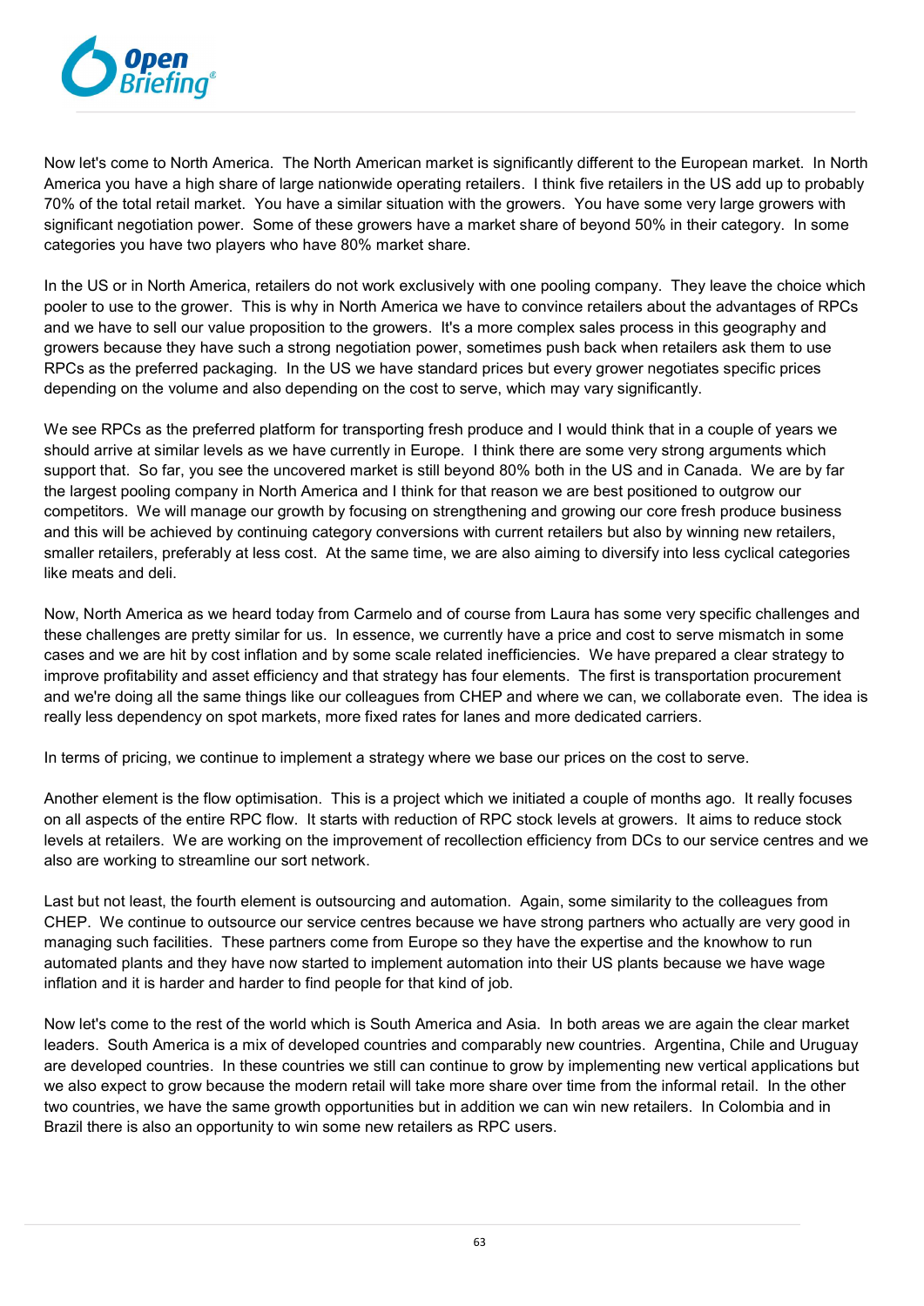Now let's come to North America. The North American market is significantly different to the European market. In North America you have a high share of large nationwide operating retailers. I think five retailers in the US add up to probably 70% of the total retail market. You have a similar situation with the growers. You have some very large growers with significant negotiation power. Some of these growers have a market share of beyond 50% in their category. In some categories you have two players who have 80% market share.

In the US or in North America, retailers do not work exclusively with one pooling company. They leave the choice which pooler to use to the grower. This is why in North America we have to convince retailers about the advantages of RPCs and we have to sell our value proposition to the growers. It's a more complex sales process in this geography and growers because they have such a strong negotiation power, sometimes push back when retailers ask them to use RPCs as the preferred packaging. In the US we have standard prices but every grower negotiates specific prices depending on the volume and also depending on the cost to serve, which may vary significantly.

We see RPCs as the preferred platform for transporting fresh produce and I would think that in a couple of years we should arrive at similar levels as we have currently in Europe. I think there are some very strong arguments which support that. So far, you see the uncovered market is still beyond 80% both in the US and in Canada. We are by far the largest pooling company in North America and I think for that reason we are best positioned to outgrow our competitors. We will manage our growth by focusing on strengthening and growing our core fresh produce business and this will be achieved by continuing category conversions with current retailers but also by winning new retailers, smaller retailers, preferably at less cost. At the same time, we are also aiming to diversify into less cyclical categories like meats and deli.

Now, North America as we heard today from Carmelo and of course from Laura has some very specific challenges and these challenges are pretty similar for us. In essence, we currently have a price and cost to serve mismatch in some cases and we are hit by cost inflation and by some scale related inefficiencies. We have prepared a clear strategy to improve profitability and asset efficiency and that strategy has four elements. The first is transportation procurement and we're doing all the same things like our colleagues from CHEP and where we can, we collaborate even. The idea is really less dependency on spot markets, more fixed rates for lanes and more dedicated carriers.

In terms of pricing, we continue to implement a strategy where we base our prices on the cost to serve.

Another element is the flow optimisation. This is a project which we initiated a couple of months ago. It really focuses on all aspects of the entire RPC flow. It starts with reduction of RPC stock levels at growers. It aims to reduce stock levels at retailers. We are working on the improvement of recollection efficiency from DCs to our service centres and we also are working to streamline our sort network.

Last but not least, the fourth element is outsourcing and automation. Again, some similarity to the colleagues from CHEP. We continue to outsource our service centres because we have strong partners who actually are very good in managing such facilities. These partners come from Europe so they have the expertise and the knowhow to run automated plants and they have now started to implement automation into their US plants because we have wage inflation and it is harder and harder to find people for that kind of job.

Now let's come to the rest of the world which is South America and Asia. In both areas we are again the clear market leaders. South America is a mix of developed countries and comparably new countries. Argentina, Chile and Uruguay are developed countries. In these countries we still can continue to grow by implementing new vertical applications but we also expect to grow because the modern retail will take more share over time from the informal retail. In the other two countries, we have the same growth opportunities but in addition we can win new retailers. In Colombia and in Brazil there is also an opportunity to win some new retailers as RPC users.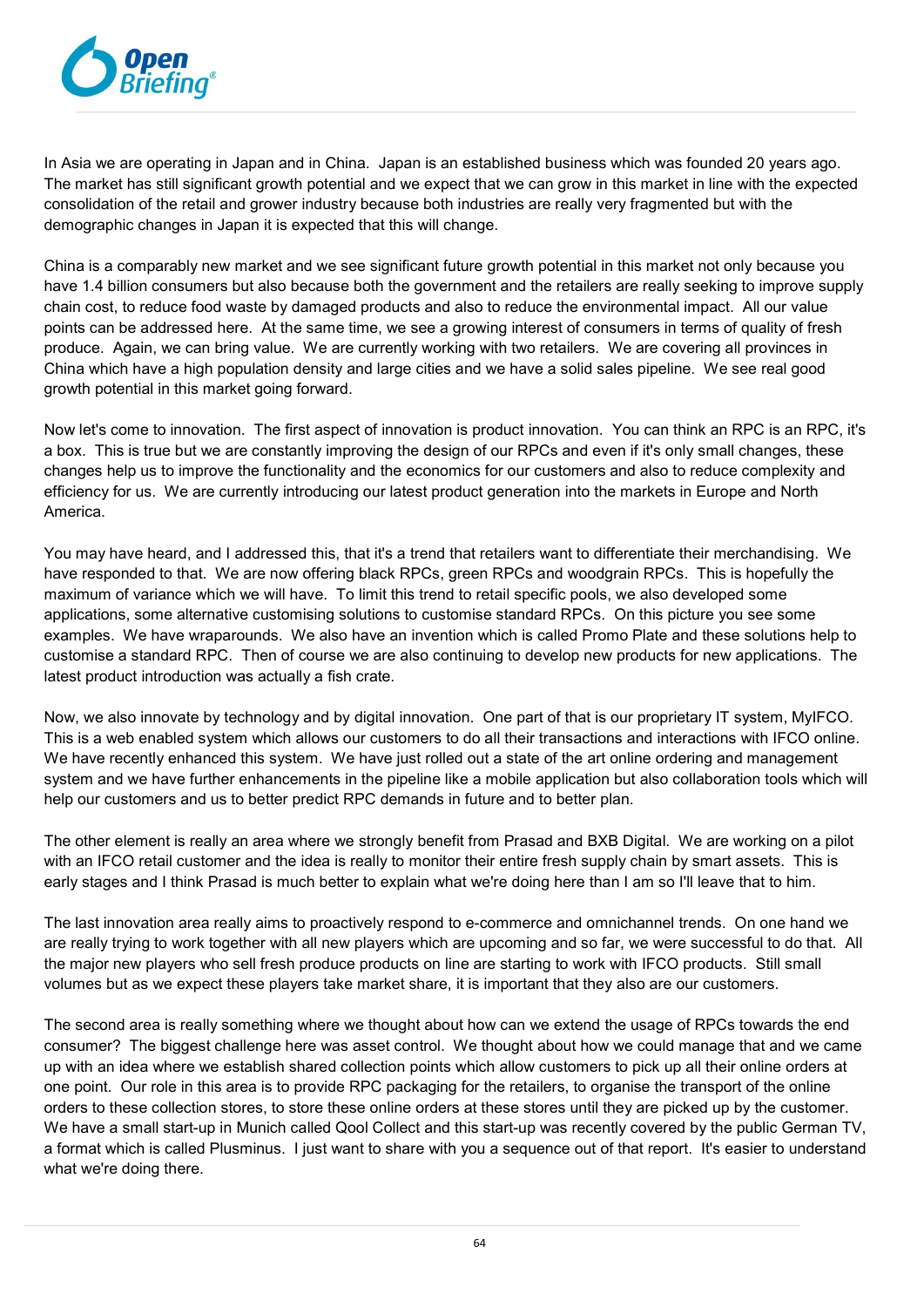In Asia we are operating in Japan and in China. Japan is an established business which was founded 20 years ago. The market has still significant growth potential and we expect that we can grow in this market in line with the expected consolidation of the retail and grower industry because both industries are really very fragmented but with the demographic changes in Japan it is expected that this will change.

China is a comparably new market and we see significant future growth potential in this market not only because you have 1.4 billion consumers but also because both the government and the retailers are really seeking to improve supply chain cost, to reduce food waste by damaged products and also to reduce the environmental impact. All our value points can be addressed here. At the same time, we see a growing interest of consumers in terms of quality of fresh produce. Again, we can bring value. We are currently working with two retailers. We are covering all provinces in China which have a high population density and large cities and we have a solid sales pipeline. We see real good growth potential in this market going forward.

Now let's come to innovation. The first aspect of innovation is product innovation. You can think an RPC is an RPC, it's a box. This is true but we are constantly improving the design of our RPCs and even if it's only small changes, these changes help us to improve the functionality and the economics for our customers and also to reduce complexity and efficiency for us. We are currently introducing our latest product generation into the markets in Europe and North America.

You may have heard, and I addressed this, that it's a trend that retailers want to differentiate their merchandising. We have responded to that. We are now offering black RPCs, green RPCs and woodgrain RPCs. This is hopefully the maximum of variance which we will have. To limit this trend to retail specific pools, we also developed some applications, some alternative customising solutions to customise standard RPCs. On this picture you see some examples. We have wraparounds. We also have an invention which is called Promo Plate and these solutions help to customise a standard RPC. Then of course we are also continuing to develop new products for new applications. The latest product introduction was actually a fish crate.

Now, we also innovate by technology and by digital innovation. One part of that is our proprietary IT system, MyIFCO. This is a web enabled system which allows our customers to do all their transactions and interactions with IFCO online. We have recently enhanced this system. We have just rolled out a state of the art online ordering and management system and we have further enhancements in the pipeline like a mobile application but also collaboration tools which will help our customers and us to better predict RPC demands in future and to better plan.

The other element is really an area where we strongly benefit from Prasad and BXB Digital. We are working on a pilot with an IFCO retail customer and the idea is really to monitor their entire fresh supply chain by smart assets. This is early stages and I think Prasad is much better to explain what we're doing here than I am so I'll leave that to him.

The last innovation area really aims to proactively respond to e-commerce and omnichannel trends. On one hand we are really trying to work together with all new players which are upcoming and so far, we were successful to do that. All the major new players who sell fresh produce products on line are starting to work with IFCO products. Still small volumes but as we expect these players take market share, it is important that they also are our customers.

The second area is really something where we thought about how can we extend the usage of RPCs towards the end consumer? The biggest challenge here was asset control. We thought about how we could manage that and we came up with an idea where we establish shared collection points which allow customers to pick up all their online orders at one point. Our role in this area is to provide RPC packaging for the retailers, to organise the transport of the online orders to these collection stores, to store these online orders at these stores until they are picked up by the customer. We have a small start-up in Munich called Qool Collect and this start-up was recently covered by the public German TV, a format which is called Plusminus. I just want to share with you a sequence out of that report. It's easier to understand what we're doing there.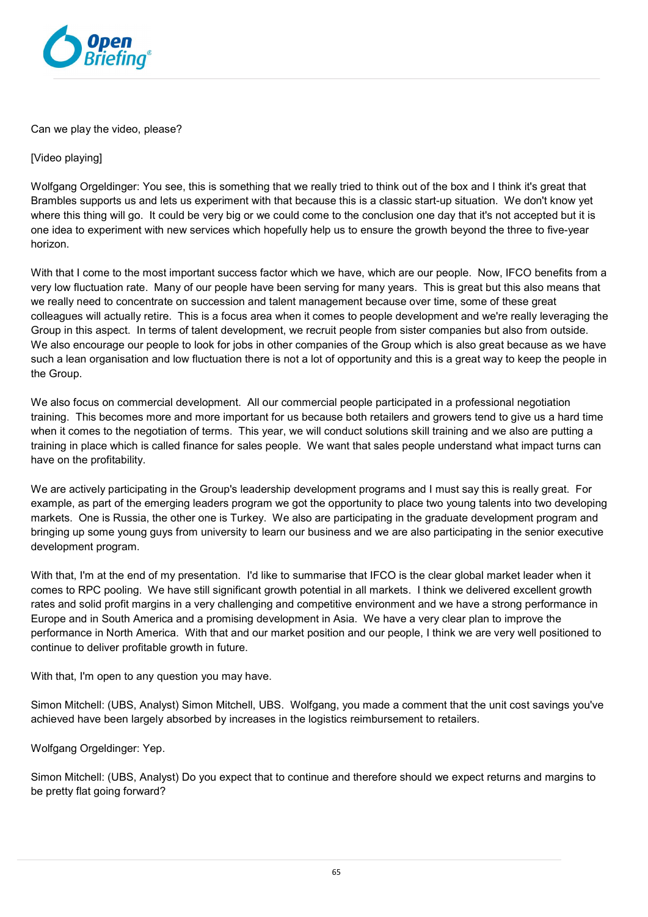Can we play the video, please?

[Video playing]

Wolfgang Orgeldinger: You see, this is something that we really tried to think out of the box and I think it's great that Brambles supports us and lets us experiment with that because this is a classic start-up situation. We don't know yet where this thing will go. It could be very big or we could come to the conclusion one day that it's not accepted but it is one idea to experiment with new services which hopefully help us to ensure the growth beyond the three to five-year horizon.

With that I come to the most important success factor which we have, which are our people. Now, IFCO benefits from a very low fluctuation rate. Many of our people have been serving for many years. This is great but this also means that we really need to concentrate on succession and talent management because over time, some of these great colleagues will actually retire. This is a focus area when it comes to people development and we're really leveraging the Group in this aspect. In terms of talent development, we recruit people from sister companies but also from outside. We also encourage our people to look for jobs in other companies of the Group which is also great because as we have such a lean organisation and low fluctuation there is not a lot of opportunity and this is a great way to keep the people in the Group.

We also focus on commercial development. All our commercial people participated in a professional negotiation training. This becomes more and more important for us because both retailers and growers tend to give us a hard time when it comes to the negotiation of terms. This year, we will conduct solutions skill training and we also are putting a training in place which is called finance for sales people. We want that sales people understand what impact turns can have on the profitability.

We are actively participating in the Group's leadership development programs and I must say this is really great. For example, as part of the emerging leaders program we got the opportunity to place two young talents into two developing markets. One is Russia, the other one is Turkey. We also are participating in the graduate development program and bringing up some young guys from university to learn our business and we are also participating in the senior executive development program.

With that, I'm at the end of my presentation. I'd like to summarise that IFCO is the clear global market leader when it comes to RPC pooling. We have still significant growth potential in all markets. I think we delivered excellent growth rates and solid profit margins in a very challenging and competitive environment and we have a strong performance in Europe and in South America and a promising development in Asia. We have a very clear plan to improve the performance in North America. With that and our market position and our people, I think we are very well positioned to continue to deliver profitable growth in future.

With that, I'm open to any question you may have.

Simon Mitchell: (UBS, Analyst) Simon Mitchell, UBS. Wolfgang, you made a comment that the unit cost savings you've achieved have been largely absorbed by increases in the logistics reimbursement to retailers.

Wolfgang Orgeldinger: Yep.

Simon Mitchell: (UBS, Analyst) Do you expect that to continue and therefore should we expect returns and margins to be pretty flat going forward?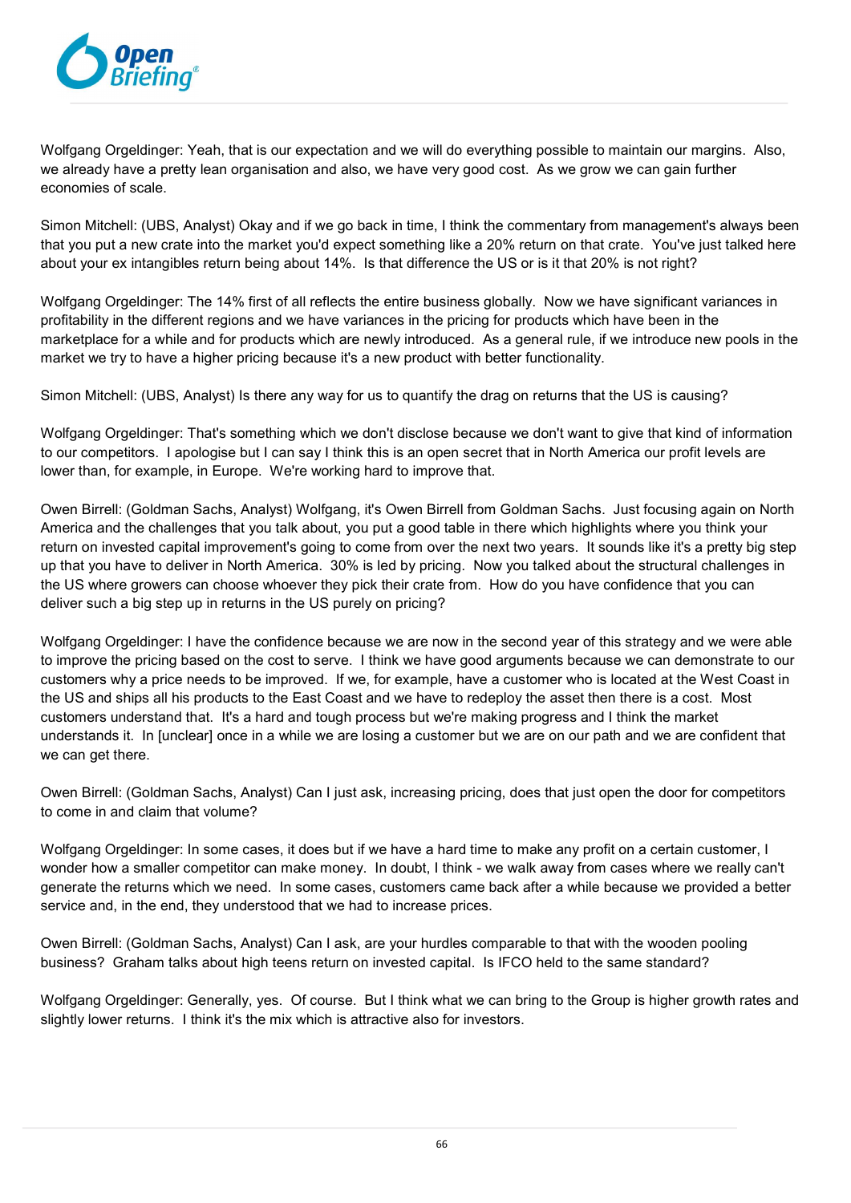Wolfgang Orgeldinger: Yeah, that is our expectation and we will do everything possible to maintain our margins. Also, we already have a pretty lean organisation and also, we have very good cost. As we grow we can gain further economies of scale.

Simon Mitchell: (UBS, Analyst) Okay and if we go back in time, I think the commentary from management's always been that you put a new crate into the market you'd expect something like a 20% return on that crate. You've just talked here about your ex intangibles return being about 14%. Is that difference the US or is it that 20% is not right?

Wolfgang Orgeldinger: The 14% first of all reflects the entire business globally. Now we have significant variances in profitability in the different regions and we have variances in the pricing for products which have been in the marketplace for a while and for products which are newly introduced. As a general rule, if we introduce new pools in the market we try to have a higher pricing because it's a new product with better functionality.

Simon Mitchell: (UBS, Analyst) Is there any way for us to quantify the drag on returns that the US is causing?

Wolfgang Orgeldinger: That's something which we don't disclose because we don't want to give that kind of information to our competitors. I apologise but I can say I think this is an open secret that in North America our profit levels are lower than, for example, in Europe. We're working hard to improve that.

Owen Birrell: (Goldman Sachs, Analyst) Wolfgang, it's Owen Birrell from Goldman Sachs. Just focusing again on North America and the challenges that you talk about, you put a good table in there which highlights where you think your return on invested capital improvement's going to come from over the next two years. It sounds like it's a pretty big step up that you have to deliver in North America. 30% is led by pricing. Now you talked about the structural challenges in the US where growers can choose whoever they pick their crate from. How do you have confidence that you can deliver such a big step up in returns in the US purely on pricing?

Wolfgang Orgeldinger: I have the confidence because we are now in the second year of this strategy and we were able to improve the pricing based on the cost to serve. I think we have good arguments because we can demonstrate to our customers why a price needs to be improved. If we, for example, have a customer who is located at the West Coast in the US and ships all his products to the East Coast and we have to redeploy the asset then there is a cost. Most customers understand that. It's a hard and tough process but we're making progress and I think the market understands it. In [unclear] once in a while we are losing a customer but we are on our path and we are confident that we can get there.

Owen Birrell: (Goldman Sachs, Analyst) Can I just ask, increasing pricing, does that just open the door for competitors to come in and claim that volume?

Wolfgang Orgeldinger: In some cases, it does but if we have a hard time to make any profit on a certain customer, I wonder how a smaller competitor can make money. In doubt, I think - we walk away from cases where we really can't generate the returns which we need. In some cases, customers came back after a while because we provided a better service and, in the end, they understood that we had to increase prices.

Owen Birrell: (Goldman Sachs, Analyst) Can I ask, are your hurdles comparable to that with the wooden pooling business? Graham talks about high teens return on invested capital. Is IFCO held to the same standard?

Wolfgang Orgeldinger: Generally, yes. Of course. But I think what we can bring to the Group is higher growth rates and slightly lower returns. I think it's the mix which is attractive also for investors.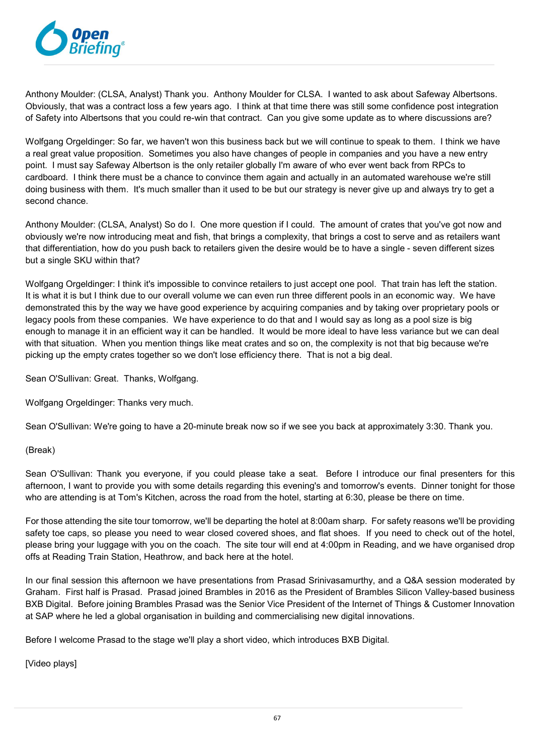Anthony Moulder: (CLSA, Analyst) Thank you. Anthony Moulder for CLSA. I wanted to ask about Safeway Albertsons. Obviously, that was a contract loss a few years ago. I think at that time there was still some confidence post integration of Safety into Albertsons that you could re-win that contract. Can you give some update as to where discussions are?

Wolfgang Orgeldinger: So far, we haven't won this business back but we will continue to speak to them. I think we have a real great value proposition. Sometimes you also have changes of people in companies and you have a new entry point. I must say Safeway Albertson is the only retailer globally I'm aware of who ever went back from RPCs to cardboard. I think there must be a chance to convince them again and actually in an automated warehouse we're still doing business with them. It's much smaller than it used to be but our strategy is never give up and always try to get a second chance.

Anthony Moulder: (CLSA, Analyst) So do I. One more question if I could. The amount of crates that you've got now and obviously we're now introducing meat and fish, that brings a complexity, that brings a cost to serve and as retailers want that differentiation, how do you push back to retailers given the desire would be to have a single - seven different sizes but a single SKU within that?

Wolfgang Orgeldinger: I think it's impossible to convince retailers to just accept one pool. That train has left the station. It is what it is but I think due to our overall volume we can even run three different pools in an economic way. We have demonstrated this by the way we have good experience by acquiring companies and by taking over proprietary pools or legacy pools from these companies. We have experience to do that and I would say as long as a pool size is big enough to manage it in an efficient way it can be handled. It would be more ideal to have less variance but we can deal with that situation. When you mention things like meat crates and so on, the complexity is not that big because we're picking up the empty crates together so we don't lose efficiency there. That is not a big deal.

Sean O'Sullivan: Great. Thanks, Wolfgang.

Wolfgang Orgeldinger: Thanks very much.

Sean O'Sullivan: We're going to have a 20-minute break now so if we see you back at approximately 3:30. Thank you.

(Break)

Sean O'Sullivan: Thank you everyone, if you could please take a seat. Before I introduce our final presenters for this afternoon, I want to provide you with some details regarding this evening's and tomorrow's events. Dinner tonight for those who are attending is at Tom's Kitchen, across the road from the hotel, starting at 6:30, please be there on time.

For those attending the site tour tomorrow, we'll be departing the hotel at 8:00am sharp. For safety reasons we'll be providing safety toe caps, so please you need to wear closed covered shoes, and flat shoes. If you need to check out of the hotel, please bring your luggage with you on the coach. The site tour will end at 4:00pm in Reading, and we have organised drop offs at Reading Train Station, Heathrow, and back here at the hotel.

In our final session this afternoon we have presentations from Prasad Srinivasamurthy, and a Q&A session moderated by Graham. First half is Prasad. Prasad joined Brambles in 2016 as the President of Brambles Silicon Valley-based business BXB Digital. Before joining Brambles Prasad was the Senior Vice President of the Internet of Things & Customer Innovation at SAP where he led a global organisation in building and commercialising new digital innovations.

Before I welcome Prasad to the stage we'll play a short video, which introduces BXB Digital.

[Video plays]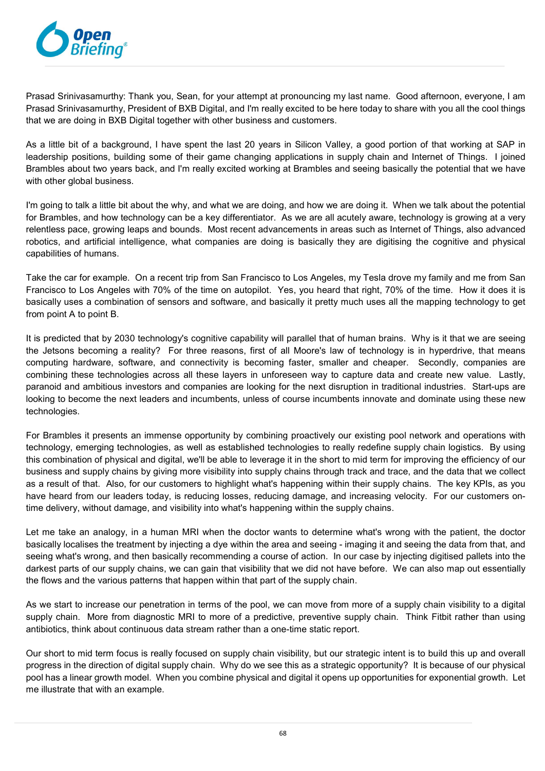Prasad Srinivasamurthy: Thank you, Sean, for your attempt at pronouncing my last name. Good afternoon, everyone, I am Prasad Srinivasamurthy, President of BXB Digital, and I'm really excited to be here today to share with you all the cool things that we are doing in BXB Digital together with other business and customers.

As a little bit of a background, I have spent the last 20 years in Silicon Valley, a good portion of that working at SAP in leadership positions, building some of their game changing applications in supply chain and Internet of Things. I joined Brambles about two years back, and I'm really excited working at Brambles and seeing basically the potential that we have with other global business.

I'm going to talk a little bit about the why, and what we are doing, and how we are doing it. When we talk about the potential for Brambles, and how technology can be a key differentiator. As we are all acutely aware, technology is growing at a very relentless pace, growing leaps and bounds. Most recent advancements in areas such as Internet of Things, also advanced robotics, and artificial intelligence, what companies are doing is basically they are digitising the cognitive and physical capabilities of humans.

Take the car for example. On a recent trip from San Francisco to Los Angeles, my Tesla drove my family and me from San Francisco to Los Angeles with 70% of the time on autopilot. Yes, you heard that right, 70% of the time. How it does it is basically uses a combination of sensors and software, and basically it pretty much uses all the mapping technology to get from point A to point B.

It is predicted that by 2030 technology's cognitive capability will parallel that of human brains. Why is it that we are seeing the Jetsons becoming a reality? For three reasons, first of all Moore's law of technology is in hyperdrive, that means computing hardware, software, and connectivity is becoming faster, smaller and cheaper. Secondly, companies are combining these technologies across all these layers in unforeseen way to capture data and create new value. Lastly, paranoid and ambitious investors and companies are looking for the next disruption in traditional industries. Start-ups are looking to become the next leaders and incumbents, unless of course incumbents innovate and dominate using these new technologies.

For Brambles it presents an immense opportunity by combining proactively our existing pool network and operations with technology, emerging technologies, as well as established technologies to really redefine supply chain logistics. By using this combination of physical and digital, we'll be able to leverage it in the short to mid term for improving the efficiency of our business and supply chains by giving more visibility into supply chains through track and trace, and the data that we collect as a result of that. Also, for our customers to highlight what's happening within their supply chains. The key KPIs, as you have heard from our leaders today, is reducing losses, reducing damage, and increasing velocity. For our customers on-time delivery, without damage, and visibility into what's happening within the supply chains.

Let me take an analogy, in a human MRI when the doctor wants to determine what's wrong with the patient, the doctor basically localises the treatment by injecting a dye within the area and seeing - imaging it and seeing the data from that, and seeing what's wrong, and then basically recommending a course of action. In our case by injecting digitised pallets into the darkest parts of our supply chains, we can gain that visibility that we did not have before. We can also map out essentially the flows and the various patterns that happen within that part of the supply chain.

As we start to increase our penetration in terms of the pool, we can move from more of a supply chain visibility to a digital supply chain. More from diagnostic MRI to more of a predictive, preventive supply chain. Think Fitbit rather than using antibiotics, think about continuous data stream rather than a one-time static report.

Our short to mid term focus is really focused on supply chain visibility, but our strategic intent is to build this up and overall progress in the direction of digital supply chain. Why do we see this as a strategic opportunity? It is because of our physical pool has a linear growth model. When you combine physical and digital it opens up opportunities for exponential growth. Let me illustrate that with an example.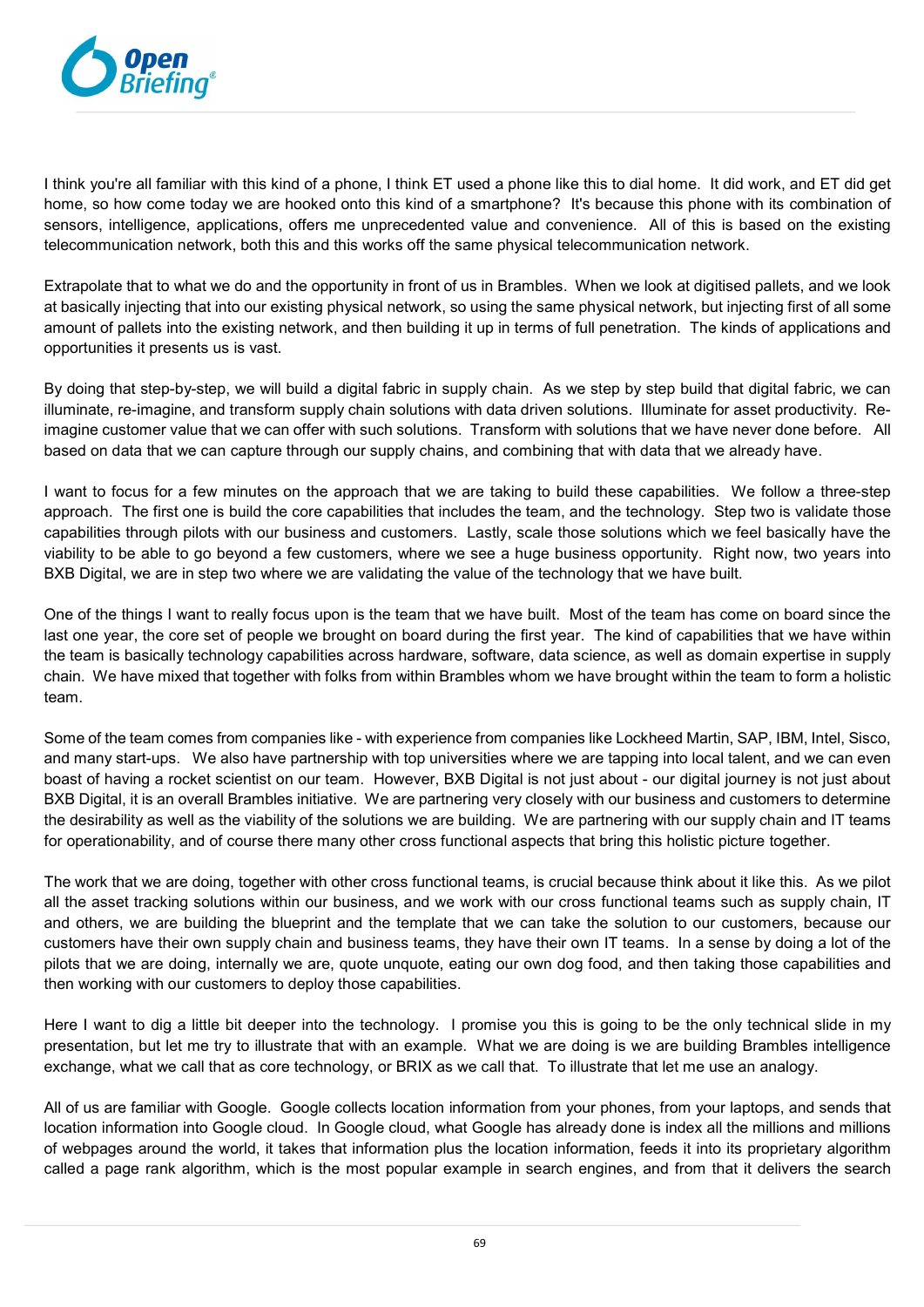I think you're all familiar with this kind of a phone, I think ET used a phone like this to dial home. It did work, and ET did get home, so how come today we are hooked onto this kind of a smartphone? It's because this phone with its combination of sensors, intelligence, applications, offers me unprecedented value and convenience. All of this is based on the existing telecommunication network, both this and this works off the same physical telecommunication network.

Extrapolate that to what we do and the opportunity in front of us in Brambles. When we look at digitised pallets, and we look at basically injecting that into our existing physical network, so using the same physical network, but injecting first of all some amount of pallets into the existing network, and then building it up in terms of full penetration. The kinds of applications and opportunities it presents us is vast.

By doing that step-by-step, we will build a digital fabric in supply chain. As we step by step build that digital fabric, we can illuminate, re-imagine, and transform supply chain solutions with data driven solutions. Illuminate for asset productivity. Re-imagine customer value that we can offer with such solutions. Transform with solutions that we have never done before. All based on data that we can capture through our supply chains, and combining that with data that we already have.

I want to focus for a few minutes on the approach that we are taking to build these capabilities. We follow a three-step approach. The first one is build the core capabilities that includes the team, and the technology. Step two is validate those capabilities through pilots with our business and customers. Lastly, scale those solutions which we feel basically have the viability to be able to go beyond a few customers, where we see a huge business opportunity. Right now, two years into BXB Digital, we are in step two where we are validating the value of the technology that we have built.

One of the things I want to really focus upon is the team that we have built. Most of the team has come on board since the last one year, the core set of people we brought on board during the first year. The kind of capabilities that we have within the team is basically technology capabilities across hardware, software, data science, as well as domain expertise in supply chain. We have mixed that together with folks from within Brambles whom we have brought within the team to form a holistic team.

Some of the team comes from companies like - with experience from companies like Lockheed Martin, SAP, IBM, Intel, Sisco, and many start-ups. We also have partnership with top universities where we are tapping into local talent, and we can even boast of having a rocket scientist on our team. However, BXB Digital is not just about - our digital journey is not just about BXB Digital, it is an overall Brambles initiative. We are partnering very closely with our business and customers to determine the desirability as well as the viability of the solutions we are building. We are partnering with our supply chain and IT teams for operationability, and of course there many other cross functional aspects that bring this holistic picture together.

The work that we are doing, together with other cross functional teams, is crucial because think about it like this. As we pilot all the asset tracking solutions within our business, and we work with our cross functional teams such as supply chain, IT and others, we are building the blueprint and the template that we can take the solution to our customers, because our customers have their own supply chain and business teams, they have their own IT teams. In a sense by doing a lot of the pilots that we are doing, internally we are, quote unquote, eating our own dog food, and then taking those capabilities and then working with our customers to deploy those capabilities.

Here I want to dig a little bit deeper into the technology. I promise you this is going to be the only technical slide in my presentation, but let me try to illustrate that with an example. What we are doing is we are building Brambles intelligence exchange, what we call that as core technology, or BRIX as we call that. To illustrate that let me use an analogy.

All of us are familiar with Google. Google collects location information from your phones, from your laptops, and sends that location information into Google cloud. In Google cloud, what Google has already done is index all the millions and millions of webpages around the world, it takes that information plus the location information, feeds it into its proprietary algorithm called a page rank algorithm, which is the most popular example in search engines, and from that it delivers the search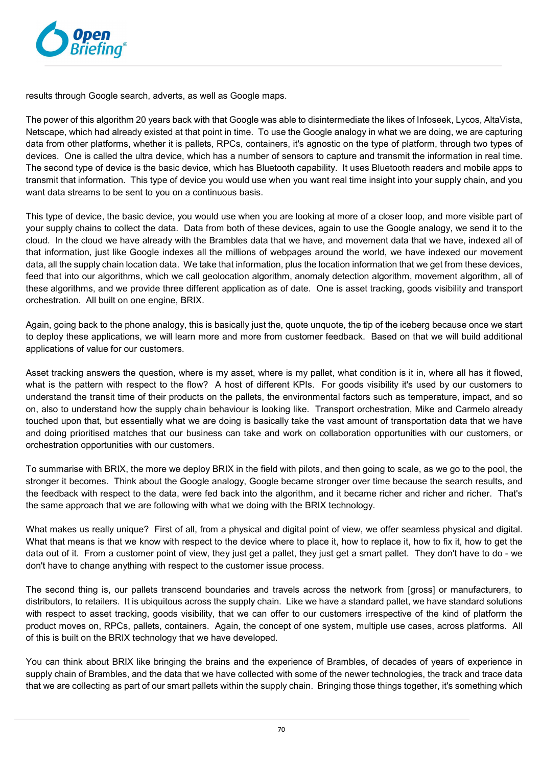results through Google search, adverts, as well as Google maps.

The power of this algorithm 20 years back with that Google was able to disintermediate the likes of Infoseek, Lycos, AltaVista, Netscape, which had already existed at that point in time. To use the Google analogy in what we are doing, we are capturing data from other platforms, whether it is pallets, RPCs, containers, it's agnostic on the type of platform, through two types of devices. One is called the ultra device, which has a number of sensors to capture and transmit the information in real time. The second type of device is the basic device, which has Bluetooth capability. It uses Bluetooth readers and mobile apps to transmit that information. This type of device you would use when you want real time insight into your supply chain, and you want data streams to be sent to you on a continuous basis.

This type of device, the basic device, you would use when you are looking at more of a closer loop, and more visible part of your supply chains to collect the data. Data from both of these devices, again to use the Google analogy, we send it to the cloud. In the cloud we have already with the Brambles data that we have, and movement data that we have, indexed all of that information, just like Google indexes all the millions of webpages around the world, we have indexed our movement data, all the supply chain location data. We take that information, plus the location information that we get from these devices, feed that into our algorithms, which we call geolocation algorithm, anomaly detection algorithm, movement algorithm, all of these algorithms, and we provide three different application as of date. One is asset tracking, goods visibility and transport orchestration. All built on one engine, BRIX.

Again, going back to the phone analogy, this is basically just the, quote unquote, the tip of the iceberg because once we start to deploy these applications, we will learn more and more from customer feedback. Based on that we will build additional applications of value for our customers.

Asset tracking answers the question, where is my asset, where is my pallet, what condition is it in, where all has it flowed, what is the pattern with respect to the flow? A host of different KPIs. For goods visibility it's used by our customers to understand the transit time of their products on the pallets, the environmental factors such as temperature, impact, and so on, also to understand how the supply chain behaviour is looking like. Transport orchestration, Mike and Carmelo already touched upon that, but essentially what we are doing is basically take the vast amount of transportation data that we have and doing prioritised matches that our business can take and work on collaboration opportunities with our customers, or orchestration opportunities with our customers.

To summarise with BRIX, the more we deploy BRIX in the field with pilots, and then going to scale, as we go to the pool, the stronger it becomes. Think about the Google analogy, Google became stronger over time because the search results, and the feedback with respect to the data, were fed back into the algorithm, and it became richer and richer and richer. That's the same approach that we are following with what we doing with the BRIX technology.

What makes us really unique? First of all, from a physical and digital point of view, we offer seamless physical and digital. What that means is that we know with respect to the device where to place it, how to replace it, how to fix it, how to get the data out of it. From a customer point of view, they just get a pallet, they just get a smart pallet. They don't have to do - we don't have to change anything with respect to the customer issue process.

The second thing is, our pallets transcend boundaries and travels across the network from [gross] or manufacturers, to distributors, to retailers. It is ubiquitous across the supply chain. Like we have a standard pallet, we have standard solutions with respect to asset tracking, goods visibility, that we can offer to our customers irrespective of the kind of platform the product moves on, RPCs, pallets, containers. Again, the concept of one system, multiple use cases, across platforms. All of this is built on the BRIX technology that we have developed.

You can think about BRIX like bringing the brains and the experience of Brambles, of decades of years of experience in supply chain of Brambles, and the data that we have collected with some of the newer technologies, the track and trace data that we are collecting as part of our smart pallets within the supply chain. Bringing those things together, it's something which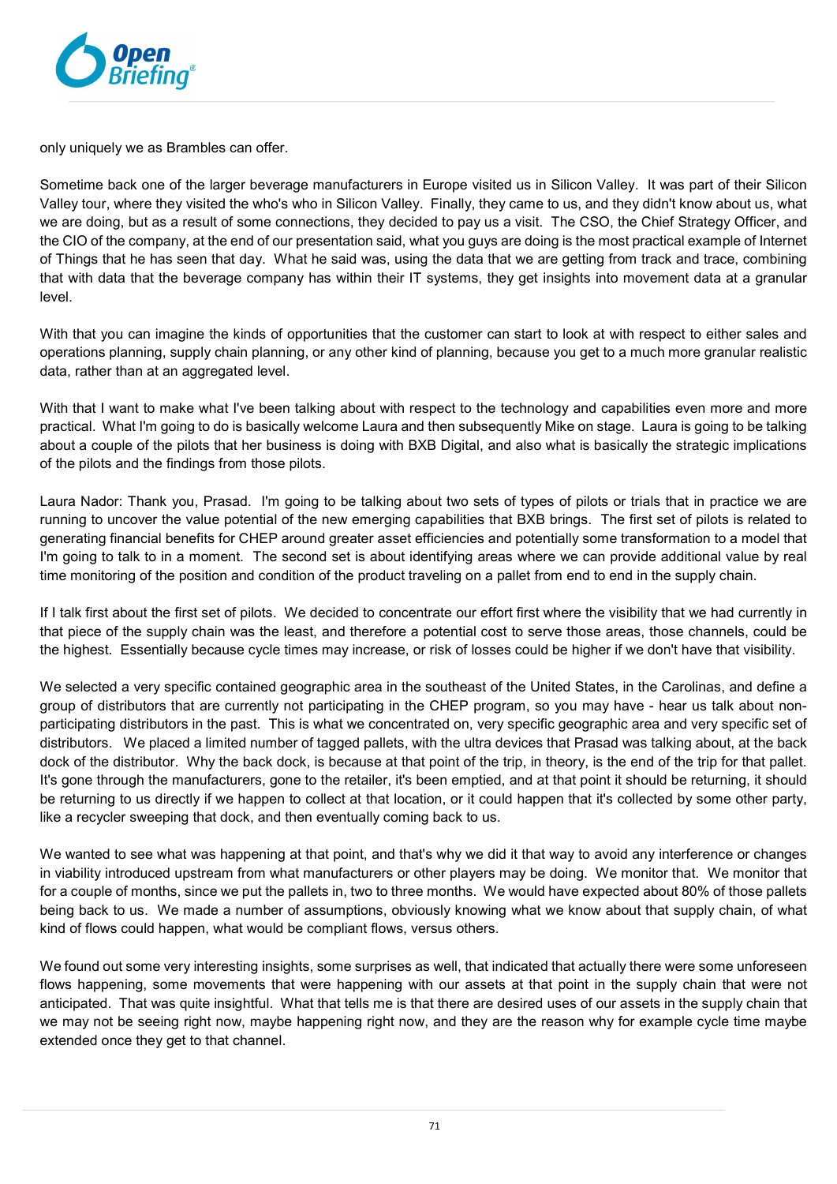only uniquely we as Brambles can offer.

Sometime back one of the larger beverage manufacturers in Europe visited us in Silicon Valley. It was part of their Silicon Valley tour, where they visited the who's who in Silicon Valley. Finally, they came to us, and they didn't know about us, what we are doing, but as a result of some connections, they decided to pay us a visit. The CSO, the Chief Strategy Officer, and the CIO of the company, at the end of our presentation said, what you guys are doing is the most practical example of Internet of Things that he has seen that day. What he said was, using the data that we are getting from track and trace, combining that with data that the beverage company has within their IT systems, they get insights into movement data at a granular level.

With that you can imagine the kinds of opportunities that the customer can start to look at with respect to either sales and operations planning, supply chain planning, or any other kind of planning, because you get to a much more granular realistic data, rather than at an aggregated level.

With that I want to make what I've been talking about with respect to the technology and capabilities even more and more practical. What I'm going to do is basically welcome Laura and then subsequently Mike on stage. Laura is going to be talking about a couple of the pilots that her business is doing with BXB Digital, and also what is basically the strategic implications of the pilots and the findings from those pilots.

Laura Nador: Thank you, Prasad. I'm going to be talking about two sets of types of pilots or trials that in practice we are running to uncover the value potential of the new emerging capabilities that BXB brings. The first set of pilots is related to generating financial benefits for CHEP around greater asset efficiencies and potentially some transformation to a model that I'm going to talk to in a moment. The second set is about identifying areas where we can provide additional value by real time monitoring of the position and condition of the product traveling on a pallet from end to end in the supply chain.

If I talk first about the first set of pilots. We decided to concentrate our effort first where the visibility that we had currently in that piece of the supply chain was the least, and therefore a potential cost to serve those areas, those channels, could be the highest. Essentially because cycle times may increase, or risk of losses could be higher if we don't have that visibility.

We selected a very specific contained geographic area in the southeast of the United States, in the Carolinas, and define a group of distributors that are currently not participating in the CHEP program, so you may have - hear us talk about non-participating distributors in the past. This is what we concentrated on, very specific geographic area and very specific set of distributors. We placed a limited number of tagged pallets, with the ultra devices that Prasad was talking about, at the back dock of the distributor. Why the back dock, is because at that point of the trip, in theory, is the end of the trip for that pallet. It's gone through the manufacturers, gone to the retailer, it's been emptied, and at that point it should be returning, it should be returning to us directly if we happen to collect at that location, or it could happen that it's collected by some other party, like a recycler sweeping that dock, and then eventually coming back to us.

We wanted to see what was happening at that point, and that's why we did it that way to avoid any interference or changes in viability introduced upstream from what manufacturers or other players may be doing. We monitor that. We monitor that for a couple of months, since we put the pallets in, two to three months. We would have expected about 80% of those pallets being back to us. We made a number of assumptions, obviously knowing what we know about that supply chain, of what kind of flows could happen, what would be compliant flows, versus others.

We found out some very interesting insights, some surprises as well, that indicated that actually there were some unforeseen flows happening, some movements that were happening with our assets at that point in the supply chain that were not anticipated. That was quite insightful. What that tells me is that there are desired uses of our assets in the supply chain that we may not be seeing right now, maybe happening right now, and they are the reason why for example cycle time maybe extended once they get to that channel.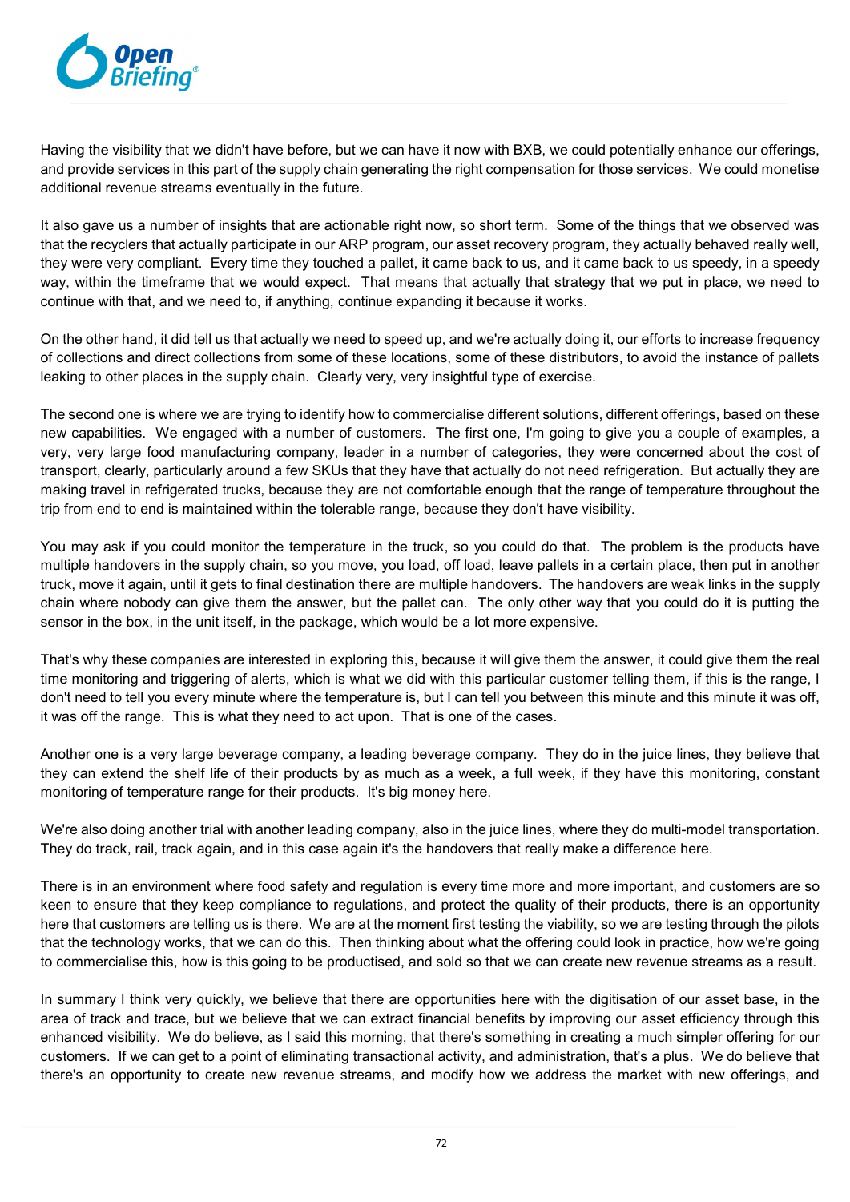Having the visibility that we didn't have before, but we can have it now with BXB, we could potentially enhance our offerings, and provide services in this part of the supply chain generating the right compensation for those services. We could monetise additional revenue streams eventually in the future.

It also gave us a number of insights that are actionable right now, so short term. Some of the things that we observed was that the recyclers that actually participate in our ARP program, our asset recovery program, they actually behaved really well, they were very compliant. Every time they touched a pallet, it came back to us, and it came back to us speedy, in a speedy way, within the timeframe that we would expect. That means that actually that strategy that we put in place, we need to continue with that, and we need to, if anything, continue expanding it because it works.

On the other hand, it did tell us that actually we need to speed up, and we're actually doing it, our efforts to increase frequency of collections and direct collections from some of these locations, some of these distributors, to avoid the instance of pallets leaking to other places in the supply chain. Clearly very, very insightful type of exercise.

The second one is where we are trying to identify how to commercialise different solutions, different offerings, based on these new capabilities. We engaged with a number of customers. The first one, I'm going to give you a couple of examples, a very, very large food manufacturing company, leader in a number of categories, they were concerned about the cost of transport, clearly, particularly around a few SKUs that they have that actually do not need refrigeration. But actually they are making travel in refrigerated trucks, because they are not comfortable enough that the range of temperature throughout the trip from end to end is maintained within the tolerable range, because they don't have visibility.

You may ask if you could monitor the temperature in the truck, so you could do that. The problem is the products have multiple handovers in the supply chain, so you move, you load, off load, leave pallets in a certain place, then put in another truck, move it again, until it gets to final destination there are multiple handovers. The handovers are weak links in the supply chain where nobody can give them the answer, but the pallet can. The only other way that you could do it is putting the sensor in the box, in the unit itself, in the package, which would be a lot more expensive.

That's why these companies are interested in exploring this, because it will give them the answer, it could give them the real time monitoring and triggering of alerts, which is what we did with this particular customer telling them, if this is the range, I don't need to tell you every minute where the temperature is, but I can tell you between this minute and this minute it was off, it was off the range. This is what they need to act upon. That is one of the cases.

Another one is a very large beverage company, a leading beverage company. They do in the juice lines, they believe that they can extend the shelf life of their products by as much as a week, a full week, if they have this monitoring, constant monitoring of temperature range for their products. It's big money here.

We're also doing another trial with another leading company, also in the juice lines, where they do multi-model transportation. They do track, rail, track again, and in this case again it's the handovers that really make a difference here.

There is in an environment where food safety and regulation is every time more and more important, and customers are so keen to ensure that they keep compliance to regulations, and protect the quality of their products, there is an opportunity here that customers are telling us is there. We are at the moment first testing the viability, so we are testing through the pilots that the technology works, that we can do this. Then thinking about what the offering could look in practice, how we're going to commercialise this, how is this going to be productised, and sold so that we can create new revenue streams as a result.

In summary I think very quickly, we believe that there are opportunities here with the digitisation of our asset base, in the area of track and trace, but we believe that we can extract financial benefits by improving our asset efficiency through this enhanced visibility. We do believe, as I said this morning, that there's something in creating a much simpler offering for our customers. If we can get to a point of eliminating transactional activity, and administration, that's a plus. We do believe that there's an opportunity to create new revenue streams, and modify how we address the market with new offerings, and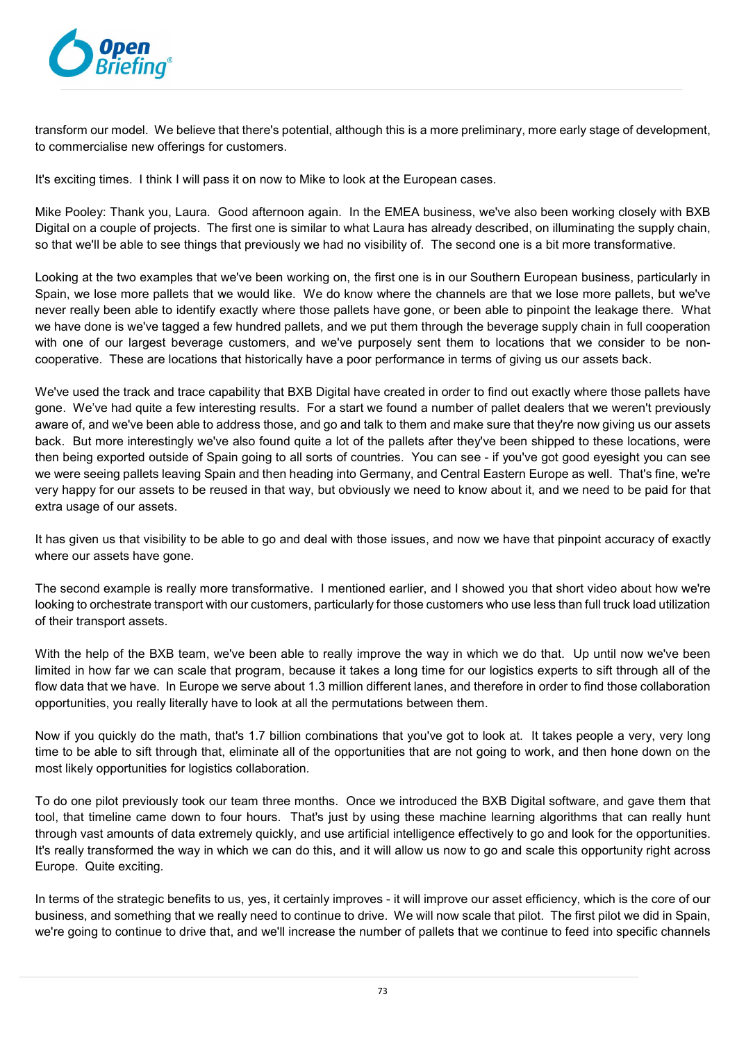transform our model. We believe that there's potential, although this is a more preliminary, more early stage of development, to commercialise new offerings for customers.

It's exciting times. I think I will pass it on now to Mike to look at the European cases.

Mike Pooley: Thank you, Laura. Good afternoon again. In the EMEA business, we've also been working closely with BXB Digital on a couple of projects. The first one is similar to what Laura has already described, on illuminating the supply chain, so that we'll be able to see things that previously we had no visibility of. The second one is a bit more transformative.

Looking at the two examples that we've been working on, the first one is in our Southern European business, particularly in Spain, we lose more pallets that we would like. We do know where the channels are that we lose more pallets, but we've never really been able to identify exactly where those pallets have gone, or been able to pinpoint the leakage there. What we have done is we've tagged a few hundred pallets, and we put them through the beverage supply chain in full cooperation with one of our largest beverage customers, and we've purposely sent them to locations that we consider to be non-cooperative. These are locations that historically have a poor performance in terms of giving us our assets back.

We've used the track and trace capability that BXB Digital have created in order to find out exactly where those pallets have gone. We've had quite a few interesting results. For a start we found a number of pallet dealers that we weren't previously aware of, and we've been able to address those, and go and talk to them and make sure that they're now giving us our assets back. But more interestingly we've also found quite a lot of the pallets after they've been shipped to these locations, were then being exported outside of Spain going to all sorts of countries. You can see - if you've got good eyesight you can see we were seeing pallets leaving Spain and then heading into Germany, and Central Eastern Europe as well. That's fine, we're very happy for our assets to be reused in that way, but obviously we need to know about it, and we need to be paid for that extra usage of our assets.

It has given us that visibility to be able to go and deal with those issues, and now we have that pinpoint accuracy of exactly where our assets have gone.

The second example is really more transformative. I mentioned earlier, and I showed you that short video about how we're looking to orchestrate transport with our customers, particularly for those customers who use less than full truck load utilization of their transport assets.

With the help of the BXB team, we've been able to really improve the way in which we do that. Up until now we've been limited in how far we can scale that program, because it takes a long time for our logistics experts to sift through all of the flow data that we have. In Europe we serve about 1.3 million different lanes, and therefore in order to find those collaboration opportunities, you really literally have to look at all the permutations between them.

Now if you quickly do the math, that's 1.7 billion combinations that you've got to look at. It takes people a very, very long time to be able to sift through that, eliminate all of the opportunities that are not going to work, and then hone down on the most likely opportunities for logistics collaboration.

To do one pilot previously took our team three months. Once we introduced the BXB Digital software, and gave them that tool, that timeline came down to four hours. That's just by using these machine learning algorithms that can really hunt through vast amounts of data extremely quickly, and use artificial intelligence effectively to go and look for the opportunities. It's really transformed the way in which we can do this, and it will allow us now to go and scale this opportunity right across Europe. Quite exciting.

In terms of the strategic benefits to us, yes, it certainly improves - it will improve our asset efficiency, which is the core of our business, and something that we really need to continue to drive. We will now scale that pilot. The first pilot we did in Spain, we're going to continue to drive that, and we'll increase the number of pallets that we continue to feed into specific channels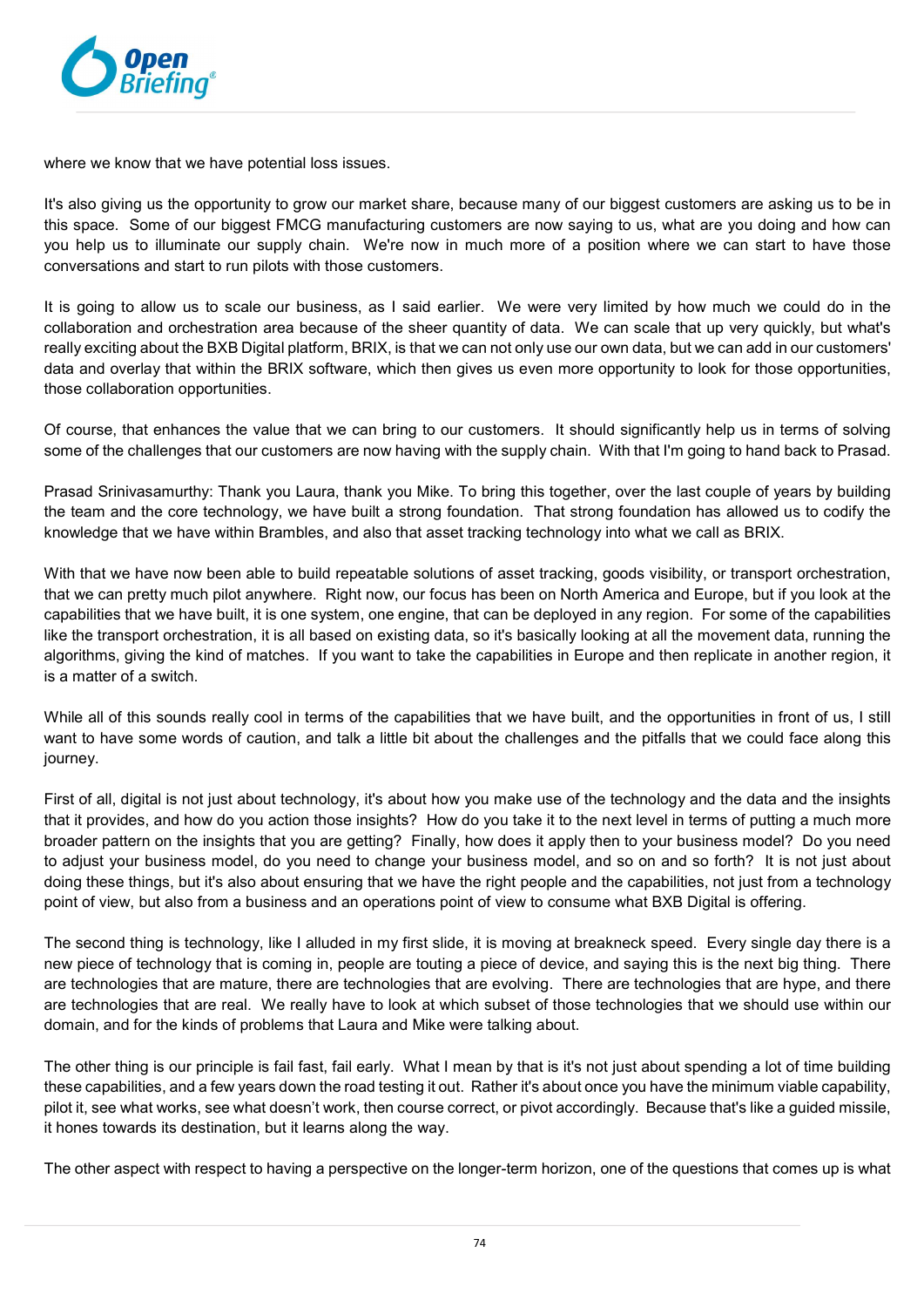where we know that we have potential loss issues.

It's also giving us the opportunity to grow our market share, because many of our biggest customers are asking us to be in this space. Some of our biggest FMCG manufacturing customers are now saying to us, what are you doing and how can you help us to illuminate our supply chain. We're now in much more of a position where we can start to have those conversations and start to run pilots with those customers.

It is going to allow us to scale our business, as I said earlier. We were very limited by how much we could do in the collaboration and orchestration area because of the sheer quantity of data. We can scale that up very quickly, but what's really exciting about the BXB Digital platform, BRIX, is that we can not only use our own data, but we can add in our customers' data and overlay that within the BRIX software, which then gives us even more opportunity to look for those opportunities, those collaboration opportunities.

Of course, that enhances the value that we can bring to our customers. It should significantly help us in terms of solving some of the challenges that our customers are now having with the supply chain. With that I'm going to hand back to Prasad.

Prasad Srinivasamurthy: Thank you Laura, thank you Mike. To bring this together, over the last couple of years by building the team and the core technology, we have built a strong foundation. That strong foundation has allowed us to codify the knowledge that we have within Brambles, and also that asset tracking technology into what we call as BRIX.

With that we have now been able to build repeatable solutions of asset tracking, goods visibility, or transport orchestration, that we can pretty much pilot anywhere. Right now, our focus has been on North America and Europe, but if you look at the capabilities that we have built, it is one system, one engine, that can be deployed in any region. For some of the capabilities like the transport orchestration, it is all based on existing data, so it's basically looking at all the movement data, running the algorithms, giving the kind of matches. If you want to take the capabilities in Europe and then replicate in another region, it is a matter of a switch.

While all of this sounds really cool in terms of the capabilities that we have built, and the opportunities in front of us, I still want to have some words of caution, and talk a little bit about the challenges and the pitfalls that we could face along this journey.

First of all, digital is not just about technology, it's about how you make use of the technology and the data and the insights that it provides, and how do you action those insights? How do you take it to the next level in terms of putting a much more broader pattern on the insights that you are getting? Finally, how does it apply then to your business model? Do you need to adjust your business model, do you need to change your business model, and so on and so forth? It is not just about doing these things, but it's also about ensuring that we have the right people and the capabilities, not just from a technology point of view, but also from a business and an operations point of view to consume what BXB Digital is offering.

The second thing is technology, like I alluded in my first slide, it is moving at breakneck speed. Every single day there is a new piece of technology that is coming in, people are touting a piece of device, and saying this is the next big thing. There are technologies that are mature, there are technologies that are evolving. There are technologies that are hype, and there are technologies that are real. We really have to look at which subset of those technologies that we should use within our domain, and for the kinds of problems that Laura and Mike were talking about.

The other thing is our principle is fail fast, fail early. What I mean by that is it's not just about spending a lot of time building these capabilities, and a few years down the road testing it out. Rather it's about once you have the minimum viable capability, pilot it, see what works, see what doesn't work, then course correct, or pivot accordingly. Because that's like a guided missile, it hones towards its destination, but it learns along the way.

The other aspect with respect to having a perspective on the longer-term horizon, one of the questions that comes up is what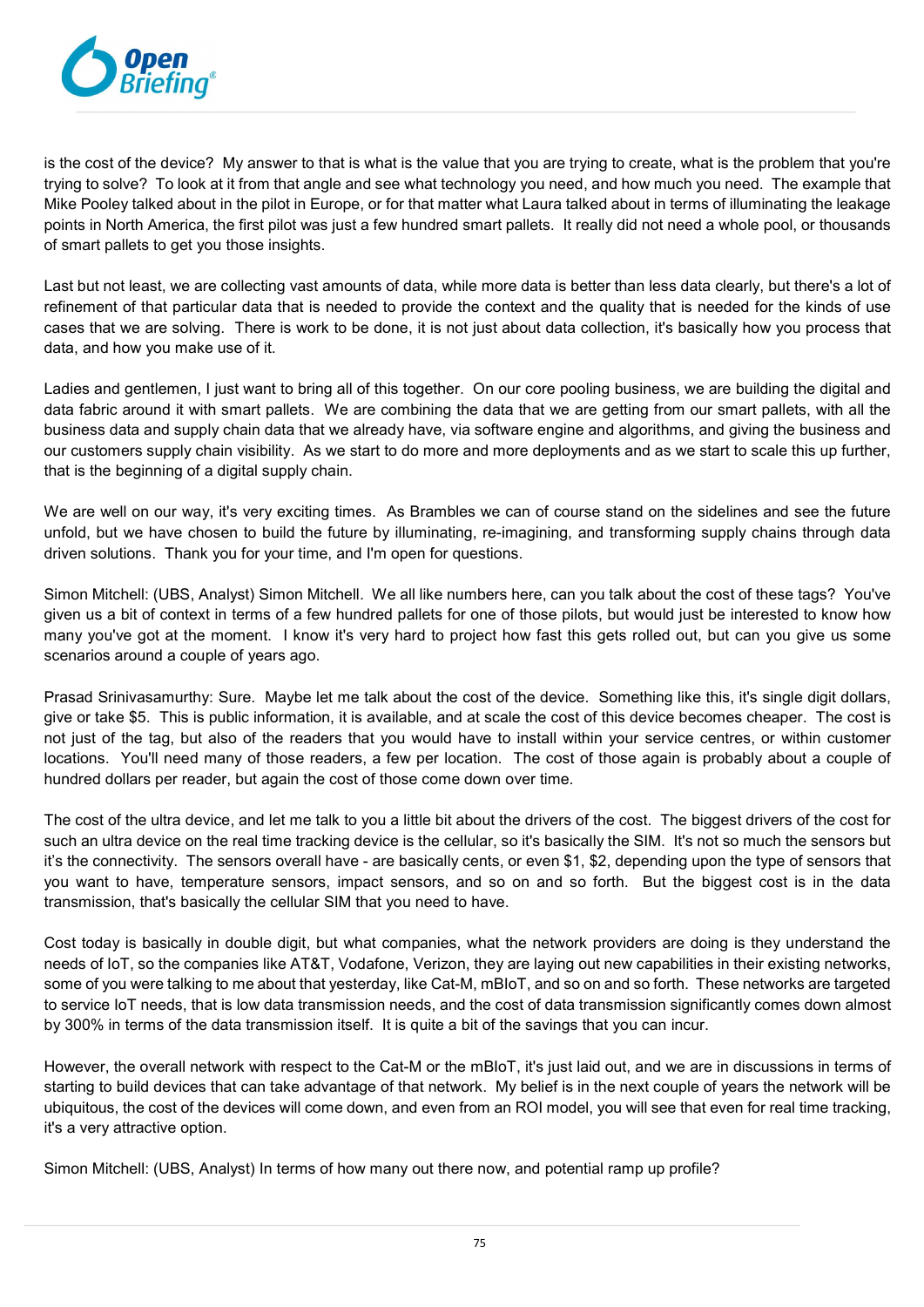is the cost of the device? My answer to that is what is the value that you are trying to create, what is the problem that you're trying to solve? To look at it from that angle and see what technology you need, and how much you need. The example that Mike Pooley talked about in the pilot in Europe, or for that matter what Laura talked about in terms of illuminating the leakage points in North America, the first pilot was just a few hundred smart pallets. It really did not need a whole pool, or thousands of smart pallets to get you those insights.

Last but not least, we are collecting vast amounts of data, while more data is better than less data clearly, but there's a lot of refinement of that particular data that is needed to provide the context and the quality that is needed for the kinds of use cases that we are solving. There is work to be done, it is not just about data collection, it's basically how you process that data, and how you make use of it.

Ladies and gentlemen, I just want to bring all of this together. On our core pooling business, we are building the digital and data fabric around it with smart pallets. We are combining the data that we are getting from our smart pallets, with all the business data and supply chain data that we already have, via software engine and algorithms, and giving the business and our customers supply chain visibility. As we start to do more and more deployments and as we start to scale this up further, that is the beginning of a digital supply chain.

We are well on our way, it's very exciting times. As Brambles we can of course stand on the sidelines and see the future unfold, but we have chosen to build the future by illuminating, re-imagining, and transforming supply chains through data driven solutions. Thank you for your time, and I'm open for questions.

Simon Mitchell: (UBS, Analyst) Simon Mitchell. We all like numbers here, can you talk about the cost of these tags? You've given us a bit of context in terms of a few hundred pallets for one of those pilots, but would just be interested to know how many you've got at the moment. I know it's very hard to project how fast this gets rolled out, but can you give us some scenarios around a couple of years ago.

Prasad Srinivasamurthy: Sure. Maybe let me talk about the cost of the device. Something like this, it's single digit dollars, give or take $5. This is public information, it is available, and at scale the cost of this device becomes cheaper. The cost is not just of the tag, but also of the readers that you would have to install within your service centres, or within customer locations. You'll need many of those readers, a few per location. The cost of those again is probably about a couple of hundred dollars per reader, but again the cost of those come down over time.

The cost of the ultra device, and let me talk to you a little bit about the drivers of the cost. The biggest drivers of the cost for such an ultra device on the real time tracking device is the cellular, so it's basically the SIM. It's not so much the sensors but it's the connectivity. The sensors overall have - are basically cents, or even $1, $2, depending upon the type of sensors that you want to have, temperature sensors, impact sensors, and so on and so forth. But the biggest cost is in the data transmission, that's basically the cellular SIM that you need to have.

Cost today is basically in double digit, but what companies, what the network providers are doing is they understand the needs of IoT, so the companies like AT&T, Vodafone, Verizon, they are laying out new capabilities in their existing networks, some of you were talking to me about that yesterday, like Cat-M, mBIoT, and so on and so forth. These networks are targeted to service IoT needs, that is low data transmission needs, and the cost of data transmission significantly comes down almost by 300% in terms of the data transmission itself. It is quite a bit of the savings that you can incur.

However, the overall network with respect to the Cat-M or the mBIoT, it's just laid out, and we are in discussions in terms of starting to build devices that can take advantage of that network. My belief is in the next couple of years the network will be ubiquitous, the cost of the devices will come down, and even from an ROI model, you will see that even for real time tracking, it's a very attractive option.

Simon Mitchell: (UBS, Analyst) In terms of how many out there now, and potential ramp up profile?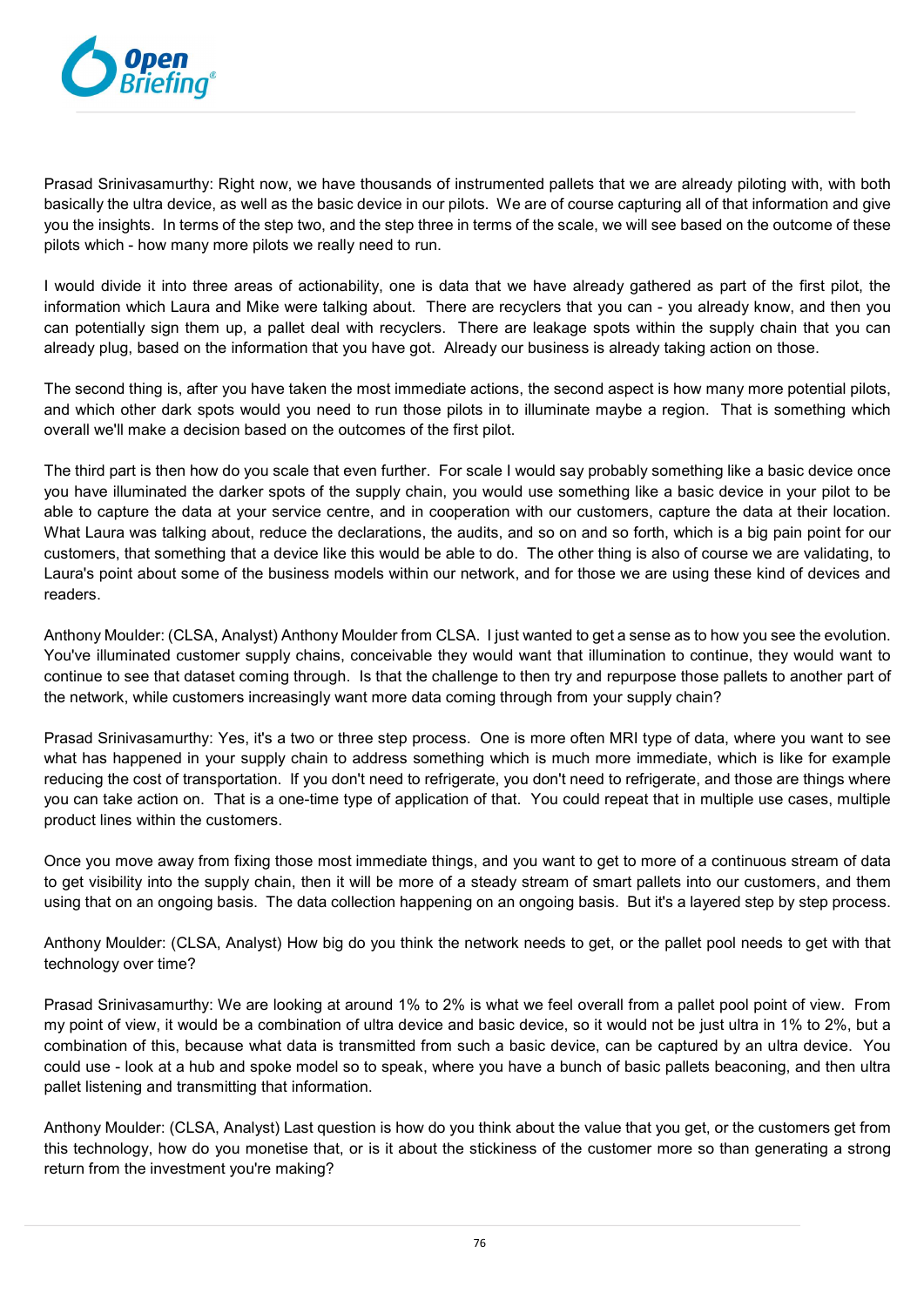Prasad Srinivasamurthy: Right now, we have thousands of instrumented pallets that we are already piloting with, with both basically the ultra device, as well as the basic device in our pilots. We are of course capturing all of that information and give you the insights. In terms of the step two, and the step three in terms of the scale, we will see based on the outcome of these pilots which - how many more pilots we really need to run.

I would divide it into three areas of actionability, one is data that we have already gathered as part of the first pilot, the information which Laura and Mike were talking about. There are recyclers that you can - you already know, and then you can potentially sign them up, a pallet deal with recyclers. There are leakage spots within the supply chain that you can already plug, based on the information that you have got. Already our business is already taking action on those.

The second thing is, after you have taken the most immediate actions, the second aspect is how many more potential pilots, and which other dark spots would you need to run those pilots in to illuminate maybe a region. That is something which overall we'll make a decision based on the outcomes of the first pilot.

The third part is then how do you scale that even further. For scale I would say probably something like a basic device once you have illuminated the darker spots of the supply chain, you would use something like a basic device in your pilot to be able to capture the data at your service centre, and in cooperation with our customers, capture the data at their location. What Laura was talking about, reduce the declarations, the audits, and so on and so forth, which is a big pain point for our customers, that something that a device like this would be able to do. The other thing is also of course we are validating, to Laura's point about some of the business models within our network, and for those we are using these kind of devices and readers.

Anthony Moulder: (CLSA, Analyst) Anthony Moulder from CLSA. I just wanted to get a sense as to how you see the evolution. You've illuminated customer supply chains, conceivable they would want that illumination to continue, they would want to continue to see that dataset coming through. Is that the challenge to then try and repurpose those pallets to another part of the network, while customers increasingly want more data coming through from your supply chain?

Prasad Srinivasamurthy: Yes, it's a two or three step process. One is more often MRI type of data, where you want to see what has happened in your supply chain to address something which is much more immediate, which is like for example reducing the cost of transportation. If you don't need to refrigerate, you don't need to refrigerate, and those are things where you can take action on. That is a one-time type of application of that. You could repeat that in multiple use cases, multiple product lines within the customers.

Once you move away from fixing those most immediate things, and you want to get to more of a continuous stream of data to get visibility into the supply chain, then it will be more of a steady stream of smart pallets into our customers, and them using that on an ongoing basis. The data collection happening on an ongoing basis. But it's a layered step by step process.

Anthony Moulder: (CLSA, Analyst) How big do you think the network needs to get, or the pallet pool needs to get with that technology over time?

Prasad Srinivasamurthy: We are looking at around 1% to 2% is what we feel overall from a pallet pool point of view. From my point of view, it would be a combination of ultra device and basic device, so it would not be just ultra in 1% to 2%, but a combination of this, because what data is transmitted from such a basic device, can be captured by an ultra device. You could use - look at a hub and spoke model so to speak, where you have a bunch of basic pallets beaconing, and then ultra pallet listening and transmitting that information.

Anthony Moulder: (CLSA, Analyst) Last question is how do you think about the value that you get, or the customers get from this technology, how do you monetise that, or is it about the stickiness of the customer more so than generating a strong return from the investment you're making?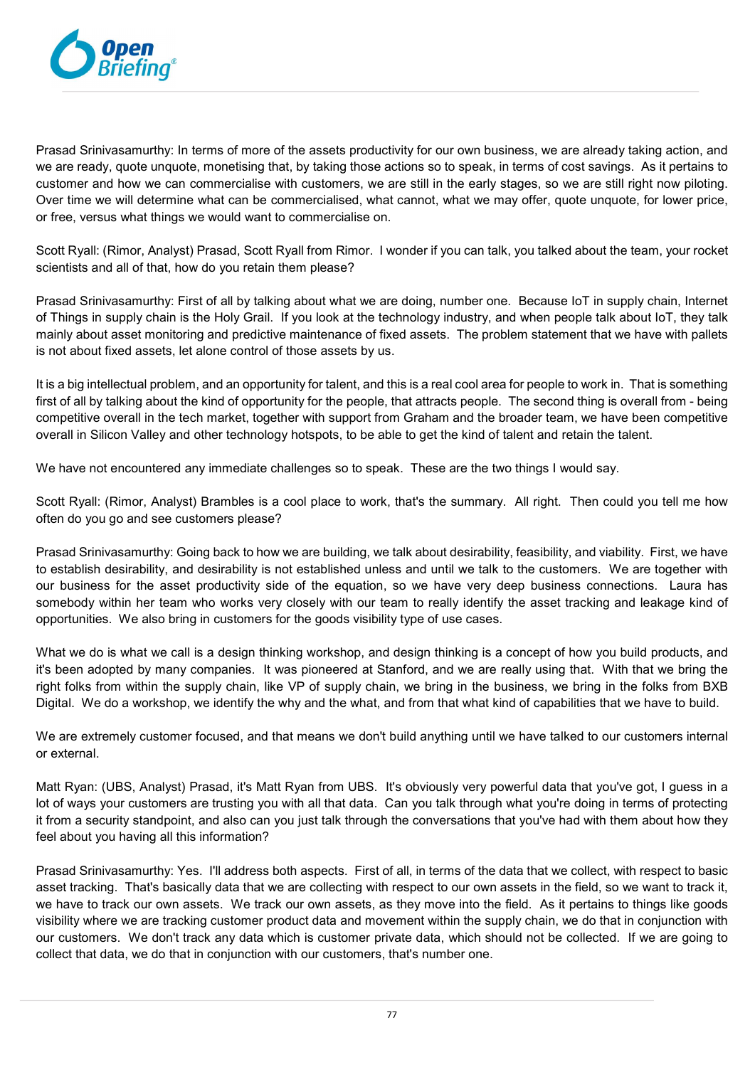Prasad Srinivasamurthy: In terms of more of the assets productivity for our own business, we are already taking action, and we are ready, quote unquote, monetising that, by taking those actions so to speak, in terms of cost savings. As it pertains to customer and how we can commercialise with customers, we are still in the early stages, so we are still right now piloting. Over time we will determine what can be commercialised, what cannot, what we may offer, quote unquote, for lower price, or free, versus what things we would want to commercialise on.

Scott Ryall: (Rimor, Analyst) Prasad, Scott Ryall from Rimor. I wonder if you can talk, you talked about the team, your rocket scientists and all of that, how do you retain them please?

Prasad Srinivasamurthy: First of all by talking about what we are doing, number one. Because IoT in supply chain, Internet of Things in supply chain is the Holy Grail. If you look at the technology industry, and when people talk about IoT, they talk mainly about asset monitoring and predictive maintenance of fixed assets. The problem statement that we have with pallets is not about fixed assets, let alone control of those assets by us.

It is a big intellectual problem, and an opportunity for talent, and this is a real cool area for people to work in. That is something first of all by talking about the kind of opportunity for the people, that attracts people. The second thing is overall from - being competitive overall in the tech market, together with support from Graham and the broader team, we have been competitive overall in Silicon Valley and other technology hotspots, to be able to get the kind of talent and retain the talent.

We have not encountered any immediate challenges so to speak. These are the two things I would say.

Scott Ryall: (Rimor, Analyst) Brambles is a cool place to work, that's the summary. All right. Then could you tell me how often do you go and see customers please?

Prasad Srinivasamurthy: Going back to how we are building, we talk about desirability, feasibility, and viability. First, we have to establish desirability, and desirability is not established unless and until we talk to the customers. We are together with our business for the asset productivity side of the equation, so we have very deep business connections. Laura has somebody within her team who works very closely with our team to really identify the asset tracking and leakage kind of opportunities. We also bring in customers for the goods visibility type of use cases.

What we do is what we call is a design thinking workshop, and design thinking is a concept of how you build products, and it's been adopted by many companies. It was pioneered at Stanford, and we are really using that. With that we bring the right folks from within the supply chain, like VP of supply chain, we bring in the business, we bring in the folks from BXB Digital. We do a workshop, we identify the why and the what, and from that what kind of capabilities that we have to build.

We are extremely customer focused, and that means we don't build anything until we have talked to our customers internal or external.

Matt Ryan: (UBS, Analyst) Prasad, it's Matt Ryan from UBS. It's obviously very powerful data that you've got, I guess in a lot of ways your customers are trusting you with all that data. Can you talk through what you're doing in terms of protecting it from a security standpoint, and also can you just talk through the conversations that you've had with them about how they feel about you having all this information?

Prasad Srinivasamurthy: Yes. I'll address both aspects. First of all, in terms of the data that we collect, with respect to basic asset tracking. That's basically data that we are collecting with respect to our own assets in the field, so we want to track it, we have to track our own assets. We track our own assets, as they move into the field. As it pertains to things like goods visibility where we are tracking customer product data and movement within the supply chain, we do that in conjunction with our customers. We don't track any data which is customer private data, which should not be collected. If we are going to collect that data, we do that in conjunction with our customers, that's number one.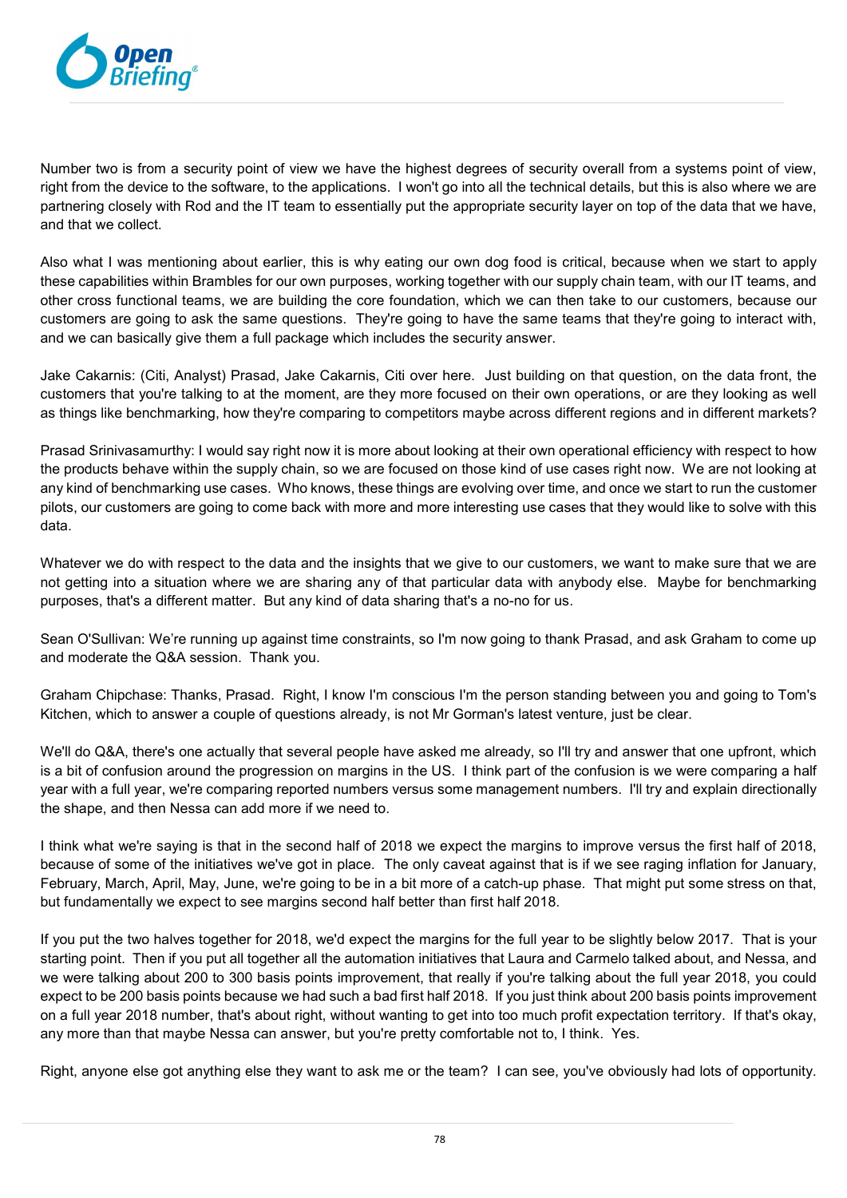Number two is from a security point of view we have the highest degrees of security overall from a systems point of view, right from the device to the software, to the applications. I won't go into all the technical details, but this is also where we are partnering closely with Rod and the IT team to essentially put the appropriate security layer on top of the data that we have, and that we collect.

Also what I was mentioning about earlier, this is why eating our own dog food is critical, because when we start to apply these capabilities within Brambles for our own purposes, working together with our supply chain team, with our IT teams, and other cross functional teams, we are building the core foundation, which we can then take to our customers, because our customers are going to ask the same questions. They're going to have the same teams that they're going to interact with, and we can basically give them a full package which includes the security answer.

Jake Cakarnis: (Citi, Analyst) Prasad, Jake Cakarnis, Citi over here. Just building on that question, on the data front, the customers that you're talking to at the moment, are they more focused on their own operations, or are they looking as well as things like benchmarking, how they're comparing to competitors maybe across different regions and in different markets?

Prasad Srinivasamurthy: I would say right now it is more about looking at their own operational efficiency with respect to how the products behave within the supply chain, so we are focused on those kind of use cases right now. We are not looking at any kind of benchmarking use cases. Who knows, these things are evolving over time, and once we start to run the customer pilots, our customers are going to come back with more and more interesting use cases that they would like to solve with this data.

Whatever we do with respect to the data and the insights that we give to our customers, we want to make sure that we are not getting into a situation where we are sharing any of that particular data with anybody else. Maybe for benchmarking purposes, that's a different matter. But any kind of data sharing that's a no-no for us.

Sean O'Sullivan: We're running up against time constraints, so I'm now going to thank Prasad, and ask Graham to come up and moderate the Q&A session. Thank you.

Graham Chipchase: Thanks, Prasad. Right, I know I'm conscious I'm the person standing between you and going to Tom's Kitchen, which to answer a couple of questions already, is not Mr Gorman's latest venture, just be clear.

We'll do Q&A, there's one actually that several people have asked me already, so I'll try and answer that one upfront, which is a bit of confusion around the progression on margins in the US. I think part of the confusion is we were comparing a half year with a full year, we're comparing reported numbers versus some management numbers. I'll try and explain directionally the shape, and then Nessa can add more if we need to.

I think what we're saying is that in the second half of 2018 we expect the margins to improve versus the first half of 2018, because of some of the initiatives we've got in place. The only caveat against that is if we see raging inflation for January, February, March, April, May, June, we're going to be in a bit more of a catch-up phase. That might put some stress on that, but fundamentally we expect to see margins second half better than first half 2018.

If you put the two halves together for 2018, we'd expect the margins for the full year to be slightly below 2017. That is your starting point. Then if you put all together all the automation initiatives that Laura and Carmelo talked about, and Nessa, and we were talking about 200 to 300 basis points improvement, that really if you're talking about the full year 2018, you could expect to be 200 basis points because we had such a bad first half 2018. If you just think about 200 basis points improvement on a full year 2018 number, that's about right, without wanting to get into too much profit expectation territory. If that's okay, any more than that maybe Nessa can answer, but you're pretty comfortable not to, I think. Yes.

Right, anyone else got anything else they want to ask me or the team? I can see, you've obviously had lots of opportunity.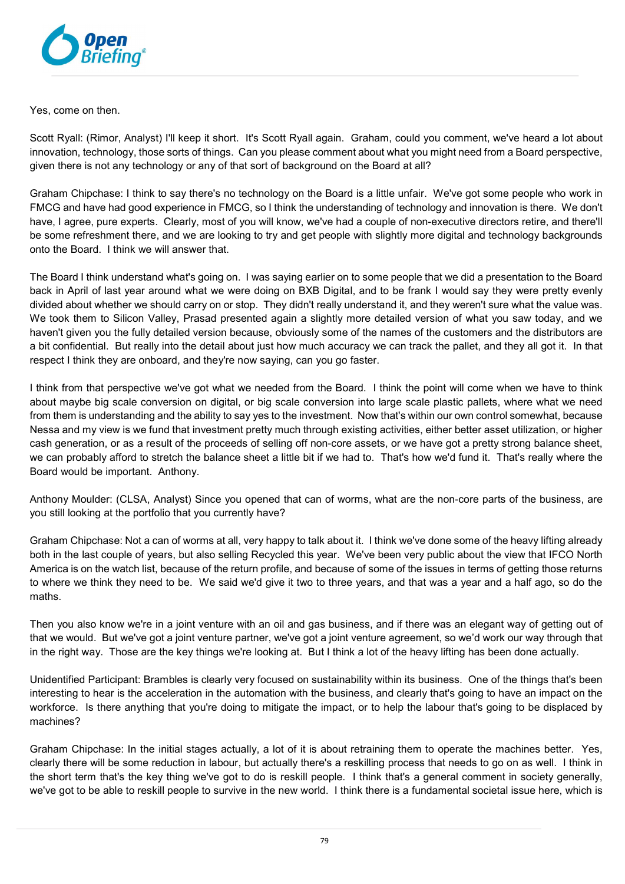Yes, come on then.

Scott Ryall: (Rimor, Analyst) I'll keep it short. It's Scott Ryall again. Graham, could you comment, we've heard a lot about innovation, technology, those sorts of things. Can you please comment about what you might need from a Board perspective, given there is not any technology or any of that sort of background on the Board at all?

Graham Chipchase: I think to say there's no technology on the Board is a little unfair. We've got some people who work in FMCG and have had good experience in FMCG, so I think the understanding of technology and innovation is there. We don't have, I agree, pure experts. Clearly, most of you will know, we've had a couple of non-executive directors retire, and there'll be some refreshment there, and we are looking to try and get people with slightly more digital and technology backgrounds onto the Board. I think we will answer that.

The Board I think understand what's going on. I was saying earlier on to some people that we did a presentation to the Board back in April of last year around what we were doing on BXB Digital, and to be frank I would say they were pretty evenly divided about whether we should carry on or stop. They didn't really understand it, and they weren't sure what the value was. We took them to Silicon Valley, Prasad presented again a slightly more detailed version of what you saw today, and we haven't given you the fully detailed version because, obviously some of the names of the customers and the distributors are a bit confidential. But really into the detail about just how much accuracy we can track the pallet, and they all got it. In that respect I think they are onboard, and they're now saying, can you go faster.

I think from that perspective we've got what we needed from the Board. I think the point will come when we have to think about maybe big scale conversion on digital, or big scale conversion into large scale plastic pallets, where what we need from them is understanding and the ability to say yes to the investment. Now that's within our own control somewhat, because Nessa and my view is we fund that investment pretty much through existing activities, either better asset utilization, or higher cash generation, or as a result of the proceeds of selling off non-core assets, or we have got a pretty strong balance sheet, we can probably afford to stretch the balance sheet a little bit if we had to. That's how we'd fund it. That's really where the Board would be important. Anthony.

Anthony Moulder: (CLSA, Analyst) Since you opened that can of worms, what are the non-core parts of the business, are you still looking at the portfolio that you currently have?

Graham Chipchase: Not a can of worms at all, very happy to talk about it. I think we've done some of the heavy lifting already both in the last couple of years, but also selling Recycled this year. We've been very public about the view that IFCO North America is on the watch list, because of the return profile, and because of some of the issues in terms of getting those returns to where we think they need to be. We said we'd give it two to three years, and that was a year and a half ago, so do the maths.

Then you also know we're in a joint venture with an oil and gas business, and if there was an elegant way of getting out of that we would. But we've got a joint venture partner, we've got a joint venture agreement, so we'd work our way through that in the right way. Those are the key things we're looking at. But I think a lot of the heavy lifting has been done actually.

Unidentified Participant: Brambles is clearly very focused on sustainability within its business. One of the things that's been interesting to hear is the acceleration in the automation with the business, and clearly that's going to have an impact on the workforce. Is there anything that you're doing to mitigate the impact, or to help the labour that's going to be displaced by machines?

Graham Chipchase: In the initial stages actually, a lot of it is about retraining them to operate the machines better. Yes, clearly there will be some reduction in labour, but actually there's a reskilling process that needs to go on as well. I think in the short term that's the key thing we've got to do is reskill people. I think that's a general comment in society generally, we've got to be able to reskill people to survive in the new world. I think there is a fundamental societal issue here, which is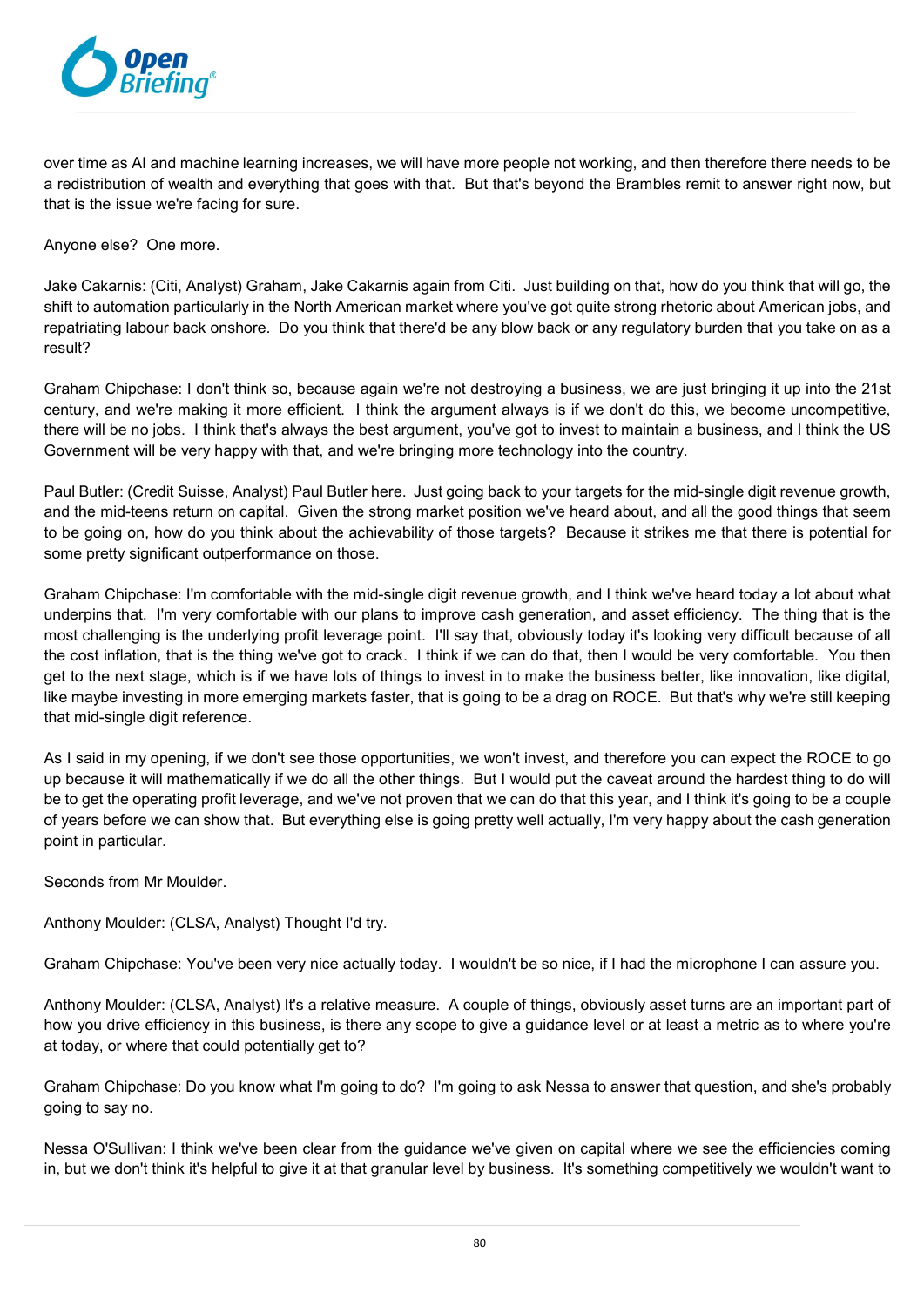over time as AI and machine learning increases, we will have more people not working, and then therefore there needs to be a redistribution of wealth and everything that goes with that. But that's beyond the Brambles remit to answer right now, but that is the issue we're facing for sure.

Anyone else? One more.

Jake Cakarnis: (Citi, Analyst) Graham, Jake Cakarnis again from Citi. Just building on that, how do you think that will go, the shift to automation particularly in the North American market where you've got quite strong rhetoric about American jobs, and repatriating labour back onshore. Do you think that there'd be any blow back or any regulatory burden that you take on as a result?

Graham Chipchase: I don't think so, because again we're not destroying a business, we are just bringing it up into the 21st century, and we're making it more efficient. I think the argument always is if we don't do this, we become uncompetitive, there will be no jobs. I think that's always the best argument, you've got to invest to maintain a business, and I think the US Government will be very happy with that, and we're bringing more technology into the country.

Paul Butler: (Credit Suisse, Analyst) Paul Butler here. Just going back to your targets for the mid-single digit revenue growth, and the mid-teens return on capital. Given the strong market position we've heard about, and all the good things that seem to be going on, how do you think about the achievability of those targets? Because it strikes me that there is potential for some pretty significant outperformance on those.

Graham Chipchase: I'm comfortable with the mid-single digit revenue growth, and I think we've heard today a lot about what underpins that. I'm very comfortable with our plans to improve cash generation, and asset efficiency. The thing that is the most challenging is the underlying profit leverage point. I'll say that, obviously today it's looking very difficult because of all the cost inflation, that is the thing we've got to crack. I think if we can do that, then I would be very comfortable. You then get to the next stage, which is if we have lots of things to invest in to make the business better, like innovation, like digital, like maybe investing in more emerging markets faster, that is going to be a drag on ROCE. But that's why we're still keeping that mid-single digit reference.

As I said in my opening, if we don't see those opportunities, we won't invest, and therefore you can expect the ROCE to go up because it will mathematically if we do all the other things. But I would put the caveat around the hardest thing to do will be to get the operating profit leverage, and we've not proven that we can do that this year, and I think it's going to be a couple of years before we can show that. But everything else is going pretty well actually, I'm very happy about the cash generation point in particular.

Seconds from Mr Moulder.

Anthony Moulder: (CLSA, Analyst) Thought I'd try.

Graham Chipchase: You've been very nice actually today. I wouldn't be so nice, if I had the microphone I can assure you.

Anthony Moulder: (CLSA, Analyst) It's a relative measure. A couple of things, obviously asset turns are an important part of how you drive efficiency in this business, is there any scope to give a guidance level or at least a metric as to where you're at today, or where that could potentially get to?

Graham Chipchase: Do you know what I'm going to do? I'm going to ask Nessa to answer that question, and she's probably going to say no.

Nessa O'Sullivan: I think we've been clear from the guidance we've given on capital where we see the efficiencies coming in, but we don't think it's helpful to give it at that granular level by business. It's something competitively we wouldn't want to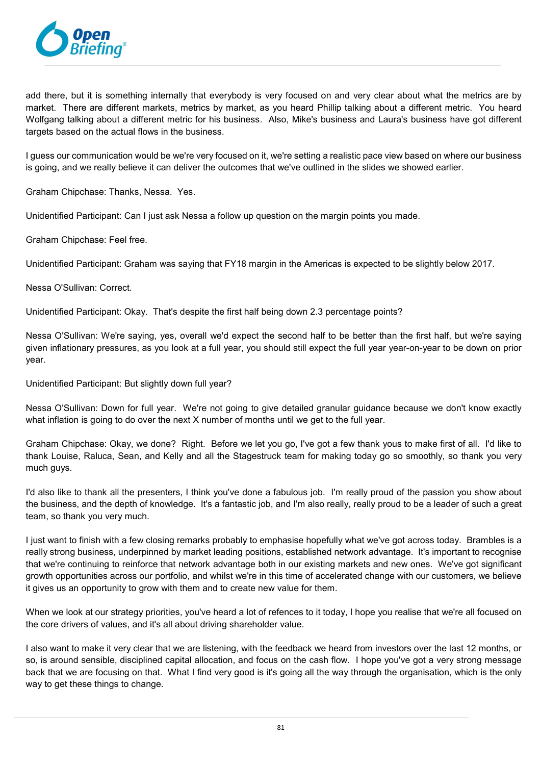add there, but it is something internally that everybody is very focused on and very clear about what the metrics are by market. There are different markets, metrics by market, as you heard Phillip talking about a different metric. You heard Wolfgang talking about a different metric for his business. Also, Mike's business and Laura's business have got different targets based on the actual flows in the business.

I guess our communication would be we're very focused on it, we're setting a realistic pace view based on where our business is going, and we really believe it can deliver the outcomes that we've outlined in the slides we showed earlier.

Graham Chipchase: Thanks, Nessa. Yes.

Unidentified Participant: Can I just ask Nessa a follow up question on the margin points you made.

Graham Chipchase: Feel free.

Unidentified Participant: Graham was saying that FY18 margin in the Americas is expected to be slightly below 2017.

Nessa O'Sullivan: Correct.

Unidentified Participant: Okay. That's despite the first half being down 2.3 percentage points?

Nessa O'Sullivan: We're saying, yes, overall we'd expect the second half to be better than the first half, but we're saying given inflationary pressures, as you look at a full year, you should still expect the full year year-on-year to be down on prior year.

Unidentified Participant: But slightly down full year?

Nessa O'Sullivan: Down for full year. We're not going to give detailed granular guidance because we don't know exactly what inflation is going to do over the next X number of months until we get to the full year.

Graham Chipchase: Okay, we done? Right. Before we let you go, I've got a few thank yous to make first of all. I'd like to thank Louise, Raluca, Sean, and Kelly and all the Stagestruck team for making today go so smoothly, so thank you very much guys.

I'd also like to thank all the presenters, I think you've done a fabulous job. I'm really proud of the passion you show about the business, and the depth of knowledge. It's a fantastic job, and I'm also really, really proud to be a leader of such a great team, so thank you very much.

I just want to finish with a few closing remarks probably to emphasise hopefully what we've got across today. Brambles is a really strong business, underpinned by market leading positions, established network advantage. It's important to recognise that we're continuing to reinforce that network advantage both in our existing markets and new ones. We've got significant growth opportunities across our portfolio, and whilst we're in this time of accelerated change with our customers, we believe it gives us an opportunity to grow with them and to create new value for them.

When we look at our strategy priorities, you've heard a lot of refences to it today, I hope you realise that we're all focused on the core drivers of values, and it's all about driving shareholder value.

I also want to make it very clear that we are listening, with the feedback we heard from investors over the last 12 months, or so, is around sensible, disciplined capital allocation, and focus on the cash flow. I hope you've got a very strong message back that we are focusing on that. What I find very good is it's going all the way through the organisation, which is the only way to get these things to change.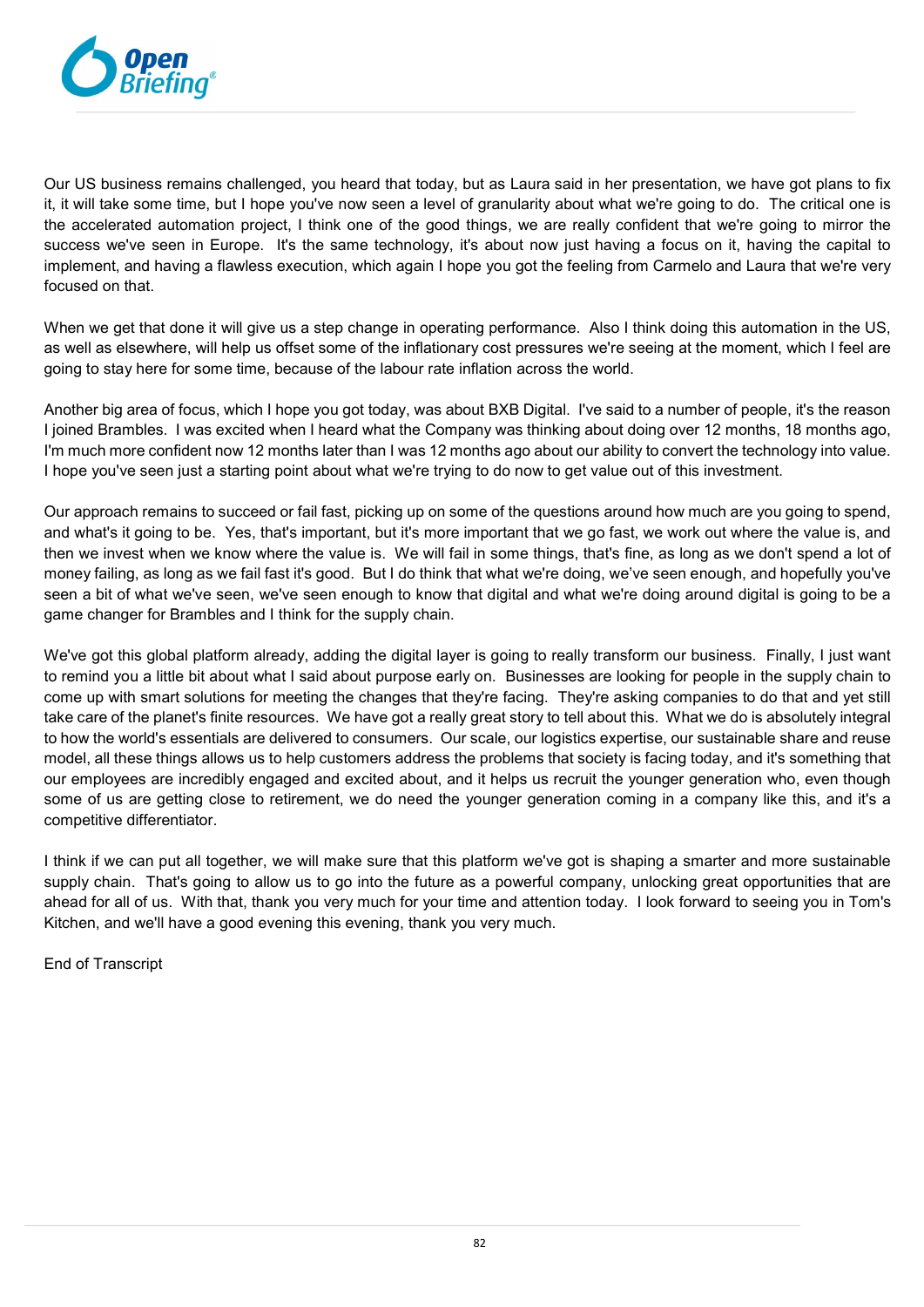Our US business remains challenged, you heard that today, but as Laura said in her presentation, we have got plans to fix it, it will take some time, but I hope you've now seen a level of granularity about what we're going to do. The critical one is the accelerated automation project, I think one of the good things, we are really confident that we're going to mirror the success we've seen in Europe. It's the same technology, it's about now just having a focus on it, having the capital to implement, and having a flawless execution, which again I hope you got the feeling from Carmelo and Laura that we're very focused on that.

When we get that done it will give us a step change in operating performance. Also I think doing this automation in the US, as well as elsewhere, will help us offset some of the inflationary cost pressures we're seeing at the moment, which I feel are going to stay here for some time, because of the labour rate inflation across the world.

Another big area of focus, which I hope you got today, was about BXB Digital. I've said to a number of people, it's the reason I joined Brambles. I was excited when I heard what the Company was thinking about doing over 12 months, 18 months ago, I'm much more confident now 12 months later than I was 12 months ago about our ability to convert the technology into value. I hope you've seen just a starting point about what we're trying to do now to get value out of this investment.

Our approach remains to succeed or fail fast, picking up on some of the questions around how much are you going to spend, and what's it going to be. Yes, that's important, but it's more important that we go fast, we work out where the value is, and then we invest when we know where the value is. We will fail in some things, that's fine, as long as we don't spend a lot of money failing, as long as we fail fast it's good. But I do think that what we're doing, we've seen enough, and hopefully you've seen a bit of what we've seen, we've seen enough to know that digital and what we're doing around digital is going to be a game changer for Brambles and I think for the supply chain.

We've got this global platform already, adding the digital layer is going to really transform our business. Finally, I just want to remind you a little bit about what I said about purpose early on. Businesses are looking for people in the supply chain to come up with smart solutions for meeting the changes that they're facing. They're asking companies to do that and yet still take care of the planet's finite resources. We have got a really great story to tell about this. What we do is absolutely integral to how the world's essentials are delivered to consumers. Our scale, our logistics expertise, our sustainable share and reuse model, all these things allows us to help customers address the problems that society is facing today, and it's something that our employees are incredibly engaged and excited about, and it helps us recruit the younger generation who, even though some of us are getting close to retirement, we do need the younger generation coming in a company like this, and it's a competitive differentiator.

I think if we can put all together, we will make sure that this platform we've got is shaping a smarter and more sustainable supply chain. That's going to allow us to go into the future as a powerful company, unlocking great opportunities that are ahead for all of us. With that, thank you very much for your time and attention today. I look forward to seeing you in Tom's Kitchen, and we'll have a good evening this evening, thank you very much.

End of Transcript